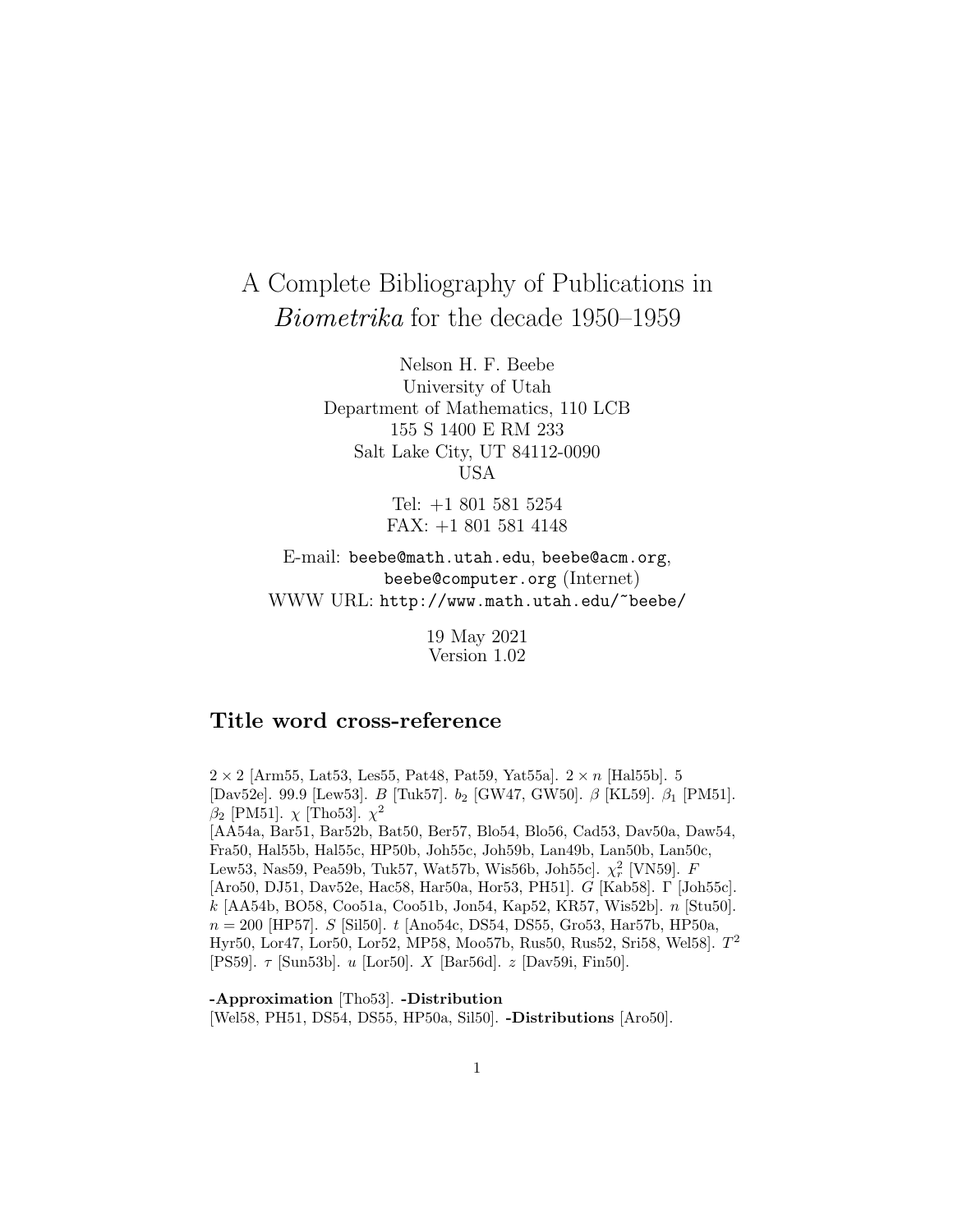# A Complete Bibliography of Publications in *Biometrika* for the decade 1950–1959

Nelson H. F. Beebe
University of Utah
Department of Mathematics, 110 LCB
155 S 1400 E RM 233
Salt Lake City, UT 84112-0090
USA

Tel: +1 801 581 5254
FAX: +1 801 581 4148

E-mail: `beebe@math.utah.edu`, `beebe@acm.org`, `beebe@computer.org` (Internet)
WWW URL: `http://www.math.utah.edu/~beebe/`

19 May 2021
Version 1.02

## Title word cross-reference

$2 \times 2$ [Arm55, Lat53, Les55, Pat48, Pat59, Yat55a]. $2 \times n$ [Hal55b]. 5 [Dav52e]. 99.9 [Lew53]. $B$ [Tuk57]. $b_2$ [GW47, GW50]. $\beta$ [KL59]. $\beta_1$ [PM51]. $\beta_2$ [PM51]. $\chi$ [Tho53]. $\chi^2$ [AA54a, Bar51, Bar52b, Bat50, Ber57, Blo54, Blo56, Cad53, Dav50a, Daw54, Fra50, Hal55b, Hal55c, HP50b, Joh55c, Joh59b, Lan49b, Lan50b, Lan50c, Lew53, Nas59, Pea59b, Tuk57, Wat57b, Wis56b, Joh55c]. $\chi_r^2$ [VN59]. $F$ [Aro50, DJ51, Dav52e, Hac58, Har50a, Hor53, PH51]. $G$ [Kab58]. $\Gamma$ [Joh55c]. $k$ [AA54b, BO58, Coo51a, Coo51b, Jon54, Kap52, KR57, Wis52b]. $n$ [Stu50]. $n = 200$ [HP57]. $S$ [Sil50]. $t$ [Ano54c, DS54, DS55, Gro53, Har57b, HP50a, Hyr50, Lor47, Lor50, Lor52, MP58, Moo57b, Rus50, Rus52, Sri58, Wel58]. $T^2$ [PS59]. $\tau$ [Sun53b]. $u$ [Lor50]. $X$ [Bar56d]. $z$ [Dav59i, Fin50].

**-Approximation** [Tho53]. **-Distribution** [Wel58, PH51, DS54, DS55, HP50a, Sil50]. **-Distributions** [Aro50].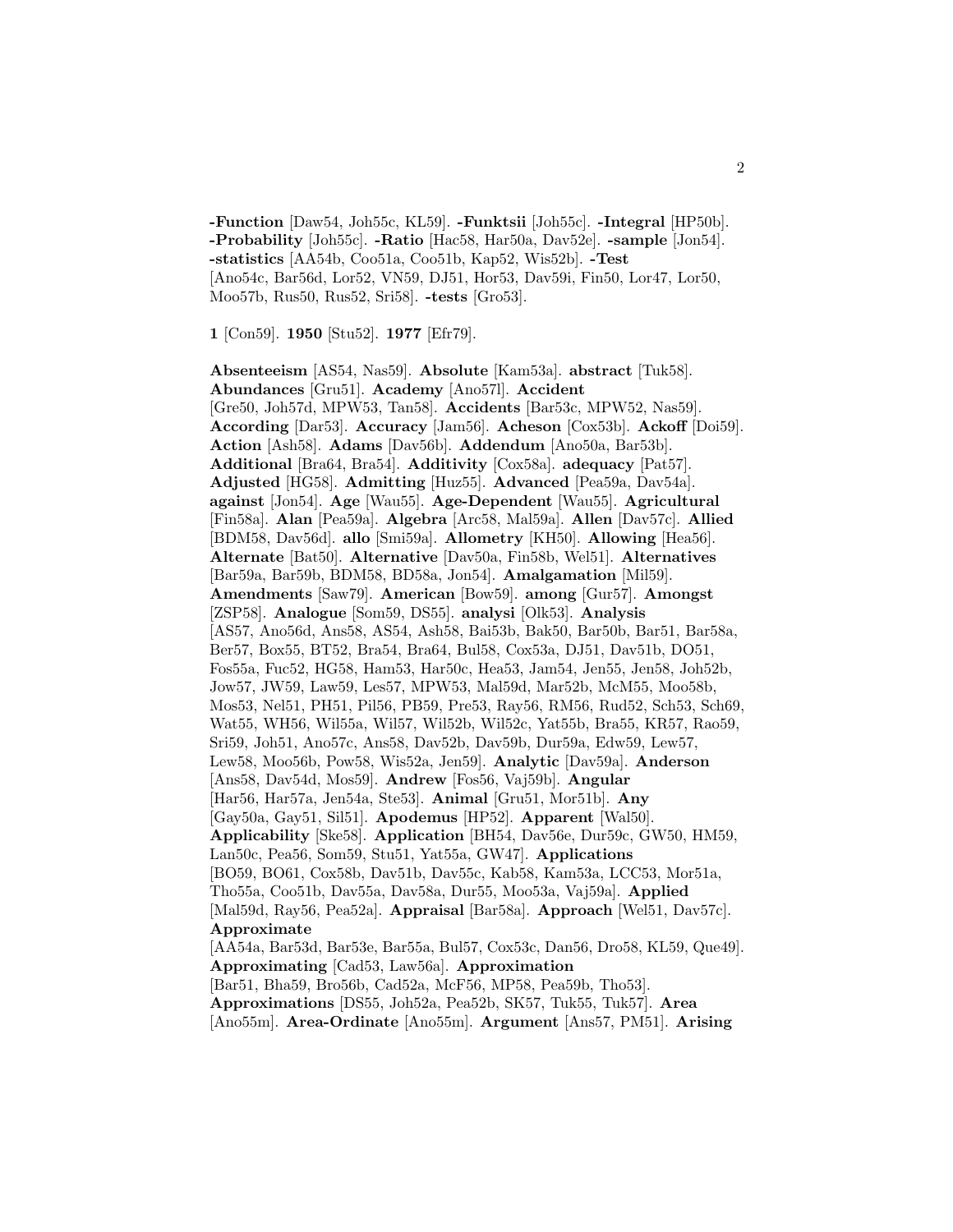**-Function** [Daw54, Joh55c, KL59]. **-Funktsii** [Joh55c]. **-Integral** [HP50b]. **-Probability** [Joh55c]. **-Ratio** [Hac58, Har50a, Dav52e]. **-sample** [Jon54]. **-statistics** [AA54b, Coo51a, Coo51b, Kap52, Wis52b]. **-Test** [Ano54c, Bar56d, Lor52, VN59, DJ51, Hor53, Dav59i, Fin50, Lor47, Lor50, Moo57b, Rus50, Rus52, Sri58]. **-tests** [Gro53].

**1** [Con59]. **1950** [Stu52]. **1977** [Efr79].

**Absenteeism** [AS54, Nas59]. **Absolute** [Kam53a]. **abstract** [Tuk58]. **Abundances** [Gru51]. **Academy** [Ano57l]. **Accident** [Gre50, Joh57d, MPW53, Tan58]. **Accidents** [Bar53c, MPW52, Nas59]. **According** [Dar53]. **Accuracy** [Jam56]. **Acheson** [Cox53b]. **Ackoff** [Doi59]. **Action** [Ash58]. **Adams** [Dav56b]. **Addendum** [Ano50a, Bar53b]. **Additional** [Bra64, Bra54]. **Additivity** [Cox58a]. **adequacy** [Pat57]. **Adjusted** [HG58]. **Admitting** [Huz55]. **Advanced** [Pea59a, Dav54a]. **against** [Jon54]. **Age** [Wau55]. **Age-Dependent** [Wau55]. **Agricultural** [Fin58a]. **Alan** [Pea59a]. **Algebra** [Arc58, Mal59a]. **Allen** [Dav57c]. **Allied** [BDM58, Dav56d]. **allo** [Smi59a]. **Allometry** [KH50]. **Allowing** [Hea56]. **Alternate** [Bat50]. **Alternative** [Dav50a, Fin58b, Wel51]. **Alternatives** [Bar59a, Bar59b, BDM58, BD58a, Jon54]. **Amalgamation** [Mil59]. **Amendments** [Saw79]. **American** [Bow59]. **among** [Gur57]. **Amongst** [ZSP58]. **Analogue** [Som59, DS55]. **analysi** [Olk53]. **Analysis** [AS57, Ano56d, Ans58, AS54, Ash58, Bai53b, Bak50, Bar50b, Bar51, Bar58a, Ber57, Box55, BT52, Bra54, Bra64, Bul58, Cox53a, DJ51, Dav51b, DO51, Fos55a, Fuc52, HG58, Ham53, Har50c, Hea53, Jam54, Jen55, Jen58, Joh52b, Jow57, JW59, Law59, Les57, MPW53, Mal59d, Mar52b, McM55, Moo58b, Mos53, Nel51, PH51, Pil56, PB59, Pre53, Ray56, RM56, Rud52, Sch53, Sch69, Wat55, WH56, Wil55a, Wil57, Wil52b, Wil52c, Yat55b, Bra55, KR57, Rao59, Sri59, Joh51, Ano57c, Ans58, Dav52b, Dav59b, Dur59a, Edw59, Lew57, Lew58, Moo56b, Pow58, Wis52a, Jen59]. **Analytic** [Dav59a]. **Anderson** [Ans58, Dav54d, Mos59]. **Andrew** [Fos56, Vaj59b]. **Angular** [Har56, Har57a, Jen54a, Ste53]. **Animal** [Gru51, Mor51b]. **Any** [Gay50a, Gay51, Sil51]. **Apodemus** [HP52]. **Apparent** [Wal50]. **Applicability** [Ske58]. **Application** [BH54, Dav56e, Dur59c, GW50, HM59, Lan50c, Pea56, Som59, Stu51, Yat55a, GW47]. **Applications** [BO59, BO61, Cox58b, Dav51b, Dav55c, Kab58, Kam53a, LCC53, Mor51a, Tho55a, Coo51b, Dav55a, Dav58a, Dur55, Moo53a, Vaj59a]. **Applied** [Mal59d, Ray56, Pea52a]. **Appraisal** [Bar58a]. **Approach** [Wel51, Dav57c]. **Approximate** [AA54a, Bar53d, Bar53e, Bar55a, Bul57, Cox53c, Dan56, Dro58, KL59, Que49]. **Approximating** [Cad53, Law56a]. **Approximation** [Bar51, Bha59, Bro56b, Cad52a, McF56, MP58, Pea59b, Tho53]. **Approximations** [DS55, Joh52a, Pea52b, SK57, Tuk55, Tuk57]. **Area** [Ano55m]. **Area-Ordinate** [Ano55m]. **Argument** [Ans57, PM51]. **Arising**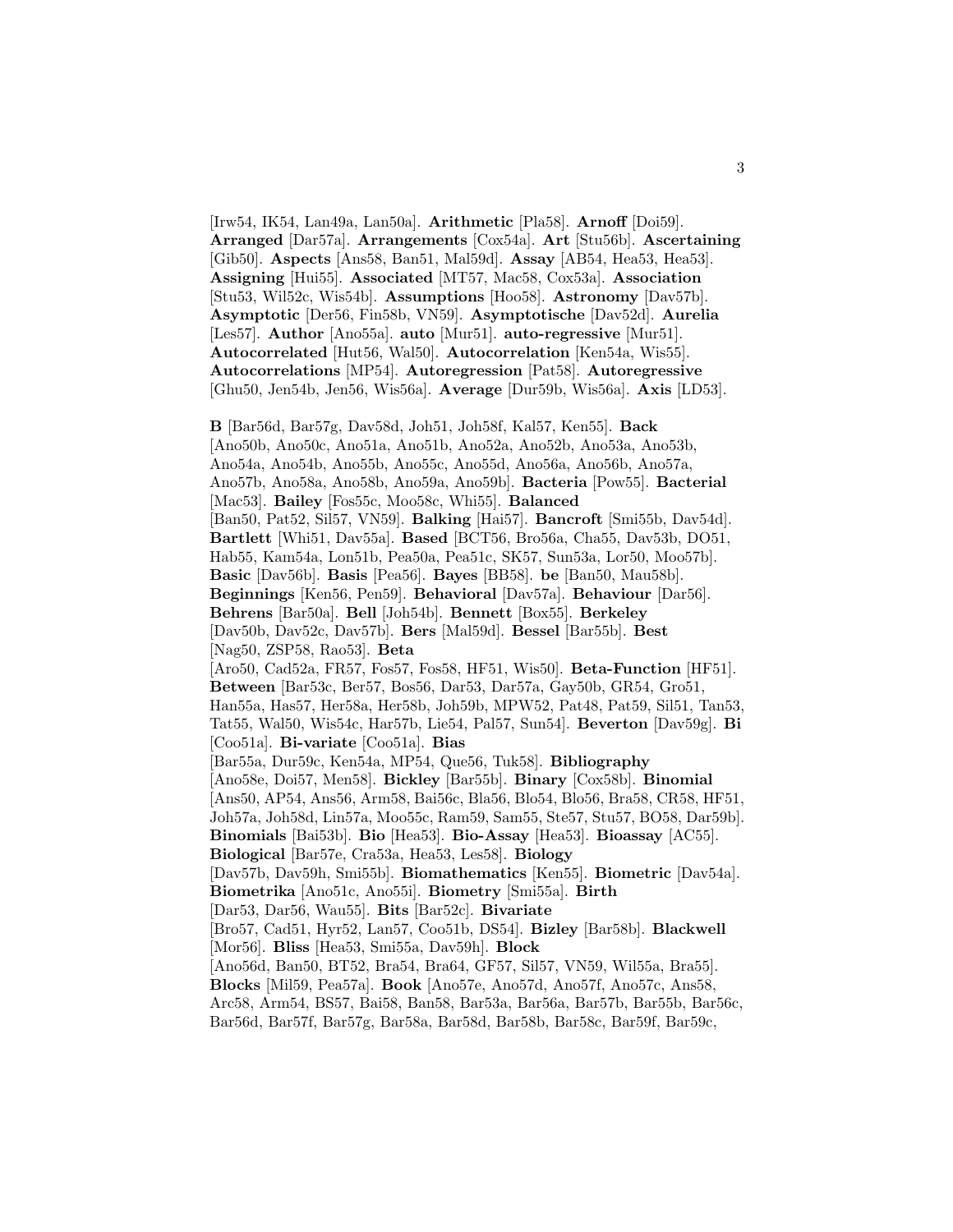[Irw54, IK54, Lan49a, Lan50a]. **Arithmetic** [Pla58]. **Arnoff** [Doi59]. **Arranged** [Dar57a]. **Arrangements** [Cox54a]. **Art** [Stu56b]. **Ascertaining** [Gib50]. **Aspects** [Ans58, Ban51, Mal59d]. **Assay** [AB54, Hea53, Hea53]. **Assigning** [Hui55]. **Associated** [MT57, Mac58, Cox53a]. **Association** [Stu53, Wil52c, Wis54b]. **Assumptions** [Hoo58]. **Astronomy** [Dav57b]. **Asymptotic** [Der56, Fin58b, VN59]. **Asymptotische** [Dav52d]. **Aurelia** [Les57]. **Author** [Ano55a]. **auto** [Mur51]. **auto-regressive** [Mur51]. **Autocorrelated** [Hut56, Wal50]. **Autocorrelation** [Ken54a, Wis55]. **Autocorrelations** [MP54]. **Autoregression** [Pat58]. **Autoregressive** [Ghu50, Jen54b, Jen56, Wis56a]. **Average** [Dur59b, Wis56a]. **Axis** [LD53].

**B** [Bar56d, Bar57g, Dav58d, Joh51, Joh58f, Kal57, Ken55]. **Back** [Ano50b, Ano50c, Ano51a, Ano51b, Ano52a, Ano52b, Ano53a, Ano53b, Ano54a, Ano54b, Ano55b, Ano55c, Ano55d, Ano56a, Ano56b, Ano57a, Ano57b, Ano58a, Ano58b, Ano59a, Ano59b]. **Bacteria** [Pow55]. **Bacterial** [Mac53]. **Bailey** [Fos55c, Moo58c, Whi55]. **Balanced** [Ban50, Pat52, Sil57, VN59]. **Balking** [Hai57]. **Bancroft** [Smi55b, Dav54d]. **Bartlett** [Whi51, Dav55a]. **Based** [BCT56, Bro56a, Cha55, Dav53b, DO51, Hab55, Kam54a, Lon51b, Pea50a, Pea51c, SK57, Sun53a, Lor50, Moo57b]. **Basic** [Dav56b]. **Basis** [Pea56]. **Bayes** [BB58]. **be** [Ban50, Mau58b]. **Beginnings** [Ken56, Pen59]. **Behavioral** [Dav57a]. **Behaviour** [Dar56]. **Behrens** [Bar50a]. **Bell** [Joh54b]. **Bennett** [Box55]. **Berkeley** [Dav50b, Dav52c, Dav57b]. **Bers** [Mal59d]. **Bessel** [Bar55b]. **Best** [Nag50, ZSP58, Rao53]. **Beta** [Aro50, Cad52a, FR57, Fos57, Fos58, HF51, Wis50]. **Beta-Function** [HF51]. **Between** [Bar53c, Ber57, Bos56, Dar53, Dar57a, Gay50b, GR54, Gro51, Han55a, Has57, Her58a, Her58b, Joh59b, MPW52, Pat48, Pat59, Sil51, Tan53, Tat55, Wal50, Wis54c, Har57b, Lie54, Pal57, Sun54]. **Beverton** [Dav59g]. **Bi** [Coo51a]. **Bi-variate** [Coo51a]. **Bias** [Bar55a, Dur59c, Ken54a, MP54, Que56, Tuk58]. **Bibliography** [Ano58e, Doi57, Men58]. **Bickley** [Bar55b]. **Binary** [Cox58b]. **Binomial** [Ans50, AP54, Ans56, Arm58, Bai56c, Bla56, Blo54, Blo56, Bra58, CR58, HF51, Joh57a, Joh58d, Lin57a, Moo55c, Ram59, Sam55, Ste57, Stu57, BO58, Dar59b]. **Binomials** [Bai53b]. **Bio** [Hea53]. **Bio-Assay** [Hea53]. **Bioassay** [AC55]. **Biological** [Bar57e, Cra53a, Hea53, Les58]. **Biology** [Dav57b, Dav59h, Smi55b]. **Biomathematics** [Ken55]. **Biometric** [Dav54a]. **Biometrika** [Ano51c, Ano55i]. **Biometry** [Smi55a]. **Birth** [Dar53, Dar56, Wau55]. **Bits** [Bar52c]. **Bivariate** [Bro57, Cad51, Hyr52, Lan57, Coo51b, DS54]. **Bizley** [Bar58b]. **Blackwell** [Mor56]. **Bliss** [Hea53, Smi55a, Dav59h]. **Block** [Ano56d, Ban50, BT52, Bra54, Bra64, GF57, Sil57, VN59, Wil55a, Bra55]. **Blocks** [Mil59, Pea57a]. **Book** [Ano57e, Ano57d, Ano57f, Ano57c, Ans58, Arc58, Arm54, BS57, Bai58, Ban58, Bar53a, Bar56a, Bar57b, Bar55b, Bar56c, Bar56d, Bar57f, Bar57g, Bar58a, Bar58d, Bar58b, Bar58c, Bar59f, Bar59c,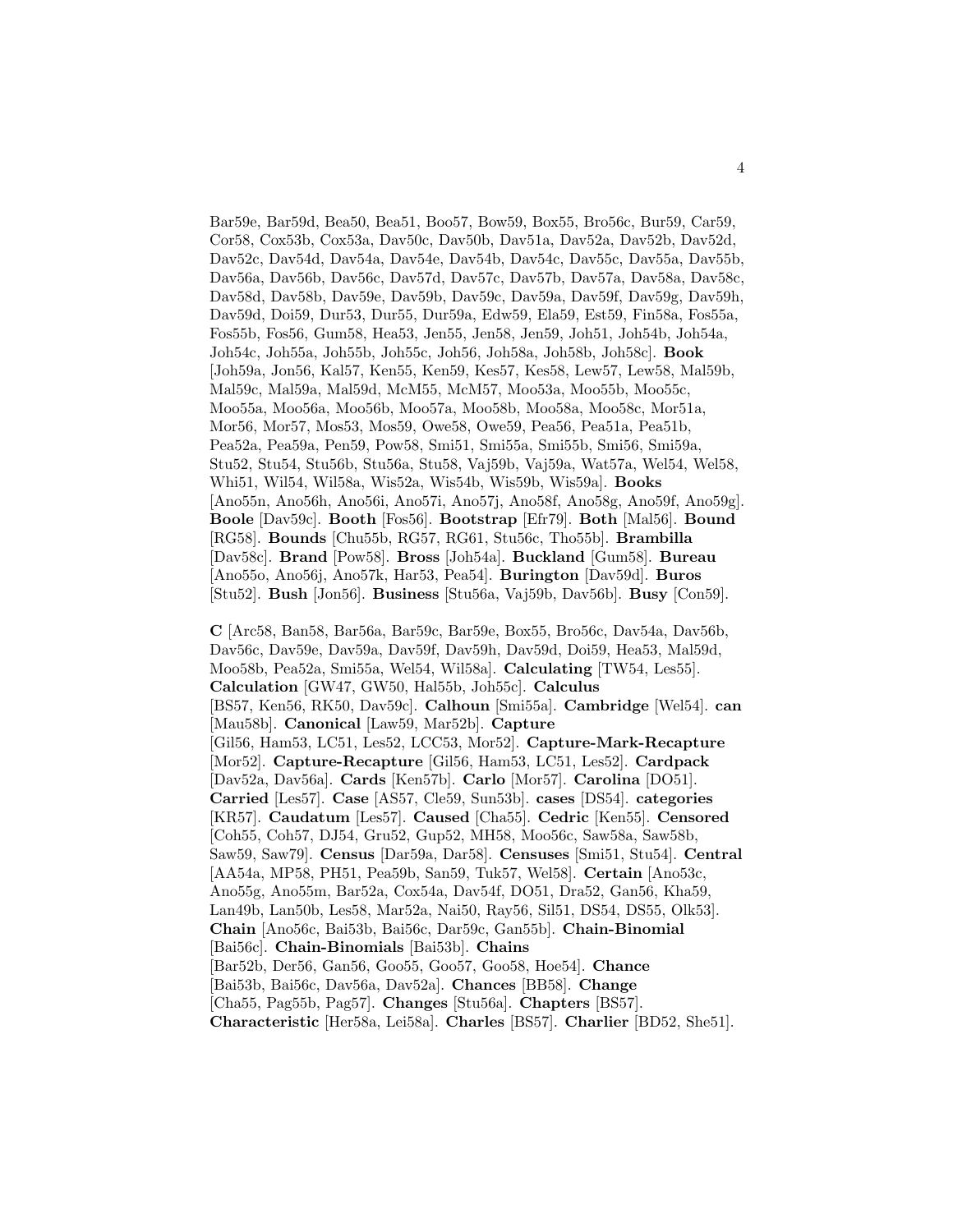Bar59e, Bar59d, Bea50, Bea51, Boo57, Bow59, Box55, Bro56c, Bur59, Car59, Cor58, Cox53b, Cox53a, Dav50c, Dav50b, Dav51a, Dav52a, Dav52b, Dav52d, Dav52c, Dav54d, Dav54a, Dav54e, Dav54b, Dav54c, Dav55c, Dav55a, Dav55b, Dav56a, Dav56b, Dav56c, Dav57d, Dav57c, Dav57b, Dav57a, Dav58a, Dav58c, Dav58d, Dav58b, Dav59e, Dav59b, Dav59c, Dav59a, Dav59f, Dav59g, Dav59h, Dav59d, Doi59, Dur53, Dur55, Dur59a, Edw59, Ela59, Est59, Fin58a, Fos55a, Fos55b, Fos56, Gum58, Hea53, Jen55, Jen58, Jen59, Joh51, Joh54b, Joh54a, Joh54c, Joh55a, Joh55b, Joh55c, Joh56, Joh58a, Joh58b, Joh58c]. **Book** [Joh59a, Jon56, Kal57, Ken55, Ken59, Kes57, Kes58, Lew57, Lew58, Mal59b, Mal59c, Mal59a, Mal59d, McM55, McM57, Moo53a, Moo55b, Moo55c, Moo55a, Moo56a, Moo56b, Moo57a, Moo58b, Moo58a, Moo58c, Mor51a, Mor56, Mor57, Mos53, Mos59, Owe58, Owe59, Pea56, Pea51a, Pea51b, Pea52a, Pea59a, Pen59, Pow58, Smi51, Smi55a, Smi55b, Smi56, Smi59a, Stu52, Stu54, Stu56b, Stu56a, Stu58, Vaj59b, Vaj59a, Wat57a, Wel54, Wel58, Whi51, Wil54, Wil58a, Wis52a, Wis54b, Wis59b, Wis59a]. **Books** [Ano55n, Ano56h, Ano56i, Ano57i, Ano57j, Ano58f, Ano58g, Ano59f, Ano59g]. **Boole** [Dav59c]. **Booth** [Fos56]. **Bootstrap** [Efr79]. **Both** [Mal56]. **Bound** [RG58]. **Bounds** [Chu55b, RG57, RG61, Stu56c, Tho55b]. **Brambilla** [Dav58c]. **Brand** [Pow58]. **Bross** [Joh54a]. **Buckland** [Gum58]. **Bureau** [Ano55o, Ano56j, Ano57k, Har53, Pea54]. **Burington** [Dav59d]. **Buros** [Stu52]. **Bush** [Jon56]. **Business** [Stu56a, Vaj59b, Dav56b]. **Busy** [Con59].

**C** [Arc58, Ban58, Bar56a, Bar59c, Bar59e, Box55, Bro56c, Dav54a, Dav56b, Dav56c, Dav59e, Dav59a, Dav59f, Dav59h, Dav59d, Doi59, Hea53, Mal59d, Moo58b, Pea52a, Smi55a, Wel54, Wil58a]. **Calculating** [TW54, Les55]. **Calculation** [GW47, GW50, Hal55b, Joh55c]. **Calculus** [BS57, Ken56, RK50, Dav59c]. **Calhoun** [Smi55a]. **Cambridge** [Wel54]. **can** [Mau58b]. **Canonical** [Law59, Mar52b]. **Capture** [Gil56, Ham53, LC51, Les52, LCC53, Mor52]. **Capture-Mark-Recapture** [Mor52]. **Capture-Recapture** [Gil56, Ham53, LC51, Les52]. **Cardpack** [Dav52a, Dav56a]. **Cards** [Ken57b]. **Carlo** [Mor57]. **Carolina** [DO51]. **Carried** [Les57]. **Case** [AS57, Cle59, Sun53b]. **cases** [DS54]. **categories** [KR57]. **Caudatum** [Les57]. **Caused** [Cha55]. **Cedric** [Ken55]. **Censored** [Coh55, Coh57, DJ54, Gru52, Gup52, MH58, Moo56c, Saw58a, Saw58b, Saw59, Saw79]. **Census** [Dar59a, Dar58]. **Censuses** [Smi51, Stu54]. **Central** [AA54a, MP58, PH51, Pea59b, San59, Tuk57, Wel58]. **Certain** [Ano53c, Ano55g, Ano55m, Bar52a, Cox54a, Dav54f, DO51, Dra52, Gan56, Kha59, Lan49b, Lan50b, Les58, Mar52a, Nai50, Ray56, Sil51, DS54, DS55, Olk53]. **Chain** [Ano56c, Bai53b, Bai56c, Dar59c, Gan55b]. **Chain-Binomial** [Bai56c]. **Chain-Binomials** [Bai53b]. **Chains** [Bar52b, Der56, Gan56, Goo55, Goo57, Goo58, Hoe54]. **Chance** [Bai53b, Bai56c, Dav56a, Dav52a]. **Chances** [BB58]. **Change** [Cha55, Pag55b, Pag57]. **Changes** [Stu56a]. **Chapters** [BS57]. **Characteristic** [Her58a, Lei58a]. **Charles** [BS57]. **Charlier** [BD52, She51].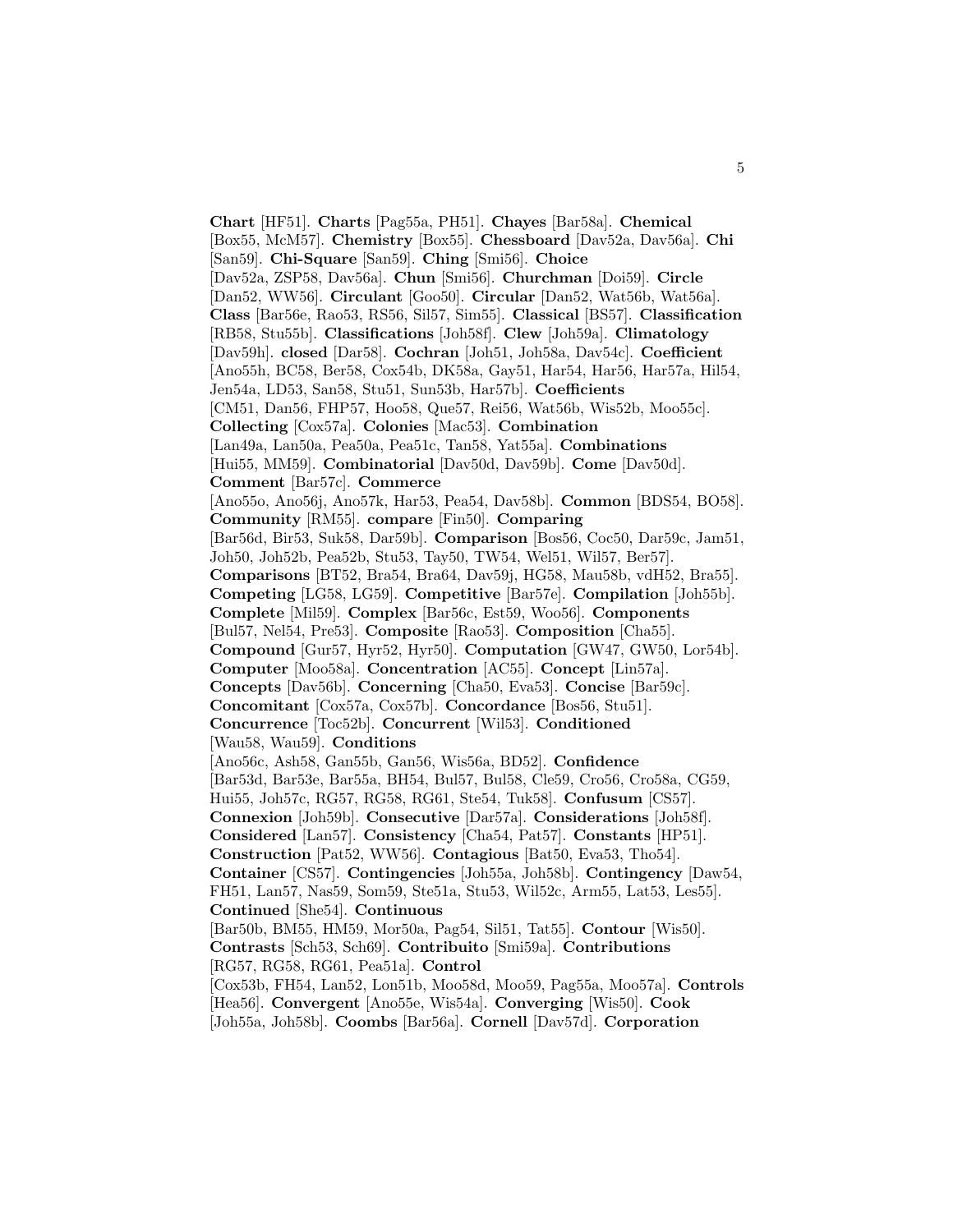**Chart** [HF51]. **Charts** [Pag55a, PH51]. **Chayes** [Bar58a]. **Chemical** [Box55, McM57]. **Chemistry** [Box55]. **Chessboard** [Dav52a, Dav56a]. **Chi** [San59]. **Chi-Square** [San59]. **Ching** [Smi56]. **Choice** [Dav52a, ZSP58, Dav56a]. **Chun** [Smi56]. **Churchman** [Doi59]. **Circle** [Dan52, WW56]. **Circulant** [Goo50]. **Circular** [Dan52, Wat56b, Wat56a]. **Class** [Bar56e, Rao53, RS56, Sil57, Sim55]. **Classical** [BS57]. **Classification** [RB58, Stu55b]. **Classifications** [Joh58f]. **Clew** [Joh59a]. **Climatology** [Dav59h]. **closed** [Dar58]. **Cochran** [Joh51, Joh58a, Dav54c]. **Coefficient** [Ano55h, BC58, Ber58, Cox54b, DK58a, Gay51, Har54, Har56, Har57a, Hil54, Jen54a, LD53, San58, Stu51, Sun53b, Har57b]. **Coefficients** [CM51, Dan56, FHP57, Hoo58, Que57, Rei56, Wat56b, Wis52b, Moo55c]. **Collecting** [Cox57a]. **Colonies** [Mac53]. **Combination** [Lan49a, Lan50a, Pea50a, Pea51c, Tan58, Yat55a]. **Combinations** [Hui55, MM59]. **Combinatorial** [Dav50d, Dav59b]. **Come** [Dav50d]. **Comment** [Bar57c]. **Commerce** [Ano55o, Ano56j, Ano57k, Har53, Pea54, Dav58b]. **Common** [BDS54, BO58]. **Community** [RM55]. **compare** [Fin50]. **Comparing** [Bar56d, Bir53, Suk58, Dar59b]. **Comparison** [Bos56, Coc50, Dar59c, Jam51, Joh50, Joh52b, Pea52b, Stu53, Tay50, TW54, Wel51, Wil57, Ber57]. **Comparisons** [BT52, Bra54, Bra64, Dav59j, HG58, Mau58b, vdH52, Bra55]. **Competing** [LG58, LG59]. **Competitive** [Bar57e]. **Compilation** [Joh55b]. **Complete** [Mil59]. **Complex** [Bar56c, Est59, Woo56]. **Components** [Bul57, Nel54, Pre53]. **Composite** [Rao53]. **Composition** [Cha55]. **Compound** [Gur57, Hyr52, Hyr50]. **Computation** [GW47, GW50, Lor54b]. **Computer** [Moo58a]. **Concentration** [AC55]. **Concept** [Lin57a]. **Concepts** [Dav56b]. **Concerning** [Cha50, Eva53]. **Concise** [Bar59c]. **Concomitant** [Cox57a, Cox57b]. **Concordance** [Bos56, Stu51]. **Concurrence** [Toc52b]. **Concurrent** [Wil53]. **Conditioned** [Wau58, Wau59]. **Conditions** [Ano56c, Ash58, Gan55b, Gan56, Wis56a, BD52]. **Confidence** [Bar53d, Bar53e, Bar55a, BH54, Bul57, Bul58, Cle59, Cro56, Cro58a, CG59, Hui55, Joh57c, RG57, RG58, RG61, Ste54, Tuk58]. **Confusum** [CS57]. **Connexion** [Joh59b]. **Consecutive** [Dar57a]. **Considerations** [Joh58f]. **Considered** [Lan57]. **Consistency** [Cha54, Pat57]. **Constants** [HP51]. **Construction** [Pat52, WW56]. **Contagious** [Bat50, Eva53, Tho54]. **Container** [CS57]. **Contingencies** [Joh55a, Joh58b]. **Contingency** [Daw54, FH51, Lan57, Nas59, Som59, Ste51a, Stu53, Wil52c, Arm55, Lat53, Les55]. **Continued** [She54]. **Continuous** [Bar50b, BM55, HM59, Mor50a, Pag54, Sil51, Tat55]. **Contour** [Wis50]. **Contrasts** [Sch53, Sch69]. **Contribuito** [Smi59a]. **Contributions** [RG57, RG58, RG61, Pea51a]. **Control** [Cox53b, FH54, Lan52, Lon51b, Moo58d, Moo59, Pag55a, Moo57a]. **Controls** [Hea56]. **Convergent** [Ano55e, Wis54a]. **Converging** [Wis50]. **Cook** [Joh55a, Joh58b]. **Coombs** [Bar56a]. **Cornell** [Dav57d]. **Corporation**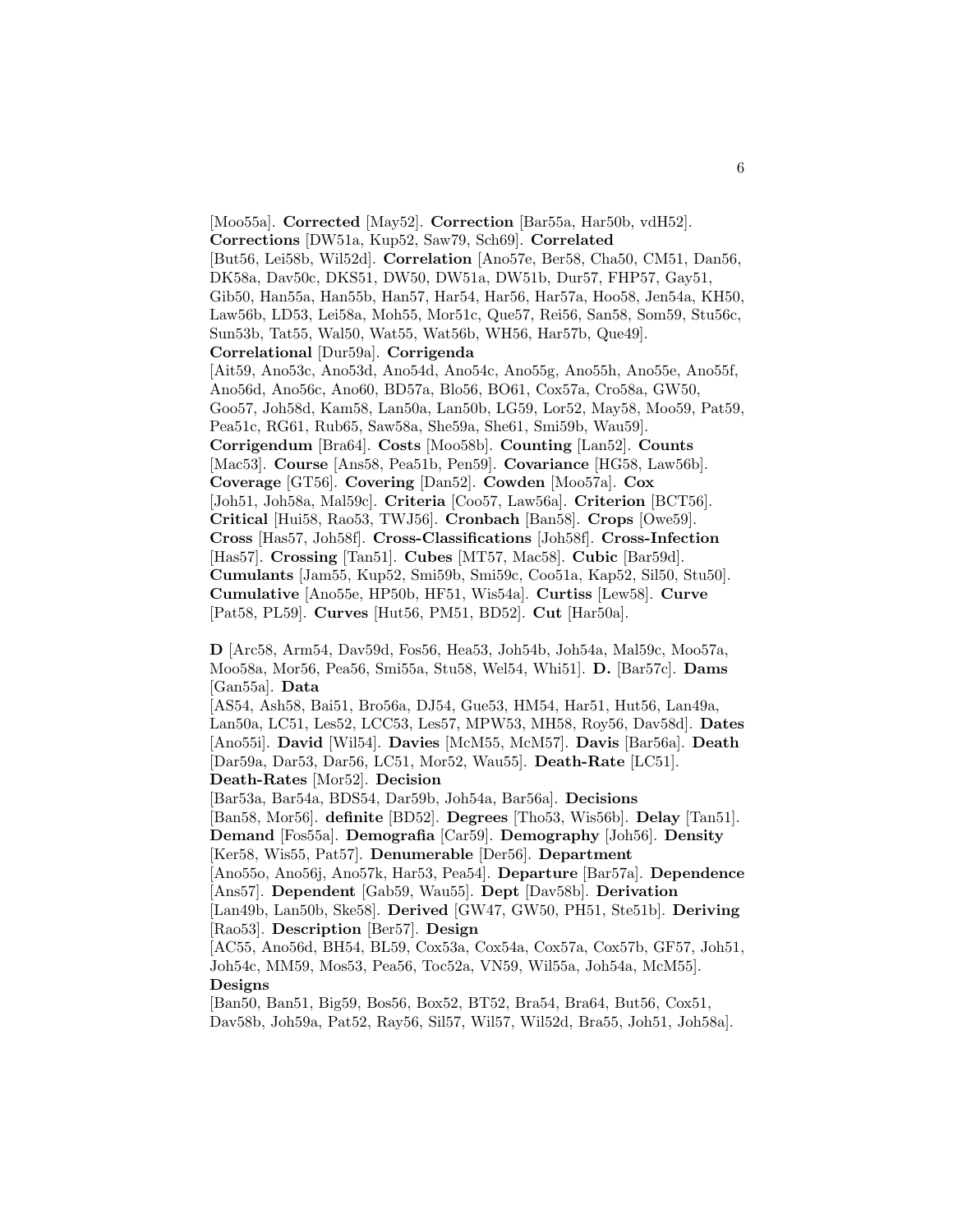[Moo55a]. **Corrected** [May52]. **Correction** [Bar55a, Har50b, vdH52]. **Corrections** [DW51a, Kup52, Saw79, Sch69]. **Correlated** [But56, Lei58b, Wil52d]. **Correlation** [Ano57e, Ber58, Cha50, CM51, Dan56, DK58a, Dav50c, DKS51, DW50, DW51a, DW51b, Dur57, FHP57, Gay51, Gib50, Han55a, Han55b, Han57, Har54, Har56, Har57a, Hoo58, Jen54a, KH50, Law56b, LD53, Lei58a, Moh55, Mor51c, Que57, Rei56, San58, Som59, Stu56c, Sun53b, Tat55, Wal50, Wat55, Wat56b, WH56, Har57b, Que49]. **Correlational** [Dur59a]. **Corrigenda** [Ait59, Ano53c, Ano53d, Ano54d, Ano54c, Ano55g, Ano55h, Ano55e, Ano55f, Ano56d, Ano56c, Ano60, BD57a, Blo56, BO61, Cox57a, Cro58a, GW50, Goo57, Joh58d, Kam58, Lan50a, Lan50b, LG59, Lor52, May58, Moo59, Pat59, Pea51c, RG61, Rub65, Saw58a, She59a, She61, Smi59b, Wau59]. **Corrigendum** [Bra64]. **Costs** [Moo58b]. **Counting** [Lan52]. **Counts** [Mac53]. **Course** [Ans58, Pea51b, Pen59]. **Covariance** [HG58, Law56b]. **Coverage** [GT56]. **Covering** [Dan52]. **Cowden** [Moo57a]. **Cox** [Joh51, Joh58a, Mal59c]. **Criteria** [Coo57, Law56a]. **Criterion** [BCT56]. **Critical** [Hui58, Rao53, TWJ56]. **Cronbach** [Ban58]. **Crops** [Owe59]. **Cross** [Has57, Joh58f]. **Cross-Classifications** [Joh58f]. **Cross-Infection** [Has57]. **Crossing** [Tan51]. **Cubes** [MT57, Mac58]. **Cubic** [Bar59d]. **Cumulants** [Jam55, Kup52, Smi59b, Smi59c, Coo51a, Kap52, Sil50, Stu50]. **Cumulative** [Ano55e, HP50b, HF51, Wis54a]. **Curtiss** [Lew58]. **Curve** [Pat58, PL59]. **Curves** [Hut56, PM51, BD52]. **Cut** [Har50a].

**D** [Arc58, Arm54, Dav59d, Fos56, Hea53, Joh54b, Joh54a, Mal59c, Moo57a, Moo58a, Mor56, Pea56, Smi55a, Stu58, Wel54, Whi51]. **D.** [Bar57c]. **Dams** [Gan55a]. **Data** [AS54, Ash58, Bai51, Bro56a, DJ54, Gue53, HM54, Har51, Hut56, Lan49a, Lan50a, LC51, Les52, LCC53, Les57, MPW53, MH58, Roy56, Dav58d]. **Dates** [Ano55i]. **David** [Wil54]. **Davies** [McM55, McM57]. **Davis** [Bar56a]. **Death** [Dar59a, Dar53, Dar56, LC51, Mor52, Wau55]. **Death-Rate** [LC51]. **Death-Rates** [Mor52]. **Decision** [Bar53a, Bar54a, BDS54, Dar59b, Joh54a, Bar56a]. **Decisions** [Ban58, Mor56]. **definite** [BD52]. **Degrees** [Tho53, Wis56b]. **Delay** [Tan51]. **Demand** [Fos55a]. **Demografia** [Car59]. **Demography** [Joh56]. **Density** [Ker58, Wis55, Pat57]. **Denumerable** [Der56]. **Department** [Ano55o, Ano56j, Ano57k, Har53, Pea54]. **Departure** [Bar57a]. **Dependence** [Ans57]. **Dependent** [Gab59, Wau55]. **Dept** [Dav58b]. **Derivation** [Lan49b, Lan50b, Ske58]. **Derived** [GW47, GW50, PH51, Ste51b]. **Deriving** [Rao53]. **Description** [Ber57]. **Design** [AC55, Ano56d, BH54, BL59, Cox53a, Cox54a, Cox57a, Cox57b, GF57, Joh51, Joh54c, MM59, Mos53, Pea56, Toc52a, VN59, Wil55a, Joh54a, McM55]. **Designs** [Ban50, Ban51, Big59, Bos56, Box52, BT52, Bra54, Bra64, But56, Cox51, Dav58b, Joh59a, Pat52, Ray56, Sil57, Wil57, Wil52d, Bra55, Joh51, Joh58a].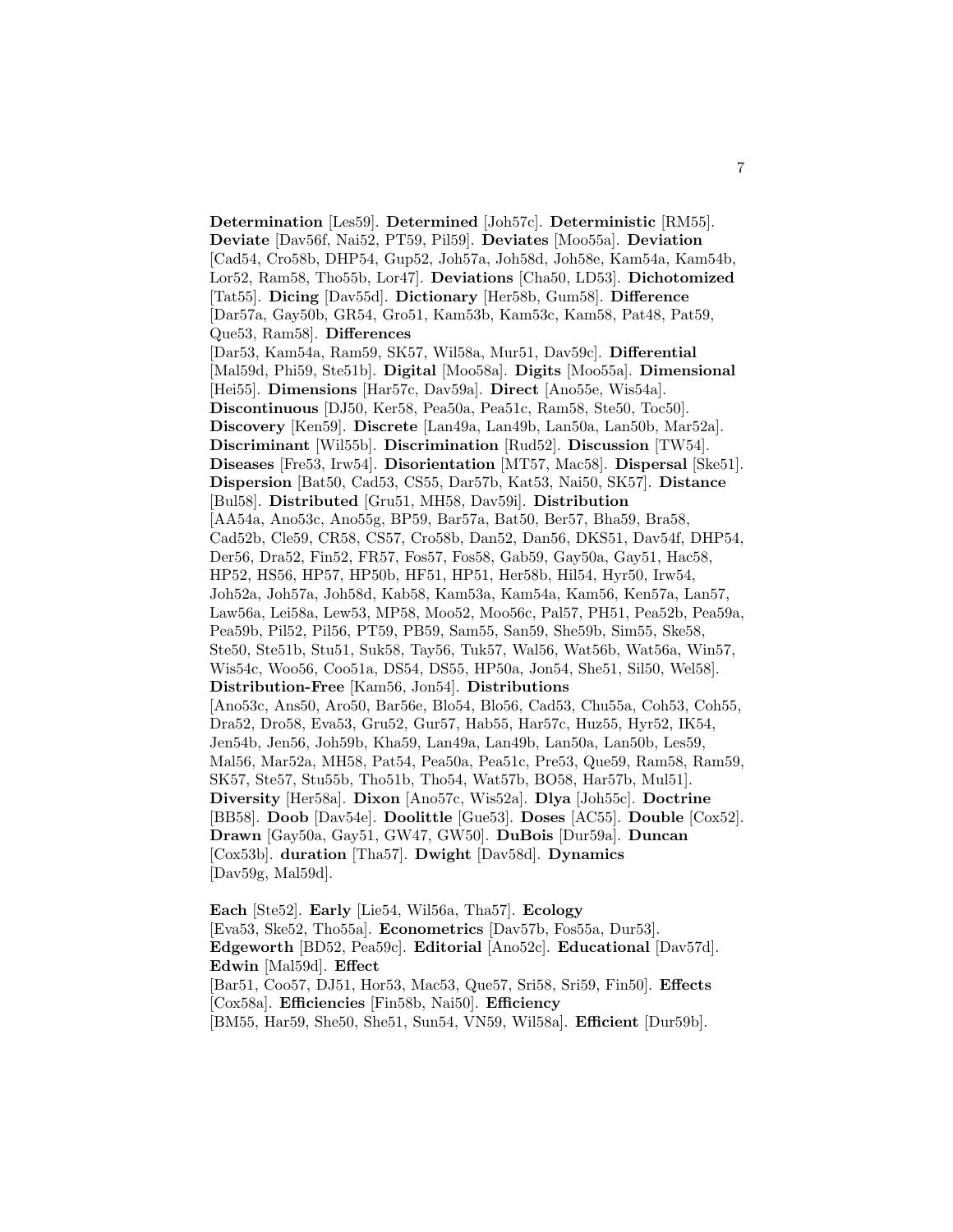**Determination** [Les59]. **Determined** [Joh57c]. **Deterministic** [RM55]. **Deviate** [Dav56f, Nai52, PT59, Pil59]. **Deviates** [Moo55a]. **Deviation** [Cad54, Cro58b, DHP54, Gup52, Joh57a, Joh58d, Joh58e, Kam54a, Kam54b, Lor52, Ram58, Tho55b, Lor47]. **Deviations** [Cha50, LD53]. **Dichotomized** [Tat55]. **Dicing** [Dav55d]. **Dictionary** [Her58b, Gum58]. **Difference** [Dar57a, Gay50b, GR54, Gro51, Kam53b, Kam53c, Kam58, Pat48, Pat59, Que53, Ram58]. **Differences** [Dar53, Kam54a, Ram59, SK57, Wil58a, Mur51, Dav59c]. **Differential** [Mal59d, Phi59, Ste51b]. **Digital** [Moo58a]. **Digits** [Moo55a]. **Dimensional** [Hei55]. **Dimensions** [Har57c, Dav59a]. **Direct** [Ano55e, Wis54a]. **Discontinuous** [DJ50, Ker58, Pea50a, Pea51c, Ram58, Ste50, Toc50]. **Discovery** [Ken59]. **Discrete** [Lan49a, Lan49b, Lan50a, Lan50b, Mar52a]. **Discriminant** [Wil55b]. **Discrimination** [Rud52]. **Discussion** [TW54]. **Diseases** [Fre53, Irw54]. **Disorientation** [MT57, Mac58]. **Dispersal** [Ske51]. **Dispersion** [Bat50, Cad53, CS55, Dar57b, Kat53, Nai50, SK57]. **Distance** [Bul58]. **Distributed** [Gru51, MH58, Dav59i]. **Distribution** [AA54a, Ano53c, Ano55g, BP59, Bar57a, Bat50, Ber57, Bha59, Bra58, Cad52b, Cle59, CR58, CS57, Cro58b, Dan52, Dan56, DKS51, Dav54f, DHP54, Der56, Dra52, Fin52, FR57, Fos57, Fos58, Gab59, Gay50a, Gay51, Hac58, HP52, HS56, HP57, HP50b, HF51, HP51, Her58b, Hil54, Hyr50, Irw54, Joh52a, Joh57a, Joh58d, Kab58, Kam53a, Kam54a, Kam56, Ken57a, Lan57, Law56a, Lei58a, Lew53, MP58, Moo52, Moo56c, Pal57, PH51, Pea52b, Pea59a, Pea59b, Pil52, Pil56, PT59, PB59, Sam55, San59, She59b, Sim55, Ske58, Ste50, Ste51b, Stu51, Suk58, Tay56, Tuk57, Wal56, Wat56b, Wat56a, Win57, Wis54c, Woo56, Coo51a, DS54, DS55, HP50a, Jon54, She51, Sil50, Wel58]. **Distribution-Free** [Kam56, Jon54]. **Distributions** [Ano53c, Ans50, Aro50, Bar56e, Blo54, Blo56, Cad53, Chu55a, Coh53, Coh55, Dra52, Dro58, Eva53, Gru52, Gur57, Hab55, Har57c, Huz55, Hyr52, IK54, Jen54b, Jen56, Joh59b, Kha59, Lan49a, Lan49b, Lan50a, Lan50b, Les59, Mal56, Mar52a, MH58, Pat54, Pea50a, Pea51c, Pre53, Que59, Ram58, Ram59, SK57, Ste57, Stu55b, Tho51b, Tho54, Wat57b, BO58, Har57b, Mul51]. **Diversity** [Her58a]. **Dixon** [Ano57c, Wis52a]. **Dlya** [Joh55c]. **Doctrine** [BB58]. **Doob** [Dav54e]. **Doolittle** [Gue53]. **Doses** [AC55]. **Double** [Cox52]. **Drawn** [Gay50a, Gay51, GW47, GW50]. **DuBois** [Dur59a]. **Duncan** [Cox53b]. **duration** [Tha57]. **Dwight** [Dav58d]. **Dynamics** [Dav59g, Mal59d].

**Each** [Ste52]. **Early** [Lie54, Wil56a, Tha57]. **Ecology** [Eva53, Ske52, Tho55a]. **Econometrics** [Dav57b, Fos55a, Dur53]. **Edgeworth** [BD52, Pea59c]. **Editorial** [Ano52c]. **Educational** [Dav57d]. **Edwin** [Mal59d]. **Effect** [Bar51, Coo57, DJ51, Hor53, Mac53, Que57, Sri58, Sri59, Fin50]. **Effects** [Cox58a]. **Efficiencies** [Fin58b, Nai50]. **Efficiency** [BM55, Har59, She50, She51, Sun54, VN59, Wil58a]. **Efficient** [Dur59b].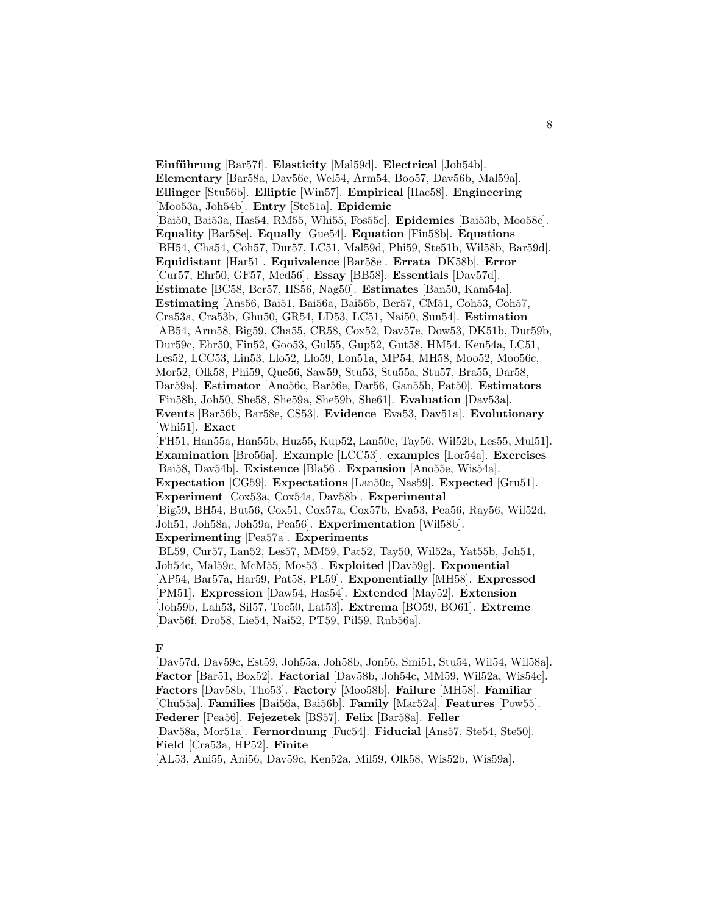**Einführung** [Bar57f]. **Elasticity** [Mal59d]. **Electrical** [Joh54b]. **Elementary** [Bar58a, Dav56e, Wel54, Arm54, Boo57, Dav56b, Mal59a]. **Ellinger** [Stu56b]. **Elliptic** [Win57]. **Empirical** [Hac58]. **Engineering** [Moo53a, Joh54b]. **Entry** [Ste51a]. **Epidemic** [Bai50, Bai53a, Has54, RM55, Whi55, Fos55c]. **Epidemics** [Bai53b, Moo58c]. **Equality** [Bar58e]. **Equally** [Gue54]. **Equation** [Fin58b]. **Equations** [BH54, Cha54, Coh57, Dur57, LC51, Mal59d, Phi59, Ste51b, Wil58b, Bar59d]. **Equidistant** [Har51]. **Equivalence** [Bar58e]. **Errata** [DK58b]. **Error** [Cur57, Ehr50, GF57, Med56]. **Essay** [BB58]. **Essentials** [Dav57d]. **Estimate** [BC58, Ber57, HS56, Nag50]. **Estimates** [Ban50, Kam54a]. **Estimating** [Ans56, Bai51, Bai56a, Bai56b, Ber57, CM51, Coh53, Coh57, Cra53a, Cra53b, Ghu50, GR54, LD53, LC51, Nai50, Sun54]. **Estimation** [AB54, Arm58, Big59, Cha55, CR58, Cox52, Dav57e, Dow53, DK51b, Dur59b, Dur59c, Ehr50, Fin52, Goo53, Gul55, Gup52, Gut58, HM54, Ken54a, LC51, Les52, LCC53, Lin53, Llo52, Llo59, Lon51a, MP54, MH58, Moo52, Moo56c, Mor52, Olk58, Phi59, Que56, Saw59, Stu53, Stu55a, Stu57, Bra55, Dar58, Dar59a]. **Estimator** [Ano56c, Bar56e, Dar56, Gan55b, Pat50]. **Estimators** [Fin58b, Joh50, She58, She59a, She59b, She61]. **Evaluation** [Dav53a]. **Events** [Bar56b, Bar58e, CS53]. **Evidence** [Eva53, Dav51a]. **Evolutionary** [Whi51]. **Exact** [FH51, Han55a, Han55b, Huz55, Kup52, Lan50c, Tay56, Wil52b, Les55, Mul51]. **Examination** [Bro56a]. **Example** [LCC53]. **examples** [Lor54a]. **Exercises** [Bai58, Dav54b]. **Existence** [Bla56]. **Expansion** [Ano55e, Wis54a]. **Expectation** [CG59]. **Expectations** [Lan50c, Nas59]. **Expected** [Gru51]. **Experiment** [Cox53a, Cox54a, Dav58b]. **Experimental** [Big59, BH54, But56, Cox51, Cox57a, Cox57b, Eva53, Pea56, Ray56, Wil52d, Joh51, Joh58a, Joh59a, Pea56]. **Experimentation** [Wil58b]. **Experimenting** [Pea57a]. **Experiments** [BL59, Cur57, Lan52, Les57, MM59, Pat52, Tay50, Wil52a, Yat55b, Joh51, Joh54c, Mal59c, McM55, Mos53]. **Exploited** [Dav59g]. **Exponential** [AP54, Bar57a, Har59, Pat58, PL59]. **Exponentially** [MH58]. **Expressed** [PM51]. **Expression** [Daw54, Has54]. **Extended** [May52]. **Extension** [Joh59b, Lah53, Sil57, Toc50, Lat53]. **Extrema** [BO59, BO61]. **Extreme** [Dav56f, Dro58, Lie54, Nai52, PT59, Pil59, Rub56a].

**F**

[Dav57d, Dav59c, Est59, Joh55a, Joh58b, Jon56, Smi51, Stu54, Wil54, Wil58a]. **Factor** [Bar51, Box52]. **Factorial** [Dav58b, Joh54c, MM59, Wil52a, Wis54c]. **Factors** [Dav58b, Tho53]. **Factory** [Moo58b]. **Failure** [MH58]. **Familiar** [Chu55a]. **Families** [Bai56a, Bai56b]. **Family** [Mar52a]. **Features** [Pow55]. **Federer** [Pea56]. **Fejezetek** [BS57]. **Felix** [Bar58a]. **Feller** [Dav58a, Mor51a]. **Fernordnung** [Fuc54]. **Fiducial** [Ans57, Ste54, Ste50]. **Field** [Cra53a, HP52]. **Finite** [AL53, Ani55, Ani56, Dav59c, Ken52a, Mil59, Olk58, Wis52b, Wis59a].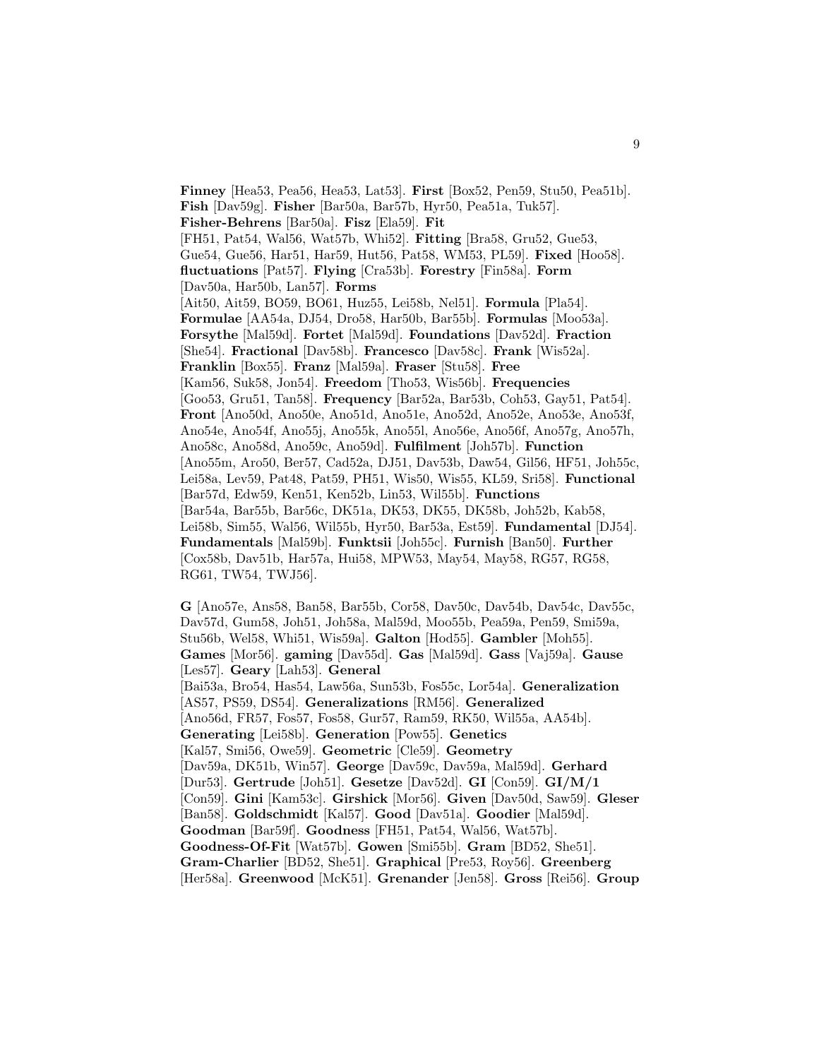**Finney** [Hea53, Pea56, Hea53, Lat53]. **First** [Box52, Pen59, Stu50, Pea51b]. **Fish** [Dav59g]. **Fisher** [Bar50a, Bar57b, Hyr50, Pea51a, Tuk57]. **Fisher-Behrens** [Bar50a]. **Fisz** [Ela59]. **Fit** [FH51, Pat54, Wal56, Wat57b, Whi52]. **Fitting** [Bra58, Gru52, Gue53, Gue54, Gue56, Har51, Har59, Hut56, Pat58, WM53, PL59]. **Fixed** [Hoo58]. **fluctuations** [Pat57]. **Flying** [Cra53b]. **Forestry** [Fin58a]. **Form** [Dav50a, Har50b, Lan57]. **Forms** [Ait50, Ait59, BO59, BO61, Huz55, Lei58b, Nel51]. **Formula** [Pla54]. **Formulae** [AA54a, DJ54, Dro58, Har50b, Bar55b]. **Formulas** [Moo53a]. **Forsythe** [Mal59d]. **Fortet** [Mal59d]. **Foundations** [Dav52d]. **Fraction** [She54]. **Fractional** [Dav58b]. **Francesco** [Dav58c]. **Frank** [Wis52a]. **Franklin** [Box55]. **Franz** [Mal59a]. **Fraser** [Stu58]. **Free** [Kam56, Suk58, Jon54]. **Freedom** [Tho53, Wis56b]. **Frequencies** [Goo53, Gru51, Tan58]. **Frequency** [Bar52a, Bar53b, Coh53, Gay51, Pat54]. **Front** [Ano50d, Ano50e, Ano51d, Ano51e, Ano52d, Ano52e, Ano53e, Ano53f, Ano54e, Ano54f, Ano55j, Ano55k, Ano55l, Ano56e, Ano56f, Ano57g, Ano57h, Ano58c, Ano58d, Ano59c, Ano59d]. **Fulfilment** [Joh57b]. **Function** [Ano55m, Aro50, Ber57, Cad52a, DJ51, Dav53b, Daw54, Gil56, HF51, Joh55c, Lei58a, Lev59, Pat48, Pat59, PH51, Wis50, Wis55, KL59, Sri58]. **Functional** [Bar57d, Edw59, Ken51, Ken52b, Lin53, Wil55b]. **Functions** [Bar54a, Bar55b, Bar56c, DK51a, DK53, DK55, DK58b, Joh52b, Kab58, Lei58b, Sim55, Wal56, Wil55b, Hyr50, Bar53a, Est59]. **Fundamental** [DJ54]. **Fundamentals** [Mal59b]. **Funktsii** [Joh55c]. **Furnish** [Ban50]. **Further** [Cox58b, Dav51b, Har57a, Hui58, MPW53, May54, May58, RG57, RG58, RG61, TW54, TWJ56].

**G** [Ano57e, Ans58, Ban58, Bar55b, Cor58, Dav50c, Dav54b, Dav54c, Dav55c, Dav57d, Gum58, Joh51, Joh58a, Mal59d, Moo55b, Pea59a, Pen59, Smi59a, Stu56b, Wel58, Whi51, Wis59a]. **Galton** [Hod55]. **Gambler** [Moh55]. **Games** [Mor56]. **gaming** [Dav55d]. **Gas** [Mal59d]. **Gass** [Vaj59a]. **Gause** [Les57]. **Geary** [Lah53]. **General** [Bai53a, Bro54, Has54, Law56a, Sun53b, Fos55c, Lor54a]. **Generalization** [AS57, PS59, DS54]. **Generalizations** [RM56]. **Generalized** [Ano56d, FR57, Fos57, Fos58, Gur57, Ram59, RK50, Wil55a, AA54b]. **Generating** [Lei58b]. **Generation** [Pow55]. **Genetics** [Kal57, Smi56, Owe59]. **Geometric** [Cle59]. **Geometry** [Dav59a, DK51b, Win57]. **George** [Dav59c, Dav59a, Mal59d]. **Gerhard** [Dur53]. **Gertrude** [Joh51]. **Gesetze** [Dav52d]. **GI** [Con59]. **GI/M/1** [Con59]. **Gini** [Kam53c]. **Girshick** [Mor56]. **Given** [Dav50d, Saw59]. **Gleser** [Ban58]. **Goldschmidt** [Kal57]. **Good** [Dav51a]. **Goodier** [Mal59d]. **Goodman** [Bar59f]. **Goodness** [FH51, Pat54, Wal56, Wat57b]. **Goodness-Of-Fit** [Wat57b]. **Gowen** [Smi55b]. **Gram** [BD52, She51]. **Gram-Charlier** [BD52, She51]. **Graphical** [Pre53, Roy56]. **Greenberg** [Her58a]. **Greenwood** [McK51]. **Grenander** [Jen58]. **Gross** [Rei56]. **Group**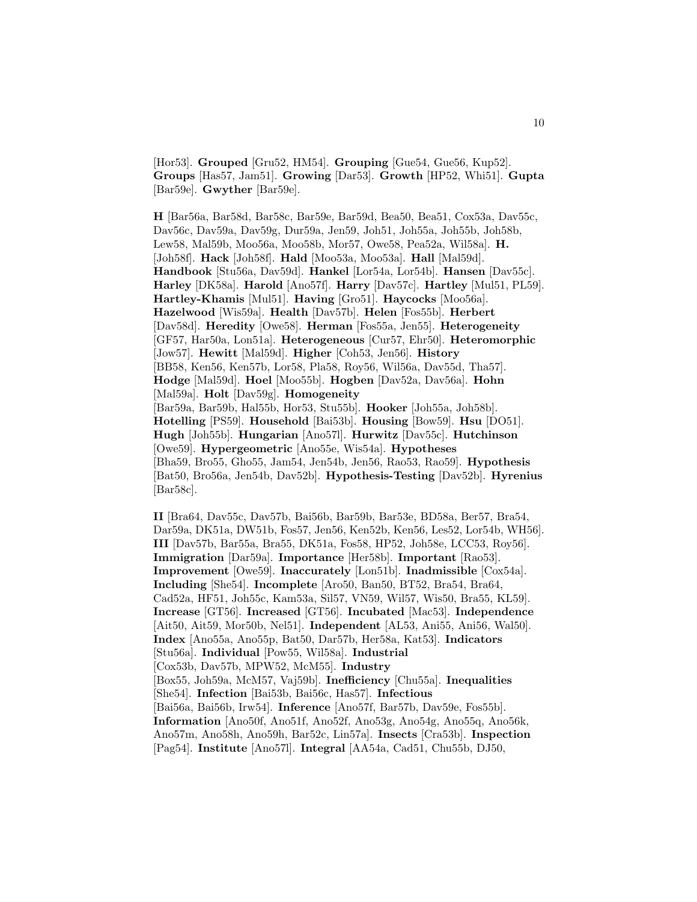[Hor53]. **Grouped** [Gru52, HM54]. **Grouping** [Gue54, Gue56, Kup52]. **Groups** [Has57, Jam51]. **Growing** [Dar53]. **Growth** [HP52, Whi51]. **Gupta** [Bar59e]. **Gwyther** [Bar59e].

**H** [Bar56a, Bar58d, Bar58c, Bar59e, Bar59d, Bea50, Bea51, Cox53a, Dav55c, Dav56c, Dav59a, Dav59g, Dur59a, Jen59, Joh51, Joh55a, Joh55b, Joh58b, Lew58, Mal59b, Moo56a, Moo58b, Mor57, Owe58, Pea52a, Wil58a]. **H.** [Joh58f]. **Hack** [Joh58f]. **Hald** [Moo53a, Moo53a]. **Hall** [Mal59d]. **Handbook** [Stu56a, Dav59d]. **Hankel** [Lor54a, Lor54b]. **Hansen** [Dav55c]. **Harley** [DK58a]. **Harold** [Ano57f]. **Harry** [Dav57c]. **Hartley** [Mul51, PL59]. **Hartley-Khamis** [Mul51]. **Having** [Gro51]. **Haycocks** [Moo56a]. **Hazelwood** [Wis59a]. **Health** [Dav57b]. **Helen** [Fos55b]. **Herbert** [Dav58d]. **Heredity** [Owe58]. **Herman** [Fos55a, Jen55]. **Heterogeneity** [GF57, Har50a, Lon51a]. **Heterogeneous** [Cur57, Ehr50]. **Heteromorphic** [Jow57]. **Hewitt** [Mal59d]. **Higher** [Coh53, Jen56]. **History** [BB58, Ken56, Ken57b, Lor58, Pla58, Roy56, Wil56a, Dav55d, Tha57]. **Hodge** [Mal59d]. **Hoel** [Moo55b]. **Hogben** [Dav52a, Dav56a]. **Hohn** [Mal59a]. **Holt** [Dav59g]. **Homogeneity** [Bar59a, Bar59b, Hal55b, Hor53, Stu55b]. **Hooker** [Joh55a, Joh58b]. **Hotelling** [PS59]. **Household** [Bai53b]. **Housing** [Bow59]. **Hsu** [DO51]. **Hugh** [Joh55b]. **Hungarian** [Ano57l]. **Hurwitz** [Dav55c]. **Hutchinson** [Owe59]. **Hypergeometric** [Ano55e, Wis54a]. **Hypotheses** [Bha59, Bro55, Gho55, Jam54, Jen54b, Jen56, Rao53, Rao59]. **Hypothesis** [Bat50, Bro56a, Jen54b, Dav52b]. **Hypothesis-Testing** [Dav52b]. **Hyrenius** [Bar58c].

**II** [Bra64, Dav55c, Dav57b, Bai56b, Bar59b, Bar53e, BD58a, Ber57, Bra54, Dar59a, DK51a, DW51b, Fos57, Jen56, Ken52b, Ken56, Les52, Lor54b, WH56]. **III** [Dav57b, Bar55a, Bra55, DK51a, Fos58, HP52, Joh58e, LCC53, Roy56]. **Immigration** [Dar59a]. **Importance** [Her58b]. **Important** [Rao53]. **Improvement** [Owe59]. **Inaccurately** [Lon51b]. **Inadmissible** [Cox54a]. **Including** [She54]. **Incomplete** [Aro50, Ban50, BT52, Bra54, Bra64, Cad52a, HF51, Joh55c, Kam53a, Sil57, VN59, Wil57, Wis50, Bra55, KL59]. **Increase** [GT56]. **Increased** [GT56]. **Incubated** [Mac53]. **Independence** [Ait50, Ait59, Mor50b, Nel51]. **Independent** [AL53, Ani55, Ani56, Wal50]. **Index** [Ano55a, Ano55p, Bat50, Dar57b, Her58a, Kat53]. **Indicators** [Stu56a]. **Individual** [Pow55, Wil58a]. **Industrial** [Cox53b, Dav57b, MPW52, McM55]. **Industry** [Box55, Joh59a, McM57, Vaj59b]. **Inefficiency** [Chu55a]. **Inequalities** [She54]. **Infection** [Bai53b, Bai56c, Has57]. **Infectious** [Bai56a, Bai56b, Irw54]. **Inference** [Ano57f, Bar57b, Dav59e, Fos55b]. **Information** [Ano50f, Ano51f, Ano52f, Ano53g, Ano54g, Ano55q, Ano56k, Ano57m, Ano58h, Ano59h, Bar52c, Lin57a]. **Insects** [Cra53b]. **Inspection** [Pag54]. **Institute** [Ano57l]. **Integral** [AA54a, Cad51, Chu55b, DJ50,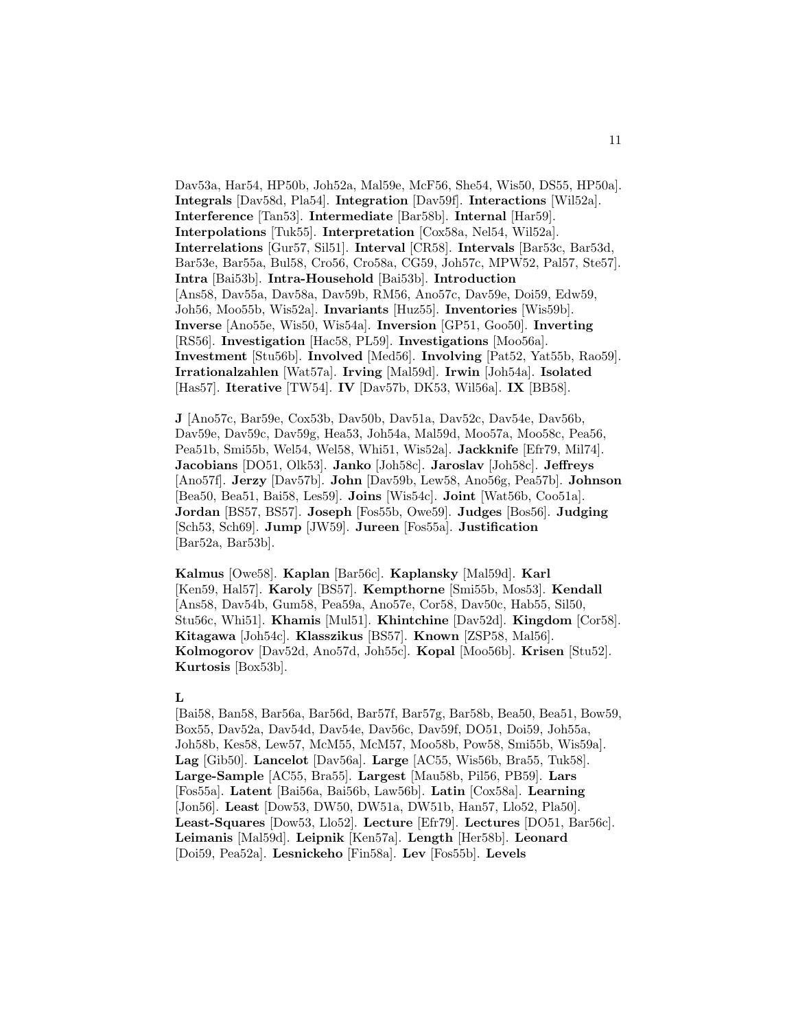Dav53a, Har54, HP50b, Joh52a, Mal59e, McF56, She54, Wis50, DS55, HP50a]. **Integrals** [Dav58d, Pla54]. **Integration** [Dav59f]. **Interactions** [Wil52a]. **Interference** [Tan53]. **Intermediate** [Bar58b]. **Internal** [Har59]. **Interpolations** [Tuk55]. **Interpretation** [Cox58a, Nel54, Wil52a]. **Interrelations** [Gur57, Sil51]. **Interval** [CR58]. **Intervals** [Bar53c, Bar53d, Bar53e, Bar55a, Bul58, Cro56, Cro58a, CG59, Joh57c, MPW52, Pal57, Ste57]. **Intra** [Bai53b]. **Intra-Household** [Bai53b]. **Introduction** [Ans58, Dav55a, Dav58a, Dav59b, RM56, Ano57c, Dav59e, Doi59, Edw59, Joh56, Moo55b, Wis52a]. **Invariants** [Huz55]. **Inventories** [Wis59b]. **Inverse** [Ano55e, Wis50, Wis54a]. **Inversion** [GP51, Goo50]. **Inverting** [RS56]. **Investigation** [Hac58, PL59]. **Investigations** [Moo56a]. **Investment** [Stu56b]. **Involved** [Med56]. **Involving** [Pat52, Yat55b, Rao59]. **Irrationalzahlen** [Wat57a]. **Irving** [Mal59d]. **Irwin** [Joh54a]. **Isolated** [Has57]. **Iterative** [TW54]. **IV** [Dav57b, DK53, Wil56a]. **IX** [BB58].

**J** [Ano57c, Bar59e, Cox53b, Dav50b, Dav51a, Dav52c, Dav54e, Dav56b, Dav59e, Dav59c, Dav59g, Hea53, Joh54a, Mal59d, Moo57a, Moo58c, Pea56, Pea51b, Smi55b, Wel54, Wel58, Whi51, Wis52a]. **Jackknife** [Efr79, Mil74]. **Jacobians** [DO51, Olk53]. **Janko** [Joh58c]. **Jaroslav** [Joh58c]. **Jeffreys** [Ano57f]. **Jerzy** [Dav57b]. **John** [Dav59b, Lew58, Ano56g, Pea57b]. **Johnson** [Bea50, Bea51, Bai58, Les59]. **Joins** [Wis54c]. **Joint** [Wat56b, Coo51a]. **Jordan** [BS57, BS57]. **Joseph** [Fos55b, Owe59]. **Judges** [Bos56]. **Judging** [Sch53, Sch69]. **Jump** [JW59]. **Jureen** [Fos55a]. **Justification** [Bar52a, Bar53b].

**Kalmus** [Owe58]. **Kaplan** [Bar56c]. **Kaplansky** [Mal59d]. **Karl** [Ken59, Hal57]. **Karoly** [BS57]. **Kempthorne** [Smi55b, Mos53]. **Kendall** [Ans58, Dav54b, Gum58, Pea59a, Ano57e, Cor58, Dav50c, Hab55, Sil50, Stu56c, Whi51]. **Khamis** [Mul51]. **Khintchine** [Dav52d]. **Kingdom** [Cor58]. **Kitagawa** [Joh54c]. **Klasszikus** [BS57]. **Known** [ZSP58, Mal56]. **Kolmogorov** [Dav52d, Ano57d, Joh55c]. **Kopal** [Moo56b]. **Krisen** [Stu52]. **Kurtosis** [Box53b].

**L** [Bai58, Ban58, Bar56a, Bar56d, Bar57f, Bar57g, Bar58b, Bea50, Bea51, Bow59, Box55, Dav52a, Dav54d, Dav54e, Dav56c, Dav59f, DO51, Doi59, Joh55a, Joh58b, Kes58, Lew57, McM55, McM57, Moo58b, Pow58, Smi55b, Wis59a]. **Lag** [Gib50]. **Lancelot** [Dav56a]. **Large** [AC55, Wis56b, Bra55, Tuk58]. **Large-Sample** [AC55, Bra55]. **Largest** [Mau58b, Pil56, PB59]. **Lars** [Fos55a]. **Latent** [Bai56a, Bai56b, Law56b]. **Latin** [Cox58a]. **Learning** [Jon56]. **Least** [Dow53, DW50, DW51a, DW51b, Han57, Llo52, Pla50]. **Least-Squares** [Dow53, Llo52]. **Lecture** [Efr79]. **Lectures** [DO51, Bar56c]. **Leimanis** [Mal59d]. **Leipnik** [Ken57a]. **Length** [Her58b]. **Leonard** [Doi59, Pea52a]. **Lesnickeho** [Fin58a]. **Lev** [Fos55b]. **Levels**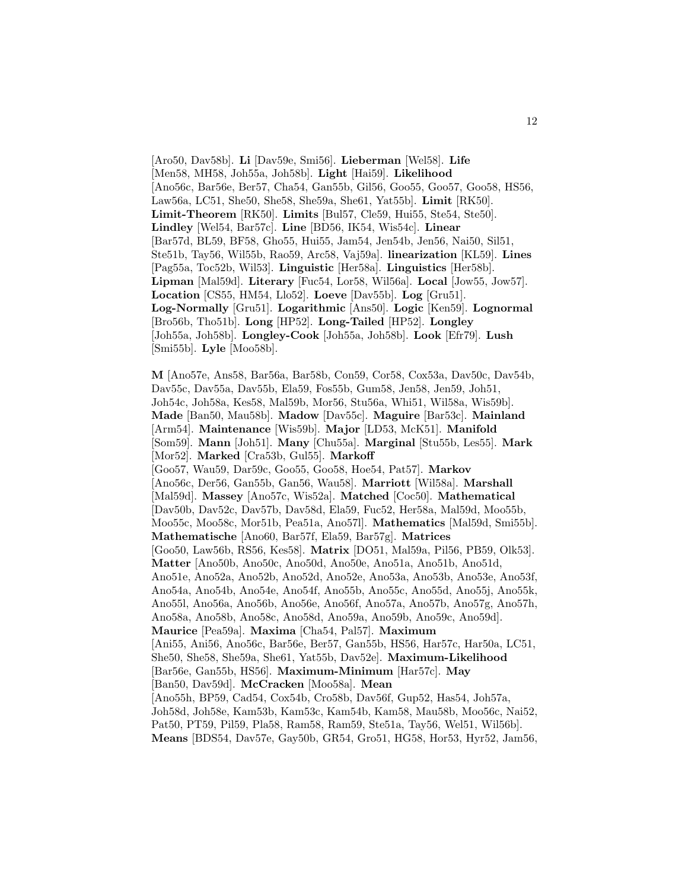[Aro50, Dav58b]. **Li** [Dav59e, Smi56]. **Lieberman** [Wel58]. **Life** [Men58, MH58, Joh55a, Joh58b]. **Light** [Hai59]. **Likelihood** [Ano56c, Bar56e, Ber57, Cha54, Gan55b, Gil56, Goo55, Goo57, Goo58, HS56, Law56a, LC51, She50, She58, She59a, She61, Yat55b]. **Limit** [RK50]. **Limit-Theorem** [RK50]. **Limits** [Bul57, Cle59, Hui55, Ste54, Ste50]. **Lindley** [Wel54, Bar57c]. **Line** [BD56, IK54, Wis54c]. **Linear** [Bar57d, BL59, BF58, Gho55, Hui55, Jam54, Jen54b, Jen56, Nai50, Sil51, Ste51b, Tay56, Wil55b, Rao59, Arc58, Vaj59a]. **linearization** [KL59]. **Lines** [Pag55a, Toc52b, Wil53]. **Linguistic** [Her58a]. **Linguistics** [Her58b]. **Lipman** [Mal59d]. **Literary** [Fuc54, Lor58, Wil56a]. **Local** [Jow55, Jow57]. **Location** [CS55, HM54, Llo52]. **Loeve** [Dav55b]. **Log** [Gru51]. **Log-Normally** [Gru51]. **Logarithmic** [Ans50]. **Logic** [Ken59]. **Lognormal** [Bro56b, Tho51b]. **Long** [HP52]. **Long-Tailed** [HP52]. **Longley** [Joh55a, Joh58b]. **Longley-Cook** [Joh55a, Joh58b]. **Look** [Efr79]. **Lush** [Smi55b]. **Lyle** [Moo58b].

**M** [Ano57e, Ans58, Bar56a, Bar58b, Con59, Cor58, Cox53a, Dav50c, Dav54b, Dav55c, Dav55a, Dav55b, Ela59, Fos55b, Gum58, Jen58, Jen59, Joh51, Joh54c, Joh58a, Kes58, Mal59b, Mor56, Stu56a, Whi51, Wil58a, Wis59b]. **Made** [Ban50, Mau58b]. **Madow** [Dav55c]. **Maguire** [Bar53c]. **Mainland** [Arm54]. **Maintenance** [Wis59b]. **Major** [LD53, McK51]. **Manifold** [Som59]. **Mann** [Joh51]. **Many** [Chu55a]. **Marginal** [Stu55b, Les55]. **Mark** [Mor52]. **Marked** [Cra53b, Gul55]. **Markoff** [Goo57, Wau59, Dar59c, Goo55, Goo58, Hoe54, Pat57]. **Markov** [Ano56c, Der56, Gan55b, Gan56, Wau58]. **Marriott** [Wil58a]. **Marshall** [Mal59d]. **Massey** [Ano57c, Wis52a]. **Matched** [Coc50]. **Mathematical** [Dav50b, Dav52c, Dav57b, Dav58d, Ela59, Fuc52, Her58a, Mal59d, Moo55b, Moo55c, Moo58c, Mor51b, Pea51a, Ano57l]. **Mathematics** [Mal59d, Smi55b]. **Mathematische** [Ano60, Bar57f, Ela59, Bar57g]. **Matrices** [Goo50, Law56b, RS56, Kes58]. **Matrix** [DO51, Mal59a, Pil56, PB59, Olk53]. **Matter** [Ano50b, Ano50c, Ano50d, Ano50e, Ano51a, Ano51b, Ano51d, Ano51e, Ano52a, Ano52b, Ano52d, Ano52e, Ano53a, Ano53b, Ano53e, Ano53f, Ano54a, Ano54b, Ano54e, Ano54f, Ano55b, Ano55c, Ano55d, Ano55j, Ano55k, Ano55l, Ano56a, Ano56b, Ano56e, Ano56f, Ano57a, Ano57b, Ano57g, Ano57h, Ano58a, Ano58b, Ano58c, Ano58d, Ano59a, Ano59b, Ano59c, Ano59d]. **Maurice** [Pea59a]. **Maxima** [Cha54, Pal57]. **Maximum** [Ani55, Ani56, Ano56c, Bar56e, Ber57, Gan55b, HS56, Har57c, Har50a, LC51, She50, She58, She59a, She61, Yat55b, Dav52e]. **Maximum-Likelihood** [Bar56e, Gan55b, HS56]. **Maximum-Minimum** [Har57c]. **May** [Ban50, Dav59d]. **McCracken** [Moo58a]. **Mean** [Ano55h, BP59, Cad54, Cox54b, Cro58b, Dav56f, Gup52, Has54, Joh57a, Joh58d, Joh58e, Kam53b, Kam53c, Kam54b, Kam58, Mau58b, Moo56c, Nai52, Pat50, PT59, Pil59, Pla58, Ram58, Ram59, Ste51a, Tay56, Wel51, Wil56b]. **Means** [BDS54, Dav57e, Gay50b, GR54, Gro51, HG58, Hor53, Hyr52, Jam56,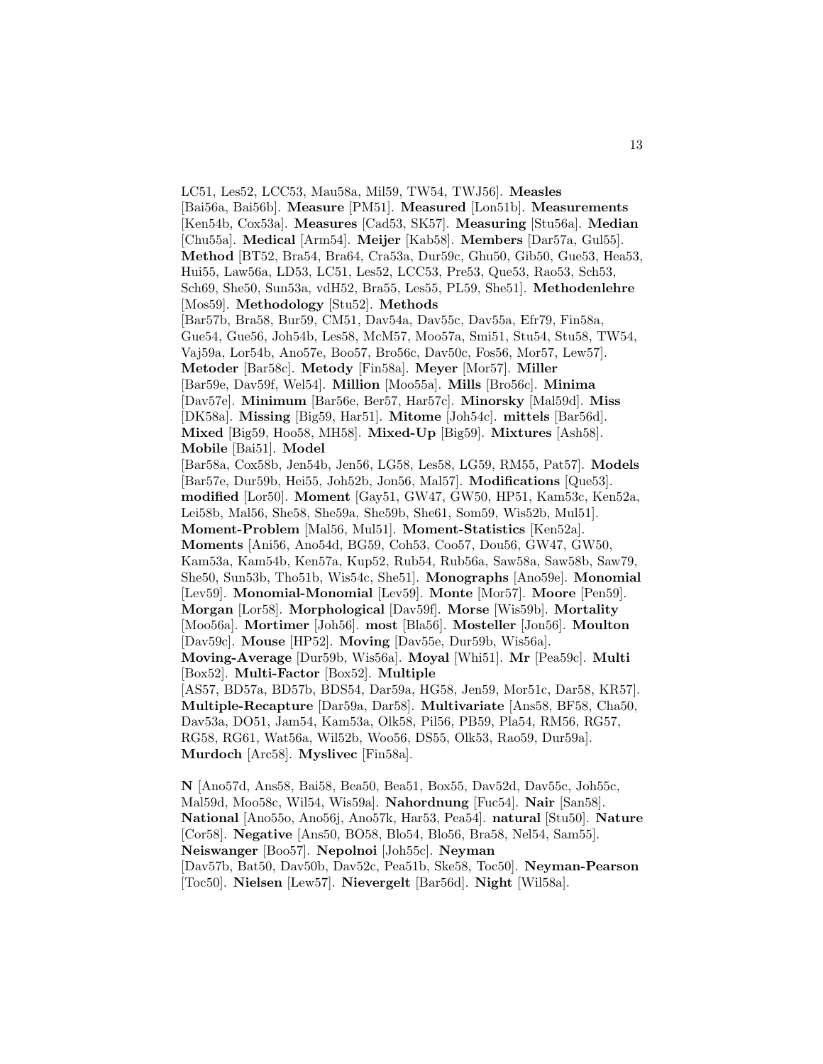LC51, Les52, LCC53, Mau58a, Mil59, TW54, TWJ56]. **Measles** [Bai56a, Bai56b]. **Measure** [PM51]. **Measured** [Lon51b]. **Measurements** [Ken54b, Cox53a]. **Measures** [Cad53, SK57]. **Measuring** [Stu56a]. **Median** [Chu55a]. **Medical** [Arm54]. **Meijer** [Kab58]. **Members** [Dar57a, Gul55]. **Method** [BT52, Bra54, Bra64, Cra53a, Dur59c, Ghu50, Gib50, Gue53, Hea53, Hui55, Law56a, LD53, LC51, Les52, LCC53, Pre53, Que53, Rao53, Sch53, Sch69, She50, Sun53a, vdH52, Bra55, Les55, PL59, She51]. **Methodenlehre** [Mos59]. **Methodology** [Stu52]. **Methods** [Bar57b, Bra58, Bur59, CM51, Dav54a, Dav55c, Dav55a, Efr79, Fin58a, Gue54, Gue56, Joh54b, Les58, McM57, Moo57a, Smi51, Stu54, Stu58, TW54, Vaj59a, Lor54b, Ano57e, Boo57, Bro56c, Dav50c, Fos56, Mor57, Lew57]. **Metoder** [Bar58c]. **Metody** [Fin58a]. **Meyer** [Mor57]. **Miller** [Bar59e, Dav59f, Wel54]. **Million** [Moo55a]. **Mills** [Bro56c]. **Minima** [Dav57e]. **Minimum** [Bar56e, Ber57, Har57c]. **Minorsky** [Mal59d]. **Miss** [DK58a]. **Missing** [Big59, Har51]. **Mitome** [Joh54c]. **mittels** [Bar56d]. **Mixed** [Big59, Hoo58, MH58]. **Mixed-Up** [Big59]. **Mixtures** [Ash58]. **Mobile** [Bai51]. **Model** [Bar58a, Cox58b, Jen54b, Jen56, LG58, Les58, LG59, RM55, Pat57]. **Models** [Bar57e, Dur59b, Hei55, Joh52b, Jon56, Mal57]. **Modifications** [Que53]. **modified** [Lor50]. **Moment** [Gay51, GW47, GW50, HP51, Kam53c, Ken52a, Lei58b, Mal56, She58, She59a, She59b, She61, Som59, Wis52b, Mul51]. **Moment-Problem** [Mal56, Mul51]. **Moment-Statistics** [Ken52a]. **Moments** [Ani56, Ano54d, BG59, Coh53, Coo57, Dou56, GW47, GW50, Kam53a, Kam54b, Ken57a, Kup52, Rub54, Rub56a, Saw58a, Saw58b, Saw79, She50, Sun53b, Tho51b, Wis54c, She51]. **Monographs** [Ano59e]. **Monomial** [Lev59]. **Monomial-Monomial** [Lev59]. **Monte** [Mor57]. **Moore** [Pen59]. **Morgan** [Lor58]. **Morphological** [Dav59f]. **Morse** [Wis59b]. **Mortality** [Moo56a]. **Mortimer** [Joh56]. **most** [Bla56]. **Mosteller** [Jon56]. **Moulton** [Dav59c]. **Mouse** [HP52]. **Moving** [Dav55e, Dur59b, Wis56a]. **Moving-Average** [Dur59b, Wis56a]. **Moyal** [Whi51]. **Mr** [Pea59c]. **Multi** [Box52]. **Multi-Factor** [Box52]. **Multiple** [AS57, BD57a, BD57b, BDS54, Dar59a, HG58, Jen59, Mor51c, Dar58, KR57]. **Multiple-Recapture** [Dar59a, Dar58]. **Multivariate** [Ans58, BF58, Cha50, Dav53a, DO51, Jam54, Kam53a, Olk58, Pil56, PB59, Pla54, RM56, RG57, RG58, RG61, Wat56a, Wil52b, Woo56, DS55, Olk53, Rao59, Dur59a]. **Murdoch** [Arc58]. **Myslivec** [Fin58a].

**N** [Ano57d, Ans58, Bai58, Bea50, Bea51, Box55, Dav52d, Dav55c, Joh55c, Mal59d, Moo58c, Wil54, Wis59a]. **Nahordnung** [Fuc54]. **Nair** [San58]. **National** [Ano55o, Ano56j, Ano57k, Har53, Pea54]. **natural** [Stu50]. **Nature** [Cor58]. **Negative** [Ans50, BO58, Blo54, Blo56, Bra58, Nel54, Sam55]. **Neiswanger** [Boo57]. **Nepolnoi** [Joh55c]. **Neyman** [Dav57b, Bat50, Dav50b, Dav52c, Pea51b, Ske58, Toc50]. **Neyman-Pearson** [Toc50]. **Nielsen** [Lew57]. **Nievergelt** [Bar56d]. **Night** [Wil58a].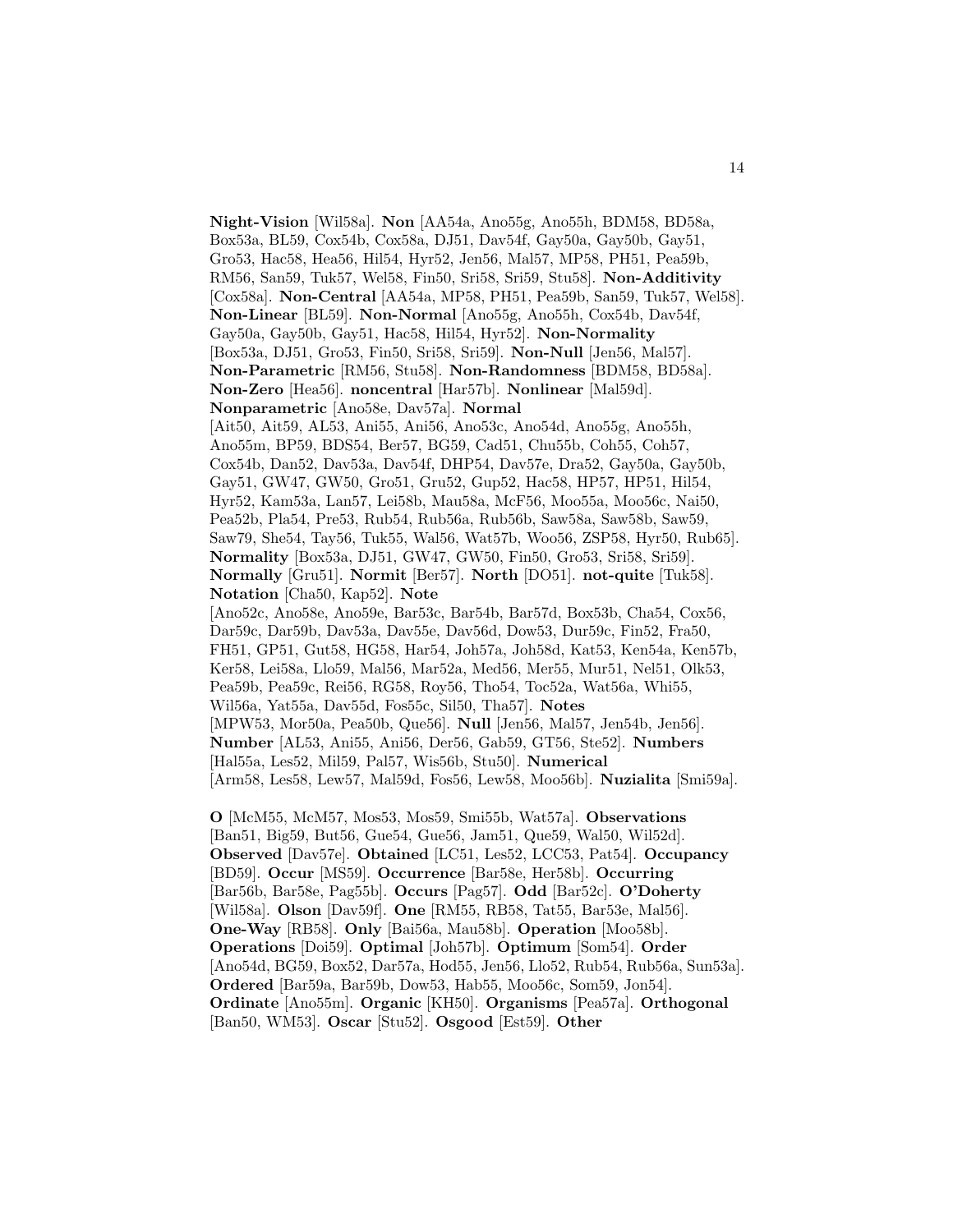**Night-Vision** [Wil58a]. **Non** [AA54a, Ano55g, Ano55h, BDM58, BD58a, Box53a, BL59, Cox54b, Cox58a, DJ51, Dav54f, Gay50a, Gay50b, Gay51, Gro53, Hac58, Hea56, Hil54, Hyr52, Jen56, Mal57, MP58, PH51, Pea59b, RM56, San59, Tuk57, Wel58, Fin50, Sri58, Sri59, Stu58]. **Non-Additivity** [Cox58a]. **Non-Central** [AA54a, MP58, PH51, Pea59b, San59, Tuk57, Wel58]. **Non-Linear** [BL59]. **Non-Normal** [Ano55g, Ano55h, Cox54b, Dav54f, Gay50a, Gay50b, Gay51, Hac58, Hil54, Hyr52]. **Non-Normality** [Box53a, DJ51, Gro53, Fin50, Sri58, Sri59]. **Non-Null** [Jen56, Mal57]. **Non-Parametric** [RM56, Stu58]. **Non-Randomness** [BDM58, BD58a]. **Non-Zero** [Hea56]. **noncentral** [Har57b]. **Nonlinear** [Mal59d]. **Nonparametric** [Ano58e, Dav57a]. **Normal** [Ait50, Ait59, AL53, Ani55, Ani56, Ano53c, Ano54d, Ano55g, Ano55h, Ano55m, BP59, BDS54, Ber57, BG59, Cad51, Chu55b, Coh55, Coh57, Cox54b, Dan52, Dav53a, Dav54f, DHP54, Dav57e, Dra52, Gay50a, Gay50b, Gay51, GW47, GW50, Gro51, Gru52, Gup52, Hac58, HP57, HP51, Hil54, Hyr52, Kam53a, Lan57, Lei58b, Mau58a, McF56, Moo55a, Moo56c, Nai50, Pea52b, Pla54, Pre53, Rub54, Rub56a, Rub56b, Saw58a, Saw58b, Saw59, Saw79, She54, Tay56, Tuk55, Wal56, Wat57b, Woo56, ZSP58, Hyr50, Rub65]. **Normality** [Box53a, DJ51, GW47, GW50, Fin50, Gro53, Sri58, Sri59]. **Normally** [Gru51]. **Normit** [Ber57]. **North** [DO51]. **not-quite** [Tuk58]. **Notation** [Cha50, Kap52]. **Note** [Ano52c, Ano58e, Ano59e, Bar53c, Bar54b, Bar57d, Box53b, Cha54, Cox56, Dar59c, Dar59b, Dav53a, Dav55e, Dav56d, Dow53, Dur59c, Fin52, Fra50, FH51, GP51, Gut58, HG58, Har54, Joh57a, Joh58d, Kat53, Ken54a, Ken57b, Ker58, Lei58a, Llo59, Mal56, Mar52a, Med56, Mer55, Mur51, Nel51, Olk53, Pea59b, Pea59c, Rei56, RG58, Roy56, Tho54, Toc52a, Wat56a, Whi55, Wil56a, Yat55a, Dav55d, Fos55c, Sil50, Tha57]. **Notes** [MPW53, Mor50a, Pea50b, Que56]. **Null** [Jen56, Mal57, Jen54b, Jen56]. **Number** [AL53, Ani55, Ani56, Der56, Gab59, GT56, Ste52]. **Numbers** [Hal55a, Les52, Mil59, Pal57, Wis56b, Stu50]. **Numerical** [Arm58, Les58, Lew57, Mal59d, Fos56, Lew58, Moo56b]. **Nuzialita** [Smi59a].

**O** [McM55, McM57, Mos53, Mos59, Smi55b, Wat57a]. **Observations** [Ban51, Big59, But56, Gue54, Gue56, Jam51, Que59, Wal50, Wil52d]. **Observed** [Dav57e]. **Obtained** [LC51, Les52, LCC53, Pat54]. **Occupancy** [BD59]. **Occur** [MS59]. **Occurrence** [Bar58e, Her58b]. **Occurring** [Bar56b, Bar58e, Pag55b]. **Occurs** [Pag57]. **Odd** [Bar52c]. **O'Doherty** [Wil58a]. **Olson** [Dav59f]. **One** [RM55, RB58, Tat55, Bar53e, Mal56]. **One-Way** [RB58]. **Only** [Bai56a, Mau58b]. **Operation** [Moo58b]. **Operations** [Doi59]. **Optimal** [Joh57b]. **Optimum** [Som54]. **Order** [Ano54d, BG59, Box52, Dar57a, Hod55, Jen56, Llo52, Rub54, Rub56a, Sun53a]. **Ordered** [Bar59a, Bar59b, Dow53, Hab55, Moo56c, Som59, Jon54]. **Ordinate** [Ano55m]. **Organic** [KH50]. **Organisms** [Pea57a]. **Orthogonal** [Ban50, WM53]. **Oscar** [Stu52]. **Osgood** [Est59]. **Other**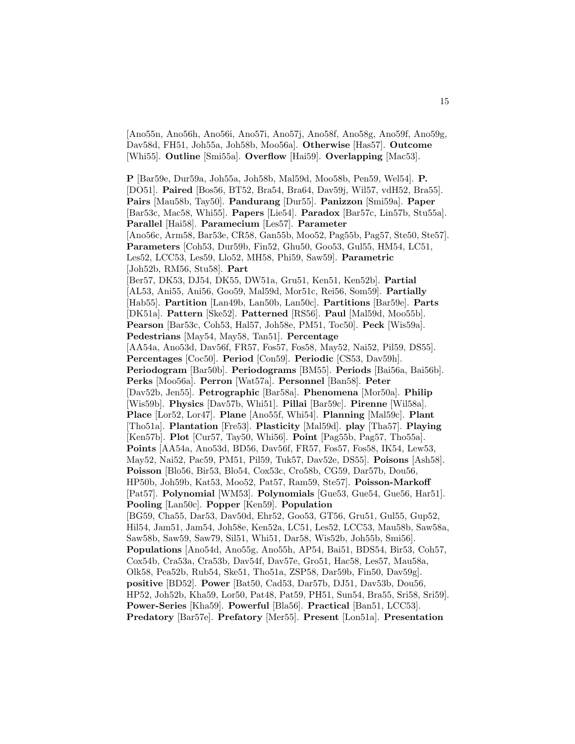[Ano55n, Ano56h, Ano56i, Ano57i, Ano57j, Ano58f, Ano58g, Ano59f, Ano59g, Dav58d, FH51, Joh55a, Joh58b, Moo56a]. **Otherwise** [Has57]. **Outcome** [Whi55]. **Outline** [Smi55a]. **Overflow** [Hai59]. **Overlapping** [Mac53].

**P** [Bar59e, Dur59a, Joh55a, Joh58b, Mal59d, Moo58b, Pen59, Wel54]. **P.** [DO51]. **Paired** [Bos56, BT52, Bra54, Bra64, Dav59j, Wil57, vdH52, Bra55]. **Pairs** [Mau58b, Tay50]. **Pandurang** [Dur55]. **Panizzon** [Smi59a]. **Paper** [Bar53c, Mac58, Whi55]. **Papers** [Lie54]. **Paradox** [Bar57c, Lin57b, Stu55a]. **Parallel** [Hai58]. **Paramecium** [Les57]. **Parameter** [Ano56c, Arm58, Bar53e, CR58, Gan55b, Moo52, Pag55b, Pag57, Ste50, Ste57]. **Parameters** [Coh53, Dur59b, Fin52, Ghu50, Goo53, Gul55, HM54, LC51, Les52, LCC53, Les59, Llo52, MH58, Phi59, Saw59]. **Parametric** [Joh52b, RM56, Stu58]. **Part** [Ber57, DK53, DJ54, DK55, DW51a, Gru51, Ken51, Ken52b]. **Partial** [AL53, Ani55, Ani56, Goo59, Mal59d, Mor51c, Rei56, Som59]. **Partially** [Hab55]. **Partition** [Lan49b, Lan50b, Lan50c]. **Partitions** [Bar59e]. **Parts** [DK51a]. **Pattern** [Ske52]. **Patterned** [RS56]. **Paul** [Mal59d, Moo55b]. **Pearson** [Bar53c, Coh53, Hal57, Joh58e, PM51, Toc50]. **Peck** [Wis59a]. **Pedestrians** [May54, May58, Tan51]. **Percentage** [AA54a, Ano53d, Dav56f, FR57, Fos57, Fos58, May52, Nai52, Pil59, DS55]. **Percentages** [Coc50]. **Period** [Con59]. **Periodic** [CS53, Dav59h]. **Periodogram** [Bar50b]. **Periodograms** [BM55]. **Periods** [Bai56a, Bai56b]. **Perks** [Moo56a]. **Perron** [Wat57a]. **Personnel** [Ban58]. **Peter** [Dav52b, Jen55]. **Petrographic** [Bar58a]. **Phenomena** [Mor50a]. **Philip** [Wis59b]. **Physics** [Dav57b, Whi51]. **Pillai** [Bar59c]. **Pirenne** [Wil58a]. **Place** [Lor52, Lor47]. **Plane** [Ano55f, Whi54]. **Planning** [Mal59c]. **Plant** [Tho51a]. **Plantation** [Fre53]. **Plasticity** [Mal59d]. **play** [Tha57]. **Playing** [Ken57b]. **Plot** [Cur57, Tay50, Whi56]. **Point** [Pag55b, Pag57, Tho55a]. **Points** [AA54a, Ano53d, BD56, Dav56f, FR57, Fos57, Fos58, IK54, Lew53, May52, Nai52, Pac59, PM51, Pil59, Tuk57, Dav52e, DS55]. **Poisons** [Ash58]. **Poisson** [Blo56, Bir53, Blo54, Cox53c, Cro58b, CG59, Dar57b, Dou56, HP50b, Joh59b, Kat53, Moo52, Pat57, Ram59, Ste57]. **Poisson-Markoff** [Pat57]. **Polynomial** [WM53]. **Polynomials** [Gue53, Gue54, Gue56, Har51]. **Pooling** [Lan50c]. **Popper** [Ken59]. **Population** [BG59, Cha55, Dar53, Dav50d, Ehr52, Goo53, GT56, Gru51, Gul55, Gup52, Hil54, Jam51, Jam54, Joh58e, Ken52a, LC51, Les52, LCC53, Mau58b, Saw58a, Saw58b, Saw59, Saw79, Sil51, Whi51, Dar58, Wis52b, Joh55b, Smi56]. **Populations** [Ano54d, Ano55g, Ano55h, AP54, Bai51, BDS54, Bir53, Coh57, Cox54b, Cra53a, Cra53b, Dav54f, Dav57e, Gro51, Hac58, Les57, Mau58a, Olk58, Pea52b, Rub54, Ske51, Tho51a, ZSP58, Dar59b, Fin50, Dav59g]. **positive** [BD52]. **Power** [Bat50, Cad53, Dar57b, DJ51, Dav53b, Dou56, HP52, Joh52b, Kha59, Lor50, Pat48, Pat59, PH51, Sun54, Bra55, Sri58, Sri59]. **Power-Series** [Kha59]. **Powerful** [Bla56]. **Practical** [Ban51, LCC53]. **Predatory** [Bar57e]. **Prefatory** [Mer55]. **Present** [Lon51a]. **Presentation**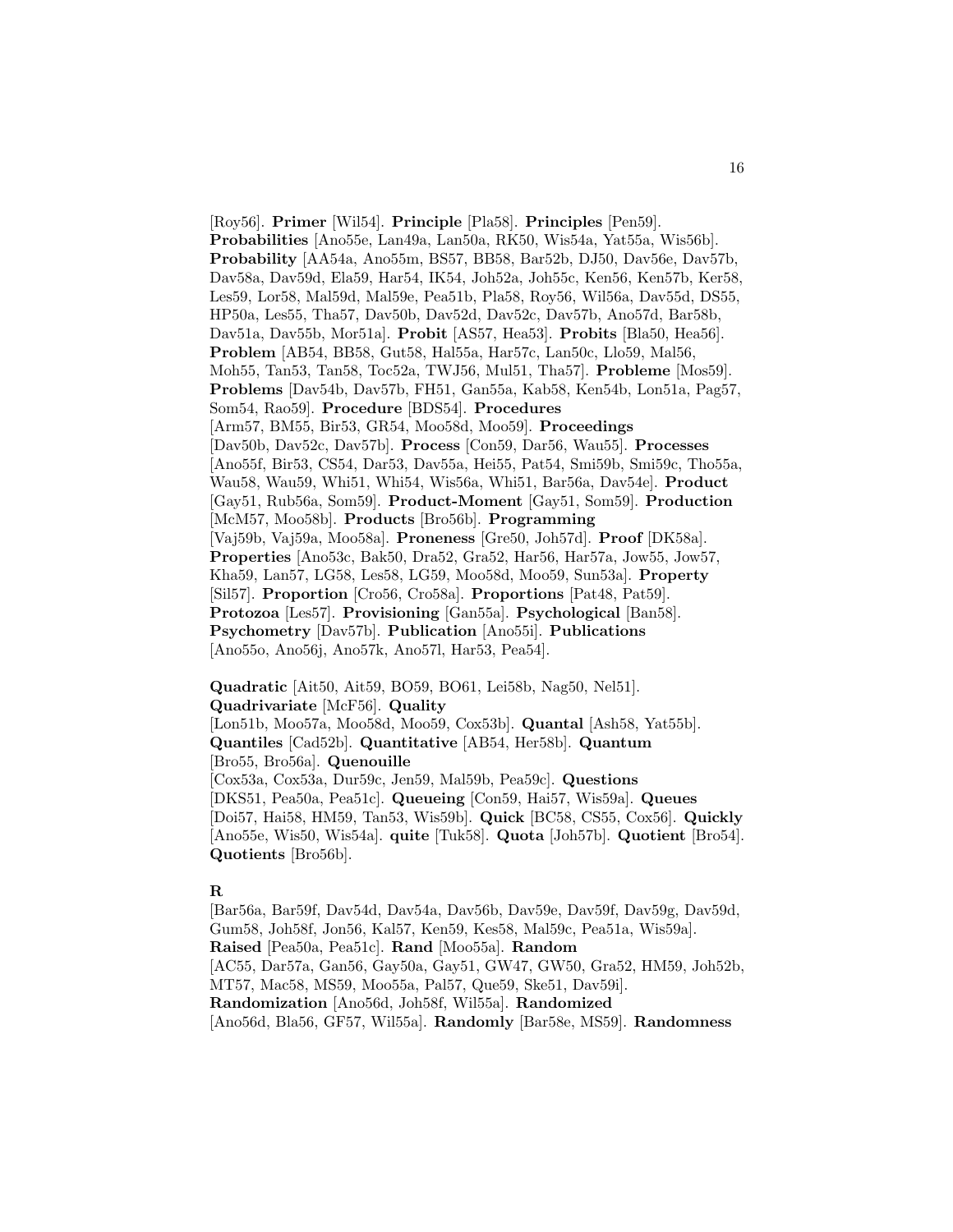[Roy56]. **Primer** [Wil54]. **Principle** [Pla58]. **Principles** [Pen59]. **Probabilities** [Ano55e, Lan49a, Lan50a, RK50, Wis54a, Yat55a, Wis56b]. **Probability** [AA54a, Ano55m, BS57, BB58, Bar52b, DJ50, Dav56e, Dav57b, Dav58a, Dav59d, Ela59, Har54, IK54, Joh52a, Joh55c, Ken56, Ken57b, Ker58, Les59, Lor58, Mal59d, Mal59e, Pea51b, Pla58, Roy56, Wil56a, Dav55d, DS55, HP50a, Les55, Tha57, Dav50b, Dav52d, Dav52c, Dav57b, Ano57d, Bar58b, Dav51a, Dav55b, Mor51a]. **Probit** [AS57, Hea53]. **Probits** [Bla50, Hea56]. **Problem** [AB54, BB58, Gut58, Hal55a, Har57c, Lan50c, Llo59, Mal56, Moh55, Tan53, Tan58, Toc52a, TWJ56, Mul51, Tha57]. **Probleme** [Mos59]. **Problems** [Dav54b, Dav57b, FH51, Gan55a, Kab58, Ken54b, Lon51a, Pag57, Som54, Rao59]. **Procedure** [BDS54]. **Procedures** [Arm57, BM55, Bir53, GR54, Moo58d, Moo59]. **Proceedings** [Dav50b, Dav52c, Dav57b]. **Process** [Con59, Dar56, Wau55]. **Processes** [Ano55f, Bir53, CS54, Dar53, Dav55a, Hei55, Pat54, Smi59b, Smi59c, Tho55a, Wau58, Wau59, Whi51, Whi54, Wis56a, Whi51, Bar56a, Dav54e]. **Product** [Gay51, Rub56a, Som59]. **Product-Moment** [Gay51, Som59]. **Production** [McM57, Moo58b]. **Products** [Bro56b]. **Programming** [Vaj59b, Vaj59a, Moo58a]. **Proneness** [Gre50, Joh57d]. **Proof** [DK58a]. **Properties** [Ano53c, Bak50, Dra52, Gra52, Har56, Har57a, Jow55, Jow57, Kha59, Lan57, LG58, Les58, LG59, Moo58d, Moo59, Sun53a]. **Property** [Sil57]. **Proportion** [Cro56, Cro58a]. **Proportions** [Pat48, Pat59]. **Protozoa** [Les57]. **Provisioning** [Gan55a]. **Psychological** [Ban58]. **Psychometry** [Dav57b]. **Publication** [Ano55i]. **Publications** [Ano55o, Ano56j, Ano57k, Ano57l, Har53, Pea54].

**Quadratic** [Ait50, Ait59, BO59, BO61, Lei58b, Nag50, Nel51]. **Quadrivariate** [McF56]. **Quality** [Lon51b, Moo57a, Moo58d, Moo59, Cox53b]. **Quantal** [Ash58, Yat55b]. **Quantiles** [Cad52b]. **Quantitative** [AB54, Her58b]. **Quantum** [Bro55, Bro56a]. **Quenouille** [Cox53a, Cox53a, Dur59c, Jen59, Mal59b, Pea59c]. **Questions** [DKS51, Pea50a, Pea51c]. **Queueing** [Con59, Hai57, Wis59a]. **Queues** [Doi57, Hai58, HM59, Tan53, Wis59b]. **Quick** [BC58, CS55, Cox56]. **Quickly** [Ano55e, Wis50, Wis54a]. **quite** [Tuk58]. **Quota** [Joh57b]. **Quotient** [Bro54]. **Quotients** [Bro56b].

**R**

[Bar56a, Bar59f, Dav54d, Dav54a, Dav56b, Dav59e, Dav59f, Dav59g, Dav59d, Gum58, Joh58f, Jon56, Kal57, Ken59, Kes58, Mal59c, Pea51a, Wis59a]. **Raised** [Pea50a, Pea51c]. **Rand** [Moo55a]. **Random** [AC55, Dar57a, Gan56, Gay50a, Gay51, GW47, GW50, Gra52, HM59, Joh52b, MT57, Mac58, MS59, Moo55a, Pal57, Que59, Ske51, Dav59i]. **Randomization** [Ano56d, Joh58f, Wil55a]. **Randomized** [Ano56d, Bla56, GF57, Wil55a]. **Randomly** [Bar58e, MS59]. **Randomness**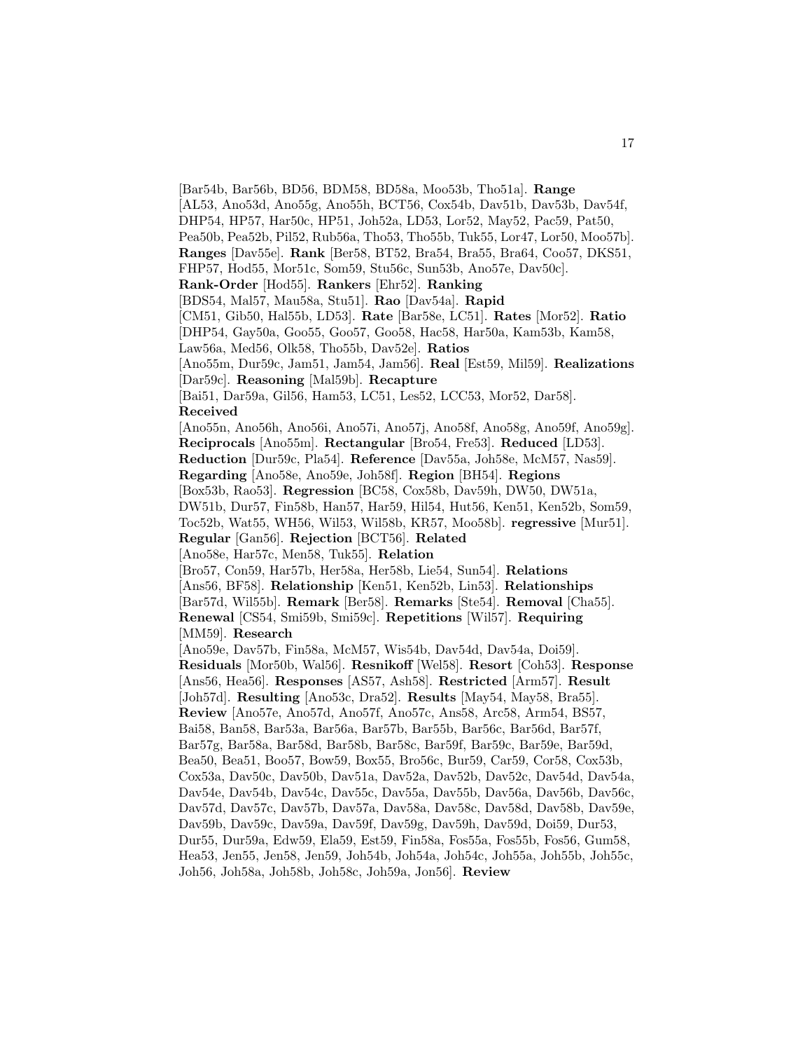[Bar54b, Bar56b, BD56, BDM58, BD58a, Moo53b, Tho51a]. **Range** [AL53, Ano53d, Ano55g, Ano55h, BCT56, Cox54b, Dav51b, Dav53b, Dav54f, DHP54, HP57, Har50c, HP51, Joh52a, LD53, Lor52, May52, Pac59, Pat50, Pea50b, Pea52b, Pil52, Rub56a, Tho53, Tho55b, Tuk55, Lor47, Lor50, Moo57b]. **Ranges** [Dav55e]. **Rank** [Ber58, BT52, Bra54, Bra55, Bra64, Coo57, DKS51, FHP57, Hod55, Mor51c, Som59, Stu56c, Sun53b, Ano57e, Dav50c]. **Rank-Order** [Hod55]. **Rankers** [Ehr52]. **Ranking** [BDS54, Mal57, Mau58a, Stu51]. **Rao** [Dav54a]. **Rapid** [CM51, Gib50, Hal55b, LD53]. **Rate** [Bar58e, LC51]. **Rates** [Mor52]. **Ratio** [DHP54, Gay50a, Goo55, Goo57, Goo58, Hac58, Har50a, Kam53b, Kam58, Law56a, Med56, Olk58, Tho55b, Dav52e]. **Ratios** [Ano55m, Dur59c, Jam51, Jam54, Jam56]. **Real** [Est59, Mil59]. **Realizations** [Dar59c]. **Reasoning** [Mal59b]. **Recapture** [Bai51, Dar59a, Gil56, Ham53, LC51, Les52, LCC53, Mor52, Dar58]. **Received** [Ano55n, Ano56h, Ano56i, Ano57i, Ano57j, Ano58f, Ano58g, Ano59f, Ano59g]. **Reciprocals** [Ano55m]. **Rectangular** [Bro54, Fre53]. **Reduced** [LD53]. **Reduction** [Dur59c, Pla54]. **Reference** [Dav55a, Joh58e, McM57, Nas59]. **Regarding** [Ano58e, Ano59e, Joh58f]. **Region** [BH54]. **Regions** [Box53b, Rao53]. **Regression** [BC58, Cox58b, Dav59h, DW50, DW51a, DW51b, Dur57, Fin58b, Han57, Har59, Hil54, Hut56, Ken51, Ken52b, Som59, Toc52b, Wat55, WH56, Wil53, Wil58b, KR57, Moo58b]. **regressive** [Mur51]. **Regular** [Gan56]. **Rejection** [BCT56]. **Related** [Ano58e, Har57c, Men58, Tuk55]. **Relation** [Bro57, Con59, Har57b, Her58a, Her58b, Lie54, Sun54]. **Relations** [Ans56, BF58]. **Relationship** [Ken51, Ken52b, Lin53]. **Relationships** [Bar57d, Wil55b]. **Remark** [Ber58]. **Remarks** [Ste54]. **Removal** [Cha55]. **Renewal** [CS54, Smi59b, Smi59c]. **Repetitions** [Wil57]. **Requiring** [MM59]. **Research** [Ano59e, Dav57b, Fin58a, McM57, Wis54b, Dav54d, Dav54a, Doi59]. **Residuals** [Mor50b, Wal56]. **Resnikoff** [Wel58]. **Resort** [Coh53]. **Response** [Ans56, Hea56]. **Responses** [AS57, Ash58]. **Restricted** [Arm57]. **Result** [Joh57d]. **Resulting** [Ano53c, Dra52]. **Results** [May54, May58, Bra55]. **Review** [Ano57e, Ano57d, Ano57f, Ano57c, Ans58, Arc58, Arm54, BS57, Bai58, Ban58, Bar53a, Bar56a, Bar57b, Bar55b, Bar56c, Bar56d, Bar57f, Bar57g, Bar58a, Bar58d, Bar58b, Bar58c, Bar59f, Bar59c, Bar59e, Bar59d, Bea50, Bea51, Boo57, Bow59, Box55, Bro56c, Bur59, Car59, Cor58, Cox53b, Cox53a, Dav50c, Dav50b, Dav51a, Dav52a, Dav52b, Dav52c, Dav54d, Dav54a, Dav54e, Dav54b, Dav54c, Dav55c, Dav55a, Dav55b, Dav56a, Dav56b, Dav56c, Dav57d, Dav57c, Dav57b, Dav57a, Dav58a, Dav58c, Dav58d, Dav58b, Dav59e, Dav59b, Dav59c, Dav59a, Dav59f, Dav59g, Dav59h, Dav59d, Doi59, Dur53, Dur55, Dur59a, Edw59, Ela59, Est59, Fin58a, Fos55a, Fos55b, Fos56, Gum58, Hea53, Jen55, Jen58, Jen59, Joh54b, Joh54a, Joh54c, Joh55a, Joh55b, Joh55c, Joh56, Joh58a, Joh58b, Joh58c, Joh59a, Jon56]. **Review**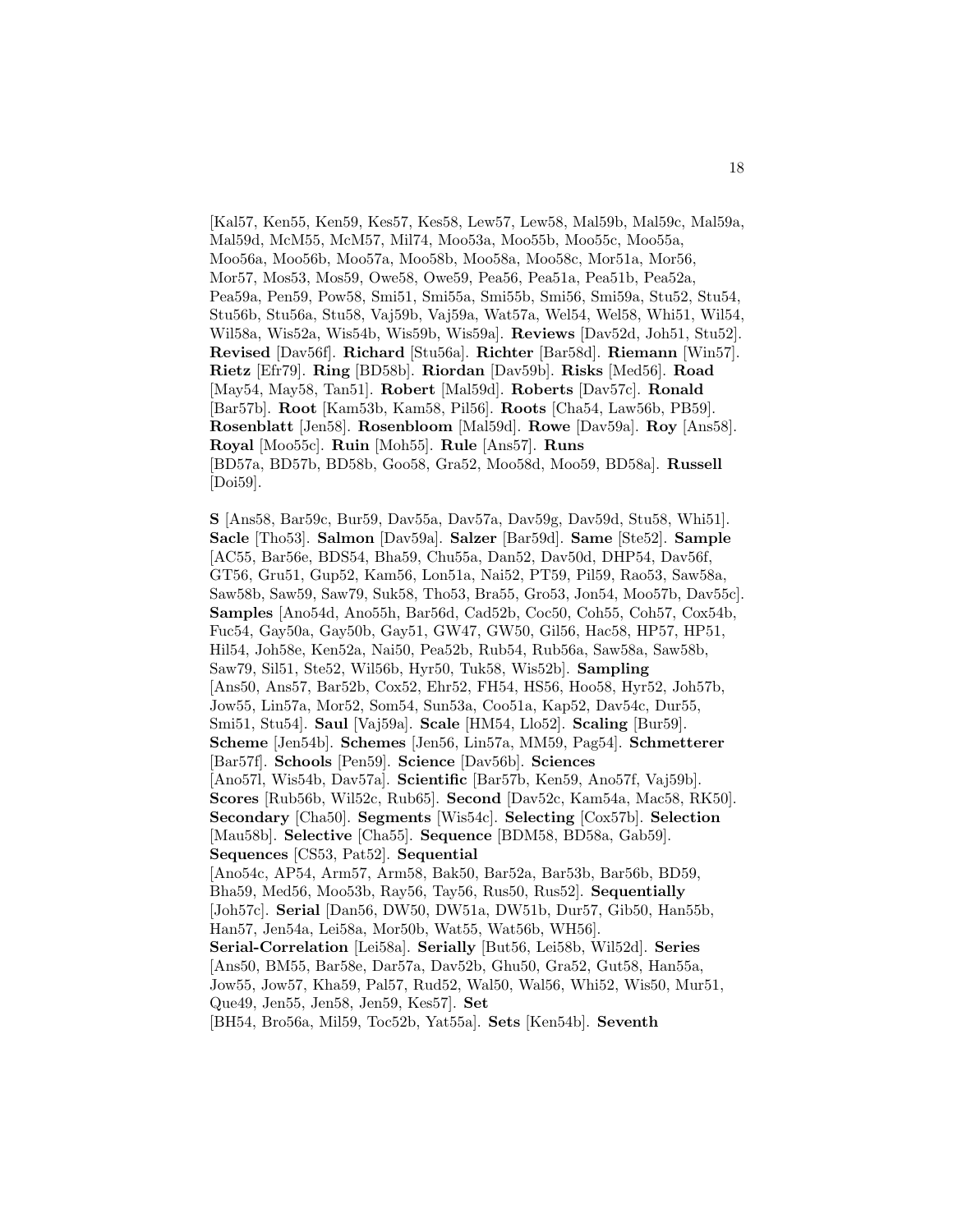[Kal57, Ken55, Ken59, Kes57, Kes58, Lew57, Lew58, Mal59b, Mal59c, Mal59a, Mal59d, McM55, McM57, Mil74, Moo53a, Moo55b, Moo55c, Moo55a, Moo56a, Moo56b, Moo57a, Moo58b, Moo58a, Moo58c, Mor51a, Mor56, Mor57, Mos53, Mos59, Owe58, Owe59, Pea56, Pea51a, Pea51b, Pea52a, Pea59a, Pen59, Pow58, Smi51, Smi55a, Smi55b, Smi56, Smi59a, Stu52, Stu54, Stu56b, Stu56a, Stu58, Vaj59b, Vaj59a, Wat57a, Wel54, Wel58, Whi51, Wil54, Wil58a, Wis52a, Wis54b, Wis59b, Wis59a]. **Reviews** [Dav52d, Joh51, Stu52]. **Revised** [Dav56f]. **Richard** [Stu56a]. **Richter** [Bar58d]. **Riemann** [Win57]. **Rietz** [Efr79]. **Ring** [BD58b]. **Riordan** [Dav59b]. **Risks** [Med56]. **Road** [May54, May58, Tan51]. **Robert** [Mal59d]. **Roberts** [Dav57c]. **Ronald** [Bar57b]. **Root** [Kam53b, Kam58, Pil56]. **Roots** [Cha54, Law56b, PB59]. **Rosenblatt** [Jen58]. **Rosenbloom** [Mal59d]. **Rowe** [Dav59a]. **Roy** [Ans58]. **Royal** [Moo55c]. **Ruin** [Moh55]. **Rule** [Ans57]. **Runs** [BD57a, BD57b, BD58b, Goo58, Gra52, Moo58d, Moo59, BD58a]. **Russell** [Doi59].

**S** [Ans58, Bar59c, Bur59, Dav55a, Dav57a, Dav59g, Dav59d, Stu58, Whi51]. **Sacle** [Tho53]. **Salmon** [Dav59a]. **Salzer** [Bar59d]. **Same** [Ste52]. **Sample** [AC55, Bar56e, BDS54, Bha59, Chu55a, Dan52, Dav50d, DHP54, Dav56f, GT56, Gru51, Gup52, Kam56, Lon51a, Nai52, PT59, Pil59, Rao53, Saw58a, Saw58b, Saw59, Saw79, Suk58, Tho53, Bra55, Gro53, Jon54, Moo57b, Dav55c]. **Samples** [Ano54d, Ano55h, Bar56d, Cad52b, Coc50, Coh55, Coh57, Cox54b, Fuc54, Gay50a, Gay50b, Gay51, GW47, GW50, Gil56, Hac58, HP57, HP51, Hil54, Joh58e, Ken52a, Nai50, Pea52b, Rub54, Rub56a, Saw58a, Saw58b, Saw79, Sil51, Ste52, Wil56b, Hyr50, Tuk58, Wis52b]. **Sampling** [Ans50, Ans57, Bar52b, Cox52, Ehr52, FH54, HS56, Hoo58, Hyr52, Joh57b, Jow55, Lin57a, Mor52, Som54, Sun53a, Coo51a, Kap52, Dav54c, Dur55, Smi51, Stu54]. **Saul** [Vaj59a]. **Scale** [HM54, Llo52]. **Scaling** [Bur59]. **Scheme** [Jen54b]. **Schemes** [Jen56, Lin57a, MM59, Pag54]. **Schmetterer** [Bar57f]. **Schools** [Pen59]. **Science** [Dav56b]. **Sciences** [Ano57l, Wis54b, Dav57a]. **Scientific** [Bar57b, Ken59, Ano57f, Vaj59b]. **Scores** [Rub56b, Wil52c, Rub65]. **Second** [Dav52c, Kam54a, Mac58, RK50]. **Secondary** [Cha50]. **Segments** [Wis54c]. **Selecting** [Cox57b]. **Selection** [Mau58b]. **Selective** [Cha55]. **Sequence** [BDM58, BD58a, Gab59]. **Sequences** [CS53, Pat52]. **Sequential** [Ano54c, AP54, Arm57, Arm58, Bak50, Bar52a, Bar53b, Bar56b, BD59, Bha59, Med56, Moo53b, Ray56, Tay56, Rus50, Rus52]. **Sequentially** [Joh57c]. **Serial** [Dan56, DW50, DW51a, DW51b, Dur57, Gib50, Han55b, Han57, Jen54a, Lei58a, Mor50b, Wat55, Wat56b, WH56]. **Serial-Correlation** [Lei58a]. **Serially** [But56, Lei58b, Wil52d]. **Series** [Ans50, BM55, Bar58e, Dar57a, Dav52b, Ghu50, Gra52, Gut58, Han55a, Jow55, Jow57, Kha59, Pal57, Rud52, Wal50, Wal56, Whi52, Wis50, Mur51, Que49, Jen55, Jen58, Jen59, Kes57]. **Set** [BH54, Bro56a, Mil59, Toc52b, Yat55a]. **Sets** [Ken54b]. **Seventh**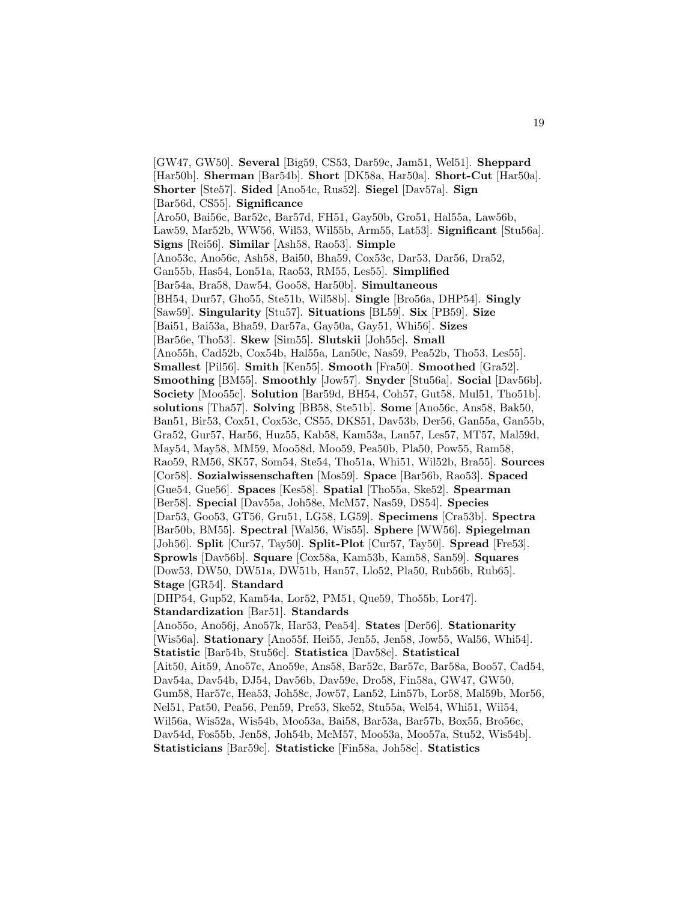[GW47, GW50]. **Several** [Big59, CS53, Dar59c, Jam51, Wel51]. **Sheppard** [Har50b]. **Sherman** [Bar54b]. **Short** [DK58a, Har50a]. **Short-Cut** [Har50a]. **Shorter** [Ste57]. **Sided** [Ano54c, Rus52]. **Siegel** [Dav57a]. **Sign** [Bar56d, CS55]. **Significance** [Aro50, Bai56c, Bar52c, Bar57d, FH51, Gay50b, Gro51, Hal55a, Law56b, Law59, Mar52b, WW56, Wil53, Wil55b, Arm55, Lat53]. **Significant** [Stu56a]. **Signs** [Rei56]. **Similar** [Ash58, Rao53]. **Simple** [Ano53c, Ano56c, Ash58, Bai50, Bha59, Cox53c, Dar53, Dar56, Dra52, Gan55b, Has54, Lon51a, Rao53, RM55, Les55]. **Simplified** [Bar54a, Bra58, Daw54, Goo58, Har50b]. **Simultaneous** [BH54, Dur57, Gho55, Ste51b, Wil58b]. **Single** [Bro56a, DHP54]. **Singly** [Saw59]. **Singularity** [Stu57]. **Situations** [BL59]. **Six** [PB59]. **Size** [Bai51, Bai53a, Bha59, Dar57a, Gay50a, Gay51, Whi56]. **Sizes** [Bar56e, Tho53]. **Skew** [Sim55]. **Slutskii** [Joh55c]. **Small** [Ano55h, Cad52b, Cox54b, Hal55a, Lan50c, Nas59, Pea52b, Tho53, Les55]. **Smallest** [Pil56]. **Smith** [Ken55]. **Smooth** [Fra50]. **Smoothed** [Gra52]. **Smoothing** [BM55]. **Smoothly** [Jow57]. **Snyder** [Stu56a]. **Social** [Dav56b]. **Society** [Moo55c]. **Solution** [Bar59d, BH54, Coh57, Gut58, Mul51, Tho51b]. **solutions** [Tha57]. **Solving** [BB58, Ste51b]. **Some** [Ano56c, Ans58, Bak50, Ban51, Bir53, Cox51, Cox53c, CS55, DKS51, Dav53b, Der56, Gan55a, Gan55b, Gra52, Gur57, Har56, Huz55, Kab58, Kam53a, Lan57, Les57, MT57, Mal59d, May54, May58, MM59, Moo58d, Moo59, Pea50b, Pla50, Pow55, Ram58, Rao59, RM56, SK57, Som54, Ste54, Tho51a, Whi51, Wil52b, Bra55]. **Sources** [Cor58]. **Sozialwissenschaften** [Mos59]. **Space** [Bar56b, Rao53]. **Spaced** [Gue54, Gue56]. **Spaces** [Kes58]. **Spatial** [Tho55a, Ske52]. **Spearman** [Ber58]. **Special** [Dav55a, Joh58e, McM57, Nas59, DS54]. **Species** [Dar53, Goo53, GT56, Gru51, LG58, LG59]. **Specimens** [Cra53b]. **Spectra** [Bar50b, BM55]. **Spectral** [Wal56, Wis55]. **Sphere** [WW56]. **Spiegelman** [Joh56]. **Split** [Cur57, Tay50]. **Split-Plot** [Cur57, Tay50]. **Spread** [Fre53]. **Sprowls** [Dav56b]. **Square** [Cox58a, Kam53b, Kam58, San59]. **Squares** [Dow53, DW50, DW51a, DW51b, Han57, Llo52, Pla50, Rub56b, Rub65]. **Stage** [GR54]. **Standard** [DHP54, Gup52, Kam54a, Lor52, PM51, Que59, Tho55b, Lor47]. **Standardization** [Bar51]. **Standards** [Ano55o, Ano56j, Ano57k, Har53, Pea54]. **States** [Der56]. **Stationarity** [Wis56a]. **Stationary** [Ano55f, Hei55, Jen55, Jen58, Jow55, Wal56, Whi54]. **Statistic** [Bar54b, Stu56c]. **Statistica** [Dav58c]. **Statistical** [Ait50, Ait59, Ano57c, Ano59e, Ans58, Bar52c, Bar57c, Bar58a, Boo57, Cad54, Dav54a, Dav54b, DJ54, Dav56b, Dav59e, Dro58, Fin58a, GW47, GW50, Gum58, Har57c, Hea53, Joh58c, Jow57, Lan52, Lin57b, Lor58, Mal59b, Mor56, Nel51, Pat50, Pea56, Pen59, Pre53, Ske52, Stu55a, Wel54, Whi51, Wil54, Wil56a, Wis52a, Wis54b, Moo53a, Bai58, Bar53a, Bar57b, Box55, Bro56c, Dav54d, Fos55b, Jen58, Joh54b, McM57, Moo53a, Moo57a, Stu52, Wis54b]. **Statisticians** [Bar59c]. **Statisticke** [Fin58a, Joh58c]. **Statistics**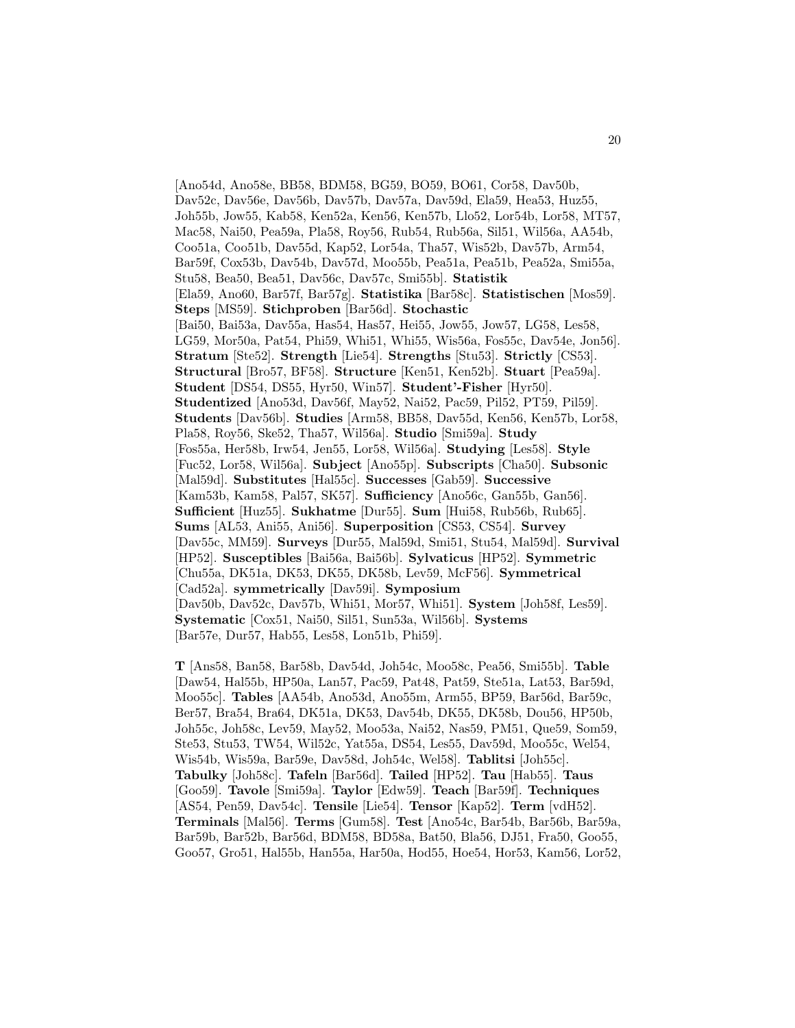[Ano54d, Ano58e, BB58, BDM58, BG59, BO59, BO61, Cor58, Dav50b, Dav52c, Dav56e, Dav56b, Dav57b, Dav57a, Dav59d, Ela59, Hea53, Huz55, Joh55b, Jow55, Kab58, Ken52a, Ken56, Ken57b, Llo52, Lor54b, Lor58, MT57, Mac58, Nai50, Pea59a, Pla58, Roy56, Rub54, Rub56a, Sil51, Wil56a, AA54b, Coo51a, Coo51b, Dav55d, Kap52, Lor54a, Tha57, Wis52b, Dav57b, Arm54, Bar59f, Cox53b, Dav54b, Dav57d, Moo55b, Pea51a, Pea51b, Pea52a, Smi55a, Stu58, Bea50, Bea51, Dav56c, Dav57c, Smi55b]. **Statistik** [Ela59, Ano60, Bar57f, Bar57g]. **Statistika** [Bar58c]. **Statistischen** [Mos59]. **Steps** [MS59]. **Stichproben** [Bar56d]. **Stochastic** [Bai50, Bai53a, Dav55a, Has54, Has57, Hei55, Jow55, Jow57, LG58, Les58, LG59, Mor50a, Pat54, Phi59, Whi51, Whi55, Wis56a, Fos55c, Dav54e, Jon56]. **Stratum** [Ste52]. **Strength** [Lie54]. **Strengths** [Stu53]. **Strictly** [CS53]. **Structural** [Bro57, BF58]. **Structure** [Ken51, Ken52b]. **Stuart** [Pea59a]. **Student** [DS54, DS55, Hyr50, Win57]. **Student'-Fisher** [Hyr50]. **Studentized** [Ano53d, Dav56f, May52, Nai52, Pac59, Pil52, PT59, Pil59]. **Students** [Dav56b]. **Studies** [Arm58, BB58, Dav55d, Ken56, Ken57b, Lor58, Pla58, Roy56, Ske52, Tha57, Wil56a]. **Studio** [Smi59a]. **Study** [Fos55a, Her58b, Irw54, Jen55, Lor58, Wil56a]. **Studying** [Les58]. **Style** [Fuc52, Lor58, Wil56a]. **Subject** [Ano55p]. **Subscripts** [Cha50]. **Subsonic** [Mal59d]. **Substitutes** [Hal55c]. **Successes** [Gab59]. **Successive** [Kam53b, Kam58, Pal57, SK57]. **Sufficiency** [Ano56c, Gan55b, Gan56]. **Sufficient** [Huz55]. **Sukhatme** [Dur55]. **Sum** [Hui58, Rub56b, Rub65]. **Sums** [AL53, Ani55, Ani56]. **Superposition** [CS53, CS54]. **Survey** [Dav55c, MM59]. **Surveys** [Dur55, Mal59d, Smi51, Stu54, Mal59d]. **Survival** [HP52]. **Susceptibles** [Bai56a, Bai56b]. **Sylvaticus** [HP52]. **Symmetric** [Chu55a, DK51a, DK53, DK55, DK58b, Lev59, McF56]. **Symmetrical** [Cad52a]. **symmetrically** [Dav59i]. **Symposium** [Dav50b, Dav52c, Dav57b, Whi51, Mor57, Whi51]. **System** [Joh58f, Les59]. **Systematic** [Cox51, Nai50, Sil51, Sun53a, Wil56b]. **Systems** [Bar57e, Dur57, Hab55, Les58, Lon51b, Phi59].

**T** [Ans58, Ban58, Bar58b, Dav54d, Joh54c, Moo58c, Pea56, Smi55b]. **Table** [Daw54, Hal55b, HP50a, Lan57, Pac59, Pat48, Pat59, Ste51a, Lat53, Bar59d, Moo55c]. **Tables** [AA54b, Ano53d, Ano55m, Arm55, BP59, Bar56d, Bar59c, Ber57, Bra54, Bra64, DK51a, DK53, Dav54b, DK55, DK58b, Dou56, HP50b, Joh55c, Joh58c, Lev59, May52, Moo53a, Nai52, Nas59, PM51, Que59, Som59, Ste53, Stu53, TW54, Wil52c, Yat55a, DS54, Les55, Dav59d, Moo55c, Wel54, Wis54b, Wis59a, Bar59e, Dav58d, Joh54c, Wel58]. **Tablitsi** [Joh55c]. **Tabulky** [Joh58c]. **Tafeln** [Bar56d]. **Tailed** [HP52]. **Tau** [Hab55]. **Taus** [Goo59]. **Tavole** [Smi59a]. **Taylor** [Edw59]. **Teach** [Bar59f]. **Techniques** [AS54, Pen59, Dav54c]. **Tensile** [Lie54]. **Tensor** [Kap52]. **Term** [vdH52]. **Terminals** [Mal56]. **Terms** [Gum58]. **Test** [Ano54c, Bar54b, Bar56b, Bar59a, Bar59b, Bar52b, Bar56d, BDM58, BD58a, Bat50, Bla56, DJ51, Fra50, Goo55, Goo57, Gro51, Hal55b, Han55a, Har50a, Hod55, Hoe54, Hor53, Kam56, Lor52,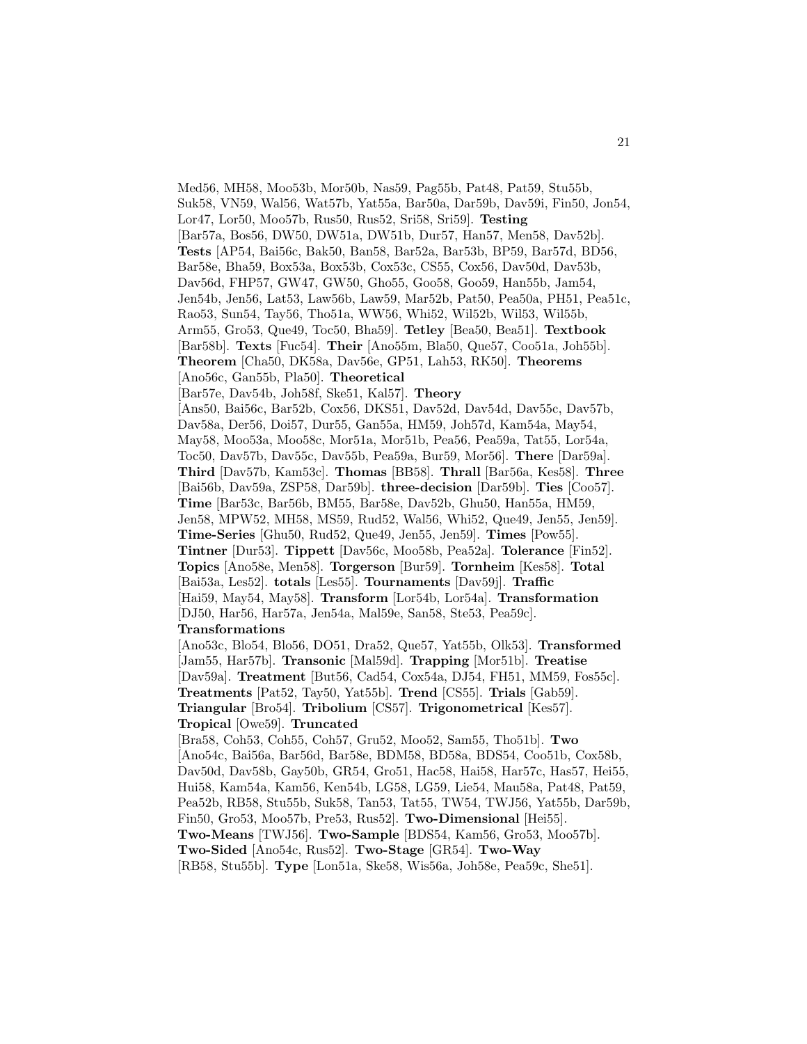Med56, MH58, Moo53b, Mor50b, Nas59, Pag55b, Pat48, Pat59, Stu55b, Suk58, VN59, Wal56, Wat57b, Yat55a, Bar50a, Dar59b, Dav59i, Fin50, Jon54, Lor47, Lor50, Moo57b, Rus50, Rus52, Sri58, Sri59]. **Testing** [Bar57a, Bos56, DW50, DW51a, DW51b, Dur57, Han57, Men58, Dav52b]. **Tests** [AP54, Bai56c, Bak50, Ban58, Bar52a, Bar53b, BP59, Bar57d, BD56, Bar58e, Bha59, Box53a, Box53b, Cox53c, CS55, Cox56, Dav50d, Dav53b, Dav56d, FHP57, GW47, GW50, Gho55, Goo58, Goo59, Han55b, Jam54, Jen54b, Jen56, Lat53, Law56b, Law59, Mar52b, Pat50, Pea50a, PH51, Pea51c, Rao53, Sun54, Tay56, Tho51a, WW56, Whi52, Wil52b, Wil53, Wil55b, Arm55, Gro53, Que49, Toc50, Bha59]. **Tetley** [Bea50, Bea51]. **Textbook** [Bar58b]. **Texts** [Fuc54]. **Their** [Ano55m, Bla50, Que57, Coo51a, Joh55b]. **Theorem** [Cha50, DK58a, Dav56e, GP51, Lah53, RK50]. **Theorems** [Ano56c, Gan55b, Pla50]. **Theoretical** [Bar57e, Dav54b, Joh58f, Ske51, Kal57]. **Theory** [Ans50, Bai56c, Bar52b, Cox56, DKS51, Dav52d, Dav54d, Dav55c, Dav57b, Dav58a, Der56, Doi57, Dur55, Gan55a, HM59, Joh57d, Kam54a, May54, May58, Moo53a, Moo58c, Mor51a, Mor51b, Pea56, Pea59a, Tat55, Lor54a, Toc50, Dav57b, Dav55c, Dav55b, Pea59a, Bur59, Mor56]. **There** [Dar59a]. **Third** [Dav57b, Kam53c]. **Thomas** [BB58]. **Thrall** [Bar56a, Kes58]. **Three** [Bai56b, Dav59a, ZSP58, Dar59b]. **three-decision** [Dar59b]. **Ties** [Coo57]. **Time** [Bar53c, Bar56b, BM55, Bar58e, Dav52b, Ghu50, Han55a, HM59, Jen58, MPW52, MH58, MS59, Rud52, Wal56, Whi52, Que49, Jen55, Jen59]. **Time-Series** [Ghu50, Rud52, Que49, Jen55, Jen59]. **Times** [Pow55]. **Tintner** [Dur53]. **Tippett** [Dav56c, Moo58b, Pea52a]. **Tolerance** [Fin52]. **Topics** [Ano58e, Men58]. **Torgerson** [Bur59]. **Tornheim** [Kes58]. **Total** [Bai53a, Les52]. **totals** [Les55]. **Tournaments** [Dav59j]. **Traffic** [Hai59, May54, May58]. **Transform** [Lor54b, Lor54a]. **Transformation** [DJ50, Har56, Har57a, Jen54a, Mal59e, San58, Ste53, Pea59c]. **Transformations** [Ano53c, Blo54, Blo56, DO51, Dra52, Que57, Yat55b, Olk53]. **Transformed** [Jam55, Har57b]. **Transonic** [Mal59d]. **Trapping** [Mor51b]. **Treatise** [Dav59a]. **Treatment** [But56, Cad54, Cox54a, DJ54, FH51, MM59, Fos55c]. **Treatments** [Pat52, Tay50, Yat55b]. **Trend** [CS55]. **Trials** [Gab59]. **Triangular** [Bro54]. **Tribolium** [CS57]. **Trigonometrical** [Kes57]. **Tropical** [Owe59]. **Truncated** [Bra58, Coh53, Coh55, Coh57, Gru52, Moo52, Sam55, Tho51b]. **Two** [Ano54c, Bai56a, Bar56d, Bar58e, BDM58, BD58a, BDS54, Coo51b, Cox58b, Dav50d, Dav58b, Gay50b, GR54, Gro51, Hac58, Hai58, Har57c, Has57, Hei55, Hui58, Kam54a, Kam56, Ken54b, LG58, LG59, Lie54, Mau58a, Pat48, Pat59, Pea52b, RB58, Stu55b, Suk58, Tan53, Tat55, TW54, TWJ56, Yat55b, Dar59b, Fin50, Gro53, Moo57b, Pre53, Rus52]. **Two-Dimensional** [Hei55]. **Two-Means** [TWJ56]. **Two-Sample** [BDS54, Kam56, Gro53, Moo57b]. **Two-Sided** [Ano54c, Rus52]. **Two-Stage** [GR54]. **Two-Way** [RB58, Stu55b]. **Type** [Lon51a, Ske58, Wis56a, Joh58e, Pea59c, She51].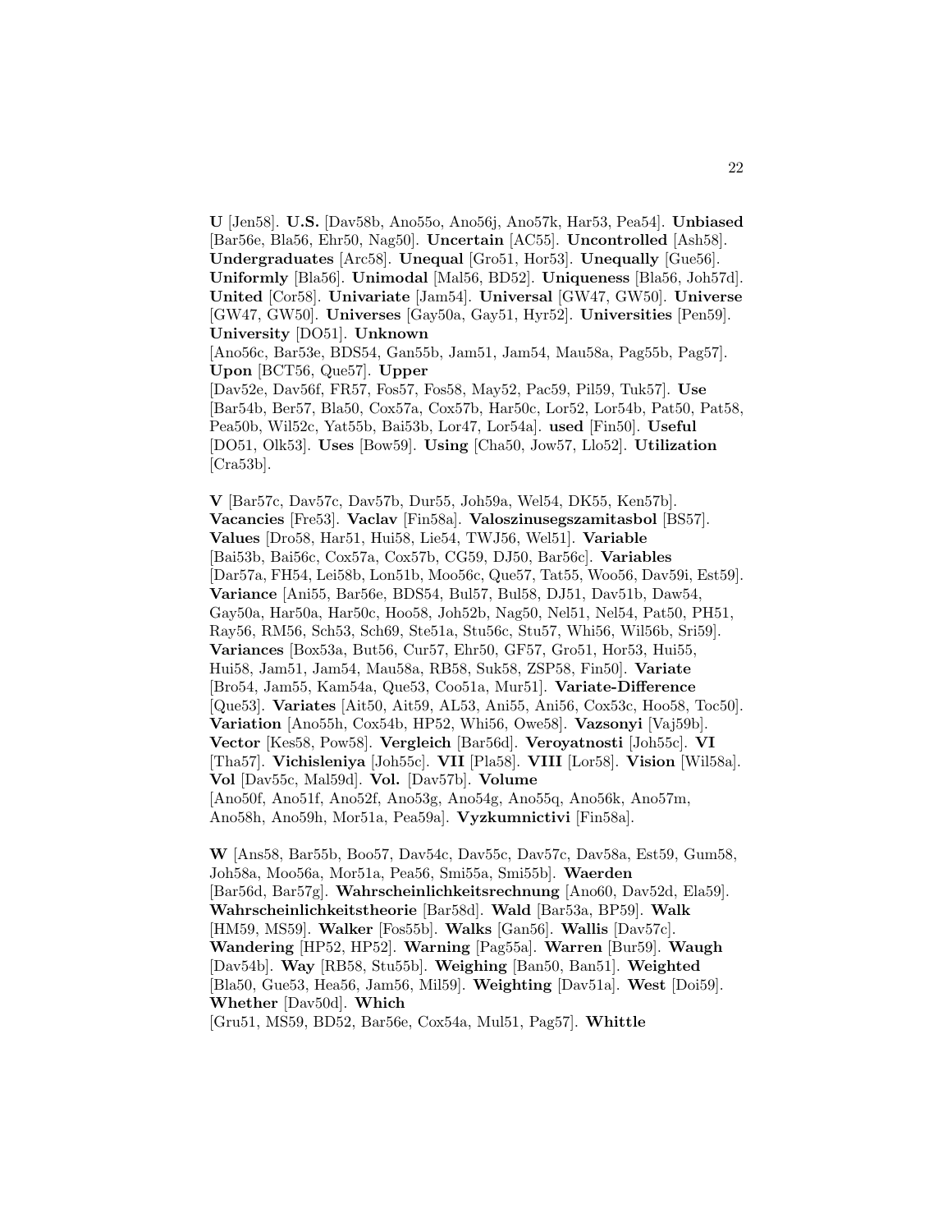**U** [Jen58]. **U.S.** [Dav58b, Ano55o, Ano56j, Ano57k, Har53, Pea54]. **Unbiased** [Bar56e, Bla56, Ehr50, Nag50]. **Uncertain** [AC55]. **Uncontrolled** [Ash58]. **Undergraduates** [Arc58]. **Unequal** [Gro51, Hor53]. **Unequally** [Gue56]. **Uniformly** [Bla56]. **Unimodal** [Mal56, BD52]. **Uniqueness** [Bla56, Joh57d]. **United** [Cor58]. **Univariate** [Jam54]. **Universal** [GW47, GW50]. **Universe** [GW47, GW50]. **Universes** [Gay50a, Gay51, Hyr52]. **Universities** [Pen59]. **University** [DO51]. **Unknown** [Ano56c, Bar53e, BDS54, Gan55b, Jam51, Jam54, Mau58a, Pag55b, Pag57]. **Upon** [BCT56, Que57]. **Upper** [Dav52e, Dav56f, FR57, Fos57, Fos58, May52, Pac59, Pil59, Tuk57]. **Use** [Bar54b, Ber57, Bla50, Cox57a, Cox57b, Har50c, Lor52, Lor54b, Pat50, Pat58, Pea50b, Wil52c, Yat55b, Bai53b, Lor47, Lor54a]. **used** [Fin50]. **Useful** [DO51, Olk53]. **Uses** [Bow59]. **Using** [Cha50, Jow57, Llo52]. **Utilization** [Cra53b].

**V** [Bar57c, Dav57c, Dav57b, Dur55, Joh59a, Wel54, DK55, Ken57b]. **Vacancies** [Fre53]. **Vaclav** [Fin58a]. **Valoszinusegszamitasbol** [BS57]. **Values** [Dro58, Har51, Hui58, Lie54, TWJ56, Wel51]. **Variable** [Bai53b, Bai56c, Cox57a, Cox57b, CG59, DJ50, Bar56c]. **Variables** [Dar57a, FH54, Lei58b, Lon51b, Moo56c, Que57, Tat55, Woo56, Dav59i, Est59]. **Variance** [Ani55, Bar56e, BDS54, Bul57, Bul58, DJ51, Dav51b, Daw54, Gay50a, Har50a, Har50c, Hoo58, Joh52b, Nag50, Nel51, Nel54, Pat50, PH51, Ray56, RM56, Sch53, Sch69, Ste51a, Stu56c, Stu57, Whi56, Wil56b, Sri59]. **Variances** [Box53a, But56, Cur57, Ehr50, GF57, Gro51, Hor53, Hui55, Hui58, Jam51, Jam54, Mau58a, RB58, Suk58, ZSP58, Fin50]. **Variate** [Bro54, Jam55, Kam54a, Que53, Coo51a, Mur51]. **Variate-Difference** [Que53]. **Variates** [Ait50, Ait59, AL53, Ani55, Ani56, Cox53c, Hoo58, Toc50]. **Variation** [Ano55h, Cox54b, HP52, Whi56, Owe58]. **Vazsonyi** [Vaj59b]. **Vector** [Kes58, Pow58]. **Vergleich** [Bar56d]. **Veroyatnosti** [Joh55c]. **VI** [Tha57]. **Vichisleniya** [Joh55c]. **VII** [Pla58]. **VIII** [Lor58]. **Vision** [Wil58a]. **Vol** [Dav55c, Mal59d]. **Vol.** [Dav57b]. **Volume** [Ano50f, Ano51f, Ano52f, Ano53g, Ano54g, Ano55q, Ano56k, Ano57m, Ano58h, Ano59h, Mor51a, Pea59a]. **Vyzkumnictivi** [Fin58a].

**W** [Ans58, Bar55b, Boo57, Dav54c, Dav55c, Dav57c, Dav58a, Est59, Gum58, Joh58a, Moo56a, Mor51a, Pea56, Smi55a, Smi55b]. **Waerden** [Bar56d, Bar57g]. **Wahrscheinlichkeitsrechnung** [Ano60, Dav52d, Ela59]. **Wahrscheinlichkeitstheorie** [Bar58d]. **Wald** [Bar53a, BP59]. **Walk** [HM59, MS59]. **Walker** [Fos55b]. **Walks** [Gan56]. **Wallis** [Dav57c]. **Wandering** [HP52, HP52]. **Warning** [Pag55a]. **Warren** [Bur59]. **Waugh** [Dav54b]. **Way** [RB58, Stu55b]. **Weighing** [Ban50, Ban51]. **Weighted** [Bla50, Gue53, Hea56, Jam56, Mil59]. **Weighting** [Dav51a]. **West** [Doi59]. **Whether** [Dav50d]. **Which** [Gru51, MS59, BD52, Bar56e, Cox54a, Mul51, Pag57]. **Whittle**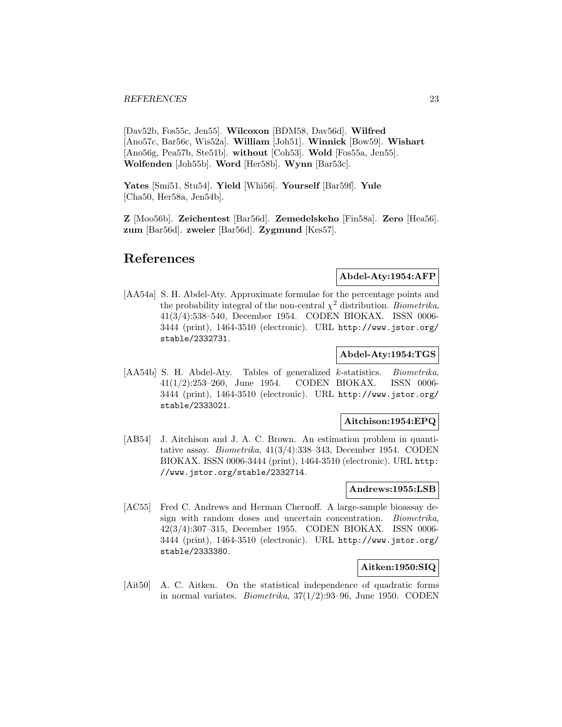[Dav52b, Fos55c, Jen55]. **Wilcoxon** [BDM58, Dav56d]. **Wilfred** [Ano57c, Bar56c, Wis52a]. **William** [Joh51]. **Winnick** [Bow59]. **Wishart** [Ano56g, Pea57b, Ste51b]. **without** [Coh53]. **Wold** [Fos55a, Jen55]. **Wolfenden** [Joh55b]. **Word** [Her58b]. **Wynn** [Bar53c].

**Yates** [Smi51, Stu54]. **Yield** [Whi56]. **Yourself** [Bar59f]. **Yule** [Cha50, Her58a, Jen54b].

**Z** [Moo56b]. **Zeichentest** [Bar56d]. **Zemedelskeho** [Fin58a]. **Zero** [Hea56]. **zum** [Bar56d]. **zweier** [Bar56d]. **Zygmund** [Kes57].

# References

**Abdel-Aty:1954:AFP**

[AA54a] S. H. Abdel-Aty. Approximate formulae for the percentage points and the probability integral of the non-central $\chi^2$ distribution. *Biometrika*, 41(3/4):538–540, December 1954. CODEN BIOKAX. ISSN 0006-3444 (print), 1464-3510 (electronic). URL http://www.jstor.org/stable/2332731.

**Abdel-Aty:1954:TGS**

[AA54b] S. H. Abdel-Aty. Tables of generalized $k$-statistics. *Biometrika*, 41(1/2):253–260, June 1954. CODEN BIOKAX. ISSN 0006-3444 (print), 1464-3510 (electronic). URL http://www.jstor.org/stable/2333021.

**Aitchison:1954:EPQ**

[AB54] J. Aitchison and J. A. C. Brown. An estimation problem in quantitative assay. *Biometrika*, 41(3/4):338–343, December 1954. CODEN BIOKAX. ISSN 0006-3444 (print), 1464-3510 (electronic). URL http://www.jstor.org/stable/2332714.

**Andrews:1955:LSB**

[AC55] Fred C. Andrews and Herman Chernoff. A large-sample bioassay design with random doses and uncertain concentration. *Biometrika*, 42(3/4):307–315, December 1955. CODEN BIOKAX. ISSN 0006-3444 (print), 1464-3510 (electronic). URL http://www.jstor.org/stable/2333380.

**Aitken:1950:SIQ**

[Ait50] A. C. Aitken. On the statistical independence of quadratic forms in normal variates. *Biometrika*, 37(1/2):93–96, June 1950. CODEN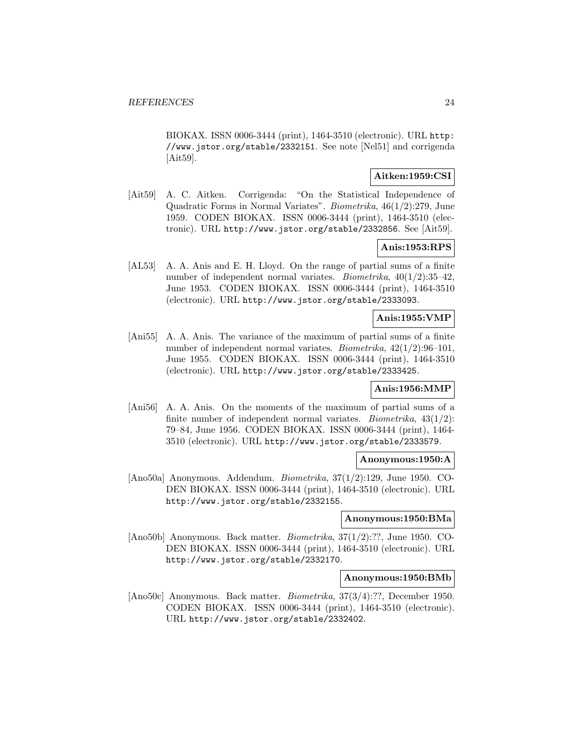BIOKAX. ISSN 0006-3444 (print), 1464-3510 (electronic). URL http://www.jstor.org/stable/2332151. See note [Nel51] and corrigenda [Ait59].

**Aitken:1959:CSI**

[Ait59] A. C. Aitken. Corrigenda: "On the Statistical Independence of Quadratic Forms in Normal Variates". *Biometrika*, 46(1/2):279, June 1959. CODEN BIOKAX. ISSN 0006-3444 (print), 1464-3510 (electronic). URL http://www.jstor.org/stable/2332856. See [Ait59].

**Anis:1953:RPS**

[AL53] A. A. Anis and E. H. Lloyd. On the range of partial sums of a finite number of independent normal variates. *Biometrika*, 40(1/2):35–42, June 1953. CODEN BIOKAX. ISSN 0006-3444 (print), 1464-3510 (electronic). URL http://www.jstor.org/stable/2333093.

**Anis:1955:VMP**

[Ani55] A. A. Anis. The variance of the maximum of partial sums of a finite number of independent normal variates. *Biometrika*, 42(1/2):96–101, June 1955. CODEN BIOKAX. ISSN 0006-3444 (print), 1464-3510 (electronic). URL http://www.jstor.org/stable/2333425.

**Anis:1956:MMP**

[Ani56] A. A. Anis. On the moments of the maximum of partial sums of a finite number of independent normal variates. *Biometrika*, 43(1/2): 79–84, June 1956. CODEN BIOKAX. ISSN 0006-3444 (print), 1464-3510 (electronic). URL http://www.jstor.org/stable/2333579.

**Anonymous:1950:A**

[Ano50a] Anonymous. Addendum. *Biometrika*, 37(1/2):129, June 1950. CODEN BIOKAX. ISSN 0006-3444 (print), 1464-3510 (electronic). URL http://www.jstor.org/stable/2332155.

**Anonymous:1950:BMa**

[Ano50b] Anonymous. Back matter. *Biometrika*, 37(1/2):??, June 1950. CODEN BIOKAX. ISSN 0006-3444 (print), 1464-3510 (electronic). URL http://www.jstor.org/stable/2332170.

**Anonymous:1950:BMb**

[Ano50c] Anonymous. Back matter. *Biometrika*, 37(3/4):??, December 1950. CODEN BIOKAX. ISSN 0006-3444 (print), 1464-3510 (electronic). URL http://www.jstor.org/stable/2332402.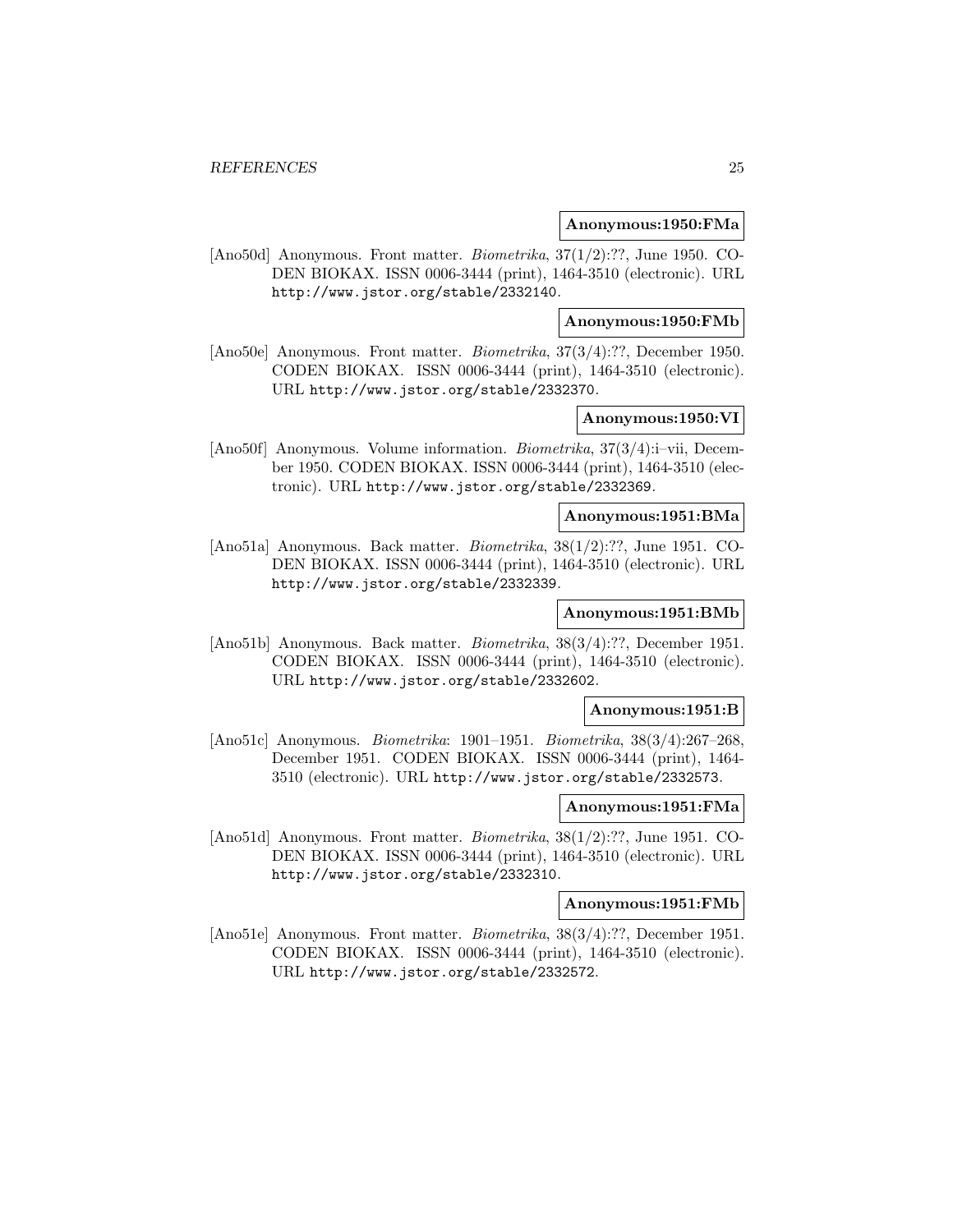**Anonymous:1950:FMa**

[Ano50d] Anonymous. Front matter. *Biometrika*, 37(1/2):??, June 1950. CODEN BIOKAX. ISSN 0006-3444 (print), 1464-3510 (electronic). URL http://www.jstor.org/stable/2332140.

**Anonymous:1950:FMb**

[Ano50e] Anonymous. Front matter. *Biometrika*, 37(3/4):??, December 1950. CODEN BIOKAX. ISSN 0006-3444 (print), 1464-3510 (electronic). URL http://www.jstor.org/stable/2332370.

**Anonymous:1950:VI**

[Ano50f] Anonymous. Volume information. *Biometrika*, 37(3/4):i–vii, December 1950. CODEN BIOKAX. ISSN 0006-3444 (print), 1464-3510 (electronic). URL http://www.jstor.org/stable/2332369.

**Anonymous:1951:BMa**

[Ano51a] Anonymous. Back matter. *Biometrika*, 38(1/2):??, June 1951. CODEN BIOKAX. ISSN 0006-3444 (print), 1464-3510 (electronic). URL http://www.jstor.org/stable/2332339.

**Anonymous:1951:BMb**

[Ano51b] Anonymous. Back matter. *Biometrika*, 38(3/4):??, December 1951. CODEN BIOKAX. ISSN 0006-3444 (print), 1464-3510 (electronic). URL http://www.jstor.org/stable/2332602.

**Anonymous:1951:B**

[Ano51c] Anonymous. *Biometrika*: 1901–1951. *Biometrika*, 38(3/4):267–268, December 1951. CODEN BIOKAX. ISSN 0006-3444 (print), 1464-3510 (electronic). URL http://www.jstor.org/stable/2332573.

**Anonymous:1951:FMa**

[Ano51d] Anonymous. Front matter. *Biometrika*, 38(1/2):??, June 1951. CODEN BIOKAX. ISSN 0006-3444 (print), 1464-3510 (electronic). URL http://www.jstor.org/stable/2332310.

**Anonymous:1951:FMb**

[Ano51e] Anonymous. Front matter. *Biometrika*, 38(3/4):??, December 1951. CODEN BIOKAX. ISSN 0006-3444 (print), 1464-3510 (electronic). URL http://www.jstor.org/stable/2332572.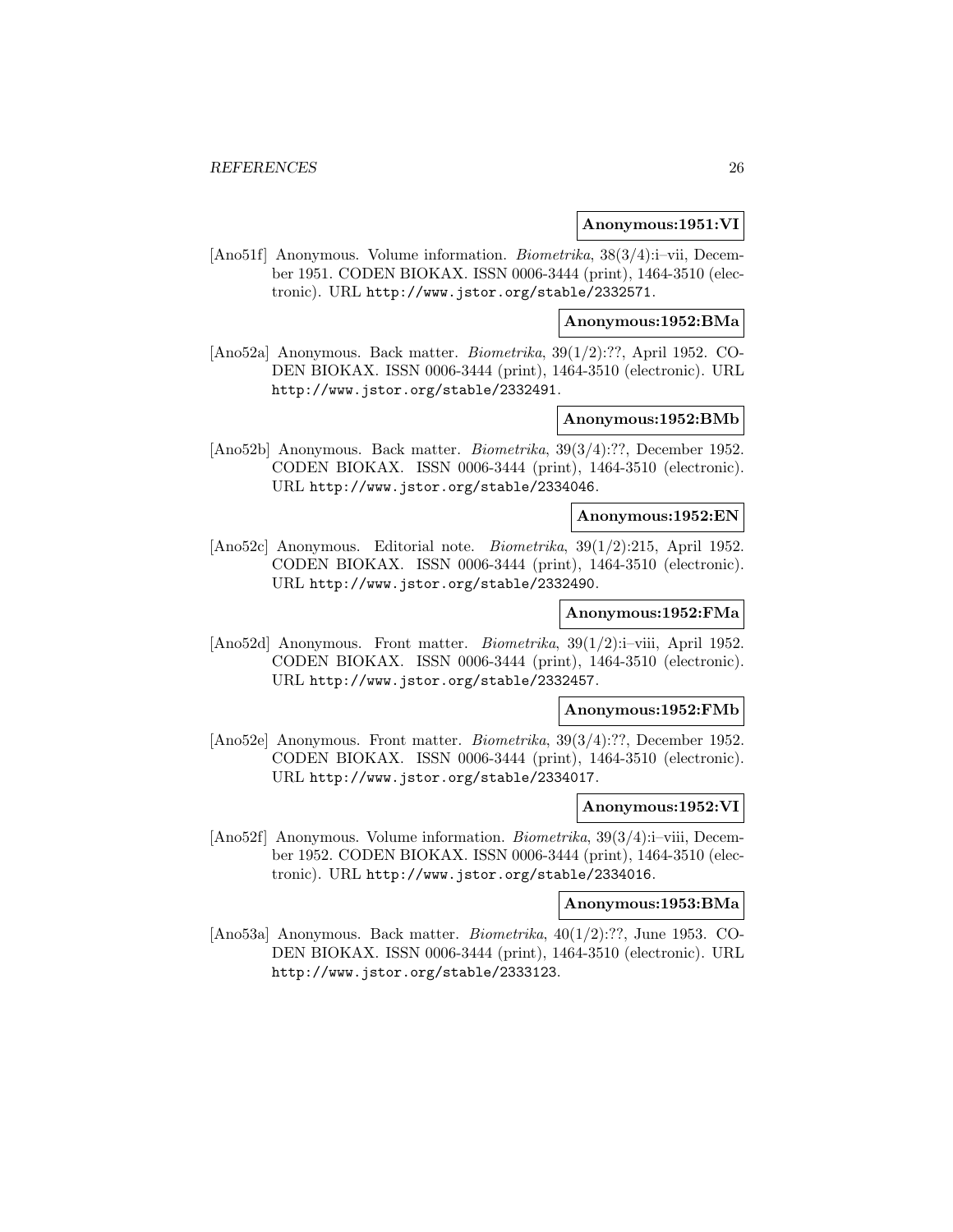**Anonymous:1951:VI**

[Ano51f] Anonymous. Volume information. *Biometrika*, 38(3/4):i–vii, December 1951. CODEN BIOKAX. ISSN 0006-3444 (print), 1464-3510 (electronic). URL http://www.jstor.org/stable/2332571.

**Anonymous:1952:BMa**

[Ano52a] Anonymous. Back matter. *Biometrika*, 39(1/2):??, April 1952. CODEN BIOKAX. ISSN 0006-3444 (print), 1464-3510 (electronic). URL http://www.jstor.org/stable/2332491.

**Anonymous:1952:BMb**

[Ano52b] Anonymous. Back matter. *Biometrika*, 39(3/4):??, December 1952. CODEN BIOKAX. ISSN 0006-3444 (print), 1464-3510 (electronic). URL http://www.jstor.org/stable/2334046.

**Anonymous:1952:EN**

[Ano52c] Anonymous. Editorial note. *Biometrika*, 39(1/2):215, April 1952. CODEN BIOKAX. ISSN 0006-3444 (print), 1464-3510 (electronic). URL http://www.jstor.org/stable/2332490.

**Anonymous:1952:FMa**

[Ano52d] Anonymous. Front matter. *Biometrika*, 39(1/2):i–viii, April 1952. CODEN BIOKAX. ISSN 0006-3444 (print), 1464-3510 (electronic). URL http://www.jstor.org/stable/2332457.

**Anonymous:1952:FMb**

[Ano52e] Anonymous. Front matter. *Biometrika*, 39(3/4):??, December 1952. CODEN BIOKAX. ISSN 0006-3444 (print), 1464-3510 (electronic). URL http://www.jstor.org/stable/2334017.

**Anonymous:1952:VI**

[Ano52f] Anonymous. Volume information. *Biometrika*, 39(3/4):i–viii, December 1952. CODEN BIOKAX. ISSN 0006-3444 (print), 1464-3510 (electronic). URL http://www.jstor.org/stable/2334016.

**Anonymous:1953:BMa**

[Ano53a] Anonymous. Back matter. *Biometrika*, 40(1/2):??, June 1953. CODEN BIOKAX. ISSN 0006-3444 (print), 1464-3510 (electronic). URL http://www.jstor.org/stable/2333123.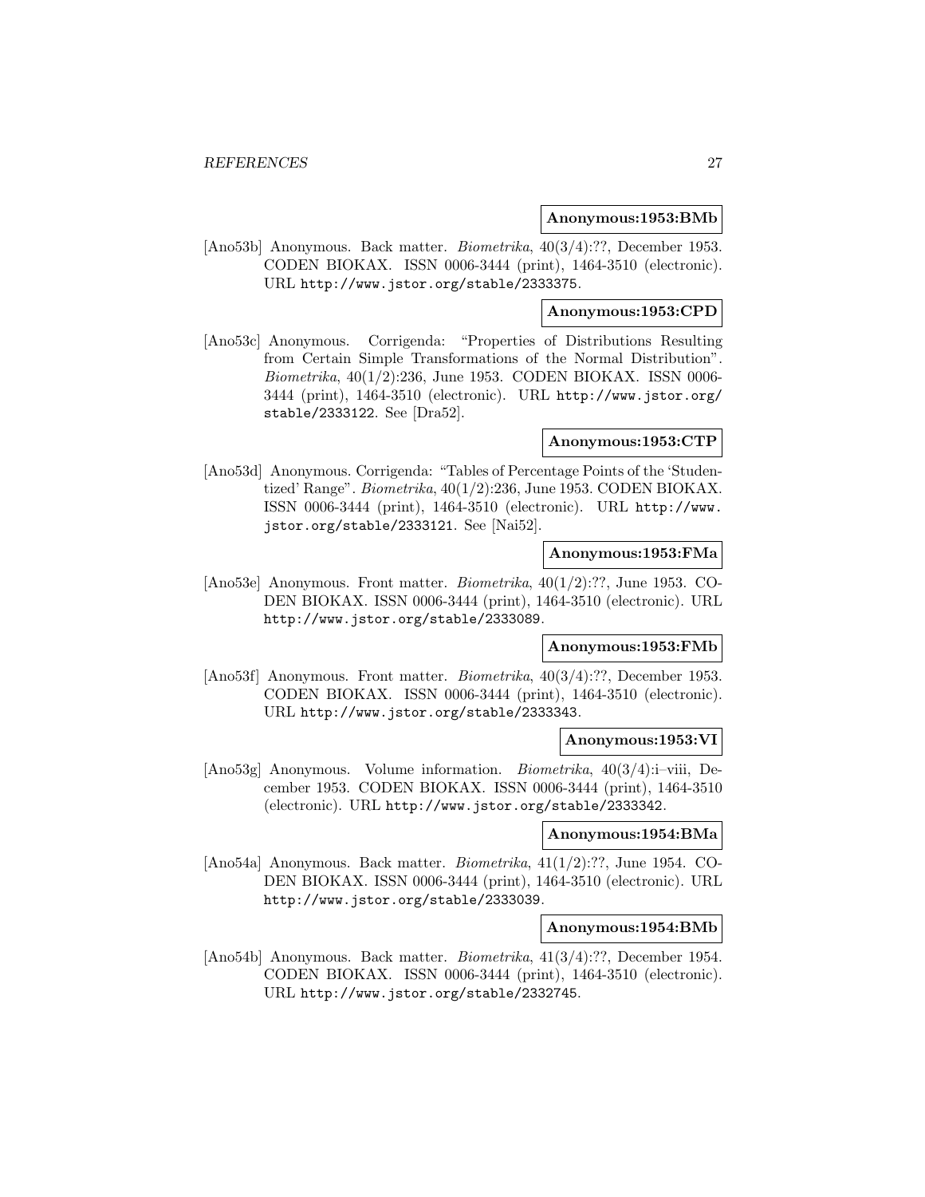**Anonymous:1953:BMb**

[Ano53b] Anonymous. Back matter. *Biometrika*, 40(3/4):??, December 1953. CODEN BIOKAX. ISSN 0006-3444 (print), 1464-3510 (electronic). URL http://www.jstor.org/stable/2333375.

**Anonymous:1953:CPD**

[Ano53c] Anonymous. Corrigenda: "Properties of Distributions Resulting from Certain Simple Transformations of the Normal Distribution". *Biometrika*, 40(1/2):236, June 1953. CODEN BIOKAX. ISSN 0006-3444 (print), 1464-3510 (electronic). URL http://www.jstor.org/stable/2333122. See [Dra52].

**Anonymous:1953:CTP**

[Ano53d] Anonymous. Corrigenda: "Tables of Percentage Points of the 'Studentized' Range". *Biometrika*, 40(1/2):236, June 1953. CODEN BIOKAX. ISSN 0006-3444 (print), 1464-3510 (electronic). URL http://www.jstor.org/stable/2333121. See [Nai52].

**Anonymous:1953:FMa**

[Ano53e] Anonymous. Front matter. *Biometrika*, 40(1/2):??, June 1953. CODEN BIOKAX. ISSN 0006-3444 (print), 1464-3510 (electronic). URL http://www.jstor.org/stable/2333089.

**Anonymous:1953:FMb**

[Ano53f] Anonymous. Front matter. *Biometrika*, 40(3/4):??, December 1953. CODEN BIOKAX. ISSN 0006-3444 (print), 1464-3510 (electronic). URL http://www.jstor.org/stable/2333343.

**Anonymous:1953:VI**

[Ano53g] Anonymous. Volume information. *Biometrika*, 40(3/4):i–viii, December 1953. CODEN BIOKAX. ISSN 0006-3444 (print), 1464-3510 (electronic). URL http://www.jstor.org/stable/2333342.

**Anonymous:1954:BMa**

[Ano54a] Anonymous. Back matter. *Biometrika*, 41(1/2):??, June 1954. CODEN BIOKAX. ISSN 0006-3444 (print), 1464-3510 (electronic). URL http://www.jstor.org/stable/2333039.

**Anonymous:1954:BMb**

[Ano54b] Anonymous. Back matter. *Biometrika*, 41(3/4):??, December 1954. CODEN BIOKAX. ISSN 0006-3444 (print), 1464-3510 (electronic). URL http://www.jstor.org/stable/2332745.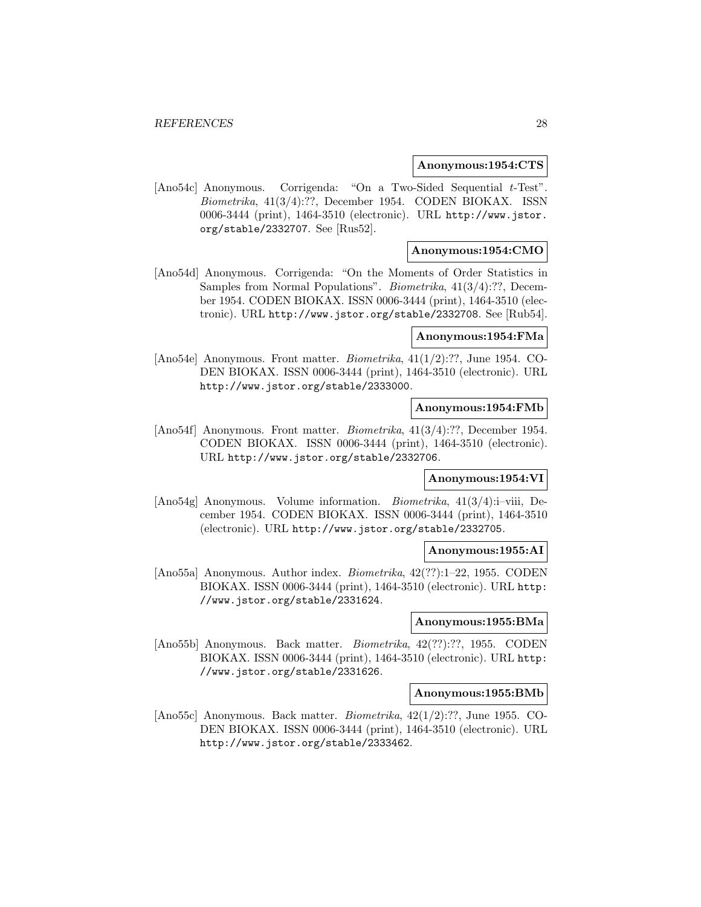**Anonymous:1954:CTS**

[Ano54c] Anonymous. Corrigenda: "On a Two-Sided Sequential $t$-Test". *Biometrika*, 41(3/4):??, December 1954. CODEN BIOKAX. ISSN 0006-3444 (print), 1464-3510 (electronic). URL http://www.jstor.org/stable/2332707. See [Rus52].

**Anonymous:1954:CMO**

[Ano54d] Anonymous. Corrigenda: "On the Moments of Order Statistics in Samples from Normal Populations". *Biometrika*, 41(3/4):??, December 1954. CODEN BIOKAX. ISSN 0006-3444 (print), 1464-3510 (electronic). URL http://www.jstor.org/stable/2332708. See [Rub54].

**Anonymous:1954:FMa**

[Ano54e] Anonymous. Front matter. *Biometrika*, 41(1/2):??, June 1954. CODEN BIOKAX. ISSN 0006-3444 (print), 1464-3510 (electronic). URL http://www.jstor.org/stable/2333000.

**Anonymous:1954:FMb**

[Ano54f] Anonymous. Front matter. *Biometrika*, 41(3/4):??, December 1954. CODEN BIOKAX. ISSN 0006-3444 (print), 1464-3510 (electronic). URL http://www.jstor.org/stable/2332706.

**Anonymous:1954:VI**

[Ano54g] Anonymous. Volume information. *Biometrika*, 41(3/4):i–viii, December 1954. CODEN BIOKAX. ISSN 0006-3444 (print), 1464-3510 (electronic). URL http://www.jstor.org/stable/2332705.

**Anonymous:1955:AI**

[Ano55a] Anonymous. Author index. *Biometrika*, 42(??):1–22, 1955. CODEN BIOKAX. ISSN 0006-3444 (print), 1464-3510 (electronic). URL http://www.jstor.org/stable/2331624.

**Anonymous:1955:BMa**

[Ano55b] Anonymous. Back matter. *Biometrika*, 42(??):??, 1955. CODEN BIOKAX. ISSN 0006-3444 (print), 1464-3510 (electronic). URL http://www.jstor.org/stable/2331626.

**Anonymous:1955:BMb**

[Ano55c] Anonymous. Back matter. *Biometrika*, 42(1/2):??, June 1955. CODEN BIOKAX. ISSN 0006-3444 (print), 1464-3510 (electronic). URL http://www.jstor.org/stable/2333462.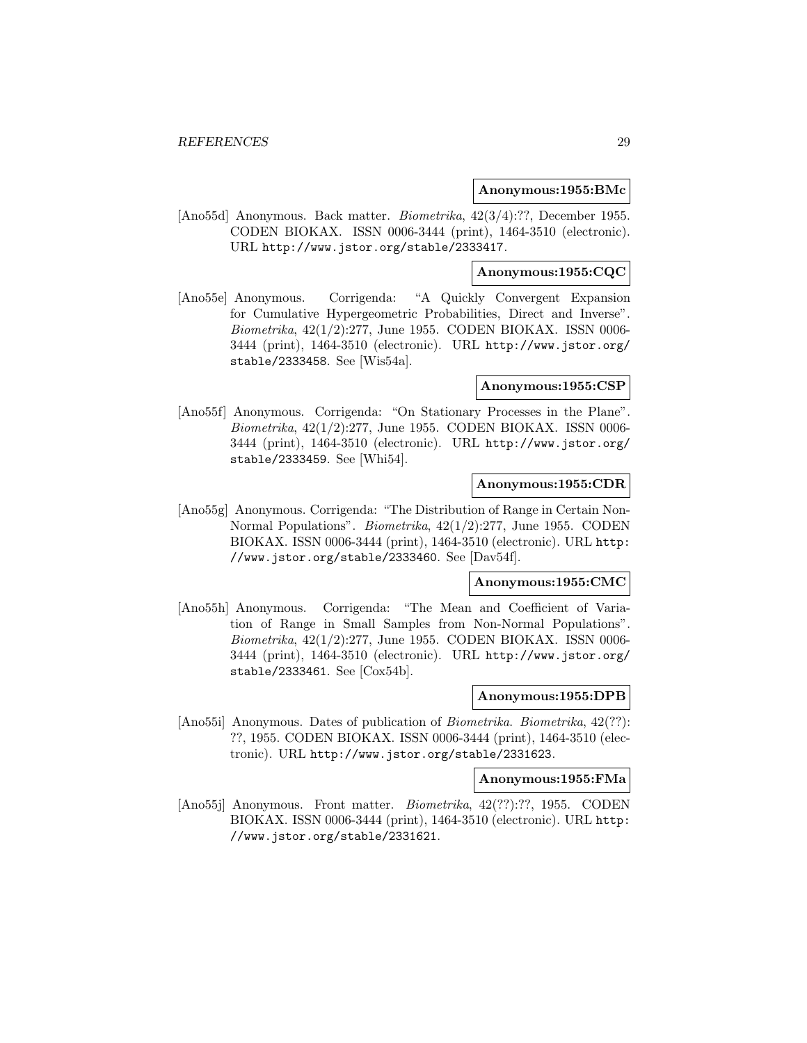**Anonymous:1955:BMc**

[Ano55d] Anonymous. Back matter. *Biometrika*, 42(3/4):??, December 1955. CODEN BIOKAX. ISSN 0006-3444 (print), 1464-3510 (electronic). URL http://www.jstor.org/stable/2333417.

**Anonymous:1955:CQC**

[Ano55e] Anonymous. Corrigenda: "A Quickly Convergent Expansion for Cumulative Hypergeometric Probabilities, Direct and Inverse". *Biometrika*, 42(1/2):277, June 1955. CODEN BIOKAX. ISSN 0006-3444 (print), 1464-3510 (electronic). URL http://www.jstor.org/stable/2333458. See [Wis54a].

**Anonymous:1955:CSP**

[Ano55f] Anonymous. Corrigenda: "On Stationary Processes in the Plane". *Biometrika*, 42(1/2):277, June 1955. CODEN BIOKAX. ISSN 0006-3444 (print), 1464-3510 (electronic). URL http://www.jstor.org/stable/2333459. See [Whi54].

**Anonymous:1955:CDR**

[Ano55g] Anonymous. Corrigenda: "The Distribution of Range in Certain Non-Normal Populations". *Biometrika*, 42(1/2):277, June 1955. CODEN BIOKAX. ISSN 0006-3444 (print), 1464-3510 (electronic). URL http://www.jstor.org/stable/2333460. See [Dav54f].

**Anonymous:1955:CMC**

[Ano55h] Anonymous. Corrigenda: "The Mean and Coefficient of Variation of Range in Small Samples from Non-Normal Populations". *Biometrika*, 42(1/2):277, June 1955. CODEN BIOKAX. ISSN 0006-3444 (print), 1464-3510 (electronic). URL http://www.jstor.org/stable/2333461. See [Cox54b].

**Anonymous:1955:DPB**

[Ano55i] Anonymous. Dates of publication of *Biometrika*. *Biometrika*, 42(??):??, 1955. CODEN BIOKAX. ISSN 0006-3444 (print), 1464-3510 (electronic). URL http://www.jstor.org/stable/2331623.

**Anonymous:1955:FMa**

[Ano55j] Anonymous. Front matter. *Biometrika*, 42(??):??, 1955. CODEN BIOKAX. ISSN 0006-3444 (print), 1464-3510 (electronic). URL http://www.jstor.org/stable/2331621.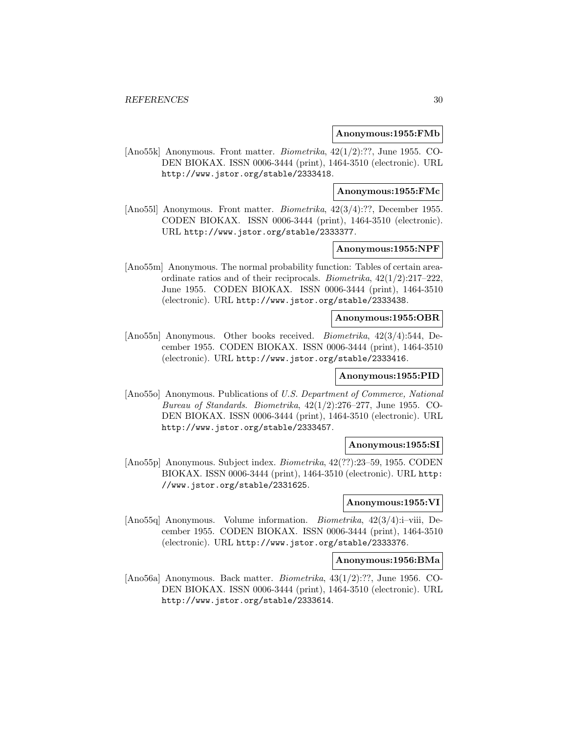**Anonymous:1955:FMb**

[Ano55k] Anonymous. Front matter. *Biometrika*, 42(1/2):??, June 1955. CODEN BIOKAX. ISSN 0006-3444 (print), 1464-3510 (electronic). URL http://www.jstor.org/stable/2333418.

**Anonymous:1955:FMc**

[Ano55l] Anonymous. Front matter. *Biometrika*, 42(3/4):??, December 1955. CODEN BIOKAX. ISSN 0006-3444 (print), 1464-3510 (electronic). URL http://www.jstor.org/stable/2333377.

**Anonymous:1955:NPF**

[Ano55m] Anonymous. The normal probability function: Tables of certain area-ordinate ratios and of their reciprocals. *Biometrika*, 42(1/2):217–222, June 1955. CODEN BIOKAX. ISSN 0006-3444 (print), 1464-3510 (electronic). URL http://www.jstor.org/stable/2333438.

**Anonymous:1955:OBR**

[Ano55n] Anonymous. Other books received. *Biometrika*, 42(3/4):544, December 1955. CODEN BIOKAX. ISSN 0006-3444 (print), 1464-3510 (electronic). URL http://www.jstor.org/stable/2333416.

**Anonymous:1955:PID**

[Ano55o] Anonymous. Publications of *U.S. Department of Commerce, National Bureau of Standards*. *Biometrika*, 42(1/2):276–277, June 1955. CODEN BIOKAX. ISSN 0006-3444 (print), 1464-3510 (electronic). URL http://www.jstor.org/stable/2333457.

**Anonymous:1955:SI**

[Ano55p] Anonymous. Subject index. *Biometrika*, 42(??):23–59, 1955. CODEN BIOKAX. ISSN 0006-3444 (print), 1464-3510 (electronic). URL http://www.jstor.org/stable/2331625.

**Anonymous:1955:VI**

[Ano55q] Anonymous. Volume information. *Biometrika*, 42(3/4):i–viii, December 1955. CODEN BIOKAX. ISSN 0006-3444 (print), 1464-3510 (electronic). URL http://www.jstor.org/stable/2333376.

**Anonymous:1956:BMa**

[Ano56a] Anonymous. Back matter. *Biometrika*, 43(1/2):??, June 1956. CODEN BIOKAX. ISSN 0006-3444 (print), 1464-3510 (electronic). URL http://www.jstor.org/stable/2333614.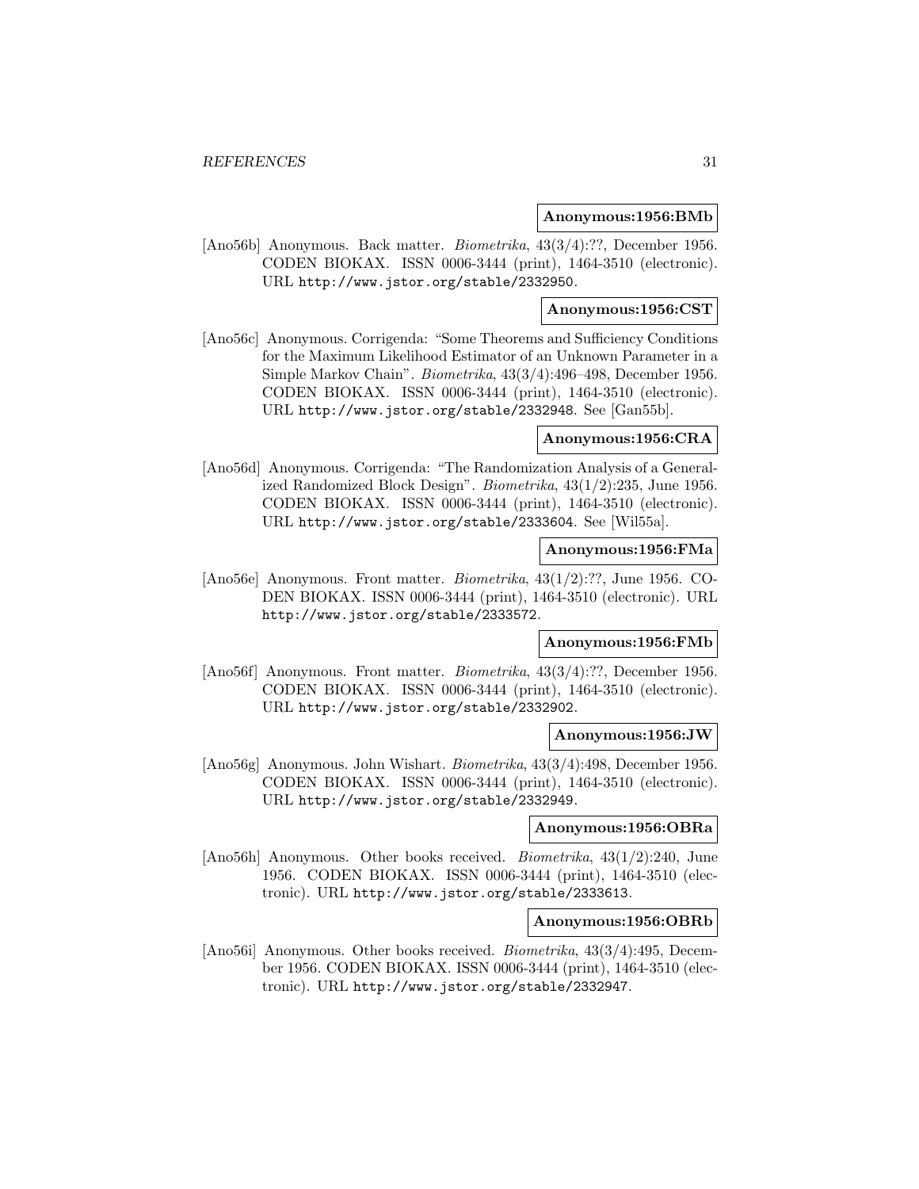**Anonymous:1956:BMb**

[Ano56b] Anonymous. Back matter. *Biometrika*, 43(3/4):??, December 1956. CODEN BIOKAX. ISSN 0006-3444 (print), 1464-3510 (electronic). URL http://www.jstor.org/stable/2332950.

**Anonymous:1956:CST**

[Ano56c] Anonymous. Corrigenda: "Some Theorems and Sufficiency Conditions for the Maximum Likelihood Estimator of an Unknown Parameter in a Simple Markov Chain". *Biometrika*, 43(3/4):496–498, December 1956. CODEN BIOKAX. ISSN 0006-3444 (print), 1464-3510 (electronic). URL http://www.jstor.org/stable/2332948. See [Gan55b].

**Anonymous:1956:CRA**

[Ano56d] Anonymous. Corrigenda: "The Randomization Analysis of a Generalized Randomized Block Design". *Biometrika*, 43(1/2):235, June 1956. CODEN BIOKAX. ISSN 0006-3444 (print), 1464-3510 (electronic). URL http://www.jstor.org/stable/2333604. See [Wil55a].

**Anonymous:1956:FMa**

[Ano56e] Anonymous. Front matter. *Biometrika*, 43(1/2):??, June 1956. CODEN BIOKAX. ISSN 0006-3444 (print), 1464-3510 (electronic). URL http://www.jstor.org/stable/2333572.

**Anonymous:1956:FMb**

[Ano56f] Anonymous. Front matter. *Biometrika*, 43(3/4):??, December 1956. CODEN BIOKAX. ISSN 0006-3444 (print), 1464-3510 (electronic). URL http://www.jstor.org/stable/2332902.

**Anonymous:1956:JW**

[Ano56g] Anonymous. John Wishart. *Biometrika*, 43(3/4):498, December 1956. CODEN BIOKAX. ISSN 0006-3444 (print), 1464-3510 (electronic). URL http://www.jstor.org/stable/2332949.

**Anonymous:1956:OBRa**

[Ano56h] Anonymous. Other books received. *Biometrika*, 43(1/2):240, June 1956. CODEN BIOKAX. ISSN 0006-3444 (print), 1464-3510 (electronic). URL http://www.jstor.org/stable/2333613.

**Anonymous:1956:OBRb**

[Ano56i] Anonymous. Other books received. *Biometrika*, 43(3/4):495, December 1956. CODEN BIOKAX. ISSN 0006-3444 (print), 1464-3510 (electronic). URL http://www.jstor.org/stable/2332947.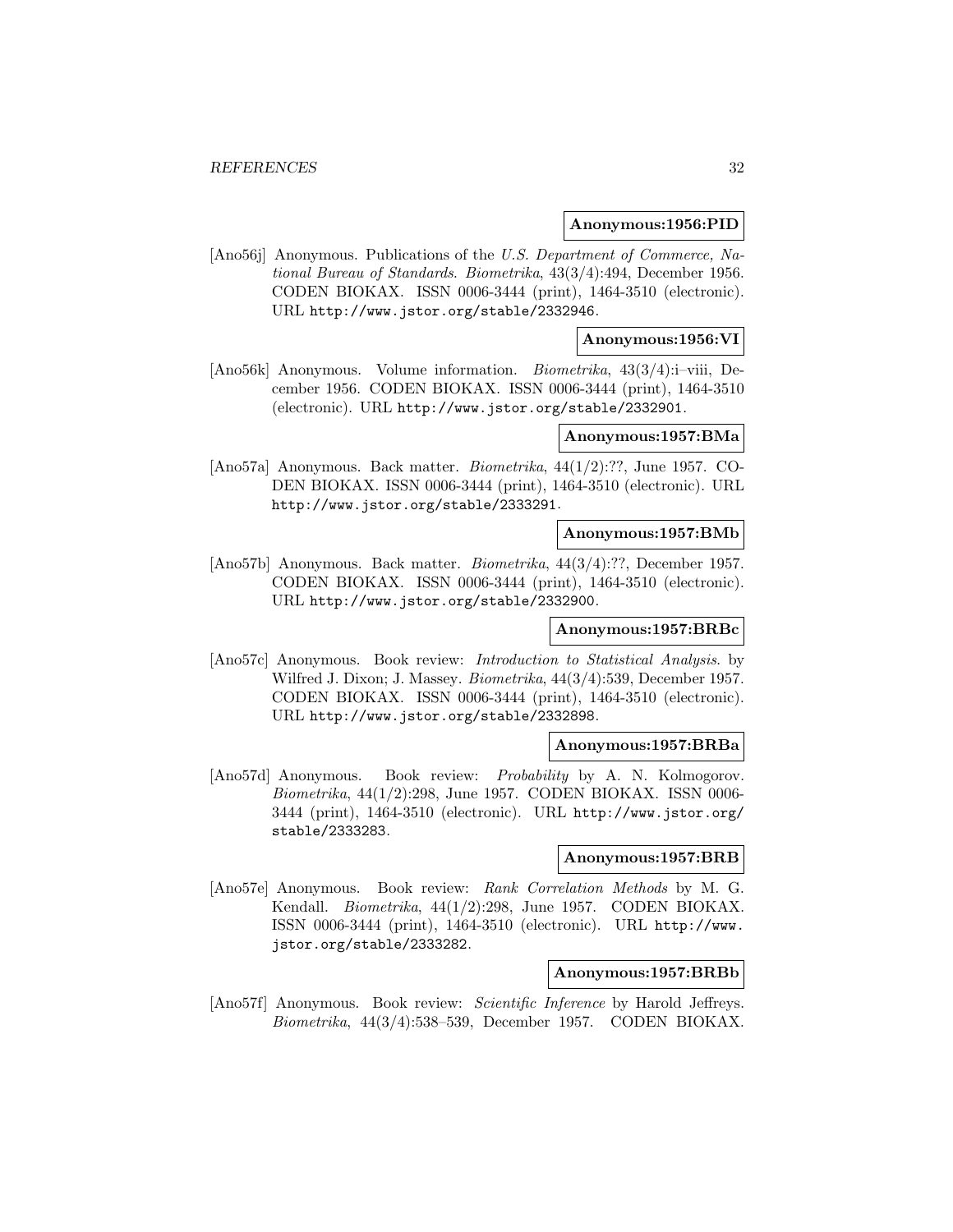**Anonymous:1956:PID**

[Ano56j] Anonymous. Publications of the *U.S. Department of Commerce, National Bureau of Standards*. *Biometrika*, 43(3/4):494, December 1956. CODEN BIOKAX. ISSN 0006-3444 (print), 1464-3510 (electronic). URL http://www.jstor.org/stable/2332946.

**Anonymous:1956:VI**

[Ano56k] Anonymous. Volume information. *Biometrika*, 43(3/4):i–viii, December 1956. CODEN BIOKAX. ISSN 0006-3444 (print), 1464-3510 (electronic). URL http://www.jstor.org/stable/2332901.

**Anonymous:1957:BMa**

[Ano57a] Anonymous. Back matter. *Biometrika*, 44(1/2):??, June 1957. CODEN BIOKAX. ISSN 0006-3444 (print), 1464-3510 (electronic). URL http://www.jstor.org/stable/2333291.

**Anonymous:1957:BMb**

[Ano57b] Anonymous. Back matter. *Biometrika*, 44(3/4):??, December 1957. CODEN BIOKAX. ISSN 0006-3444 (print), 1464-3510 (electronic). URL http://www.jstor.org/stable/2332900.

**Anonymous:1957:BRBc**

[Ano57c] Anonymous. Book review: *Introduction to Statistical Analysis*. by Wilfred J. Dixon; J. Massey. *Biometrika*, 44(3/4):539, December 1957. CODEN BIOKAX. ISSN 0006-3444 (print), 1464-3510 (electronic). URL http://www.jstor.org/stable/2332898.

**Anonymous:1957:BRBa**

[Ano57d] Anonymous. Book review: *Probability* by A. N. Kolmogorov. *Biometrika*, 44(1/2):298, June 1957. CODEN BIOKAX. ISSN 0006-3444 (print), 1464-3510 (electronic). URL http://www.jstor.org/stable/2333283.

**Anonymous:1957:BRB**

[Ano57e] Anonymous. Book review: *Rank Correlation Methods* by M. G. Kendall. *Biometrika*, 44(1/2):298, June 1957. CODEN BIOKAX. ISSN 0006-3444 (print), 1464-3510 (electronic). URL http://www.jstor.org/stable/2333282.

**Anonymous:1957:BRBb**

[Ano57f] Anonymous. Book review: *Scientific Inference* by Harold Jeffreys. *Biometrika*, 44(3/4):538–539, December 1957. CODEN BIOKAX.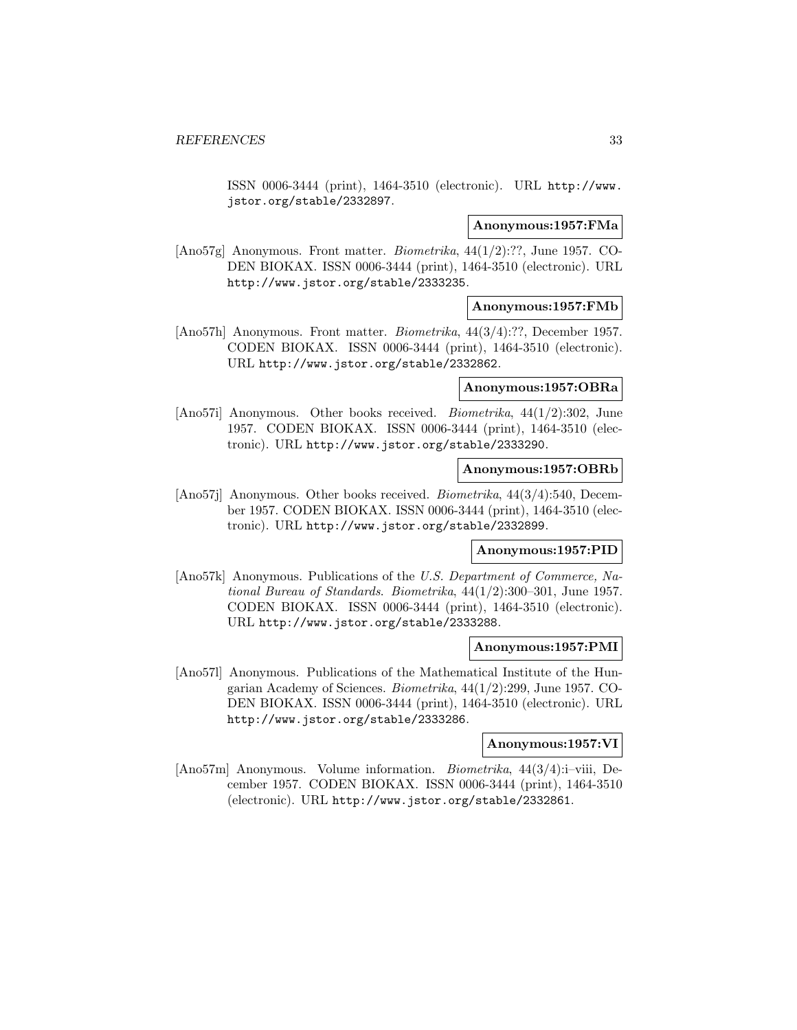ISSN 0006-3444 (print), 1464-3510 (electronic). URL http://www.jstor.org/stable/2332897.

**Anonymous:1957:FMa**

[Ano57g] Anonymous. Front matter. *Biometrika*, 44(1/2):??, June 1957. CODEN BIOKAX. ISSN 0006-3444 (print), 1464-3510 (electronic). URL http://www.jstor.org/stable/2333235.

**Anonymous:1957:FMb**

[Ano57h] Anonymous. Front matter. *Biometrika*, 44(3/4):??, December 1957. CODEN BIOKAX. ISSN 0006-3444 (print), 1464-3510 (electronic). URL http://www.jstor.org/stable/2332862.

**Anonymous:1957:OBRa**

[Ano57i] Anonymous. Other books received. *Biometrika*, 44(1/2):302, June 1957. CODEN BIOKAX. ISSN 0006-3444 (print), 1464-3510 (electronic). URL http://www.jstor.org/stable/2333290.

**Anonymous:1957:OBRb**

[Ano57j] Anonymous. Other books received. *Biometrika*, 44(3/4):540, December 1957. CODEN BIOKAX. ISSN 0006-3444 (print), 1464-3510 (electronic). URL http://www.jstor.org/stable/2332899.

**Anonymous:1957:PID**

[Ano57k] Anonymous. Publications of the *U.S. Department of Commerce, National Bureau of Standards*. *Biometrika*, 44(1/2):300–301, June 1957. CODEN BIOKAX. ISSN 0006-3444 (print), 1464-3510 (electronic). URL http://www.jstor.org/stable/2333288.

**Anonymous:1957:PMI**

[Ano57l] Anonymous. Publications of the Mathematical Institute of the Hungarian Academy of Sciences. *Biometrika*, 44(1/2):299, June 1957. CODEN BIOKAX. ISSN 0006-3444 (print), 1464-3510 (electronic). URL http://www.jstor.org/stable/2333286.

**Anonymous:1957:VI**

[Ano57m] Anonymous. Volume information. *Biometrika*, 44(3/4):i–viii, December 1957. CODEN BIOKAX. ISSN 0006-3444 (print), 1464-3510 (electronic). URL http://www.jstor.org/stable/2332861.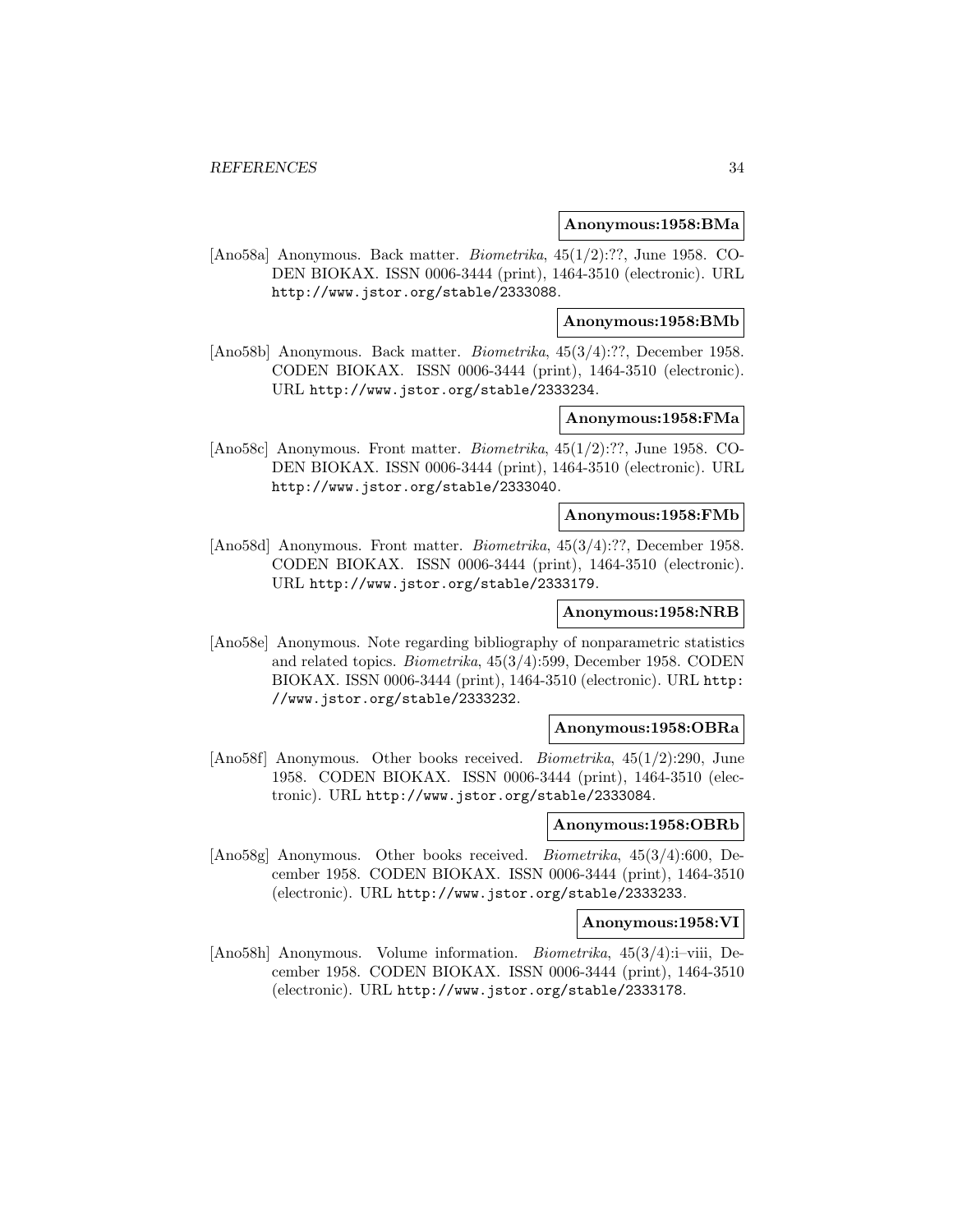**Anonymous:1958:BMa**

[Ano58a] Anonymous. Back matter. *Biometrika*, 45(1/2):??, June 1958. CODEN BIOKAX. ISSN 0006-3444 (print), 1464-3510 (electronic). URL http://www.jstor.org/stable/2333088.

**Anonymous:1958:BMb**

[Ano58b] Anonymous. Back matter. *Biometrika*, 45(3/4):??, December 1958. CODEN BIOKAX. ISSN 0006-3444 (print), 1464-3510 (electronic). URL http://www.jstor.org/stable/2333234.

**Anonymous:1958:FMa**

[Ano58c] Anonymous. Front matter. *Biometrika*, 45(1/2):??, June 1958. CODEN BIOKAX. ISSN 0006-3444 (print), 1464-3510 (electronic). URL http://www.jstor.org/stable/2333040.

**Anonymous:1958:FMb**

[Ano58d] Anonymous. Front matter. *Biometrika*, 45(3/4):??, December 1958. CODEN BIOKAX. ISSN 0006-3444 (print), 1464-3510 (electronic). URL http://www.jstor.org/stable/2333179.

**Anonymous:1958:NRB**

[Ano58e] Anonymous. Note regarding bibliography of nonparametric statistics and related topics. *Biometrika*, 45(3/4):599, December 1958. CODEN BIOKAX. ISSN 0006-3444 (print), 1464-3510 (electronic). URL http://www.jstor.org/stable/2333232.

**Anonymous:1958:OBRa**

[Ano58f] Anonymous. Other books received. *Biometrika*, 45(1/2):290, June 1958. CODEN BIOKAX. ISSN 0006-3444 (print), 1464-3510 (electronic). URL http://www.jstor.org/stable/2333084.

**Anonymous:1958:OBRb**

[Ano58g] Anonymous. Other books received. *Biometrika*, 45(3/4):600, December 1958. CODEN BIOKAX. ISSN 0006-3444 (print), 1464-3510 (electronic). URL http://www.jstor.org/stable/2333233.

**Anonymous:1958:VI**

[Ano58h] Anonymous. Volume information. *Biometrika*, 45(3/4):i–viii, December 1958. CODEN BIOKAX. ISSN 0006-3444 (print), 1464-3510 (electronic). URL http://www.jstor.org/stable/2333178.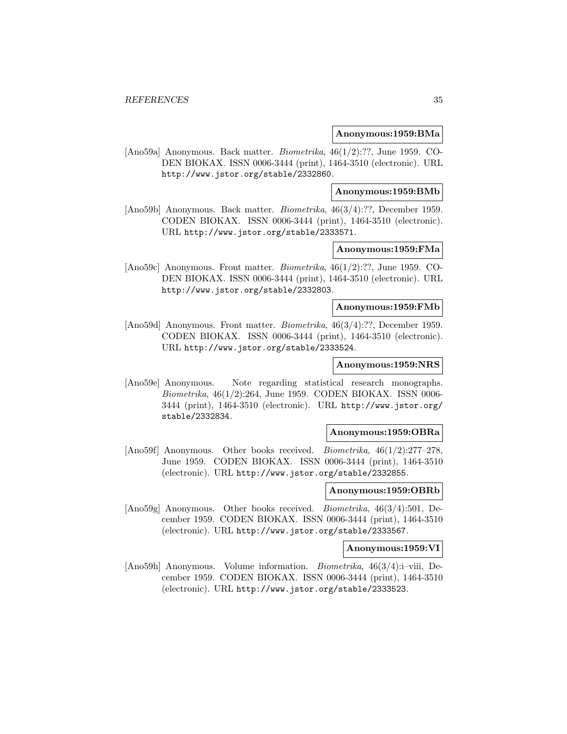**Anonymous:1959:BMa**

[Ano59a] Anonymous. Back matter. *Biometrika*, 46(1/2):??, June 1959. CODEN BIOKAX. ISSN 0006-3444 (print), 1464-3510 (electronic). URL http://www.jstor.org/stable/2332860.

**Anonymous:1959:BMb**

[Ano59b] Anonymous. Back matter. *Biometrika*, 46(3/4):??, December 1959. CODEN BIOKAX. ISSN 0006-3444 (print), 1464-3510 (electronic). URL http://www.jstor.org/stable/2333571.

**Anonymous:1959:FMa**

[Ano59c] Anonymous. Front matter. *Biometrika*, 46(1/2):??, June 1959. CODEN BIOKAX. ISSN 0006-3444 (print), 1464-3510 (electronic). URL http://www.jstor.org/stable/2332803.

**Anonymous:1959:FMb**

[Ano59d] Anonymous. Front matter. *Biometrika*, 46(3/4):??, December 1959. CODEN BIOKAX. ISSN 0006-3444 (print), 1464-3510 (electronic). URL http://www.jstor.org/stable/2333524.

**Anonymous:1959:NRS**

[Ano59e] Anonymous. Note regarding statistical research monographs. *Biometrika*, 46(1/2):264, June 1959. CODEN BIOKAX. ISSN 0006-3444 (print), 1464-3510 (electronic). URL http://www.jstor.org/stable/2332834.

**Anonymous:1959:OBRa**

[Ano59f] Anonymous. Other books received. *Biometrika*, 46(1/2):277–278, June 1959. CODEN BIOKAX. ISSN 0006-3444 (print), 1464-3510 (electronic). URL http://www.jstor.org/stable/2332855.

**Anonymous:1959:OBRb**

[Ano59g] Anonymous. Other books received. *Biometrika*, 46(3/4):501, December 1959. CODEN BIOKAX. ISSN 0006-3444 (print), 1464-3510 (electronic). URL http://www.jstor.org/stable/2333567.

**Anonymous:1959:VI**

[Ano59h] Anonymous. Volume information. *Biometrika*, 46(3/4):i–viii, December 1959. CODEN BIOKAX. ISSN 0006-3444 (print), 1464-3510 (electronic). URL http://www.jstor.org/stable/2333523.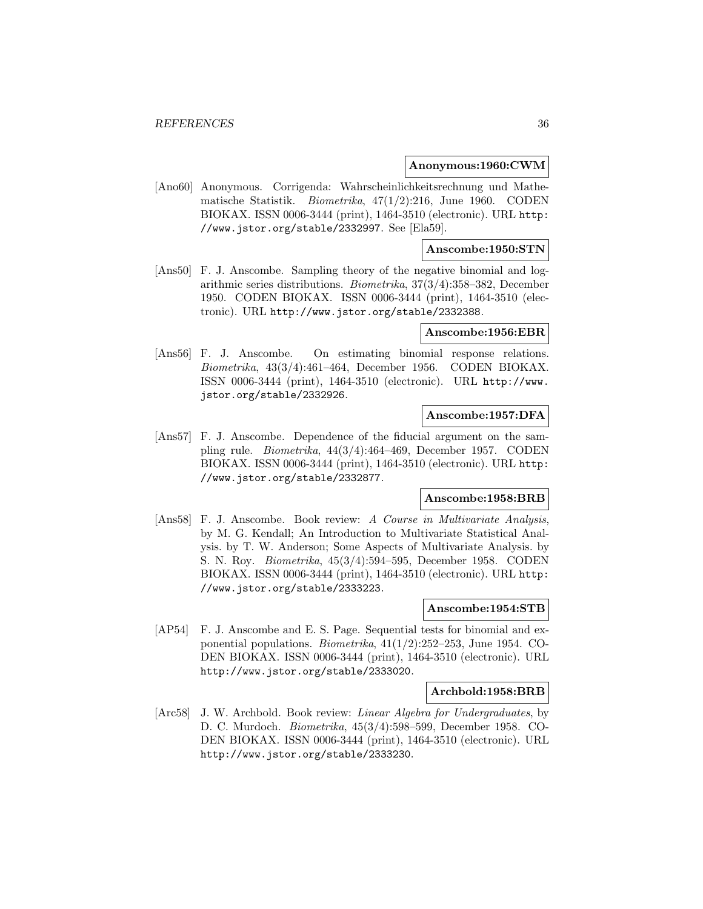**Anonymous:1960:CWM**

[Ano60] Anonymous. Corrigenda: Wahrscheinlichkeitsrechnung und Mathematische Statistik. *Biometrika*, 47(1/2):216, June 1960. CODEN BIOKAX. ISSN 0006-3444 (print), 1464-3510 (electronic). URL http://www.jstor.org/stable/2332997. See [Ela59].

**Anscombe:1950:STN**

[Ans50] F. J. Anscombe. Sampling theory of the negative binomial and logarithmic series distributions. *Biometrika*, 37(3/4):358–382, December 1950. CODEN BIOKAX. ISSN 0006-3444 (print), 1464-3510 (electronic). URL http://www.jstor.org/stable/2332388.

**Anscombe:1956:EBR**

[Ans56] F. J. Anscombe. On estimating binomial response relations. *Biometrika*, 43(3/4):461–464, December 1956. CODEN BIOKAX. ISSN 0006-3444 (print), 1464-3510 (electronic). URL http://www.jstor.org/stable/2332926.

**Anscombe:1957:DFA**

[Ans57] F. J. Anscombe. Dependence of the fiducial argument on the sampling rule. *Biometrika*, 44(3/4):464–469, December 1957. CODEN BIOKAX. ISSN 0006-3444 (print), 1464-3510 (electronic). URL http://www.jstor.org/stable/2332877.

**Anscombe:1958:BRB**

[Ans58] F. J. Anscombe. Book review: *A Course in Multivariate Analysis*, by M. G. Kendall; An Introduction to Multivariate Statistical Analysis. by T. W. Anderson; Some Aspects of Multivariate Analysis. by S. N. Roy. *Biometrika*, 45(3/4):594–595, December 1958. CODEN BIOKAX. ISSN 0006-3444 (print), 1464-3510 (electronic). URL http://www.jstor.org/stable/2333223.

**Anscombe:1954:STB**

[AP54] F. J. Anscombe and E. S. Page. Sequential tests for binomial and exponential populations. *Biometrika*, 41(1/2):252–253, June 1954. CODEN BIOKAX. ISSN 0006-3444 (print), 1464-3510 (electronic). URL http://www.jstor.org/stable/2333020.

**Archbold:1958:BRB**

[Arc58] J. W. Archbold. Book review: *Linear Algebra for Undergraduates*, by D. C. Murdoch. *Biometrika*, 45(3/4):598–599, December 1958. CODEN BIOKAX. ISSN 0006-3444 (print), 1464-3510 (electronic). URL http://www.jstor.org/stable/2333230.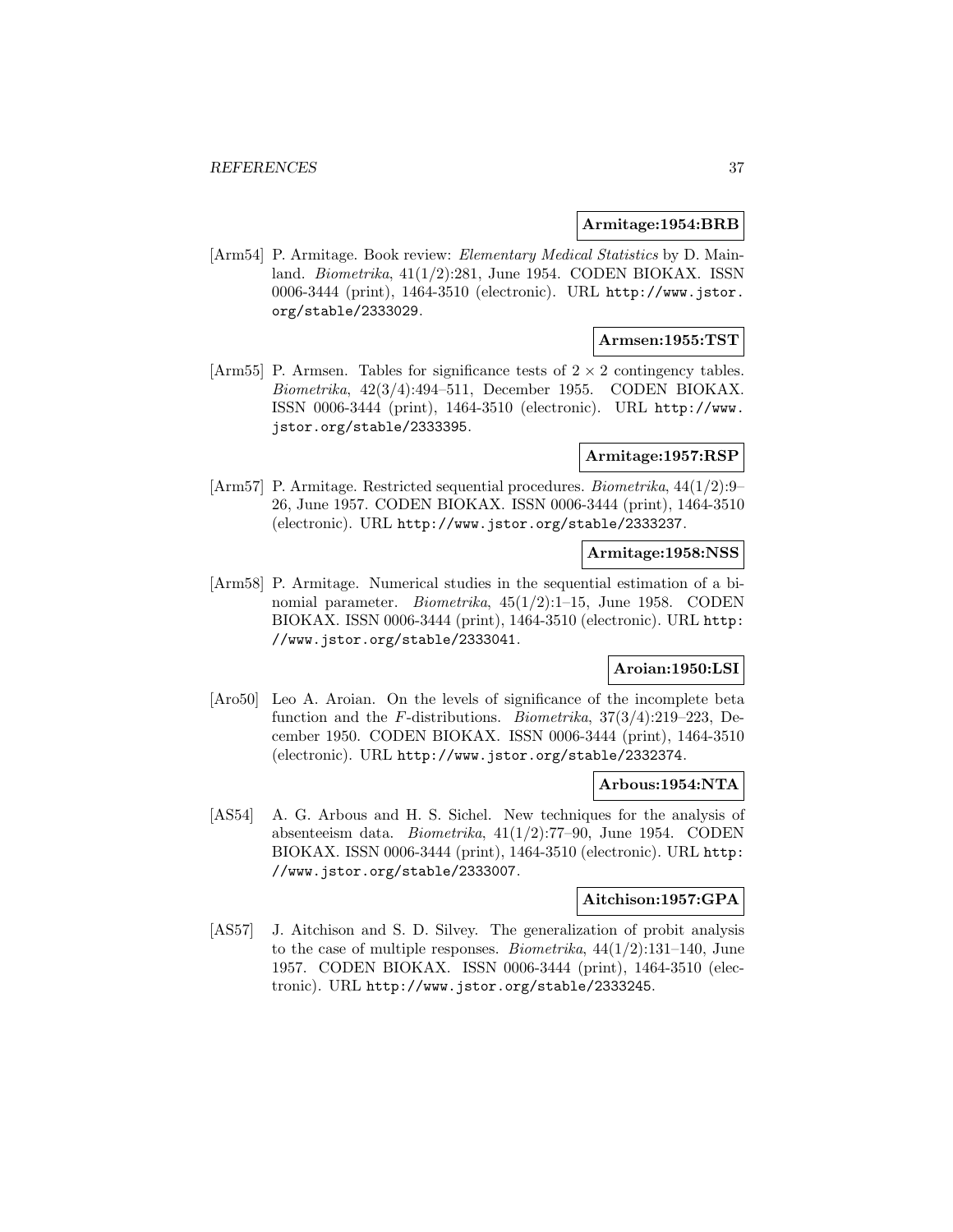**Armitage:1954:BRB**

[Arm54] P. Armitage. Book review: *Elementary Medical Statistics* by D. Mainland. *Biometrika*, 41(1/2):281, June 1954. CODEN BIOKAX. ISSN 0006-3444 (print), 1464-3510 (electronic). URL http://www.jstor.org/stable/2333029.

**Armsen:1955:TST**

[Arm55] P. Armsen. Tables for significance tests of $2 \times 2$ contingency tables. *Biometrika*, 42(3/4):494–511, December 1955. CODEN BIOKAX. ISSN 0006-3444 (print), 1464-3510 (electronic). URL http://www.jstor.org/stable/2333395.

**Armitage:1957:RSP**

[Arm57] P. Armitage. Restricted sequential procedures. *Biometrika*, 44(1/2):9–26, June 1957. CODEN BIOKAX. ISSN 0006-3444 (print), 1464-3510 (electronic). URL http://www.jstor.org/stable/2333237.

**Armitage:1958:NSS**

[Arm58] P. Armitage. Numerical studies in the sequential estimation of a binomial parameter. *Biometrika*, 45(1/2):1–15, June 1958. CODEN BIOKAX. ISSN 0006-3444 (print), 1464-3510 (electronic). URL http://www.jstor.org/stable/2333041.

**Aroian:1950:LSI**

[Aro50] Leo A. Aroian. On the levels of significance of the incomplete beta function and the $F$-distributions. *Biometrika*, 37(3/4):219–223, December 1950. CODEN BIOKAX. ISSN 0006-3444 (print), 1464-3510 (electronic). URL http://www.jstor.org/stable/2332374.

**Arbous:1954:NTA**

[AS54] A. G. Arbous and H. S. Sichel. New techniques for the analysis of absenteeism data. *Biometrika*, 41(1/2):77–90, June 1954. CODEN BIOKAX. ISSN 0006-3444 (print), 1464-3510 (electronic). URL http://www.jstor.org/stable/2333007.

**Aitchison:1957:GPA**

[AS57] J. Aitchison and S. D. Silvey. The generalization of probit analysis to the case of multiple responses. *Biometrika*, 44(1/2):131–140, June 1957. CODEN BIOKAX. ISSN 0006-3444 (print), 1464-3510 (electronic). URL http://www.jstor.org/stable/2333245.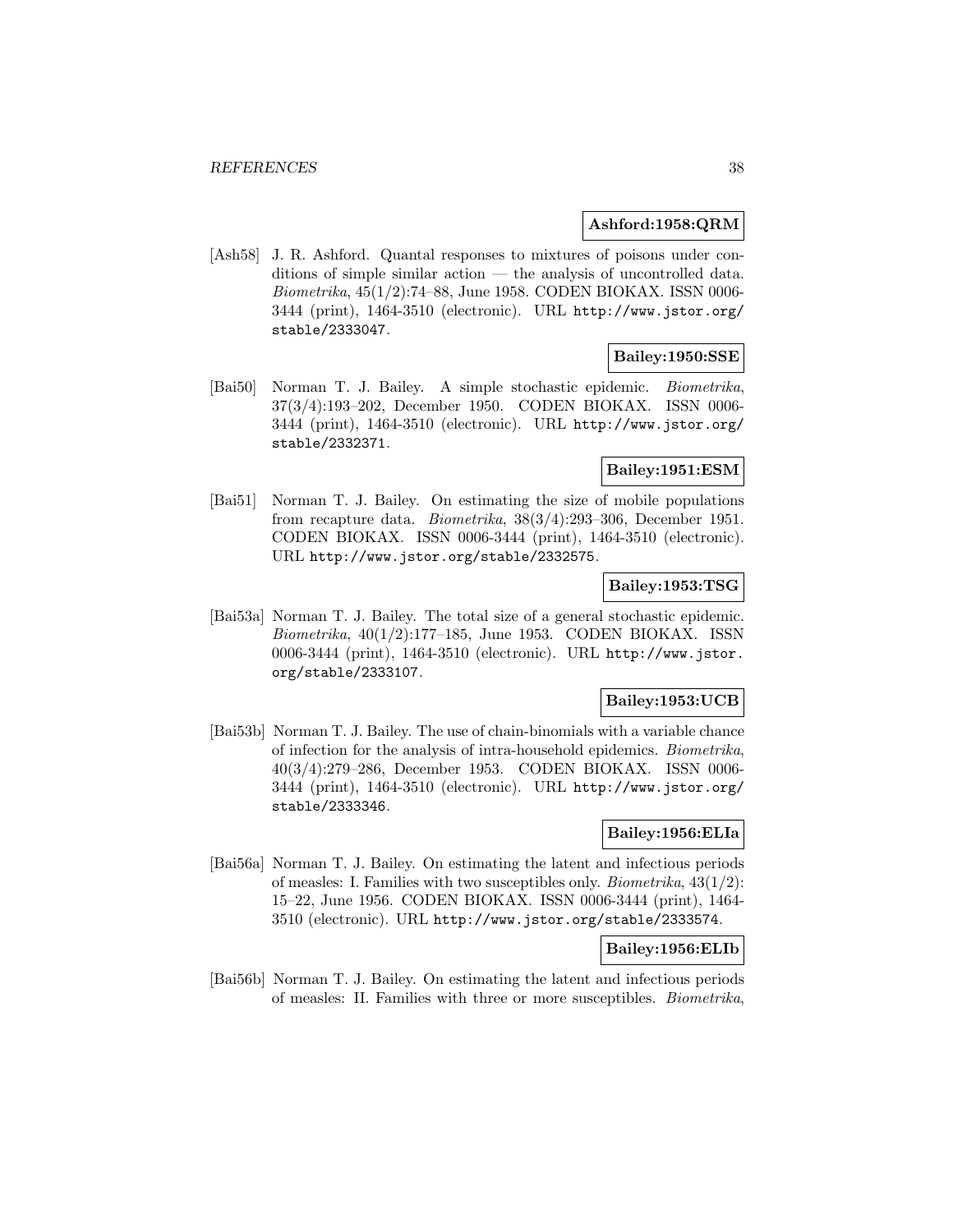**Ashford:1958:QRM**

[Ash58] J. R. Ashford. Quantal responses to mixtures of poisons under conditions of simple similar action — the analysis of uncontrolled data. *Biometrika*, 45(1/2):74–88, June 1958. CODEN BIOKAX. ISSN 0006-3444 (print), 1464-3510 (electronic). URL `http://www.jstor.org/stable/2333047`.

**Bailey:1950:SSE**

[Bai50] Norman T. J. Bailey. A simple stochastic epidemic. *Biometrika*, 37(3/4):193–202, December 1950. CODEN BIOKAX. ISSN 0006-3444 (print), 1464-3510 (electronic). URL `http://www.jstor.org/stable/2332371`.

**Bailey:1951:ESM**

[Bai51] Norman T. J. Bailey. On estimating the size of mobile populations from recapture data. *Biometrika*, 38(3/4):293–306, December 1951. CODEN BIOKAX. ISSN 0006-3444 (print), 1464-3510 (electronic). URL `http://www.jstor.org/stable/2332575`.

**Bailey:1953:TSG**

[Bai53a] Norman T. J. Bailey. The total size of a general stochastic epidemic. *Biometrika*, 40(1/2):177–185, June 1953. CODEN BIOKAX. ISSN 0006-3444 (print), 1464-3510 (electronic). URL `http://www.jstor.org/stable/2333107`.

**Bailey:1953:UCB**

[Bai53b] Norman T. J. Bailey. The use of chain-binomials with a variable chance of infection for the analysis of intra-household epidemics. *Biometrika*, 40(3/4):279–286, December 1953. CODEN BIOKAX. ISSN 0006-3444 (print), 1464-3510 (electronic). URL `http://www.jstor.org/stable/2333346`.

**Bailey:1956:ELIa**

[Bai56a] Norman T. J. Bailey. On estimating the latent and infectious periods of measles: I. Families with two susceptibles only. *Biometrika*, 43(1/2): 15–22, June 1956. CODEN BIOKAX. ISSN 0006-3444 (print), 1464-3510 (electronic). URL `http://www.jstor.org/stable/2333574`.

**Bailey:1956:ELIb**

[Bai56b] Norman T. J. Bailey. On estimating the latent and infectious periods of measles: II. Families with three or more susceptibles. *Biometrika*,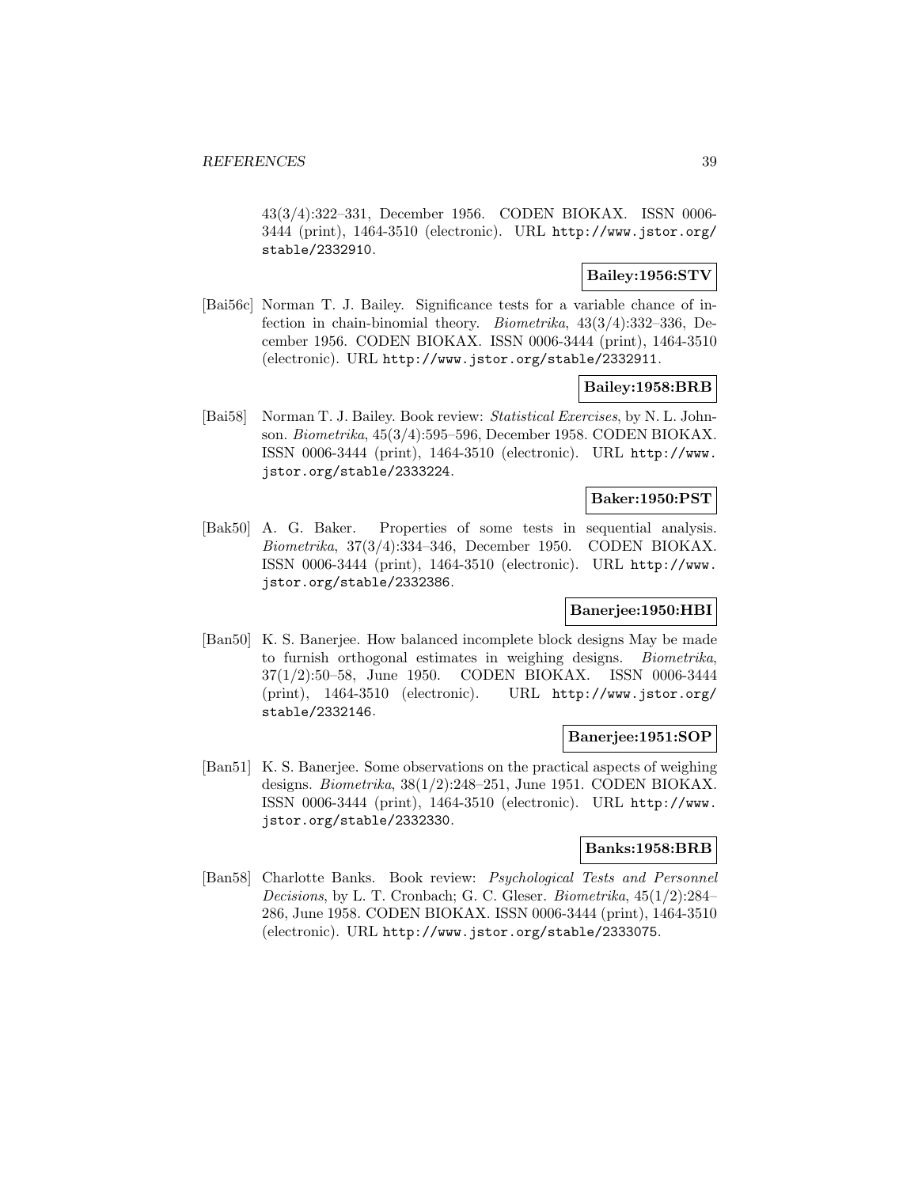43(3/4):322–331, December 1956. CODEN BIOKAX. ISSN 0006-3444 (print), 1464-3510 (electronic). URL http://www.jstor.org/stable/2332910.

**Bailey:1956:STV**

[Bai56c] Norman T. J. Bailey. Significance tests for a variable chance of infection in chain-binomial theory. *Biometrika*, 43(3/4):332–336, December 1956. CODEN BIOKAX. ISSN 0006-3444 (print), 1464-3510 (electronic). URL http://www.jstor.org/stable/2332911.

**Bailey:1958:BRB**

[Bai58] Norman T. J. Bailey. Book review: *Statistical Exercises*, by N. L. Johnson. *Biometrika*, 45(3/4):595–596, December 1958. CODEN BIOKAX. ISSN 0006-3444 (print), 1464-3510 (electronic). URL http://www.jstor.org/stable/2333224.

**Baker:1950:PST**

[Bak50] A. G. Baker. Properties of some tests in sequential analysis. *Biometrika*, 37(3/4):334–346, December 1950. CODEN BIOKAX. ISSN 0006-3444 (print), 1464-3510 (electronic). URL http://www.jstor.org/stable/2332386.

**Banerjee:1950:HBI**

[Ban50] K. S. Banerjee. How balanced incomplete block designs May be made to furnish orthogonal estimates in weighing designs. *Biometrika*, 37(1/2):50–58, June 1950. CODEN BIOKAX. ISSN 0006-3444 (print), 1464-3510 (electronic). URL http://www.jstor.org/stable/2332146.

**Banerjee:1951:SOP**

[Ban51] K. S. Banerjee. Some observations on the practical aspects of weighing designs. *Biometrika*, 38(1/2):248–251, June 1951. CODEN BIOKAX. ISSN 0006-3444 (print), 1464-3510 (electronic). URL http://www.jstor.org/stable/2332330.

**Banks:1958:BRB**

[Ban58] Charlotte Banks. Book review: *Psychological Tests and Personnel Decisions*, by L. T. Cronbach; G. C. Gleser. *Biometrika*, 45(1/2):284–286, June 1958. CODEN BIOKAX. ISSN 0006-3444 (print), 1464-3510 (electronic). URL http://www.jstor.org/stable/2333075.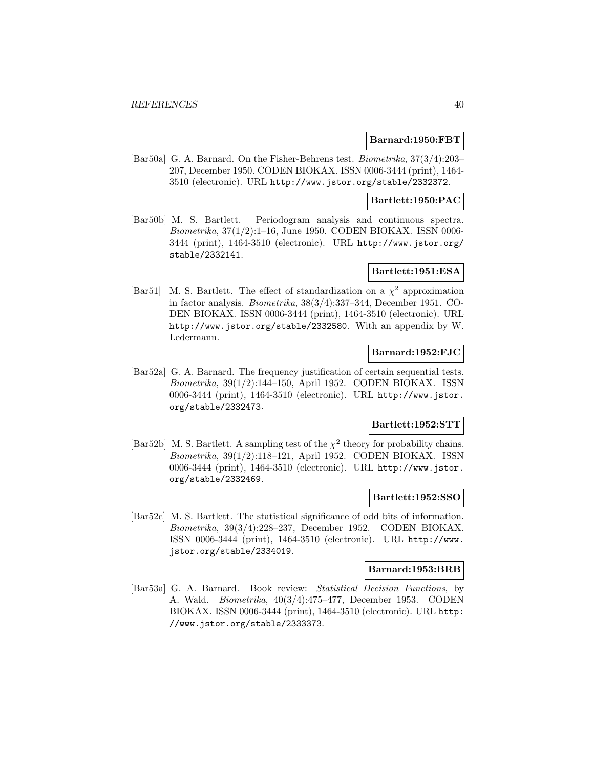**Barnard:1950:FBT**

[Bar50a] G. A. Barnard. On the Fisher-Behrens test. *Biometrika*, 37(3/4):203–207, December 1950. CODEN BIOKAX. ISSN 0006-3444 (print), 1464-3510 (electronic). URL http://www.jstor.org/stable/2332372.

**Bartlett:1950:PAC**

[Bar50b] M. S. Bartlett. Periodogram analysis and continuous spectra. *Biometrika*, 37(1/2):1–16, June 1950. CODEN BIOKAX. ISSN 0006-3444 (print), 1464-3510 (electronic). URL http://www.jstor.org/stable/2332141.

**Bartlett:1951:ESA**

[Bar51] M. S. Bartlett. The effect of standardization on a $\chi^2$ approximation in factor analysis. *Biometrika*, 38(3/4):337–344, December 1951. CODEN BIOKAX. ISSN 0006-3444 (print), 1464-3510 (electronic). URL http://www.jstor.org/stable/2332580. With an appendix by W. Ledermann.

**Barnard:1952:FJC**

[Bar52a] G. A. Barnard. The frequency justification of certain sequential tests. *Biometrika*, 39(1/2):144–150, April 1952. CODEN BIOKAX. ISSN 0006-3444 (print), 1464-3510 (electronic). URL http://www.jstor.org/stable/2332473.

**Bartlett:1952:STT**

[Bar52b] M. S. Bartlett. A sampling test of the $\chi^2$ theory for probability chains. *Biometrika*, 39(1/2):118–121, April 1952. CODEN BIOKAX. ISSN 0006-3444 (print), 1464-3510 (electronic). URL http://www.jstor.org/stable/2332469.

**Bartlett:1952:SSO**

[Bar52c] M. S. Bartlett. The statistical significance of odd bits of information. *Biometrika*, 39(3/4):228–237, December 1952. CODEN BIOKAX. ISSN 0006-3444 (print), 1464-3510 (electronic). URL http://www.jstor.org/stable/2334019.

**Barnard:1953:BRB**

[Bar53a] G. A. Barnard. Book review: *Statistical Decision Functions*, by A. Wald. *Biometrika*, 40(3/4):475–477, December 1953. CODEN BIOKAX. ISSN 0006-3444 (print), 1464-3510 (electronic). URL http://www.jstor.org/stable/2333373.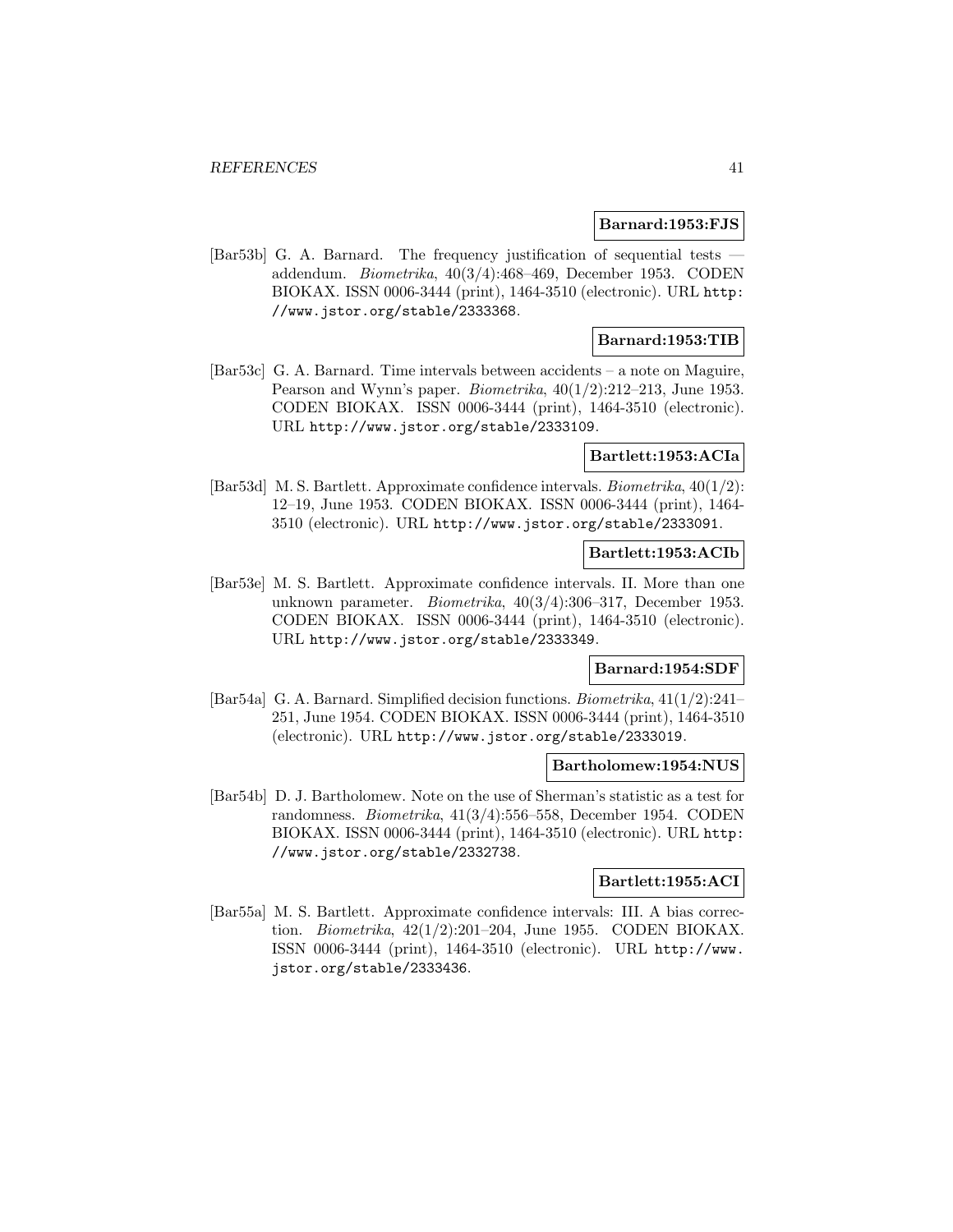**Barnard:1953:FJS**

[Bar53b] G. A. Barnard. The frequency justification of sequential tests — addendum. *Biometrika*, 40(3/4):468–469, December 1953. CODEN BIOKAX. ISSN 0006-3444 (print), 1464-3510 (electronic). URL http://www.jstor.org/stable/2333368.

**Barnard:1953:TIB**

[Bar53c] G. A. Barnard. Time intervals between accidents – a note on Maguire, Pearson and Wynn's paper. *Biometrika*, 40(1/2):212–213, June 1953. CODEN BIOKAX. ISSN 0006-3444 (print), 1464-3510 (electronic). URL http://www.jstor.org/stable/2333109.

**Bartlett:1953:ACIa**

[Bar53d] M. S. Bartlett. Approximate confidence intervals. *Biometrika*, 40(1/2): 12–19, June 1953. CODEN BIOKAX. ISSN 0006-3444 (print), 1464-3510 (electronic). URL http://www.jstor.org/stable/2333091.

**Bartlett:1953:ACIb**

[Bar53e] M. S. Bartlett. Approximate confidence intervals. II. More than one unknown parameter. *Biometrika*, 40(3/4):306–317, December 1953. CODEN BIOKAX. ISSN 0006-3444 (print), 1464-3510 (electronic). URL http://www.jstor.org/stable/2333349.

**Barnard:1954:SDF**

[Bar54a] G. A. Barnard. Simplified decision functions. *Biometrika*, 41(1/2):241–251, June 1954. CODEN BIOKAX. ISSN 0006-3444 (print), 1464-3510 (electronic). URL http://www.jstor.org/stable/2333019.

**Bartholomew:1954:NUS**

[Bar54b] D. J. Bartholomew. Note on the use of Sherman's statistic as a test for randomness. *Biometrika*, 41(3/4):556–558, December 1954. CODEN BIOKAX. ISSN 0006-3444 (print), 1464-3510 (electronic). URL http://www.jstor.org/stable/2332738.

**Bartlett:1955:ACI**

[Bar55a] M. S. Bartlett. Approximate confidence intervals: III. A bias correction. *Biometrika*, 42(1/2):201–204, June 1955. CODEN BIOKAX. ISSN 0006-3444 (print), 1464-3510 (electronic). URL http://www.jstor.org/stable/2333436.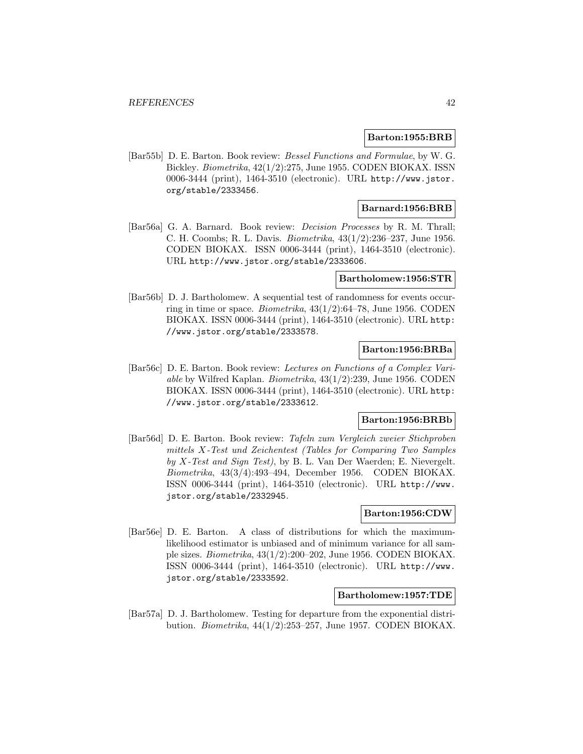**Barton:1955:BRB**

[Bar55b] D. E. Barton. Book review: *Bessel Functions and Formulae*, by W. G. Bickley. *Biometrika*, 42(1/2):275, June 1955. CODEN BIOKAX. ISSN 0006-3444 (print), 1464-3510 (electronic). URL http://www.jstor.org/stable/2333456.

**Barnard:1956:BRB**

[Bar56a] G. A. Barnard. Book review: *Decision Processes* by R. M. Thrall; C. H. Coombs; R. L. Davis. *Biometrika*, 43(1/2):236–237, June 1956. CODEN BIOKAX. ISSN 0006-3444 (print), 1464-3510 (electronic). URL http://www.jstor.org/stable/2333606.

**Bartholomew:1956:STR**

[Bar56b] D. J. Bartholomew. A sequential test of randomness for events occurring in time or space. *Biometrika*, 43(1/2):64–78, June 1956. CODEN BIOKAX. ISSN 0006-3444 (print), 1464-3510 (electronic). URL http://www.jstor.org/stable/2333578.

**Barton:1956:BRBa**

[Bar56c] D. E. Barton. Book review: *Lectures on Functions of a Complex Variable* by Wilfred Kaplan. *Biometrika*, 43(1/2):239, June 1956. CODEN BIOKAX. ISSN 0006-3444 (print), 1464-3510 (electronic). URL http://www.jstor.org/stable/2333612.

**Barton:1956:BRBb**

[Bar56d] D. E. Barton. Book review: *Tafeln zum Vergleich zweier Stichproben mittels X-Test und Zeichentest (Tables for Comparing Two Samples by X-Test and Sign Test)*, by B. L. Van Der Waerden; E. Nievergelt. *Biometrika*, 43(3/4):493–494, December 1956. CODEN BIOKAX. ISSN 0006-3444 (print), 1464-3510 (electronic). URL http://www.jstor.org/stable/2332945.

**Barton:1956:CDW**

[Bar56e] D. E. Barton. A class of distributions for which the maximum-likelihood estimator is unbiased and of minimum variance for all sample sizes. *Biometrika*, 43(1/2):200–202, June 1956. CODEN BIOKAX. ISSN 0006-3444 (print), 1464-3510 (electronic). URL http://www.jstor.org/stable/2333592.

**Bartholomew:1957:TDE**

[Bar57a] D. J. Bartholomew. Testing for departure from the exponential distribution. *Biometrika*, 44(1/2):253–257, June 1957. CODEN BIOKAX.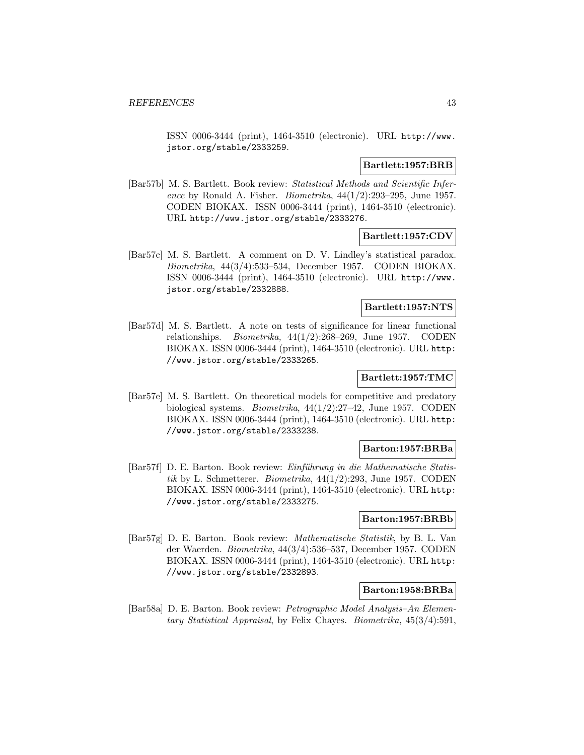ISSN 0006-3444 (print), 1464-3510 (electronic). URL http://www.jstor.org/stable/2333259.

**Bartlett:1957:BRB**

[Bar57b] M. S. Bartlett. Book review: *Statistical Methods and Scientific Inference* by Ronald A. Fisher. *Biometrika*, 44(1/2):293–295, June 1957. CODEN BIOKAX. ISSN 0006-3444 (print), 1464-3510 (electronic). URL http://www.jstor.org/stable/2333276.

**Bartlett:1957:CDV**

[Bar57c] M. S. Bartlett. A comment on D. V. Lindley's statistical paradox. *Biometrika*, 44(3/4):533–534, December 1957. CODEN BIOKAX. ISSN 0006-3444 (print), 1464-3510 (electronic). URL http://www.jstor.org/stable/2332888.

**Bartlett:1957:NTS**

[Bar57d] M. S. Bartlett. A note on tests of significance for linear functional relationships. *Biometrika*, 44(1/2):268–269, June 1957. CODEN BIOKAX. ISSN 0006-3444 (print), 1464-3510 (electronic). URL http://www.jstor.org/stable/2333265.

**Bartlett:1957:TMC**

[Bar57e] M. S. Bartlett. On theoretical models for competitive and predatory biological systems. *Biometrika*, 44(1/2):27–42, June 1957. CODEN BIOKAX. ISSN 0006-3444 (print), 1464-3510 (electronic). URL http://www.jstor.org/stable/2333238.

**Barton:1957:BRBa**

[Bar57f] D. E. Barton. Book review: *Einführung in die Mathematische Statistik* by L. Schmetterer. *Biometrika*, 44(1/2):293, June 1957. CODEN BIOKAX. ISSN 0006-3444 (print), 1464-3510 (electronic). URL http://www.jstor.org/stable/2333275.

**Barton:1957:BRBb**

[Bar57g] D. E. Barton. Book review: *Mathematische Statistik*, by B. L. Van der Waerden. *Biometrika*, 44(3/4):536–537, December 1957. CODEN BIOKAX. ISSN 0006-3444 (print), 1464-3510 (electronic). URL http://www.jstor.org/stable/2332893.

**Barton:1958:BRBa**

[Bar58a] D. E. Barton. Book review: *Petrographic Model Analysis–An Elementary Statistical Appraisal*, by Felix Chayes. *Biometrika*, 45(3/4):591,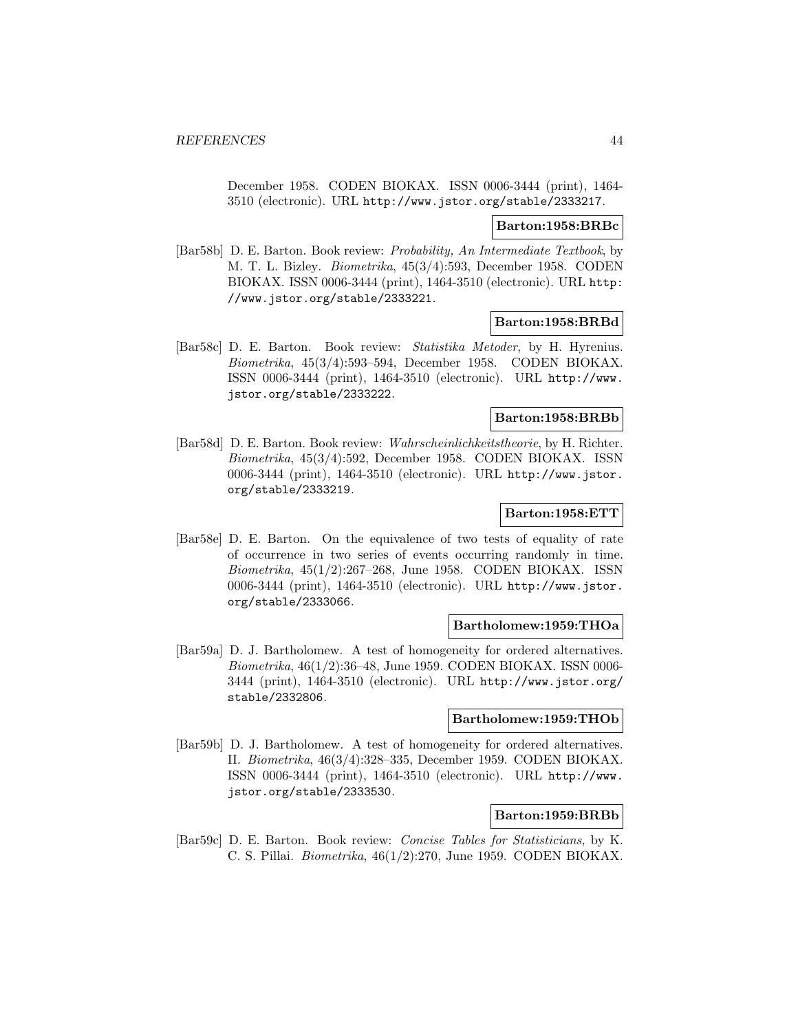December 1958. CODEN BIOKAX. ISSN 0006-3444 (print), 1464-3510 (electronic). URL http://www.jstor.org/stable/2333217.

**Barton:1958:BRBc**

[Bar58b] D. E. Barton. Book review: *Probability, An Intermediate Textbook*, by M. T. L. Bizley. *Biometrika*, 45(3/4):593, December 1958. CODEN BIOKAX. ISSN 0006-3444 (print), 1464-3510 (electronic). URL http://www.jstor.org/stable/2333221.

**Barton:1958:BRBd**

[Bar58c] D. E. Barton. Book review: *Statistika Metoder*, by H. Hyrenius. *Biometrika*, 45(3/4):593–594, December 1958. CODEN BIOKAX. ISSN 0006-3444 (print), 1464-3510 (electronic). URL http://www.jstor.org/stable/2333222.

**Barton:1958:BRBb**

[Bar58d] D. E. Barton. Book review: *Wahrscheinlichkeitstheorie*, by H. Richter. *Biometrika*, 45(3/4):592, December 1958. CODEN BIOKAX. ISSN 0006-3444 (print), 1464-3510 (electronic). URL http://www.jstor.org/stable/2333219.

**Barton:1958:ETT**

[Bar58e] D. E. Barton. On the equivalence of two tests of equality of rate of occurrence in two series of events occurring randomly in time. *Biometrika*, 45(1/2):267–268, June 1958. CODEN BIOKAX. ISSN 0006-3444 (print), 1464-3510 (electronic). URL http://www.jstor.org/stable/2333066.

**Bartholomew:1959:THOa**

[Bar59a] D. J. Bartholomew. A test of homogeneity for ordered alternatives. *Biometrika*, 46(1/2):36–48, June 1959. CODEN BIOKAX. ISSN 0006-3444 (print), 1464-3510 (electronic). URL http://www.jstor.org/stable/2332806.

**Bartholomew:1959:THOb**

[Bar59b] D. J. Bartholomew. A test of homogeneity for ordered alternatives. II. *Biometrika*, 46(3/4):328–335, December 1959. CODEN BIOKAX. ISSN 0006-3444 (print), 1464-3510 (electronic). URL http://www.jstor.org/stable/2333530.

**Barton:1959:BRBb**

[Bar59c] D. E. Barton. Book review: *Concise Tables for Statisticians*, by K. C. S. Pillai. *Biometrika*, 46(1/2):270, June 1959. CODEN BIOKAX.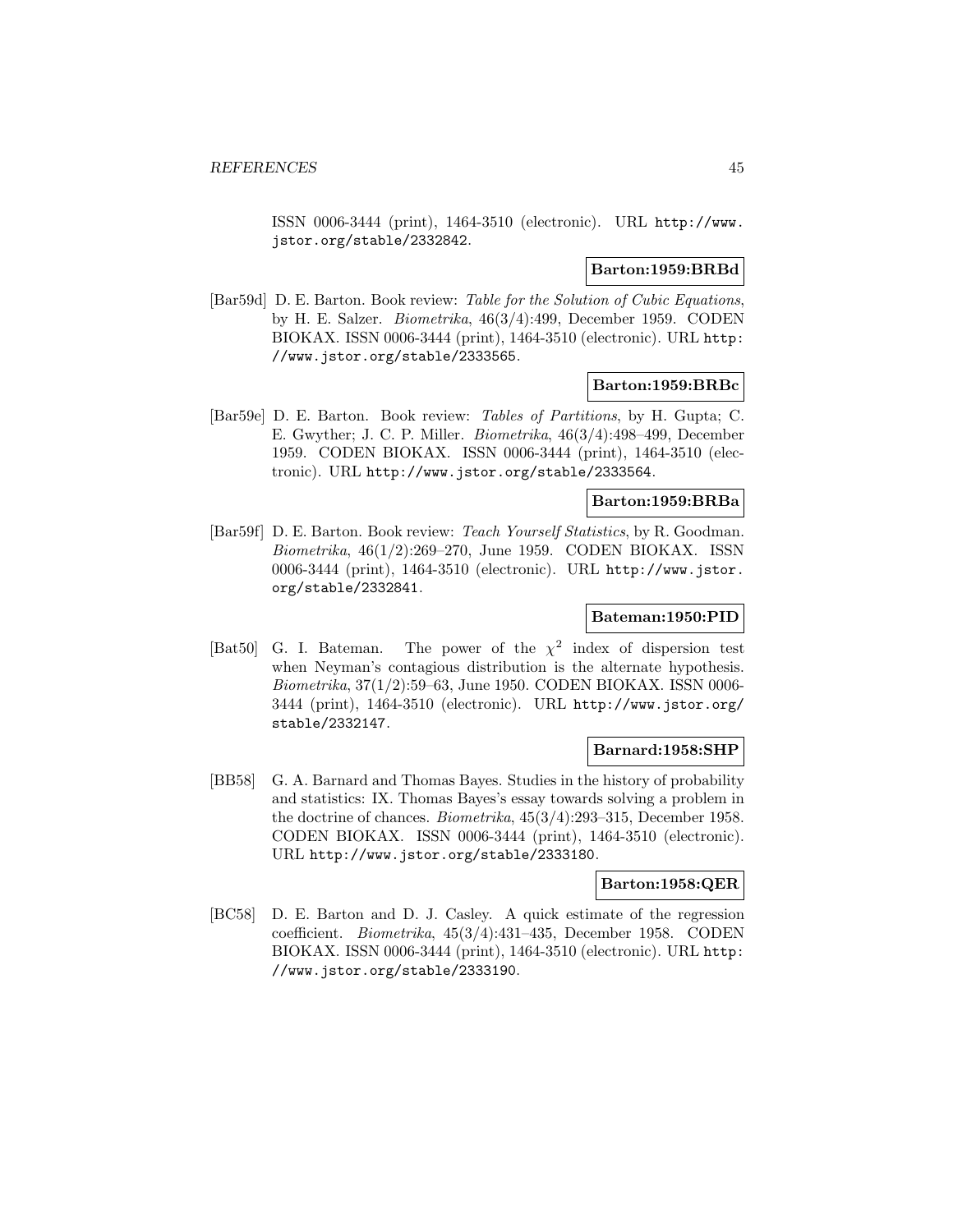ISSN 0006-3444 (print), 1464-3510 (electronic). URL http://www.jstor.org/stable/2332842.

**Barton:1959:BRBd**

[Bar59d] D. E. Barton. Book review: *Table for the Solution of Cubic Equations*, by H. E. Salzer. *Biometrika*, 46(3/4):499, December 1959. CODEN BIOKAX. ISSN 0006-3444 (print), 1464-3510 (electronic). URL http://www.jstor.org/stable/2333565.

**Barton:1959:BRBc**

[Bar59e] D. E. Barton. Book review: *Tables of Partitions*, by H. Gupta; C. E. Gwyther; J. C. P. Miller. *Biometrika*, 46(3/4):498–499, December 1959. CODEN BIOKAX. ISSN 0006-3444 (print), 1464-3510 (electronic). URL http://www.jstor.org/stable/2333564.

**Barton:1959:BRBa**

[Bar59f] D. E. Barton. Book review: *Teach Yourself Statistics*, by R. Goodman. *Biometrika*, 46(1/2):269–270, June 1959. CODEN BIOKAX. ISSN 0006-3444 (print), 1464-3510 (electronic). URL http://www.jstor.org/stable/2332841.

**Bateman:1950:PID**

[Bat50] G. I. Bateman. The power of the $\chi^2$ index of dispersion test when Neyman's contagious distribution is the alternate hypothesis. *Biometrika*, 37(1/2):59–63, June 1950. CODEN BIOKAX. ISSN 0006-3444 (print), 1464-3510 (electronic). URL http://www.jstor.org/stable/2332147.

**Barnard:1958:SHP**

[BB58] G. A. Barnard and Thomas Bayes. Studies in the history of probability and statistics: IX. Thomas Bayes's essay towards solving a problem in the doctrine of chances. *Biometrika*, 45(3/4):293–315, December 1958. CODEN BIOKAX. ISSN 0006-3444 (print), 1464-3510 (electronic). URL http://www.jstor.org/stable/2333180.

**Barton:1958:QER**

[BC58] D. E. Barton and D. J. Casley. A quick estimate of the regression coefficient. *Biometrika*, 45(3/4):431–435, December 1958. CODEN BIOKAX. ISSN 0006-3444 (print), 1464-3510 (electronic). URL http://www.jstor.org/stable/2333190.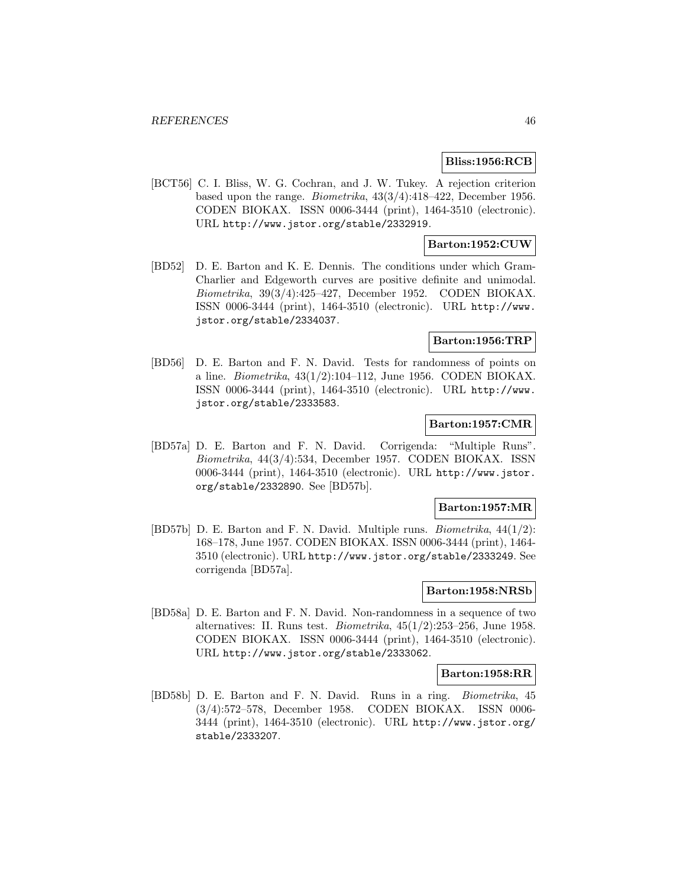**Bliss:1956:RCB**

[BCT56] C. I. Bliss, W. G. Cochran, and J. W. Tukey. A rejection criterion based upon the range. *Biometrika*, 43(3/4):418–422, December 1956. CODEN BIOKAX. ISSN 0006-3444 (print), 1464-3510 (electronic). URL http://www.jstor.org/stable/2332919.

**Barton:1952:CUW**

[BD52] D. E. Barton and K. E. Dennis. The conditions under which Gram-Charlier and Edgeworth curves are positive definite and unimodal. *Biometrika*, 39(3/4):425–427, December 1952. CODEN BIOKAX. ISSN 0006-3444 (print), 1464-3510 (electronic). URL http://www.jstor.org/stable/2334037.

**Barton:1956:TRP**

[BD56] D. E. Barton and F. N. David. Tests for randomness of points on a line. *Biometrika*, 43(1/2):104–112, June 1956. CODEN BIOKAX. ISSN 0006-3444 (print), 1464-3510 (electronic). URL http://www.jstor.org/stable/2333583.

**Barton:1957:CMR**

[BD57a] D. E. Barton and F. N. David. Corrigenda: "Multiple Runs". *Biometrika*, 44(3/4):534, December 1957. CODEN BIOKAX. ISSN 0006-3444 (print), 1464-3510 (electronic). URL http://www.jstor.org/stable/2332890. See [BD57b].

**Barton:1957:MR**

[BD57b] D. E. Barton and F. N. David. Multiple runs. *Biometrika*, 44(1/2):168–178, June 1957. CODEN BIOKAX. ISSN 0006-3444 (print), 1464-3510 (electronic). URL http://www.jstor.org/stable/2333249. See corrigenda [BD57a].

**Barton:1958:NRSb**

[BD58a] D. E. Barton and F. N. David. Non-randomness in a sequence of two alternatives: II. Runs test. *Biometrika*, 45(1/2):253–256, June 1958. CODEN BIOKAX. ISSN 0006-3444 (print), 1464-3510 (electronic). URL http://www.jstor.org/stable/2333062.

**Barton:1958:RR**

[BD58b] D. E. Barton and F. N. David. Runs in a ring. *Biometrika*, 45(3/4):572–578, December 1958. CODEN BIOKAX. ISSN 0006-3444 (print), 1464-3510 (electronic). URL http://www.jstor.org/stable/2333207.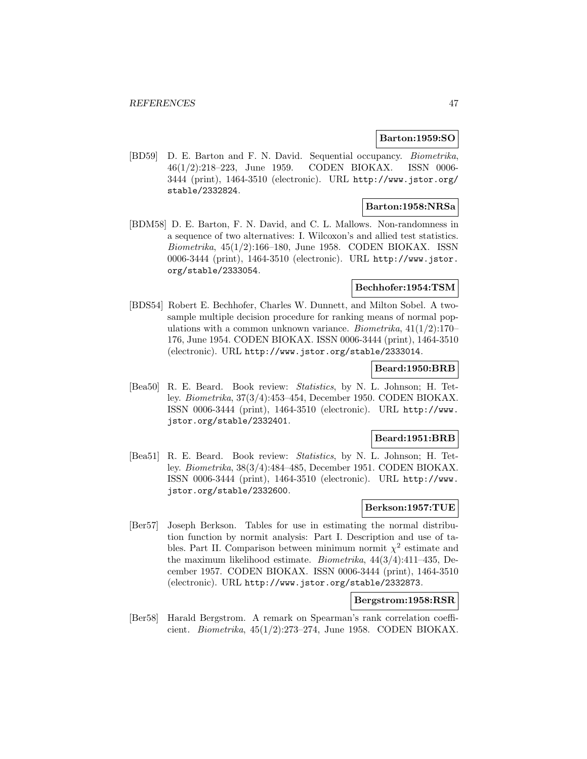**Barton:1959:SO**

[BD59] D. E. Barton and F. N. David. Sequential occupancy. *Biometrika*, 46(1/2):218–223, June 1959. CODEN BIOKAX. ISSN 0006-3444 (print), 1464-3510 (electronic). URL http://www.jstor.org/stable/2332824.

**Barton:1958:NRSa**

[BDM58] D. E. Barton, F. N. David, and C. L. Mallows. Non-randomness in a sequence of two alternatives: I. Wilcoxon's and allied test statistics. *Biometrika*, 45(1/2):166–180, June 1958. CODEN BIOKAX. ISSN 0006-3444 (print), 1464-3510 (electronic). URL http://www.jstor.org/stable/2333054.

**Bechhofer:1954:TSM**

[BDS54] Robert E. Bechhofer, Charles W. Dunnett, and Milton Sobel. A two-sample multiple decision procedure for ranking means of normal populations with a common unknown variance. *Biometrika*, 41(1/2):170–176, June 1954. CODEN BIOKAX. ISSN 0006-3444 (print), 1464-3510 (electronic). URL http://www.jstor.org/stable/2333014.

**Beard:1950:BRB**

[Bea50] R. E. Beard. Book review: *Statistics*, by N. L. Johnson; H. Tetley. *Biometrika*, 37(3/4):453–454, December 1950. CODEN BIOKAX. ISSN 0006-3444 (print), 1464-3510 (electronic). URL http://www.jstor.org/stable/2332401.

**Beard:1951:BRB**

[Bea51] R. E. Beard. Book review: *Statistics*, by N. L. Johnson; H. Tetley. *Biometrika*, 38(3/4):484–485, December 1951. CODEN BIOKAX. ISSN 0006-3444 (print), 1464-3510 (electronic). URL http://www.jstor.org/stable/2332600.

**Berkson:1957:TUE**

[Ber57] Joseph Berkson. Tables for use in estimating the normal distribution function by normit analysis: Part I. Description and use of tables. Part II. Comparison between minimum normit $\chi^2$ estimate and the maximum likelihood estimate. *Biometrika*, 44(3/4):411–435, December 1957. CODEN BIOKAX. ISSN 0006-3444 (print), 1464-3510 (electronic). URL http://www.jstor.org/stable/2332873.

**Bergstrom:1958:RSR**

[Ber58] Harald Bergstrom. A remark on Spearman's rank correlation coefficient. *Biometrika*, 45(1/2):273–274, June 1958. CODEN BIOKAX.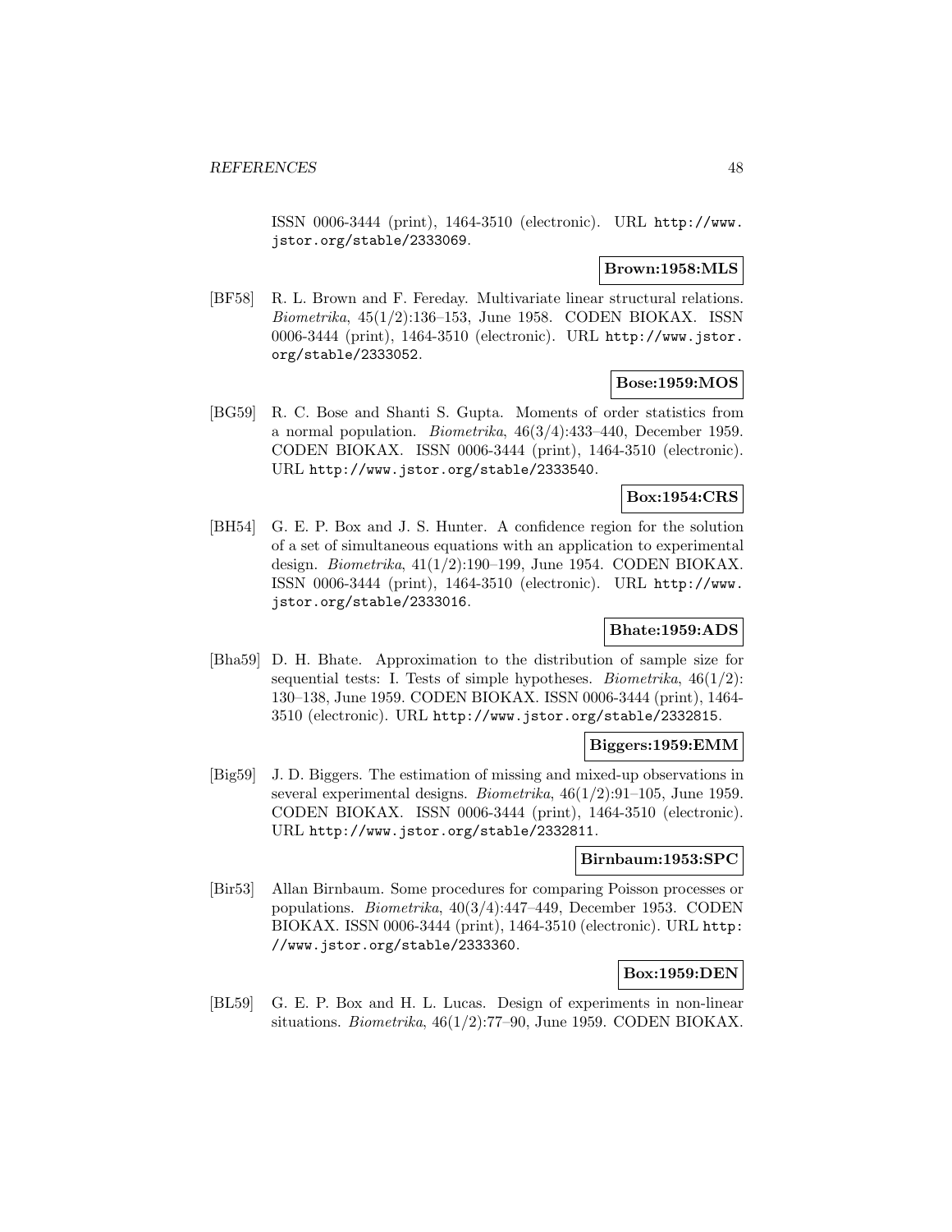ISSN 0006-3444 (print), 1464-3510 (electronic). URL http://www.jstor.org/stable/2333069.

**Brown:1958:MLS**

[BF58] R. L. Brown and F. Fereday. Multivariate linear structural relations. *Biometrika*, 45(1/2):136–153, June 1958. CODEN BIOKAX. ISSN 0006-3444 (print), 1464-3510 (electronic). URL http://www.jstor.org/stable/2333052.

**Bose:1959:MOS**

[BG59] R. C. Bose and Shanti S. Gupta. Moments of order statistics from a normal population. *Biometrika*, 46(3/4):433–440, December 1959. CODEN BIOKAX. ISSN 0006-3444 (print), 1464-3510 (electronic). URL http://www.jstor.org/stable/2333540.

**Box:1954:CRS**

[BH54] G. E. P. Box and J. S. Hunter. A confidence region for the solution of a set of simultaneous equations with an application to experimental design. *Biometrika*, 41(1/2):190–199, June 1954. CODEN BIOKAX. ISSN 0006-3444 (print), 1464-3510 (electronic). URL http://www.jstor.org/stable/2333016.

**Bhate:1959:ADS**

[Bha59] D. H. Bhate. Approximation to the distribution of sample size for sequential tests: I. Tests of simple hypotheses. *Biometrika*, 46(1/2): 130–138, June 1959. CODEN BIOKAX. ISSN 0006-3444 (print), 1464-3510 (electronic). URL http://www.jstor.org/stable/2332815.

**Biggers:1959:EMM**

[Big59] J. D. Biggers. The estimation of missing and mixed-up observations in several experimental designs. *Biometrika*, 46(1/2):91–105, June 1959. CODEN BIOKAX. ISSN 0006-3444 (print), 1464-3510 (electronic). URL http://www.jstor.org/stable/2332811.

**Birnbaum:1953:SPC**

[Bir53] Allan Birnbaum. Some procedures for comparing Poisson processes or populations. *Biometrika*, 40(3/4):447–449, December 1953. CODEN BIOKAX. ISSN 0006-3444 (print), 1464-3510 (electronic). URL http://www.jstor.org/stable/2333360.

**Box:1959:DEN**

[BL59] G. E. P. Box and H. L. Lucas. Design of experiments in non-linear situations. *Biometrika*, 46(1/2):77–90, June 1959. CODEN BIOKAX.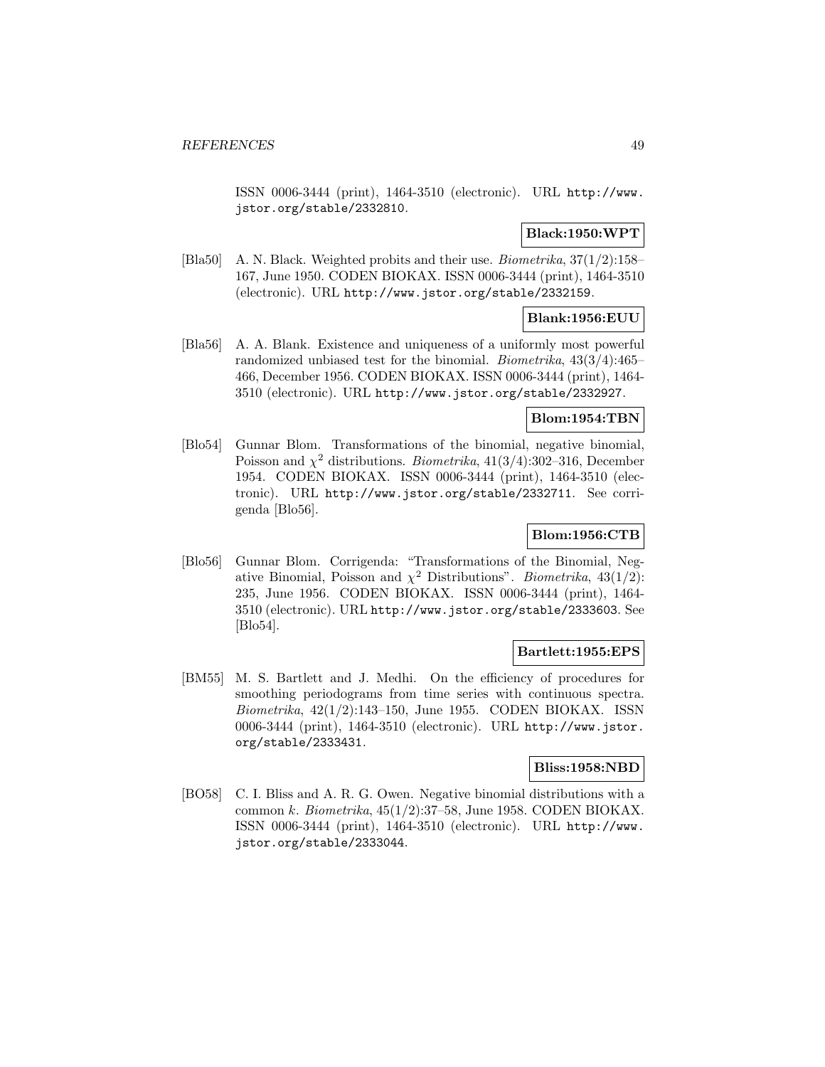ISSN 0006-3444 (print), 1464-3510 (electronic). URL http://www.jstor.org/stable/2332810.

**Black:1950:WPT**

[Bla50] A. N. Black. Weighted probits and their use. *Biometrika*, 37(1/2):158–167, June 1950. CODEN BIOKAX. ISSN 0006-3444 (print), 1464-3510 (electronic). URL http://www.jstor.org/stable/2332159.

**Blank:1956:EUU**

[Bla56] A. A. Blank. Existence and uniqueness of a uniformly most powerful randomized unbiased test for the binomial. *Biometrika*, 43(3/4):465–466, December 1956. CODEN BIOKAX. ISSN 0006-3444 (print), 1464-3510 (electronic). URL http://www.jstor.org/stable/2332927.

**Blom:1954:TBN**

[Blo54] Gunnar Blom. Transformations of the binomial, negative binomial, Poisson and $\chi^2$ distributions. *Biometrika*, 41(3/4):302–316, December 1954. CODEN BIOKAX. ISSN 0006-3444 (print), 1464-3510 (electronic). URL http://www.jstor.org/stable/2332711. See corrigenda [Blo56].

**Blom:1956:CTB**

[Blo56] Gunnar Blom. Corrigenda: "Transformations of the Binomial, Negative Binomial, Poisson and $\chi^2$ Distributions". *Biometrika*, 43(1/2): 235, June 1956. CODEN BIOKAX. ISSN 0006-3444 (print), 1464-3510 (electronic). URL http://www.jstor.org/stable/2333603. See [Blo54].

**Bartlett:1955:EPS**

[BM55] M. S. Bartlett and J. Medhi. On the efficiency of procedures for smoothing periodograms from time series with continuous spectra. *Biometrika*, 42(1/2):143–150, June 1955. CODEN BIOKAX. ISSN 0006-3444 (print), 1464-3510 (electronic). URL http://www.jstor.org/stable/2333431.

**Bliss:1958:NBD**

[BO58] C. I. Bliss and A. R. G. Owen. Negative binomial distributions with a common $k$. *Biometrika*, 45(1/2):37–58, June 1958. CODEN BIOKAX. ISSN 0006-3444 (print), 1464-3510 (electronic). URL http://www.jstor.org/stable/2333044.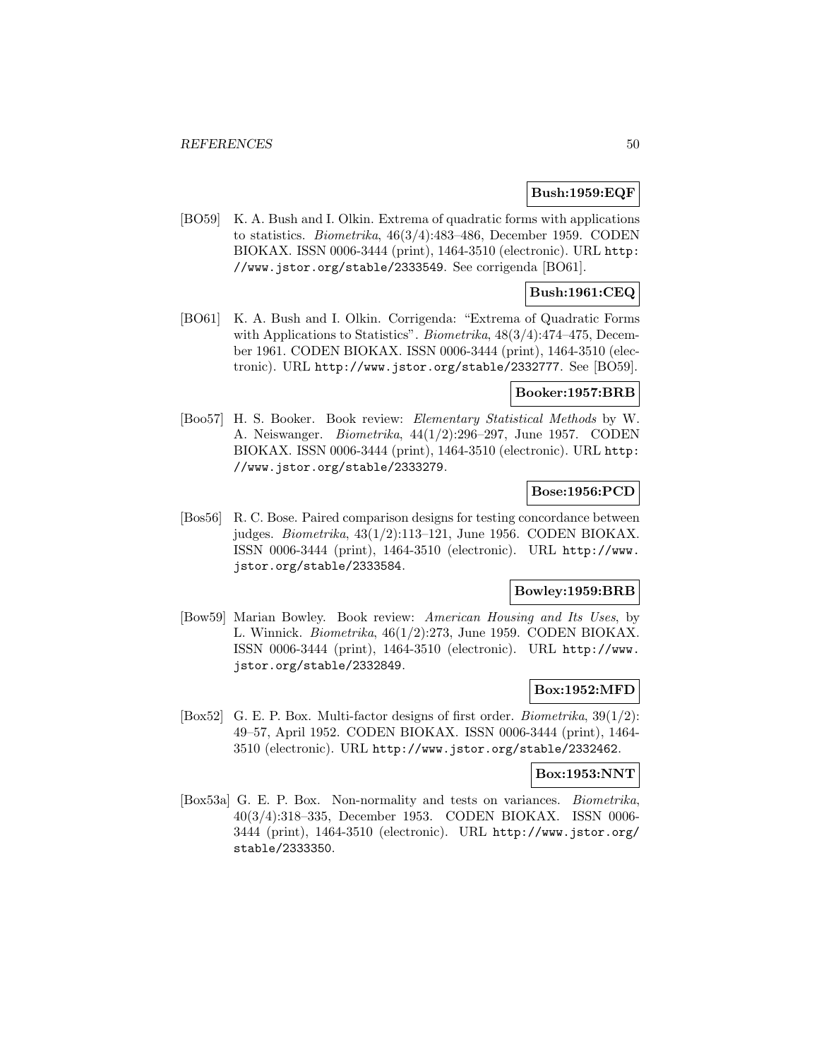**Bush:1959:EQF**

[BO59] K. A. Bush and I. Olkin. Extrema of quadratic forms with applications to statistics. *Biometrika*, 46(3/4):483–486, December 1959. CODEN BIOKAX. ISSN 0006-3444 (print), 1464-3510 (electronic). URL http://www.jstor.org/stable/2333549. See corrigenda [BO61].

**Bush:1961:CEQ**

[BO61] K. A. Bush and I. Olkin. Corrigenda: "Extrema of Quadratic Forms with Applications to Statistics". *Biometrika*, 48(3/4):474–475, December 1961. CODEN BIOKAX. ISSN 0006-3444 (print), 1464-3510 (electronic). URL http://www.jstor.org/stable/2332777. See [BO59].

**Booker:1957:BRB**

[Boo57] H. S. Booker. Book review: *Elementary Statistical Methods* by W. A. Neiswanger. *Biometrika*, 44(1/2):296–297, June 1957. CODEN BIOKAX. ISSN 0006-3444 (print), 1464-3510 (electronic). URL http://www.jstor.org/stable/2333279.

**Bose:1956:PCD**

[Bos56] R. C. Bose. Paired comparison designs for testing concordance between judges. *Biometrika*, 43(1/2):113–121, June 1956. CODEN BIOKAX. ISSN 0006-3444 (print), 1464-3510 (electronic). URL http://www.jstor.org/stable/2333584.

**Bowley:1959:BRB**

[Bow59] Marian Bowley. Book review: *American Housing and Its Uses*, by L. Winnick. *Biometrika*, 46(1/2):273, June 1959. CODEN BIOKAX. ISSN 0006-3444 (print), 1464-3510 (electronic). URL http://www.jstor.org/stable/2332849.

**Box:1952:MFD**

[Box52] G. E. P. Box. Multi-factor designs of first order. *Biometrika*, 39(1/2):49–57, April 1952. CODEN BIOKAX. ISSN 0006-3444 (print), 1464-3510 (electronic). URL http://www.jstor.org/stable/2332462.

**Box:1953:NNT**

[Box53a] G. E. P. Box. Non-normality and tests on variances. *Biometrika*, 40(3/4):318–335, December 1953. CODEN BIOKAX. ISSN 0006-3444 (print), 1464-3510 (electronic). URL http://www.jstor.org/stable/2333350.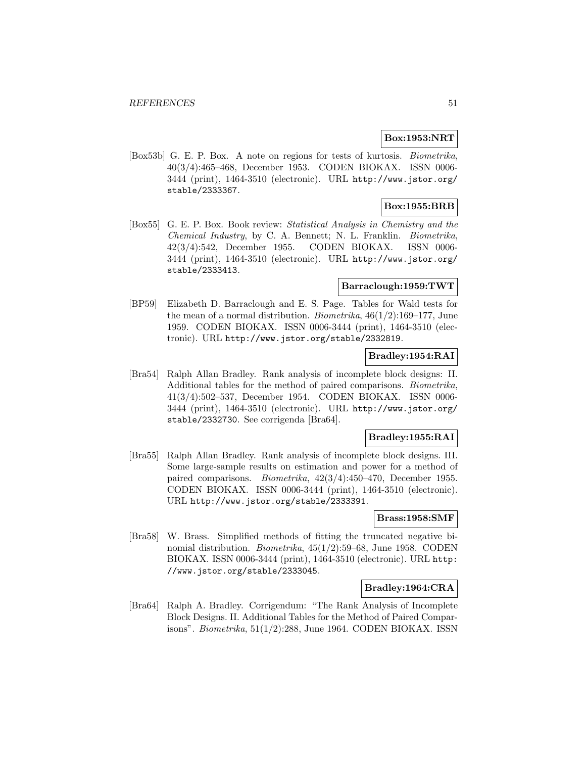**Box:1953:NRT**

[Box53b] G. E. P. Box. A note on regions for tests of kurtosis. *Biometrika*, 40(3/4):465–468, December 1953. CODEN BIOKAX. ISSN 0006-3444 (print), 1464-3510 (electronic). URL `http://www.jstor.org/stable/2333367`.

**Box:1955:BRB**

[Box55] G. E. P. Box. Book review: *Statistical Analysis in Chemistry and the Chemical Industry*, by C. A. Bennett; N. L. Franklin. *Biometrika*, 42(3/4):542, December 1955. CODEN BIOKAX. ISSN 0006-3444 (print), 1464-3510 (electronic). URL `http://www.jstor.org/stable/2333413`.

**Barraclough:1959:TWT**

[BP59] Elizabeth D. Barraclough and E. S. Page. Tables for Wald tests for the mean of a normal distribution. *Biometrika*, 46(1/2):169–177, June 1959. CODEN BIOKAX. ISSN 0006-3444 (print), 1464-3510 (electronic). URL `http://www.jstor.org/stable/2332819`.

**Bradley:1954:RAI**

[Bra54] Ralph Allan Bradley. Rank analysis of incomplete block designs: II. Additional tables for the method of paired comparisons. *Biometrika*, 41(3/4):502–537, December 1954. CODEN BIOKAX. ISSN 0006-3444 (print), 1464-3510 (electronic). URL `http://www.jstor.org/stable/2332730`. See corrigenda [Bra64].

**Bradley:1955:RAI**

[Bra55] Ralph Allan Bradley. Rank analysis of incomplete block designs. III. Some large-sample results on estimation and power for a method of paired comparisons. *Biometrika*, 42(3/4):450–470, December 1955. CODEN BIOKAX. ISSN 0006-3444 (print), 1464-3510 (electronic). URL `http://www.jstor.org/stable/2333391`.

**Brass:1958:SMF**

[Bra58] W. Brass. Simplified methods of fitting the truncated negative binomial distribution. *Biometrika*, 45(1/2):59–68, June 1958. CODEN BIOKAX. ISSN 0006-3444 (print), 1464-3510 (electronic). URL `http://www.jstor.org/stable/2333045`.

**Bradley:1964:CRA**

[Bra64] Ralph A. Bradley. Corrigendum: "The Rank Analysis of Incomplete Block Designs. II. Additional Tables for the Method of Paired Comparisons". *Biometrika*, 51(1/2):288, June 1964. CODEN BIOKAX. ISSN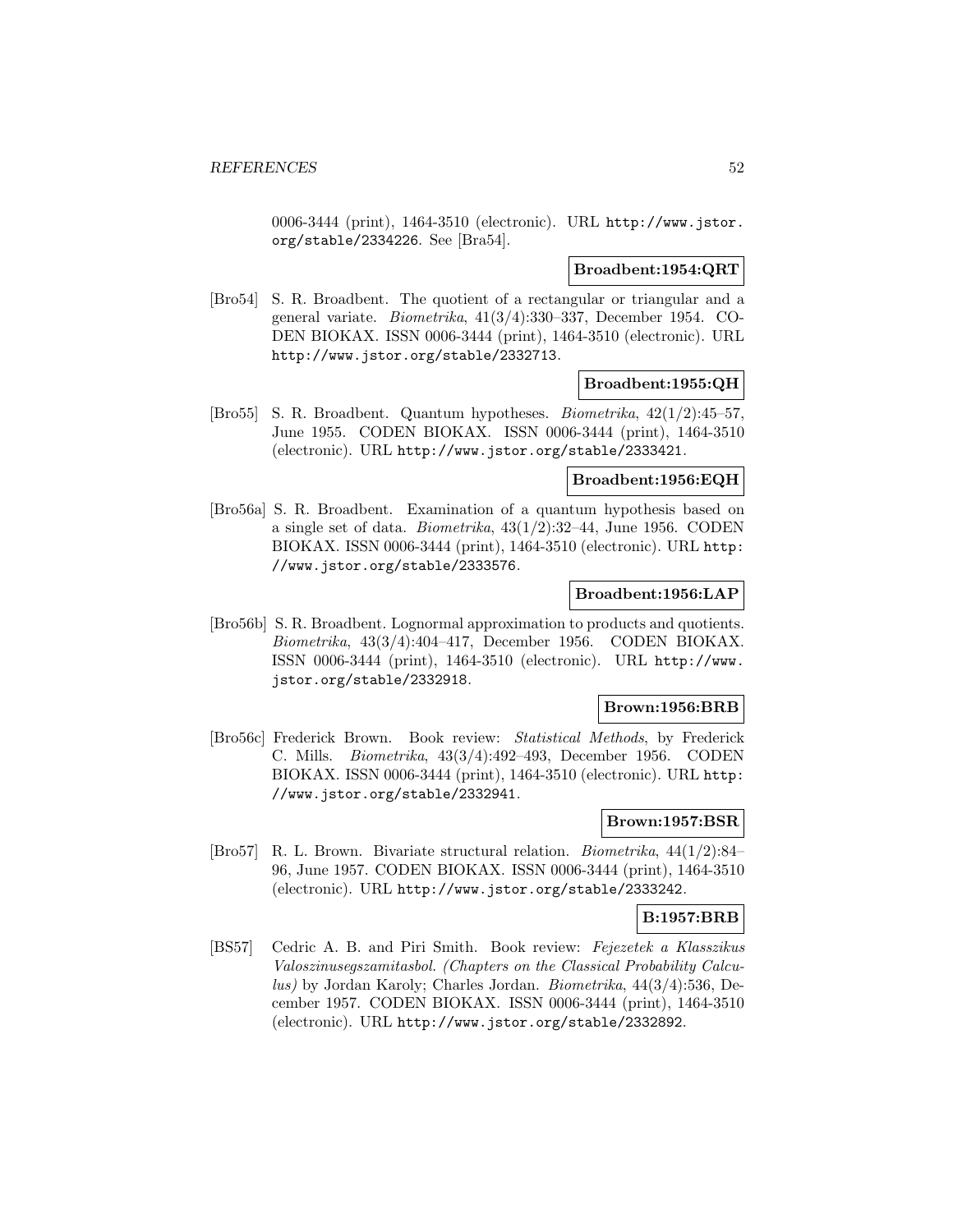0006-3444 (print), 1464-3510 (electronic). URL http://www.jstor.org/stable/2334226. See [Bra54].

**Broadbent:1954:QRT**

[Bro54] S. R. Broadbent. The quotient of a rectangular or triangular and a general variate. *Biometrika*, 41(3/4):330–337, December 1954. CODEN BIOKAX. ISSN 0006-3444 (print), 1464-3510 (electronic). URL http://www.jstor.org/stable/2332713.

**Broadbent:1955:QH**

[Bro55] S. R. Broadbent. Quantum hypotheses. *Biometrika*, 42(1/2):45–57, June 1955. CODEN BIOKAX. ISSN 0006-3444 (print), 1464-3510 (electronic). URL http://www.jstor.org/stable/2333421.

**Broadbent:1956:EQH**

[Bro56a] S. R. Broadbent. Examination of a quantum hypothesis based on a single set of data. *Biometrika*, 43(1/2):32–44, June 1956. CODEN BIOKAX. ISSN 0006-3444 (print), 1464-3510 (electronic). URL http://www.jstor.org/stable/2333576.

**Broadbent:1956:LAP**

[Bro56b] S. R. Broadbent. Lognormal approximation to products and quotients. *Biometrika*, 43(3/4):404–417, December 1956. CODEN BIOKAX. ISSN 0006-3444 (print), 1464-3510 (electronic). URL http://www.jstor.org/stable/2332918.

**Brown:1956:BRB**

[Bro56c] Frederick Brown. Book review: *Statistical Methods*, by Frederick C. Mills. *Biometrika*, 43(3/4):492–493, December 1956. CODEN BIOKAX. ISSN 0006-3444 (print), 1464-3510 (electronic). URL http://www.jstor.org/stable/2332941.

**Brown:1957:BSR**

[Bro57] R. L. Brown. Bivariate structural relation. *Biometrika*, 44(1/2):84–96, June 1957. CODEN BIOKAX. ISSN 0006-3444 (print), 1464-3510 (electronic). URL http://www.jstor.org/stable/2333242.

**B:1957:BRB**

[BS57] Cedric A. B. and Piri Smith. Book review: *Fejezetek a Klasszikus Valoszinusegszamitasbol. (Chapters on the Classical Probability Calculus)* by Jordan Karoly; Charles Jordan. *Biometrika*, 44(3/4):536, December 1957. CODEN BIOKAX. ISSN 0006-3444 (print), 1464-3510 (electronic). URL http://www.jstor.org/stable/2332892.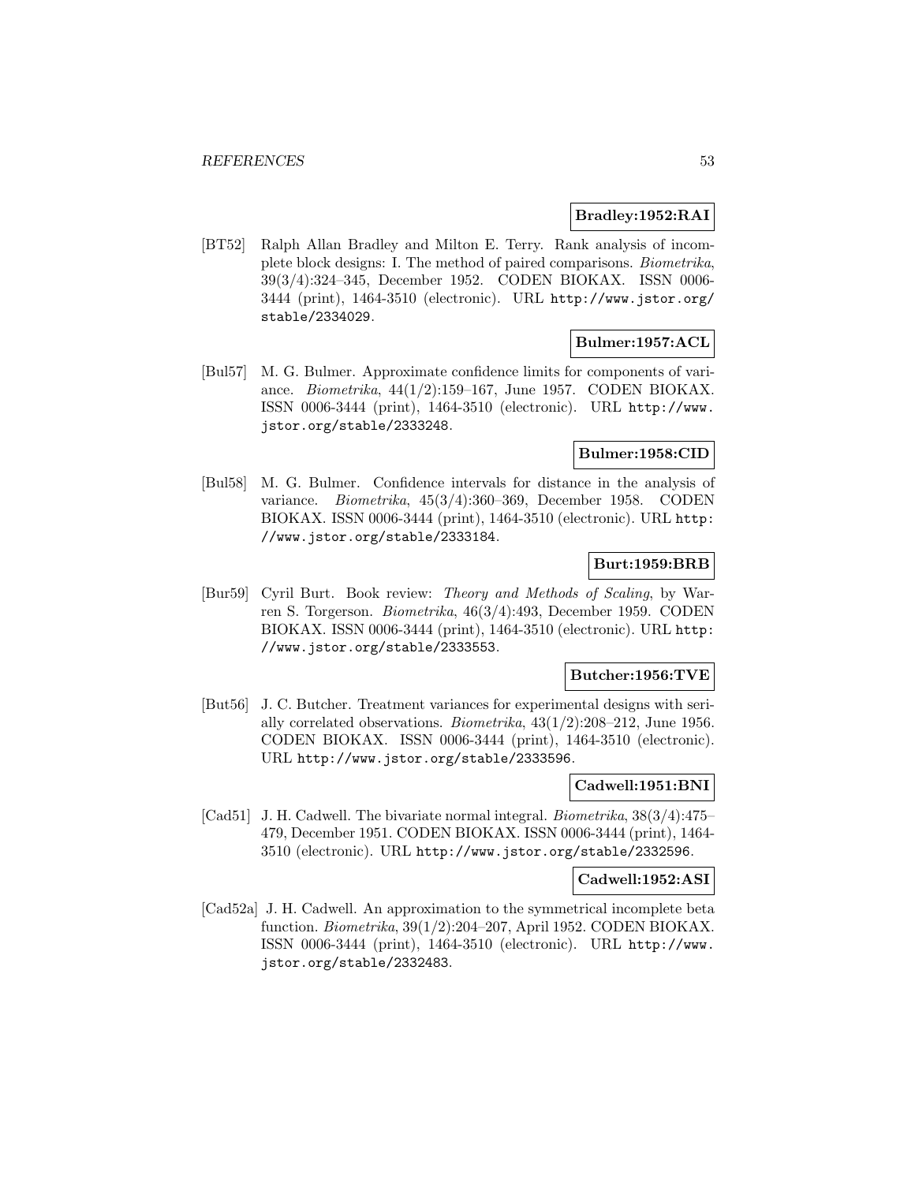**Bradley:1952:RAI**

[BT52] Ralph Allan Bradley and Milton E. Terry. Rank analysis of incomplete block designs: I. The method of paired comparisons. *Biometrika*, 39(3/4):324–345, December 1952. CODEN BIOKAX. ISSN 0006-3444 (print), 1464-3510 (electronic). URL http://www.jstor.org/stable/2334029.

**Bulmer:1957:ACL**

[Bul57] M. G. Bulmer. Approximate confidence limits for components of variance. *Biometrika*, 44(1/2):159–167, June 1957. CODEN BIOKAX. ISSN 0006-3444 (print), 1464-3510 (electronic). URL http://www.jstor.org/stable/2333248.

**Bulmer:1958:CID**

[Bul58] M. G. Bulmer. Confidence intervals for distance in the analysis of variance. *Biometrika*, 45(3/4):360–369, December 1958. CODEN BIOKAX. ISSN 0006-3444 (print), 1464-3510 (electronic). URL http://www.jstor.org/stable/2333184.

**Burt:1959:BRB**

[Bur59] Cyril Burt. Book review: *Theory and Methods of Scaling*, by Warren S. Torgerson. *Biometrika*, 46(3/4):493, December 1959. CODEN BIOKAX. ISSN 0006-3444 (print), 1464-3510 (electronic). URL http://www.jstor.org/stable/2333553.

**Butcher:1956:TVE**

[But56] J. C. Butcher. Treatment variances for experimental designs with serially correlated observations. *Biometrika*, 43(1/2):208–212, June 1956. CODEN BIOKAX. ISSN 0006-3444 (print), 1464-3510 (electronic). URL http://www.jstor.org/stable/2333596.

**Cadwell:1951:BNI**

[Cad51] J. H. Cadwell. The bivariate normal integral. *Biometrika*, 38(3/4):475–479, December 1951. CODEN BIOKAX. ISSN 0006-3444 (print), 1464-3510 (electronic). URL http://www.jstor.org/stable/2332596.

**Cadwell:1952:ASI**

[Cad52a] J. H. Cadwell. An approximation to the symmetrical incomplete beta function. *Biometrika*, 39(1/2):204–207, April 1952. CODEN BIOKAX. ISSN 0006-3444 (print), 1464-3510 (electronic). URL http://www.jstor.org/stable/2332483.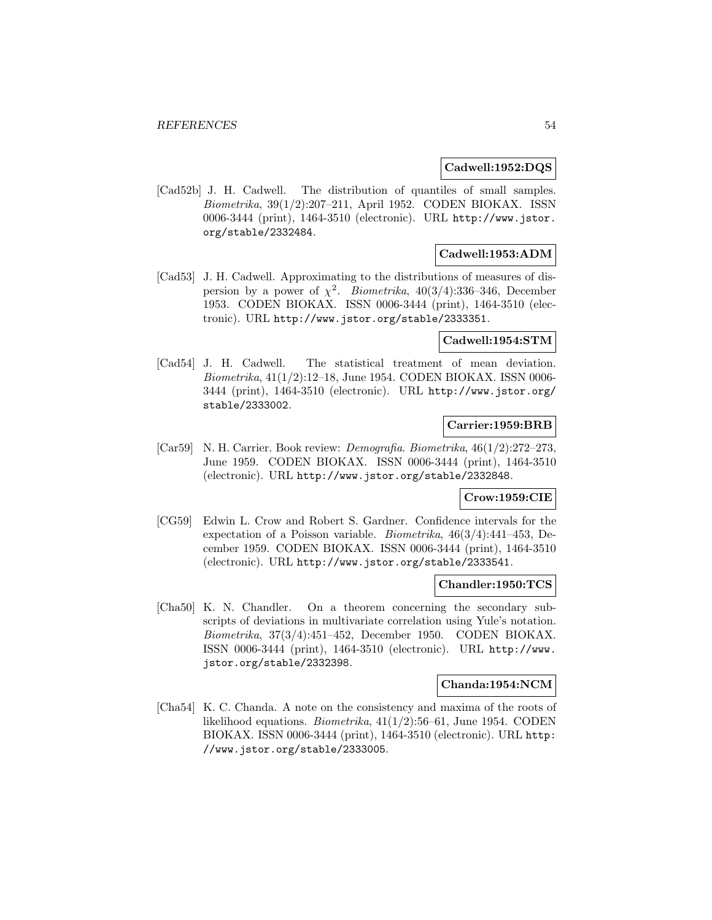**Cadwell:1952:DQS**

[Cad52b] J. H. Cadwell. The distribution of quantiles of small samples. *Biometrika*, 39(1/2):207–211, April 1952. CODEN BIOKAX. ISSN 0006-3444 (print), 1464-3510 (electronic). URL http://www.jstor.org/stable/2332484.

**Cadwell:1953:ADM**

[Cad53] J. H. Cadwell. Approximating to the distributions of measures of dispersion by a power of $\chi^2$. *Biometrika*, 40(3/4):336–346, December 1953. CODEN BIOKAX. ISSN 0006-3444 (print), 1464-3510 (electronic). URL http://www.jstor.org/stable/2333351.

**Cadwell:1954:STM**

[Cad54] J. H. Cadwell. The statistical treatment of mean deviation. *Biometrika*, 41(1/2):12–18, June 1954. CODEN BIOKAX. ISSN 0006-3444 (print), 1464-3510 (electronic). URL http://www.jstor.org/stable/2333002.

**Carrier:1959:BRB**

[Car59] N. H. Carrier. Book review: *Demografia*. *Biometrika*, 46(1/2):272–273, June 1959. CODEN BIOKAX. ISSN 0006-3444 (print), 1464-3510 (electronic). URL http://www.jstor.org/stable/2332848.

**Crow:1959:CIE**

[CG59] Edwin L. Crow and Robert S. Gardner. Confidence intervals for the expectation of a Poisson variable. *Biometrika*, 46(3/4):441–453, December 1959. CODEN BIOKAX. ISSN 0006-3444 (print), 1464-3510 (electronic). URL http://www.jstor.org/stable/2333541.

**Chandler:1950:TCS**

[Cha50] K. N. Chandler. On a theorem concerning the secondary subscripts of deviations in multivariate correlation using Yule's notation. *Biometrika*, 37(3/4):451–452, December 1950. CODEN BIOKAX. ISSN 0006-3444 (print), 1464-3510 (electronic). URL http://www.jstor.org/stable/2332398.

**Chanda:1954:NCM**

[Cha54] K. C. Chanda. A note on the consistency and maxima of the roots of likelihood equations. *Biometrika*, 41(1/2):56–61, June 1954. CODEN BIOKAX. ISSN 0006-3444 (print), 1464-3510 (electronic). URL http://www.jstor.org/stable/2333005.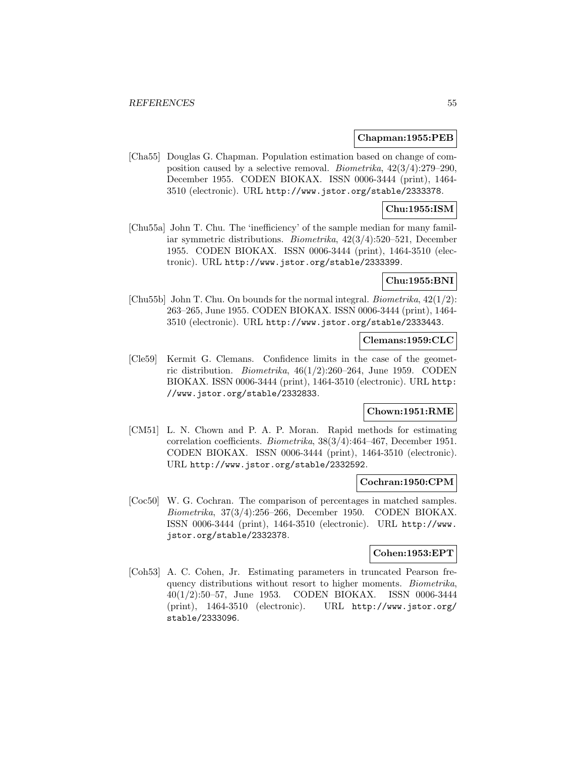**Chapman:1955:PEB**

[Cha55] Douglas G. Chapman. Population estimation based on change of composition caused by a selective removal. *Biometrika*, 42(3/4):279–290, December 1955. CODEN BIOKAX. ISSN 0006-3444 (print), 1464-3510 (electronic). URL http://www.jstor.org/stable/2333378.

**Chu:1955:ISM**

[Chu55a] John T. Chu. The 'inefficiency' of the sample median for many familiar symmetric distributions. *Biometrika*, 42(3/4):520–521, December 1955. CODEN BIOKAX. ISSN 0006-3444 (print), 1464-3510 (electronic). URL http://www.jstor.org/stable/2333399.

**Chu:1955:BNI**

[Chu55b] John T. Chu. On bounds for the normal integral. *Biometrika*, 42(1/2):263–265, June 1955. CODEN BIOKAX. ISSN 0006-3444 (print), 1464-3510 (electronic). URL http://www.jstor.org/stable/2333443.

**Clemans:1959:CLC**

[Cle59] Kermit G. Clemans. Confidence limits in the case of the geometric distribution. *Biometrika*, 46(1/2):260–264, June 1959. CODEN BIOKAX. ISSN 0006-3444 (print), 1464-3510 (electronic). URL http://www.jstor.org/stable/2332833.

**Chown:1951:RME**

[CM51] L. N. Chown and P. A. P. Moran. Rapid methods for estimating correlation coefficients. *Biometrika*, 38(3/4):464–467, December 1951. CODEN BIOKAX. ISSN 0006-3444 (print), 1464-3510 (electronic). URL http://www.jstor.org/stable/2332592.

**Cochran:1950:CPM**

[Coc50] W. G. Cochran. The comparison of percentages in matched samples. *Biometrika*, 37(3/4):256–266, December 1950. CODEN BIOKAX. ISSN 0006-3444 (print), 1464-3510 (electronic). URL http://www.jstor.org/stable/2332378.

**Cohen:1953:EPT**

[Coh53] A. C. Cohen, Jr. Estimating parameters in truncated Pearson frequency distributions without resort to higher moments. *Biometrika*, 40(1/2):50–57, June 1953. CODEN BIOKAX. ISSN 0006-3444 (print), 1464-3510 (electronic). URL http://www.jstor.org/stable/2333096.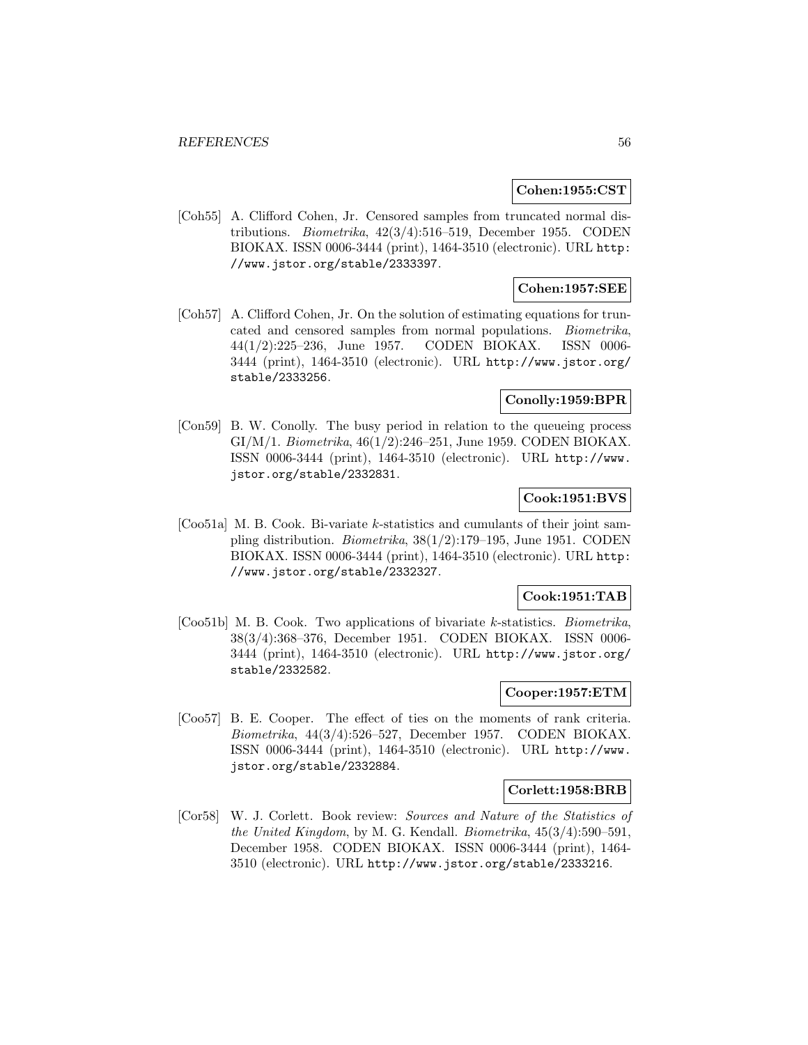**Cohen:1955:CST**

[Coh55] A. Clifford Cohen, Jr. Censored samples from truncated normal distributions. *Biometrika*, 42(3/4):516–519, December 1955. CODEN BIOKAX. ISSN 0006-3444 (print), 1464-3510 (electronic). URL http://www.jstor.org/stable/2333397.

**Cohen:1957:SEE**

[Coh57] A. Clifford Cohen, Jr. On the solution of estimating equations for truncated and censored samples from normal populations. *Biometrika*, 44(1/2):225–236, June 1957. CODEN BIOKAX. ISSN 0006-3444 (print), 1464-3510 (electronic). URL http://www.jstor.org/stable/2333256.

**Conolly:1959:BPR**

[Con59] B. W. Conolly. The busy period in relation to the queueing process GI/M/1. *Biometrika*, 46(1/2):246–251, June 1959. CODEN BIOKAX. ISSN 0006-3444 (print), 1464-3510 (electronic). URL http://www.jstor.org/stable/2332831.

**Cook:1951:BVS**

[Coo51a] M. B. Cook. Bi-variate $k$-statistics and cumulants of their joint sampling distribution. *Biometrika*, 38(1/2):179–195, June 1951. CODEN BIOKAX. ISSN 0006-3444 (print), 1464-3510 (electronic). URL http://www.jstor.org/stable/2332327.

**Cook:1951:TAB**

[Coo51b] M. B. Cook. Two applications of bivariate $k$-statistics. *Biometrika*, 38(3/4):368–376, December 1951. CODEN BIOKAX. ISSN 0006-3444 (print), 1464-3510 (electronic). URL http://www.jstor.org/stable/2332582.

**Cooper:1957:ETM**

[Coo57] B. E. Cooper. The effect of ties on the moments of rank criteria. *Biometrika*, 44(3/4):526–527, December 1957. CODEN BIOKAX. ISSN 0006-3444 (print), 1464-3510 (electronic). URL http://www.jstor.org/stable/2332884.

**Corlett:1958:BRB**

[Cor58] W. J. Corlett. Book review: *Sources and Nature of the Statistics of the United Kingdom*, by M. G. Kendall. *Biometrika*, 45(3/4):590–591, December 1958. CODEN BIOKAX. ISSN 0006-3444 (print), 1464-3510 (electronic). URL http://www.jstor.org/stable/2333216.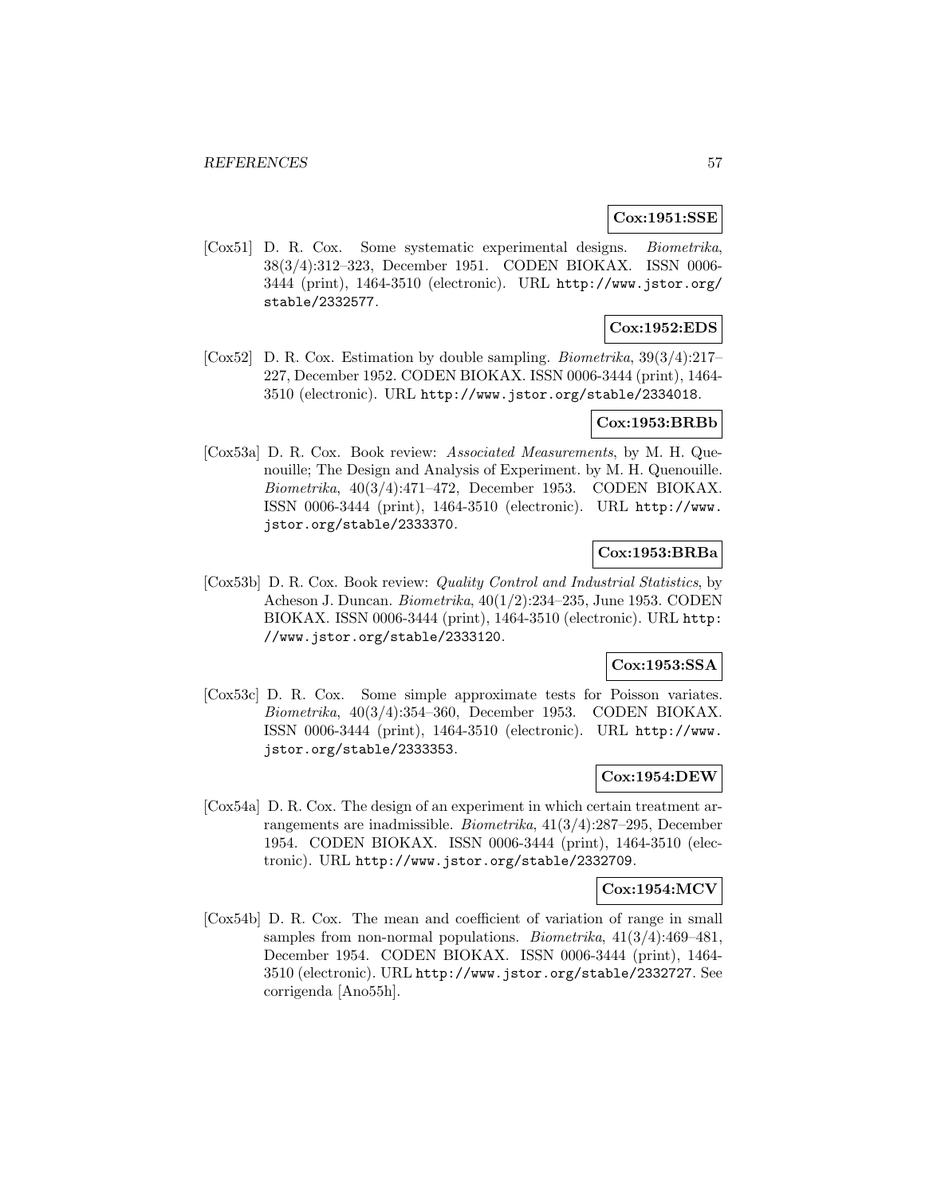**Cox:1951:SSE**

[Cox51] D. R. Cox. Some systematic experimental designs. *Biometrika*, 38(3/4):312–323, December 1951. CODEN BIOKAX. ISSN 0006-3444 (print), 1464-3510 (electronic). URL http://www.jstor.org/stable/2332577.

**Cox:1952:EDS**

[Cox52] D. R. Cox. Estimation by double sampling. *Biometrika*, 39(3/4):217–227, December 1952. CODEN BIOKAX. ISSN 0006-3444 (print), 1464-3510 (electronic). URL http://www.jstor.org/stable/2334018.

**Cox:1953:BRBb**

[Cox53a] D. R. Cox. Book review: *Associated Measurements*, by M. H. Quenouille; The Design and Analysis of Experiment. by M. H. Quenouille. *Biometrika*, 40(3/4):471–472, December 1953. CODEN BIOKAX. ISSN 0006-3444 (print), 1464-3510 (electronic). URL http://www.jstor.org/stable/2333370.

**Cox:1953:BRBa**

[Cox53b] D. R. Cox. Book review: *Quality Control and Industrial Statistics*, by Acheson J. Duncan. *Biometrika*, 40(1/2):234–235, June 1953. CODEN BIOKAX. ISSN 0006-3444 (print), 1464-3510 (electronic). URL http://www.jstor.org/stable/2333120.

**Cox:1953:SSA**

[Cox53c] D. R. Cox. Some simple approximate tests for Poisson variates. *Biometrika*, 40(3/4):354–360, December 1953. CODEN BIOKAX. ISSN 0006-3444 (print), 1464-3510 (electronic). URL http://www.jstor.org/stable/2333353.

**Cox:1954:DEW**

[Cox54a] D. R. Cox. The design of an experiment in which certain treatment arrangements are inadmissible. *Biometrika*, 41(3/4):287–295, December 1954. CODEN BIOKAX. ISSN 0006-3444 (print), 1464-3510 (electronic). URL http://www.jstor.org/stable/2332709.

**Cox:1954:MCV**

[Cox54b] D. R. Cox. The mean and coefficient of variation of range in small samples from non-normal populations. *Biometrika*, 41(3/4):469–481, December 1954. CODEN BIOKAX. ISSN 0006-3444 (print), 1464-3510 (electronic). URL http://www.jstor.org/stable/2332727. See corrigenda [Ano55h].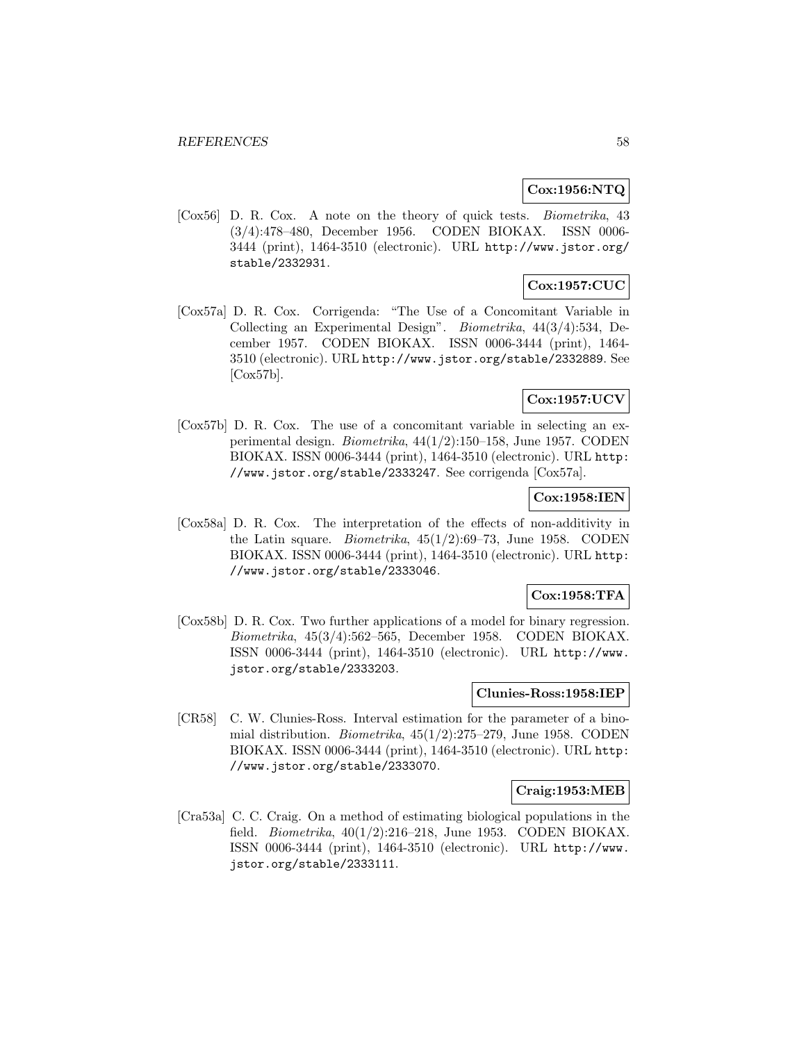**Cox:1956:NTQ**

[Cox56] D. R. Cox. A note on the theory of quick tests. *Biometrika*, 43 (3/4):478–480, December 1956. CODEN BIOKAX. ISSN 0006-3444 (print), 1464-3510 (electronic). URL http://www.jstor.org/stable/2332931.

**Cox:1957:CUC**

[Cox57a] D. R. Cox. Corrigenda: "The Use of a Concomitant Variable in Collecting an Experimental Design". *Biometrika*, 44(3/4):534, December 1957. CODEN BIOKAX. ISSN 0006-3444 (print), 1464-3510 (electronic). URL http://www.jstor.org/stable/2332889. See [Cox57b].

**Cox:1957:UCV**

[Cox57b] D. R. Cox. The use of a concomitant variable in selecting an experimental design. *Biometrika*, 44(1/2):150–158, June 1957. CODEN BIOKAX. ISSN 0006-3444 (print), 1464-3510 (electronic). URL http://www.jstor.org/stable/2333247. See corrigenda [Cox57a].

**Cox:1958:IEN**

[Cox58a] D. R. Cox. The interpretation of the effects of non-additivity in the Latin square. *Biometrika*, 45(1/2):69–73, June 1958. CODEN BIOKAX. ISSN 0006-3444 (print), 1464-3510 (electronic). URL http://www.jstor.org/stable/2333046.

**Cox:1958:TFA**

[Cox58b] D. R. Cox. Two further applications of a model for binary regression. *Biometrika*, 45(3/4):562–565, December 1958. CODEN BIOKAX. ISSN 0006-3444 (print), 1464-3510 (electronic). URL http://www.jstor.org/stable/2333203.

**Clunies-Ross:1958:IEP**

[CR58] C. W. Clunies-Ross. Interval estimation for the parameter of a binomial distribution. *Biometrika*, 45(1/2):275–279, June 1958. CODEN BIOKAX. ISSN 0006-3444 (print), 1464-3510 (electronic). URL http://www.jstor.org/stable/2333070.

**Craig:1953:MEB**

[Cra53a] C. C. Craig. On a method of estimating biological populations in the field. *Biometrika*, 40(1/2):216–218, June 1953. CODEN BIOKAX. ISSN 0006-3444 (print), 1464-3510 (electronic). URL http://www.jstor.org/stable/2333111.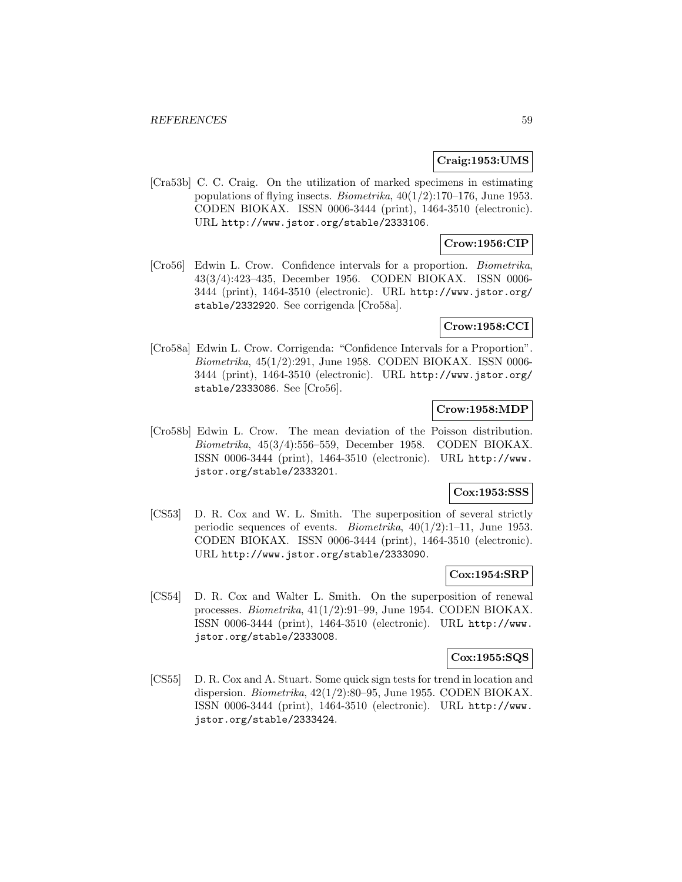**Craig:1953:UMS**

[Cra53b] C. C. Craig. On the utilization of marked specimens in estimating populations of flying insects. *Biometrika*, 40(1/2):170–176, June 1953. CODEN BIOKAX. ISSN 0006-3444 (print), 1464-3510 (electronic). URL http://www.jstor.org/stable/2333106.

**Crow:1956:CIP**

[Cro56] Edwin L. Crow. Confidence intervals for a proportion. *Biometrika*, 43(3/4):423–435, December 1956. CODEN BIOKAX. ISSN 0006-3444 (print), 1464-3510 (electronic). URL http://www.jstor.org/stable/2332920. See corrigenda [Cro58a].

**Crow:1958:CCI**

[Cro58a] Edwin L. Crow. Corrigenda: "Confidence Intervals for a Proportion". *Biometrika*, 45(1/2):291, June 1958. CODEN BIOKAX. ISSN 0006-3444 (print), 1464-3510 (electronic). URL http://www.jstor.org/stable/2333086. See [Cro56].

**Crow:1958:MDP**

[Cro58b] Edwin L. Crow. The mean deviation of the Poisson distribution. *Biometrika*, 45(3/4):556–559, December 1958. CODEN BIOKAX. ISSN 0006-3444 (print), 1464-3510 (electronic). URL http://www.jstor.org/stable/2333201.

**Cox:1953:SSS**

[CS53] D. R. Cox and W. L. Smith. The superposition of several strictly periodic sequences of events. *Biometrika*, 40(1/2):1–11, June 1953. CODEN BIOKAX. ISSN 0006-3444 (print), 1464-3510 (electronic). URL http://www.jstor.org/stable/2333090.

**Cox:1954:SRP**

[CS54] D. R. Cox and Walter L. Smith. On the superposition of renewal processes. *Biometrika*, 41(1/2):91–99, June 1954. CODEN BIOKAX. ISSN 0006-3444 (print), 1464-3510 (electronic). URL http://www.jstor.org/stable/2333008.

**Cox:1955:SQS**

[CS55] D. R. Cox and A. Stuart. Some quick sign tests for trend in location and dispersion. *Biometrika*, 42(1/2):80–95, June 1955. CODEN BIOKAX. ISSN 0006-3444 (print), 1464-3510 (electronic). URL http://www.jstor.org/stable/2333424.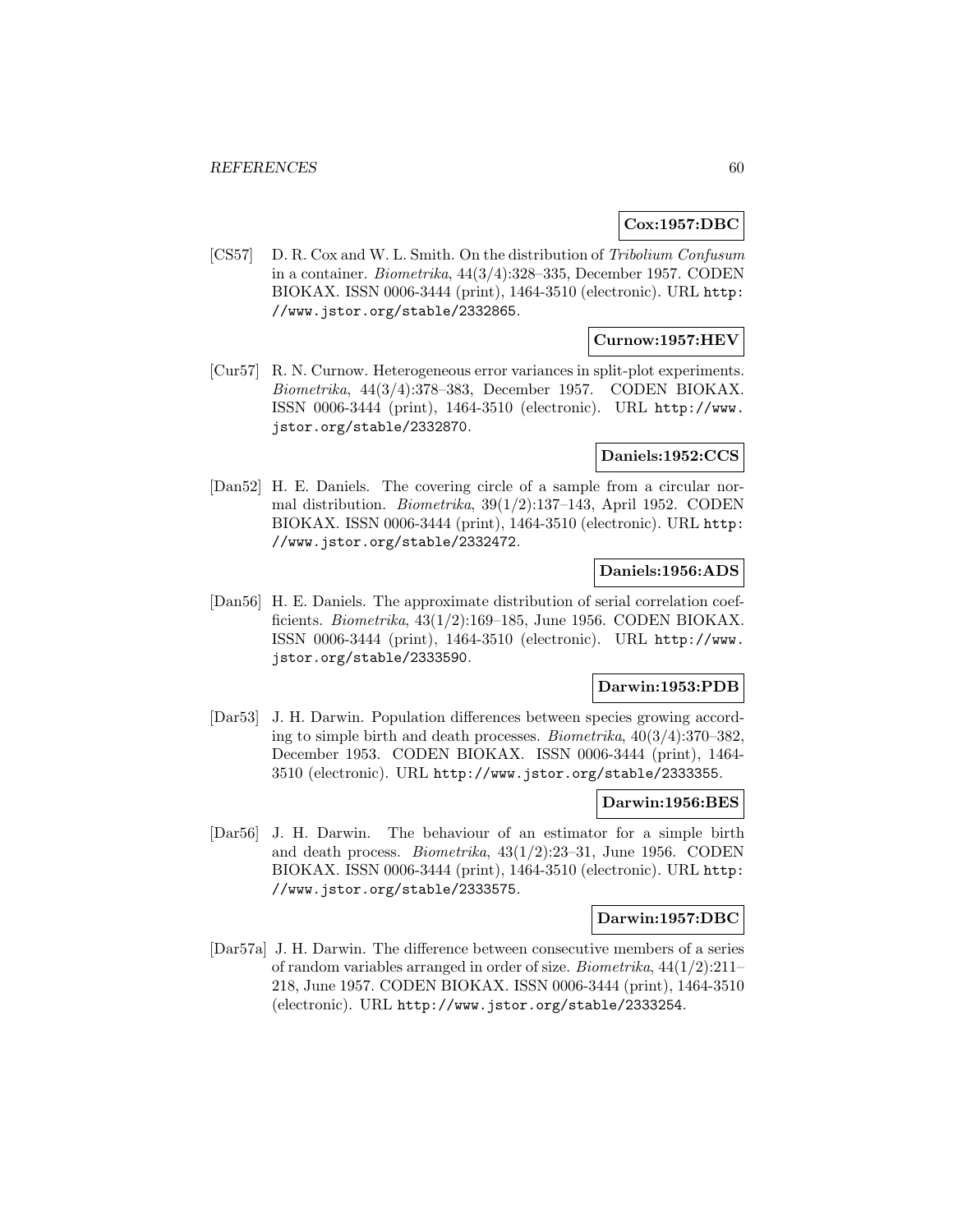**Cox:1957:DBC**

[CS57] D. R. Cox and W. L. Smith. On the distribution of *Tribolium Confusum* in a container. *Biometrika*, 44(3/4):328–335, December 1957. CODEN BIOKAX. ISSN 0006-3444 (print), 1464-3510 (electronic). URL http://www.jstor.org/stable/2332865.

**Curnow:1957:HEV**

[Cur57] R. N. Curnow. Heterogeneous error variances in split-plot experiments. *Biometrika*, 44(3/4):378–383, December 1957. CODEN BIOKAX. ISSN 0006-3444 (print), 1464-3510 (electronic). URL http://www.jstor.org/stable/2332870.

**Daniels:1952:CCS**

[Dan52] H. E. Daniels. The covering circle of a sample from a circular normal distribution. *Biometrika*, 39(1/2):137–143, April 1952. CODEN BIOKAX. ISSN 0006-3444 (print), 1464-3510 (electronic). URL http://www.jstor.org/stable/2332472.

**Daniels:1956:ADS**

[Dan56] H. E. Daniels. The approximate distribution of serial correlation coefficients. *Biometrika*, 43(1/2):169–185, June 1956. CODEN BIOKAX. ISSN 0006-3444 (print), 1464-3510 (electronic). URL http://www.jstor.org/stable/2333590.

**Darwin:1953:PDB**

[Dar53] J. H. Darwin. Population differences between species growing according to simple birth and death processes. *Biometrika*, 40(3/4):370–382, December 1953. CODEN BIOKAX. ISSN 0006-3444 (print), 1464-3510 (electronic). URL http://www.jstor.org/stable/2333355.

**Darwin:1956:BES**

[Dar56] J. H. Darwin. The behaviour of an estimator for a simple birth and death process. *Biometrika*, 43(1/2):23–31, June 1956. CODEN BIOKAX. ISSN 0006-3444 (print), 1464-3510 (electronic). URL http://www.jstor.org/stable/2333575.

**Darwin:1957:DBC**

[Dar57a] J. H. Darwin. The difference between consecutive members of a series of random variables arranged in order of size. *Biometrika*, 44(1/2):211–218, June 1957. CODEN BIOKAX. ISSN 0006-3444 (print), 1464-3510 (electronic). URL http://www.jstor.org/stable/2333254.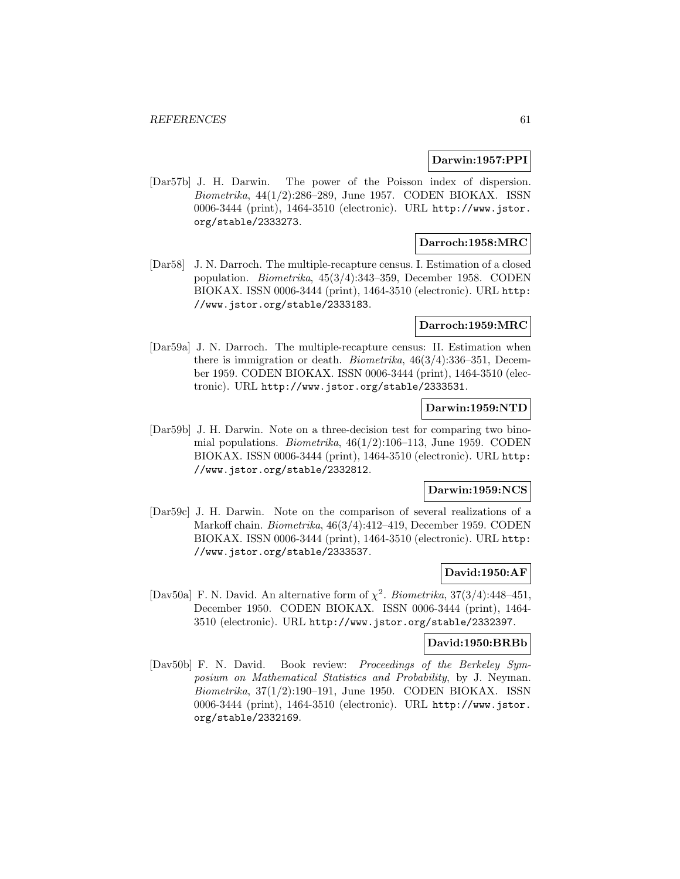**Darwin:1957:PPI**

[Dar57b] J. H. Darwin. The power of the Poisson index of dispersion. *Biometrika*, 44(1/2):286–289, June 1957. CODEN BIOKAX. ISSN 0006-3444 (print), 1464-3510 (electronic). URL http://www.jstor.org/stable/2333273.

**Darroch:1958:MRC**

[Dar58] J. N. Darroch. The multiple-recapture census. I. Estimation of a closed population. *Biometrika*, 45(3/4):343–359, December 1958. CODEN BIOKAX. ISSN 0006-3444 (print), 1464-3510 (electronic). URL http://www.jstor.org/stable/2333183.

**Darroch:1959:MRC**

[Dar59a] J. N. Darroch. The multiple-recapture census: II. Estimation when there is immigration or death. *Biometrika*, 46(3/4):336–351, December 1959. CODEN BIOKAX. ISSN 0006-3444 (print), 1464-3510 (electronic). URL http://www.jstor.org/stable/2333531.

**Darwin:1959:NTD**

[Dar59b] J. H. Darwin. Note on a three-decision test for comparing two binomial populations. *Biometrika*, 46(1/2):106–113, June 1959. CODEN BIOKAX. ISSN 0006-3444 (print), 1464-3510 (electronic). URL http://www.jstor.org/stable/2332812.

**Darwin:1959:NCS**

[Dar59c] J. H. Darwin. Note on the comparison of several realizations of a Markoff chain. *Biometrika*, 46(3/4):412–419, December 1959. CODEN BIOKAX. ISSN 0006-3444 (print), 1464-3510 (electronic). URL http://www.jstor.org/stable/2333537.

**David:1950:AF**

[Dav50a] F. N. David. An alternative form of $\chi^2$. *Biometrika*, 37(3/4):448–451, December 1950. CODEN BIOKAX. ISSN 0006-3444 (print), 1464-3510 (electronic). URL http://www.jstor.org/stable/2332397.

**David:1950:BRBb**

[Dav50b] F. N. David. Book review: *Proceedings of the Berkeley Symposium on Mathematical Statistics and Probability*, by J. Neyman. *Biometrika*, 37(1/2):190–191, June 1950. CODEN BIOKAX. ISSN 0006-3444 (print), 1464-3510 (electronic). URL http://www.jstor.org/stable/2332169.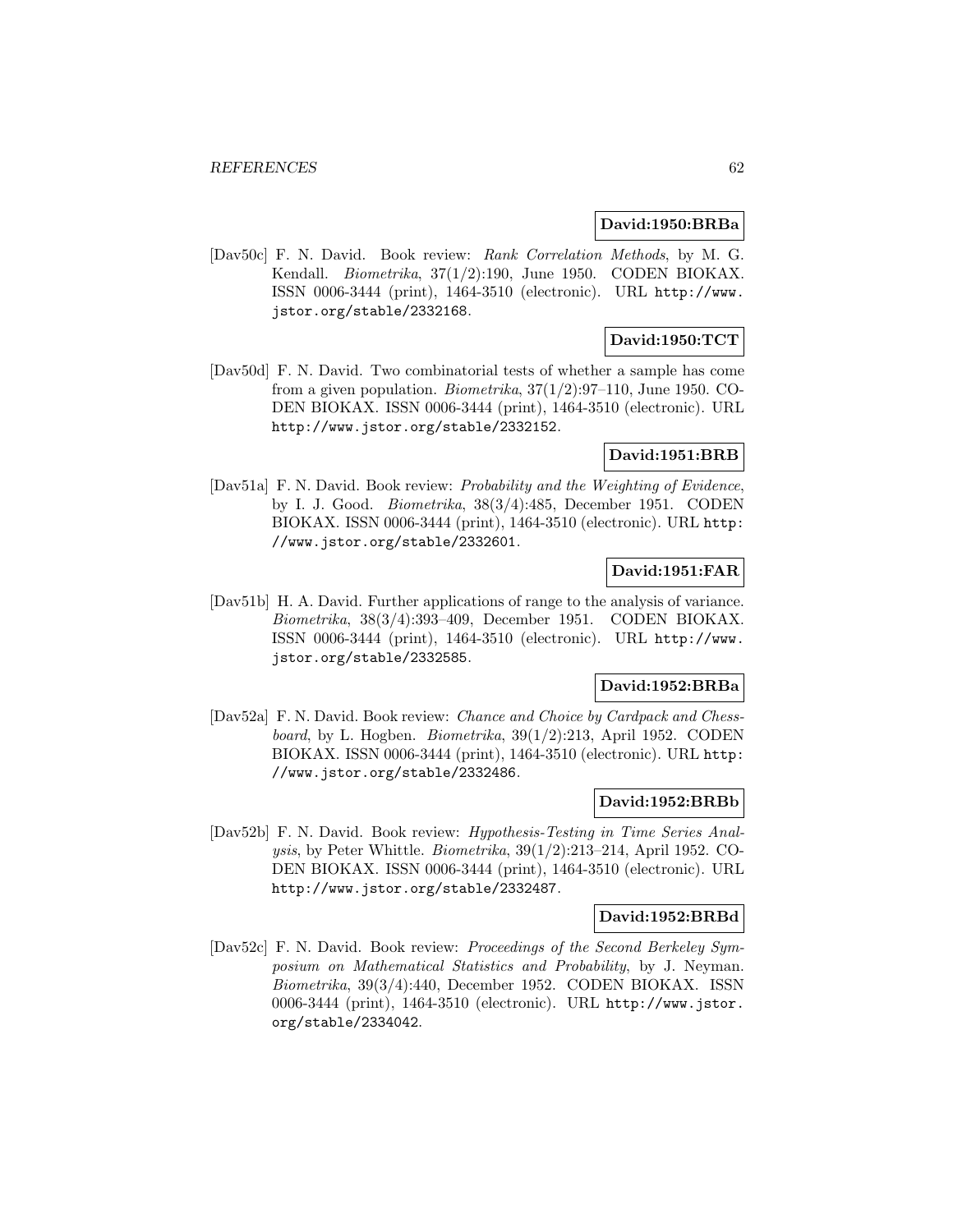**David:1950:BRBa**

[Dav50c] F. N. David. Book review: *Rank Correlation Methods*, by M. G. Kendall. *Biometrika*, 37(1/2):190, June 1950. CODEN BIOKAX. ISSN 0006-3444 (print), 1464-3510 (electronic). URL http://www.jstor.org/stable/2332168.

**David:1950:TCT**

[Dav50d] F. N. David. Two combinatorial tests of whether a sample has come from a given population. *Biometrika*, 37(1/2):97–110, June 1950. CODEN BIOKAX. ISSN 0006-3444 (print), 1464-3510 (electronic). URL http://www.jstor.org/stable/2332152.

**David:1951:BRB**

[Dav51a] F. N. David. Book review: *Probability and the Weighting of Evidence*, by I. J. Good. *Biometrika*, 38(3/4):485, December 1951. CODEN BIOKAX. ISSN 0006-3444 (print), 1464-3510 (electronic). URL http://www.jstor.org/stable/2332601.

**David:1951:FAR**

[Dav51b] H. A. David. Further applications of range to the analysis of variance. *Biometrika*, 38(3/4):393–409, December 1951. CODEN BIOKAX. ISSN 0006-3444 (print), 1464-3510 (electronic). URL http://www.jstor.org/stable/2332585.

**David:1952:BRBa**

[Dav52a] F. N. David. Book review: *Chance and Choice by Cardpack and Chessboard*, by L. Hogben. *Biometrika*, 39(1/2):213, April 1952. CODEN BIOKAX. ISSN 0006-3444 (print), 1464-3510 (electronic). URL http://www.jstor.org/stable/2332486.

**David:1952:BRBb**

[Dav52b] F. N. David. Book review: *Hypothesis-Testing in Time Series Analysis*, by Peter Whittle. *Biometrika*, 39(1/2):213–214, April 1952. CODEN BIOKAX. ISSN 0006-3444 (print), 1464-3510 (electronic). URL http://www.jstor.org/stable/2332487.

**David:1952:BRBd**

[Dav52c] F. N. David. Book review: *Proceedings of the Second Berkeley Symposium on Mathematical Statistics and Probability*, by J. Neyman. *Biometrika*, 39(3/4):440, December 1952. CODEN BIOKAX. ISSN 0006-3444 (print), 1464-3510 (electronic). URL http://www.jstor.org/stable/2334042.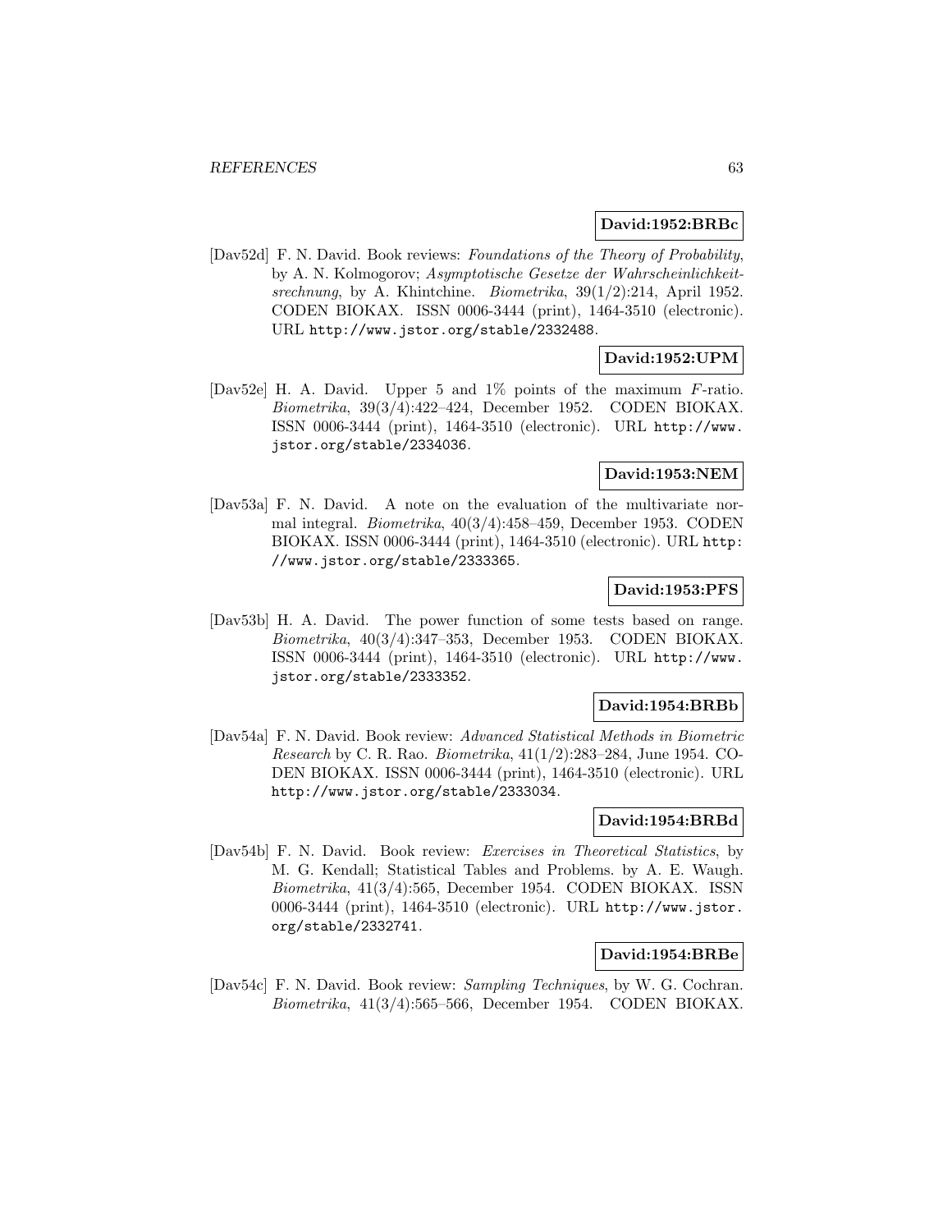**David:1952:BRBc**

[Dav52d] F. N. David. Book reviews: *Foundations of the Theory of Probability*, by A. N. Kolmogorov; *Asymptotische Gesetze der Wahrscheinlichkeitsrechnung*, by A. Khintchine. *Biometrika*, 39(1/2):214, April 1952. CODEN BIOKAX. ISSN 0006-3444 (print), 1464-3510 (electronic). URL http://www.jstor.org/stable/2332488.

**David:1952:UPM**

[Dav52e] H. A. David. Upper 5 and 1% points of the maximum $F$-ratio. *Biometrika*, 39(3/4):422–424, December 1952. CODEN BIOKAX. ISSN 0006-3444 (print), 1464-3510 (electronic). URL http://www.jstor.org/stable/2334036.

**David:1953:NEM**

[Dav53a] F. N. David. A note on the evaluation of the multivariate normal integral. *Biometrika*, 40(3/4):458–459, December 1953. CODEN BIOKAX. ISSN 0006-3444 (print), 1464-3510 (electronic). URL http://www.jstor.org/stable/2333365.

**David:1953:PFS**

[Dav53b] H. A. David. The power function of some tests based on range. *Biometrika*, 40(3/4):347–353, December 1953. CODEN BIOKAX. ISSN 0006-3444 (print), 1464-3510 (electronic). URL http://www.jstor.org/stable/2333352.

**David:1954:BRBb**

[Dav54a] F. N. David. Book review: *Advanced Statistical Methods in Biometric Research* by C. R. Rao. *Biometrika*, 41(1/2):283–284, June 1954. CODEN BIOKAX. ISSN 0006-3444 (print), 1464-3510 (electronic). URL http://www.jstor.org/stable/2333034.

**David:1954:BRBd**

[Dav54b] F. N. David. Book review: *Exercises in Theoretical Statistics*, by M. G. Kendall; Statistical Tables and Problems. by A. E. Waugh. *Biometrika*, 41(3/4):565, December 1954. CODEN BIOKAX. ISSN 0006-3444 (print), 1464-3510 (electronic). URL http://www.jstor.org/stable/2332741.

**David:1954:BRBe**

[Dav54c] F. N. David. Book review: *Sampling Techniques*, by W. G. Cochran. *Biometrika*, 41(3/4):565–566, December 1954. CODEN BIOKAX.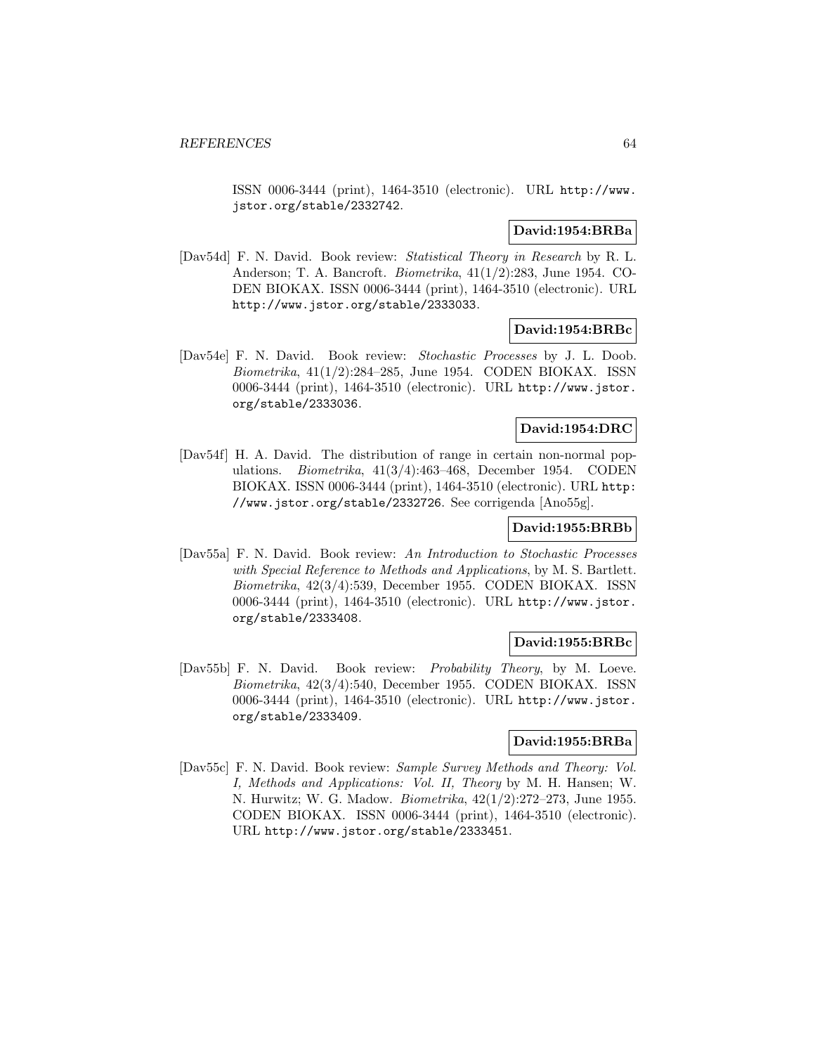ISSN 0006-3444 (print), 1464-3510 (electronic). URL http://www.jstor.org/stable/2332742.

**David:1954:BRBa**

[Dav54d] F. N. David. Book review: *Statistical Theory in Research* by R. L. Anderson; T. A. Bancroft. *Biometrika*, 41(1/2):283, June 1954. CODEN BIOKAX. ISSN 0006-3444 (print), 1464-3510 (electronic). URL http://www.jstor.org/stable/2333033.

**David:1954:BRBc**

[Dav54e] F. N. David. Book review: *Stochastic Processes* by J. L. Doob. *Biometrika*, 41(1/2):284–285, June 1954. CODEN BIOKAX. ISSN 0006-3444 (print), 1464-3510 (electronic). URL http://www.jstor.org/stable/2333036.

**David:1954:DRC**

[Dav54f] H. A. David. The distribution of range in certain non-normal populations. *Biometrika*, 41(3/4):463–468, December 1954. CODEN BIOKAX. ISSN 0006-3444 (print), 1464-3510 (electronic). URL http://www.jstor.org/stable/2332726. See corrigenda [Ano55g].

**David:1955:BRBb**

[Dav55a] F. N. David. Book review: *An Introduction to Stochastic Processes with Special Reference to Methods and Applications*, by M. S. Bartlett. *Biometrika*, 42(3/4):539, December 1955. CODEN BIOKAX. ISSN 0006-3444 (print), 1464-3510 (electronic). URL http://www.jstor.org/stable/2333408.

**David:1955:BRBc**

[Dav55b] F. N. David. Book review: *Probability Theory*, by M. Loeve. *Biometrika*, 42(3/4):540, December 1955. CODEN BIOKAX. ISSN 0006-3444 (print), 1464-3510 (electronic). URL http://www.jstor.org/stable/2333409.

**David:1955:BRBa**

[Dav55c] F. N. David. Book review: *Sample Survey Methods and Theory: Vol. I, Methods and Applications: Vol. II, Theory* by M. H. Hansen; W. N. Hurwitz; W. G. Madow. *Biometrika*, 42(1/2):272–273, June 1955. CODEN BIOKAX. ISSN 0006-3444 (print), 1464-3510 (electronic). URL http://www.jstor.org/stable/2333451.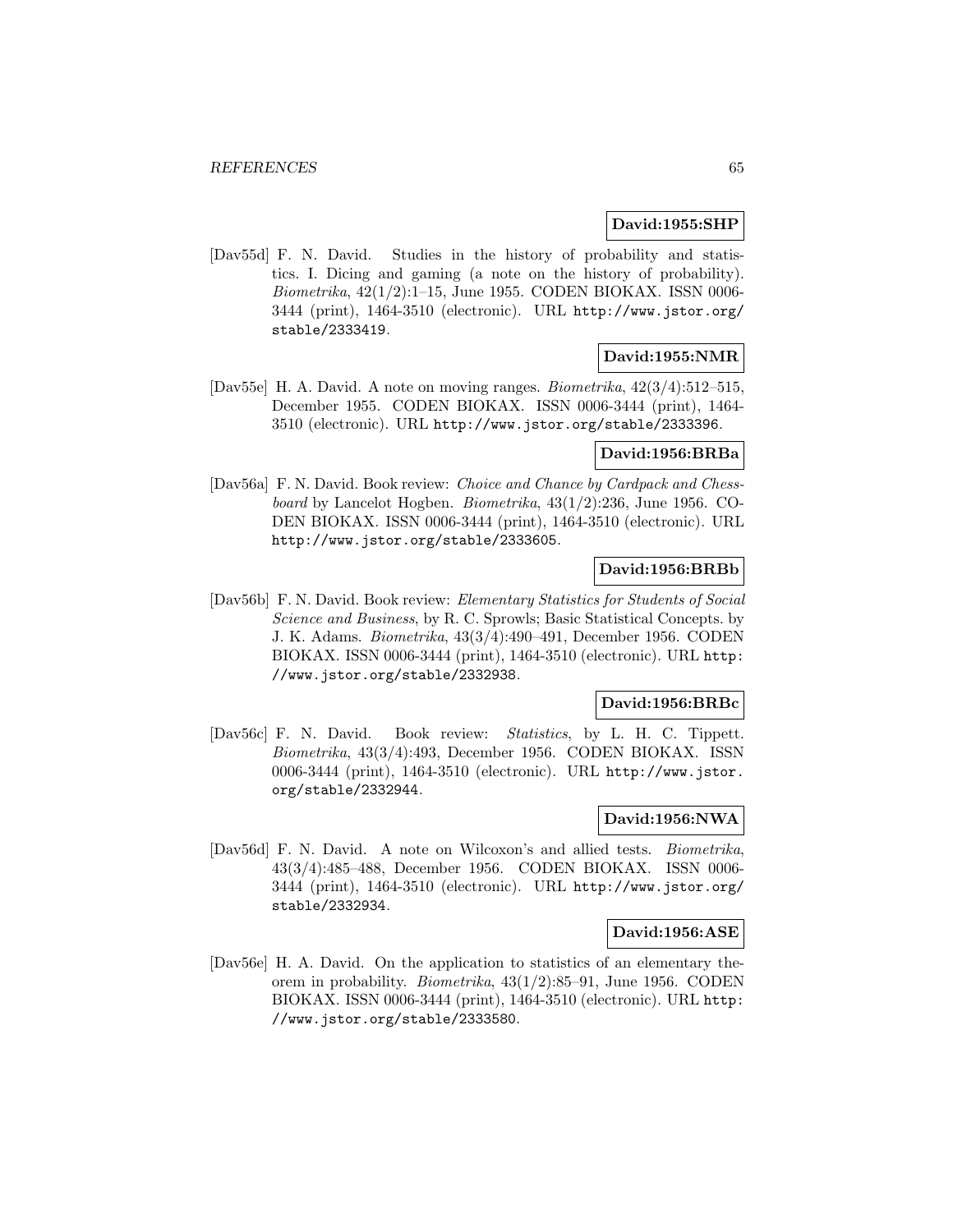**David:1955:SHP**

[Dav55d] F. N. David. Studies in the history of probability and statistics. I. Dicing and gaming (a note on the history of probability). *Biometrika*, 42(1/2):1–15, June 1955. CODEN BIOKAX. ISSN 0006-3444 (print), 1464-3510 (electronic). URL http://www.jstor.org/stable/2333419.

**David:1955:NMR**

[Dav55e] H. A. David. A note on moving ranges. *Biometrika*, 42(3/4):512–515, December 1955. CODEN BIOKAX. ISSN 0006-3444 (print), 1464-3510 (electronic). URL http://www.jstor.org/stable/2333396.

**David:1956:BRBa**

[Dav56a] F. N. David. Book review: *Choice and Chance by Cardpack and Chessboard* by Lancelot Hogben. *Biometrika*, 43(1/2):236, June 1956. CODEN BIOKAX. ISSN 0006-3444 (print), 1464-3510 (electronic). URL http://www.jstor.org/stable/2333605.

**David:1956:BRBb**

[Dav56b] F. N. David. Book review: *Elementary Statistics for Students of Social Science and Business*, by R. C. Sprowls; Basic Statistical Concepts. by J. K. Adams. *Biometrika*, 43(3/4):490–491, December 1956. CODEN BIOKAX. ISSN 0006-3444 (print), 1464-3510 (electronic). URL http://www.jstor.org/stable/2332938.

**David:1956:BRBc**

[Dav56c] F. N. David. Book review: *Statistics*, by L. H. C. Tippett. *Biometrika*, 43(3/4):493, December 1956. CODEN BIOKAX. ISSN 0006-3444 (print), 1464-3510 (electronic). URL http://www.jstor.org/stable/2332944.

**David:1956:NWA**

[Dav56d] F. N. David. A note on Wilcoxon's and allied tests. *Biometrika*, 43(3/4):485–488, December 1956. CODEN BIOKAX. ISSN 0006-3444 (print), 1464-3510 (electronic). URL http://www.jstor.org/stable/2332934.

**David:1956:ASE**

[Dav56e] H. A. David. On the application to statistics of an elementary theorem in probability. *Biometrika*, 43(1/2):85–91, June 1956. CODEN BIOKAX. ISSN 0006-3444 (print), 1464-3510 (electronic). URL http://www.jstor.org/stable/2333580.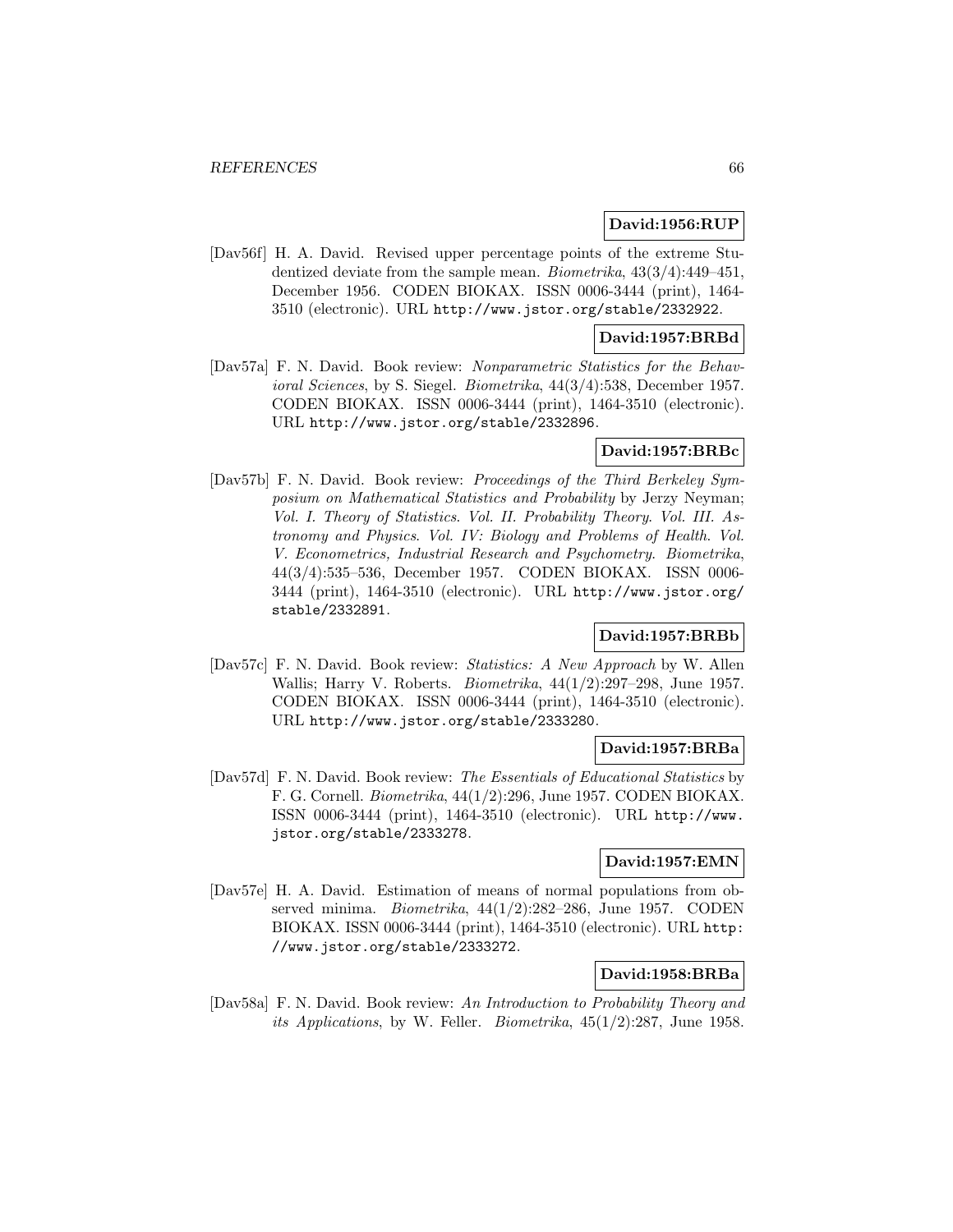**David:1956:RUP**

[Dav56f] H. A. David. Revised upper percentage points of the extreme Studentized deviate from the sample mean. *Biometrika*, 43(3/4):449–451, December 1956. CODEN BIOKAX. ISSN 0006-3444 (print), 1464-3510 (electronic). URL `http://www.jstor.org/stable/2332922`.

**David:1957:BRBd**

[Dav57a] F. N. David. Book review: *Nonparametric Statistics for the Behavioral Sciences*, by S. Siegel. *Biometrika*, 44(3/4):538, December 1957. CODEN BIOKAX. ISSN 0006-3444 (print), 1464-3510 (electronic). URL `http://www.jstor.org/stable/2332896`.

**David:1957:BRBc**

[Dav57b] F. N. David. Book review: *Proceedings of the Third Berkeley Symposium on Mathematical Statistics and Probability* by Jerzy Neyman; *Vol. I. Theory of Statistics. Vol. II. Probability Theory. Vol. III. Astronomy and Physics. Vol. IV: Biology and Problems of Health. Vol. V. Econometrics, Industrial Research and Psychometry*. *Biometrika*, 44(3/4):535–536, December 1957. CODEN BIOKAX. ISSN 0006-3444 (print), 1464-3510 (electronic). URL `http://www.jstor.org/stable/2332891`.

**David:1957:BRBb**

[Dav57c] F. N. David. Book review: *Statistics: A New Approach* by W. Allen Wallis; Harry V. Roberts. *Biometrika*, 44(1/2):297–298, June 1957. CODEN BIOKAX. ISSN 0006-3444 (print), 1464-3510 (electronic). URL `http://www.jstor.org/stable/2333280`.

**David:1957:BRBa**

[Dav57d] F. N. David. Book review: *The Essentials of Educational Statistics* by F. G. Cornell. *Biometrika*, 44(1/2):296, June 1957. CODEN BIOKAX. ISSN 0006-3444 (print), 1464-3510 (electronic). URL `http://www.jstor.org/stable/2333278`.

**David:1957:EMN**

[Dav57e] H. A. David. Estimation of means of normal populations from observed minima. *Biometrika*, 44(1/2):282–286, June 1957. CODEN BIOKAX. ISSN 0006-3444 (print), 1464-3510 (electronic). URL `http://www.jstor.org/stable/2333272`.

**David:1958:BRBa**

[Dav58a] F. N. David. Book review: *An Introduction to Probability Theory and its Applications*, by W. Feller. *Biometrika*, 45(1/2):287, June 1958.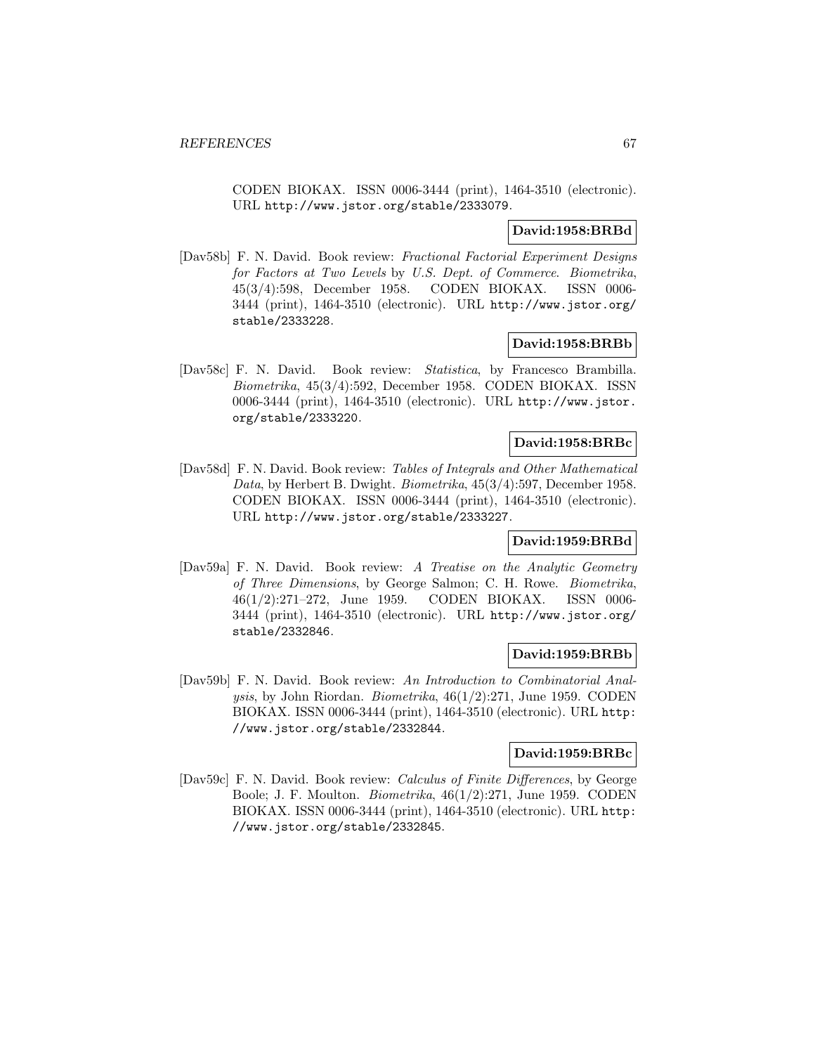CODEN BIOKAX. ISSN 0006-3444 (print), 1464-3510 (electronic). URL http://www.jstor.org/stable/2333079.

**David:1958:BRBd**

[Dav58b] F. N. David. Book review: *Fractional Factorial Experiment Designs for Factors at Two Levels* by *U.S. Dept. of Commerce*. *Biometrika*, 45(3/4):598, December 1958. CODEN BIOKAX. ISSN 0006-3444 (print), 1464-3510 (electronic). URL http://www.jstor.org/stable/2333228.

**David:1958:BRBb**

[Dav58c] F. N. David. Book review: *Statistica*, by Francesco Brambilla. *Biometrika*, 45(3/4):592, December 1958. CODEN BIOKAX. ISSN 0006-3444 (print), 1464-3510 (electronic). URL http://www.jstor.org/stable/2333220.

**David:1958:BRBc**

[Dav58d] F. N. David. Book review: *Tables of Integrals and Other Mathematical Data*, by Herbert B. Dwight. *Biometrika*, 45(3/4):597, December 1958. CODEN BIOKAX. ISSN 0006-3444 (print), 1464-3510 (electronic). URL http://www.jstor.org/stable/2333227.

**David:1959:BRBd**

[Dav59a] F. N. David. Book review: *A Treatise on the Analytic Geometry of Three Dimensions*, by George Salmon; C. H. Rowe. *Biometrika*, 46(1/2):271–272, June 1959. CODEN BIOKAX. ISSN 0006-3444 (print), 1464-3510 (electronic). URL http://www.jstor.org/stable/2332846.

**David:1959:BRBb**

[Dav59b] F. N. David. Book review: *An Introduction to Combinatorial Analysis*, by John Riordan. *Biometrika*, 46(1/2):271, June 1959. CODEN BIOKAX. ISSN 0006-3444 (print), 1464-3510 (electronic). URL http://www.jstor.org/stable/2332844.

**David:1959:BRBc**

[Dav59c] F. N. David. Book review: *Calculus of Finite Differences*, by George Boole; J. F. Moulton. *Biometrika*, 46(1/2):271, June 1959. CODEN BIOKAX. ISSN 0006-3444 (print), 1464-3510 (electronic). URL http://www.jstor.org/stable/2332845.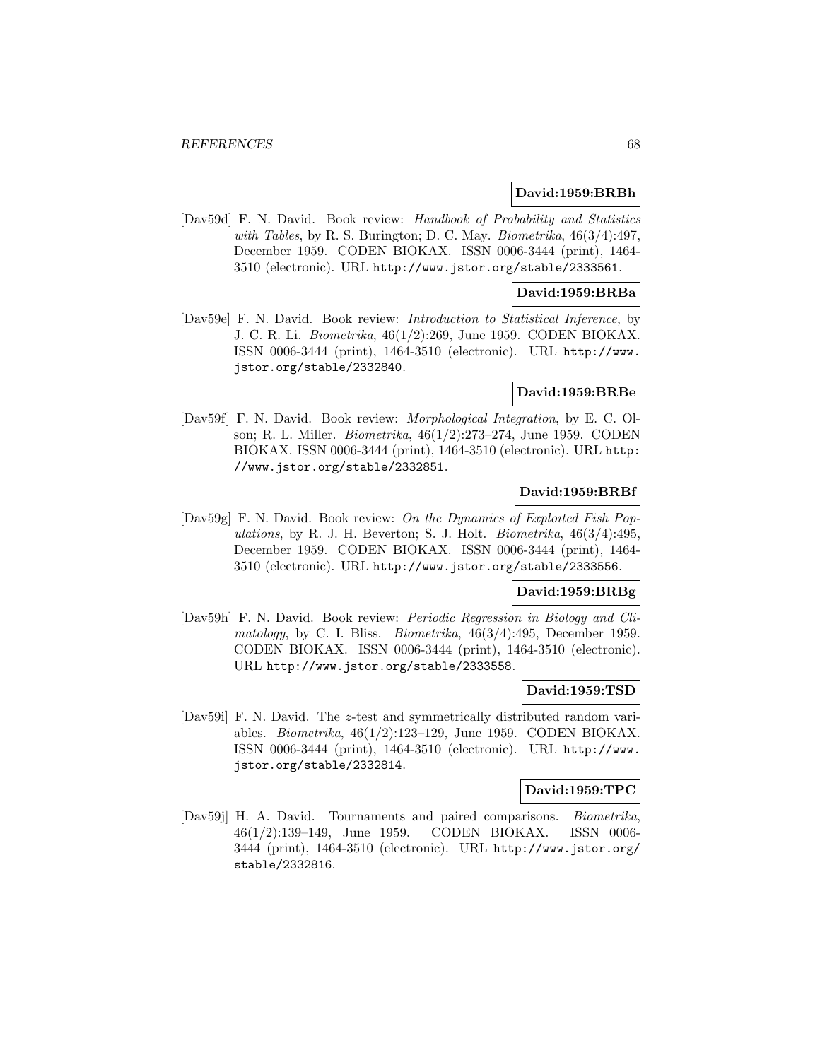**David:1959:BRBh**

[Dav59d] F. N. David. Book review: *Handbook of Probability and Statistics with Tables*, by R. S. Burington; D. C. May. *Biometrika*, 46(3/4):497, December 1959. CODEN BIOKAX. ISSN 0006-3444 (print), 1464-3510 (electronic). URL http://www.jstor.org/stable/2333561.

**David:1959:BRBa**

[Dav59e] F. N. David. Book review: *Introduction to Statistical Inference*, by J. C. R. Li. *Biometrika*, 46(1/2):269, June 1959. CODEN BIOKAX. ISSN 0006-3444 (print), 1464-3510 (electronic). URL http://www.jstor.org/stable/2332840.

**David:1959:BRBe**

[Dav59f] F. N. David. Book review: *Morphological Integration*, by E. C. Olson; R. L. Miller. *Biometrika*, 46(1/2):273–274, June 1959. CODEN BIOKAX. ISSN 0006-3444 (print), 1464-3510 (electronic). URL http://www.jstor.org/stable/2332851.

**David:1959:BRBf**

[Dav59g] F. N. David. Book review: *On the Dynamics of Exploited Fish Populations*, by R. J. H. Beverton; S. J. Holt. *Biometrika*, 46(3/4):495, December 1959. CODEN BIOKAX. ISSN 0006-3444 (print), 1464-3510 (electronic). URL http://www.jstor.org/stable/2333556.

**David:1959:BRBg**

[Dav59h] F. N. David. Book review: *Periodic Regression in Biology and Climatology*, by C. I. Bliss. *Biometrika*, 46(3/4):495, December 1959. CODEN BIOKAX. ISSN 0006-3444 (print), 1464-3510 (electronic). URL http://www.jstor.org/stable/2333558.

**David:1959:TSD**

[Dav59i] F. N. David. The $z$-test and symmetrically distributed random variables. *Biometrika*, 46(1/2):123–129, June 1959. CODEN BIOKAX. ISSN 0006-3444 (print), 1464-3510 (electronic). URL http://www.jstor.org/stable/2332814.

**David:1959:TPC**

[Dav59j] H. A. David. Tournaments and paired comparisons. *Biometrika*, 46(1/2):139–149, June 1959. CODEN BIOKAX. ISSN 0006-3444 (print), 1464-3510 (electronic). URL http://www.jstor.org/stable/2332816.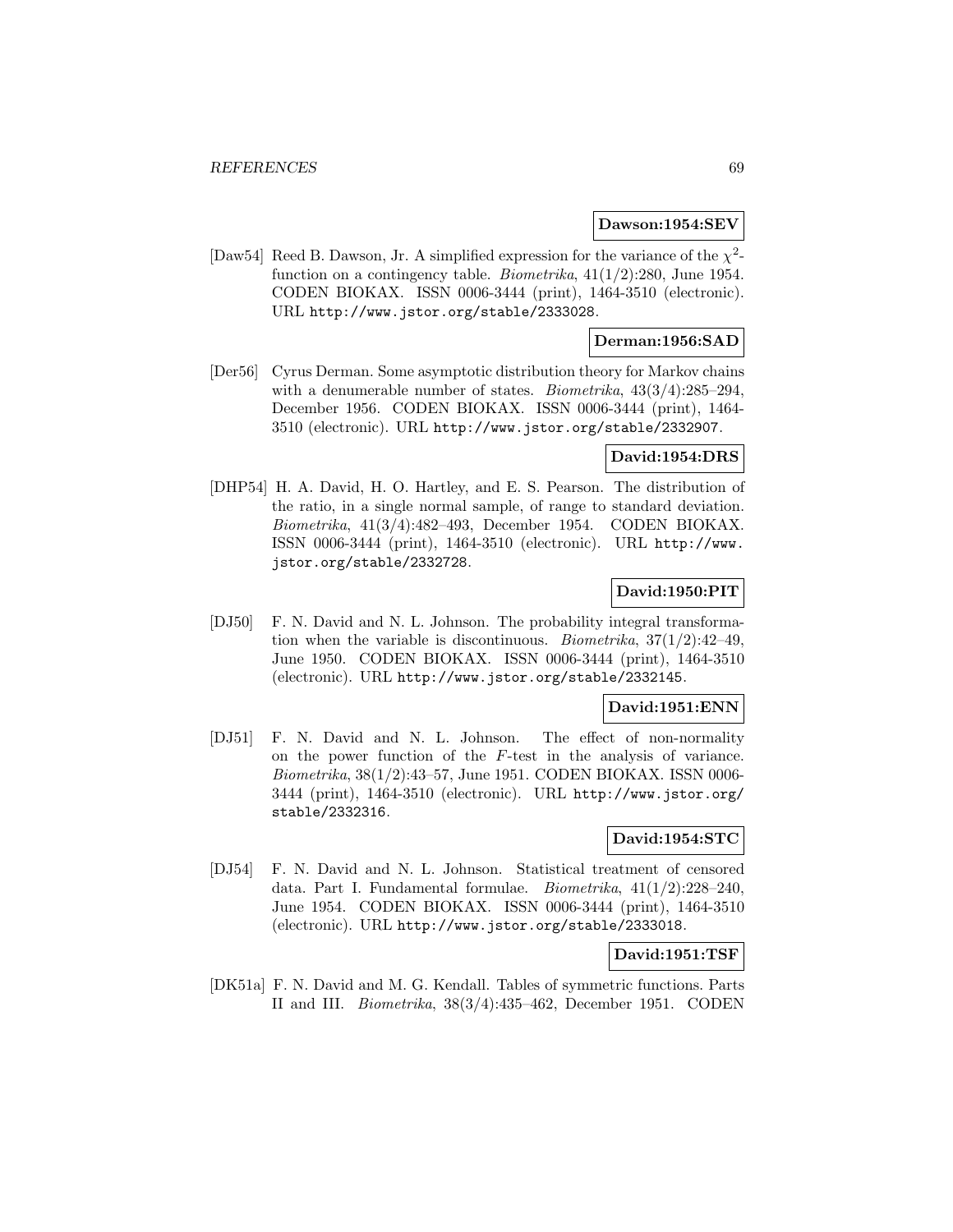**Dawson:1954:SEV**

[Daw54] Reed B. Dawson, Jr. A simplified expression for the variance of the $\chi^2$-function on a contingency table. *Biometrika*, 41(1/2):280, June 1954. CODEN BIOKAX. ISSN 0006-3444 (print), 1464-3510 (electronic). URL http://www.jstor.org/stable/2333028.

**Derman:1956:SAD**

[Der56] Cyrus Derman. Some asymptotic distribution theory for Markov chains with a denumerable number of states. *Biometrika*, 43(3/4):285–294, December 1956. CODEN BIOKAX. ISSN 0006-3444 (print), 1464-3510 (electronic). URL http://www.jstor.org/stable/2332907.

**David:1954:DRS**

[DHP54] H. A. David, H. O. Hartley, and E. S. Pearson. The distribution of the ratio, in a single normal sample, of range to standard deviation. *Biometrika*, 41(3/4):482–493, December 1954. CODEN BIOKAX. ISSN 0006-3444 (print), 1464-3510 (electronic). URL http://www.jstor.org/stable/2332728.

**David:1950:PIT**

[DJ50] F. N. David and N. L. Johnson. The probability integral transformation when the variable is discontinuous. *Biometrika*, 37(1/2):42–49, June 1950. CODEN BIOKAX. ISSN 0006-3444 (print), 1464-3510 (electronic). URL http://www.jstor.org/stable/2332145.

**David:1951:ENN**

[DJ51] F. N. David and N. L. Johnson. The effect of non-normality on the power function of the $F$-test in the analysis of variance. *Biometrika*, 38(1/2):43–57, June 1951. CODEN BIOKAX. ISSN 0006-3444 (print), 1464-3510 (electronic). URL http://www.jstor.org/stable/2332316.

**David:1954:STC**

[DJ54] F. N. David and N. L. Johnson. Statistical treatment of censored data. Part I. Fundamental formulae. *Biometrika*, 41(1/2):228–240, June 1954. CODEN BIOKAX. ISSN 0006-3444 (print), 1464-3510 (electronic). URL http://www.jstor.org/stable/2333018.

**David:1951:TSF**

[DK51a] F. N. David and M. G. Kendall. Tables of symmetric functions. Parts II and III. *Biometrika*, 38(3/4):435–462, December 1951. CODEN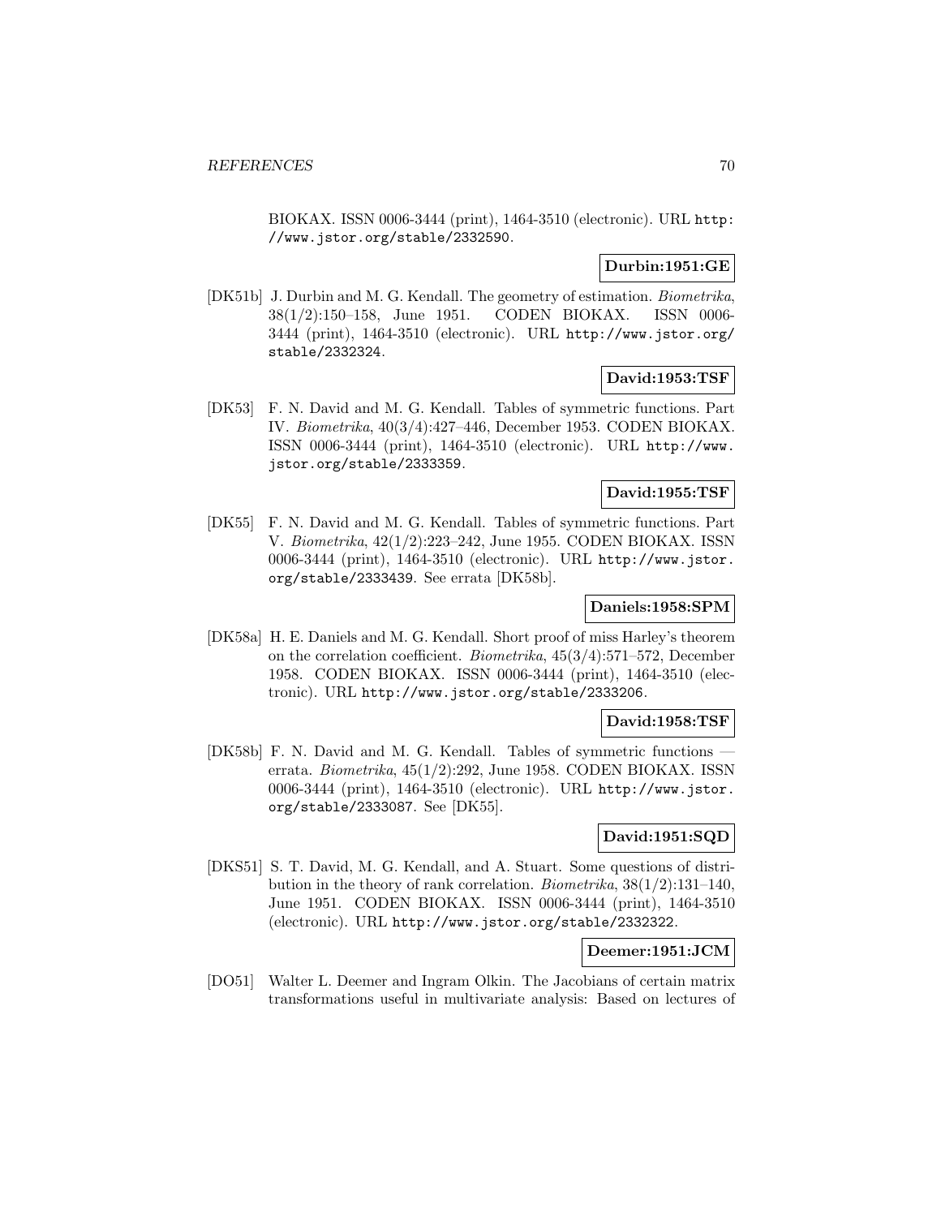BIOKAX. ISSN 0006-3444 (print), 1464-3510 (electronic). URL http://www.jstor.org/stable/2332590.

**Durbin:1951:GE**

[DK51b] J. Durbin and M. G. Kendall. The geometry of estimation. *Biometrika*, 38(1/2):150–158, June 1951. CODEN BIOKAX. ISSN 0006-3444 (print), 1464-3510 (electronic). URL http://www.jstor.org/stable/2332324.

**David:1953:TSF**

[DK53] F. N. David and M. G. Kendall. Tables of symmetric functions. Part IV. *Biometrika*, 40(3/4):427–446, December 1953. CODEN BIOKAX. ISSN 0006-3444 (print), 1464-3510 (electronic). URL http://www.jstor.org/stable/2333359.

**David:1955:TSF**

[DK55] F. N. David and M. G. Kendall. Tables of symmetric functions. Part V. *Biometrika*, 42(1/2):223–242, June 1955. CODEN BIOKAX. ISSN 0006-3444 (print), 1464-3510 (electronic). URL http://www.jstor.org/stable/2333439. See errata [DK58b].

**Daniels:1958:SPM**

[DK58a] H. E. Daniels and M. G. Kendall. Short proof of miss Harley's theorem on the correlation coefficient. *Biometrika*, 45(3/4):571–572, December 1958. CODEN BIOKAX. ISSN 0006-3444 (print), 1464-3510 (electronic). URL http://www.jstor.org/stable/2333206.

**David:1958:TSF**

[DK58b] F. N. David and M. G. Kendall. Tables of symmetric functions — errata. *Biometrika*, 45(1/2):292, June 1958. CODEN BIOKAX. ISSN 0006-3444 (print), 1464-3510 (electronic). URL http://www.jstor.org/stable/2333087. See [DK55].

**David:1951:SQD**

[DKS51] S. T. David, M. G. Kendall, and A. Stuart. Some questions of distribution in the theory of rank correlation. *Biometrika*, 38(1/2):131–140, June 1951. CODEN BIOKAX. ISSN 0006-3444 (print), 1464-3510 (electronic). URL http://www.jstor.org/stable/2332322.

**Deemer:1951:JCM**

[DO51] Walter L. Deemer and Ingram Olkin. The Jacobians of certain matrix transformations useful in multivariate analysis: Based on lectures of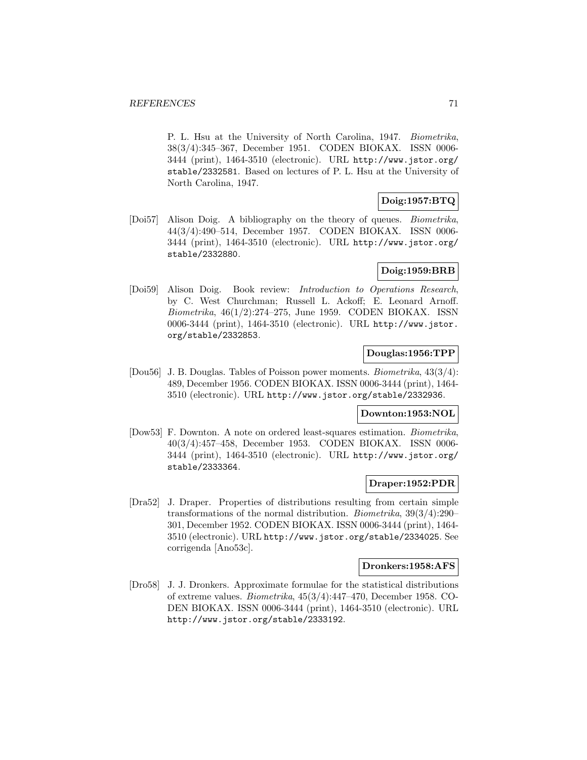P. L. Hsu at the University of North Carolina, 1947. *Biometrika*, 38(3/4):345–367, December 1951. CODEN BIOKAX. ISSN 0006-3444 (print), 1464-3510 (electronic). URL http://www.jstor.org/stable/2332581. Based on lectures of P. L. Hsu at the University of North Carolina, 1947.

**Doig:1957:BTQ**

[Doi57] Alison Doig. A bibliography on the theory of queues. *Biometrika*, 44(3/4):490–514, December 1957. CODEN BIOKAX. ISSN 0006-3444 (print), 1464-3510 (electronic). URL http://www.jstor.org/stable/2332880.

**Doig:1959:BRB**

[Doi59] Alison Doig. Book review: *Introduction to Operations Research*, by C. West Churchman; Russell L. Ackoff; E. Leonard Arnoff. *Biometrika*, 46(1/2):274–275, June 1959. CODEN BIOKAX. ISSN 0006-3444 (print), 1464-3510 (electronic). URL http://www.jstor.org/stable/2332853.

**Douglas:1956:TPP**

[Dou56] J. B. Douglas. Tables of Poisson power moments. *Biometrika*, 43(3/4):489, December 1956. CODEN BIOKAX. ISSN 0006-3444 (print), 1464-3510 (electronic). URL http://www.jstor.org/stable/2332936.

**Downton:1953:NOL**

[Dow53] F. Downton. A note on ordered least-squares estimation. *Biometrika*, 40(3/4):457–458, December 1953. CODEN BIOKAX. ISSN 0006-3444 (print), 1464-3510 (electronic). URL http://www.jstor.org/stable/2333364.

**Draper:1952:PDR**

[Dra52] J. Draper. Properties of distributions resulting from certain simple transformations of the normal distribution. *Biometrika*, 39(3/4):290–301, December 1952. CODEN BIOKAX. ISSN 0006-3444 (print), 1464-3510 (electronic). URL http://www.jstor.org/stable/2334025. See corrigenda [Ano53c].

**Dronkers:1958:AFS**

[Dro58] J. J. Dronkers. Approximate formulae for the statistical distributions of extreme values. *Biometrika*, 45(3/4):447–470, December 1958. CODEN BIOKAX. ISSN 0006-3444 (print), 1464-3510 (electronic). URL http://www.jstor.org/stable/2333192.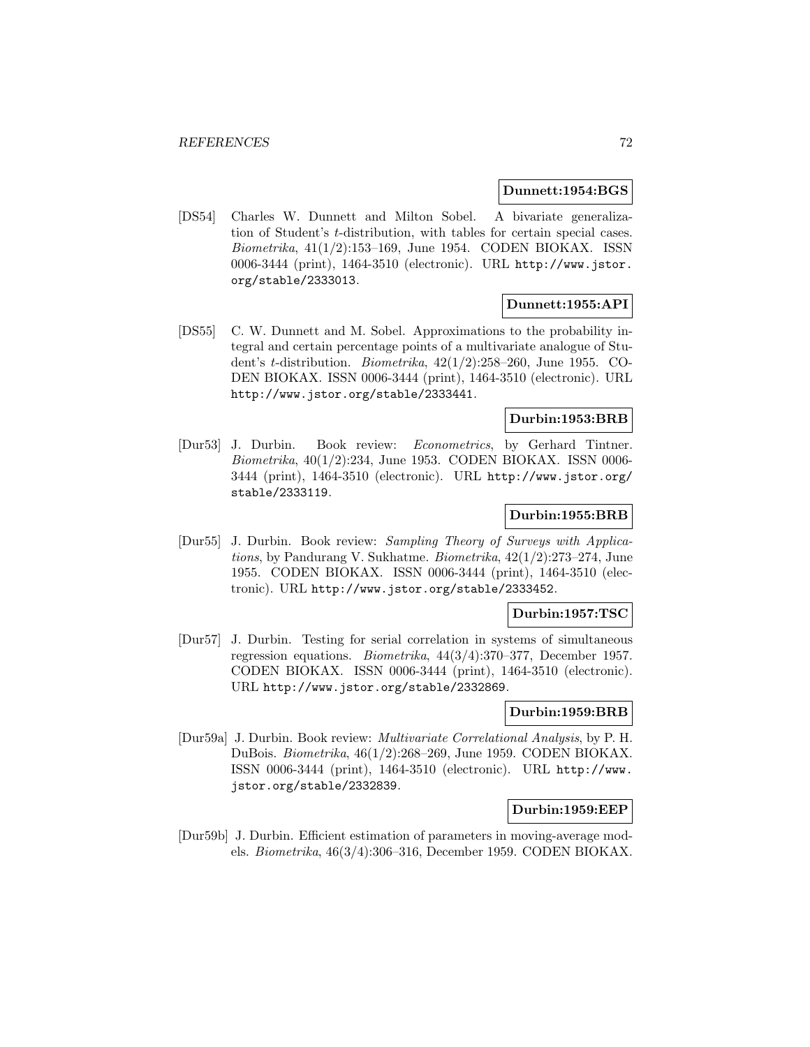**Dunnett:1954:BGS**

[DS54] Charles W. Dunnett and Milton Sobel. A bivariate generalization of Student's $t$-distribution, with tables for certain special cases. *Biometrika*, 41(1/2):153–169, June 1954. CODEN BIOKAX. ISSN 0006-3444 (print), 1464-3510 (electronic). URL http://www.jstor.org/stable/2333013.

**Dunnett:1955:API**

[DS55] C. W. Dunnett and M. Sobel. Approximations to the probability integral and certain percentage points of a multivariate analogue of Student's $t$-distribution. *Biometrika*, 42(1/2):258–260, June 1955. CODEN BIOKAX. ISSN 0006-3444 (print), 1464-3510 (electronic). URL http://www.jstor.org/stable/2333441.

**Durbin:1953:BRB**

[Dur53] J. Durbin. Book review: *Econometrics*, by Gerhard Tintner. *Biometrika*, 40(1/2):234, June 1953. CODEN BIOKAX. ISSN 0006-3444 (print), 1464-3510 (electronic). URL http://www.jstor.org/stable/2333119.

**Durbin:1955:BRB**

[Dur55] J. Durbin. Book review: *Sampling Theory of Surveys with Applications*, by Pandurang V. Sukhatme. *Biometrika*, 42(1/2):273–274, June 1955. CODEN BIOKAX. ISSN 0006-3444 (print), 1464-3510 (electronic). URL http://www.jstor.org/stable/2333452.

**Durbin:1957:TSC**

[Dur57] J. Durbin. Testing for serial correlation in systems of simultaneous regression equations. *Biometrika*, 44(3/4):370–377, December 1957. CODEN BIOKAX. ISSN 0006-3444 (print), 1464-3510 (electronic). URL http://www.jstor.org/stable/2332869.

**Durbin:1959:BRB**

[Dur59a] J. Durbin. Book review: *Multivariate Correlational Analysis*, by P. H. DuBois. *Biometrika*, 46(1/2):268–269, June 1959. CODEN BIOKAX. ISSN 0006-3444 (print), 1464-3510 (electronic). URL http://www.jstor.org/stable/2332839.

**Durbin:1959:EEP**

[Dur59b] J. Durbin. Efficient estimation of parameters in moving-average models. *Biometrika*, 46(3/4):306–316, December 1959. CODEN BIOKAX.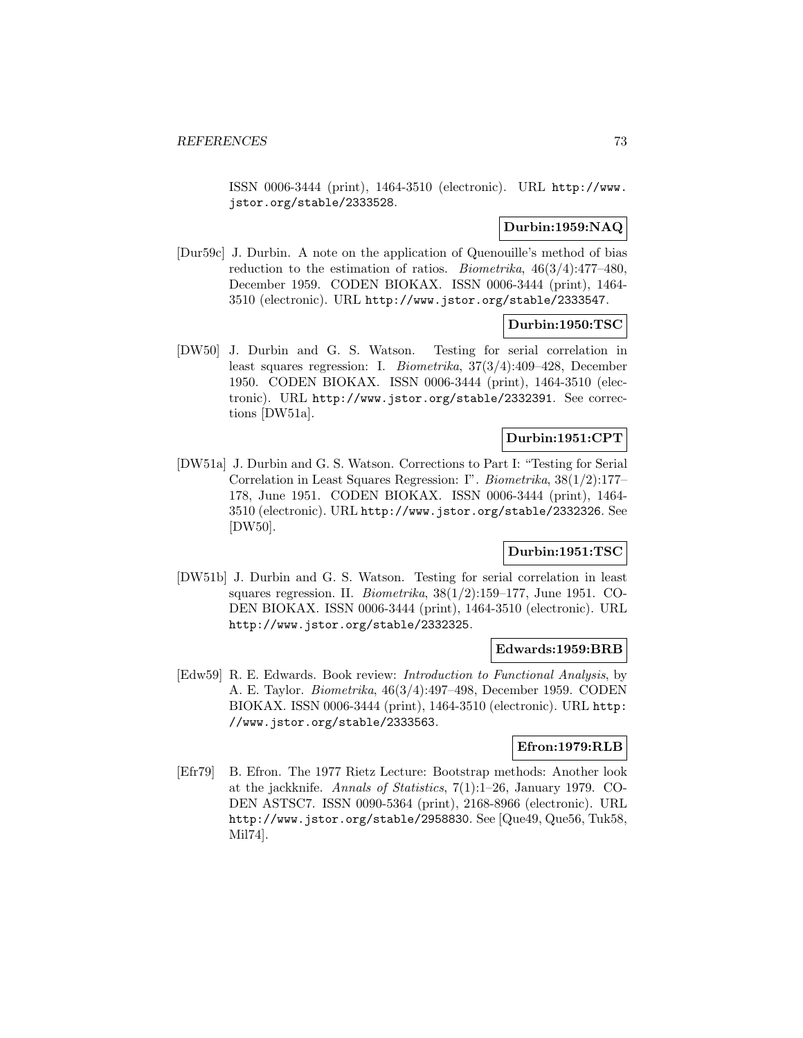ISSN 0006-3444 (print), 1464-3510 (electronic). URL http://www.jstor.org/stable/2333528.

**Durbin:1959:NAQ**

[Dur59c] J. Durbin. A note on the application of Quenouille's method of bias reduction to the estimation of ratios. *Biometrika*, 46(3/4):477–480, December 1959. CODEN BIOKAX. ISSN 0006-3444 (print), 1464-3510 (electronic). URL http://www.jstor.org/stable/2333547.

**Durbin:1950:TSC**

[DW50] J. Durbin and G. S. Watson. Testing for serial correlation in least squares regression: I. *Biometrika*, 37(3/4):409–428, December 1950. CODEN BIOKAX. ISSN 0006-3444 (print), 1464-3510 (electronic). URL http://www.jstor.org/stable/2332391. See corrections [DW51a].

**Durbin:1951:CPT**

[DW51a] J. Durbin and G. S. Watson. Corrections to Part I: "Testing for Serial Correlation in Least Squares Regression: I". *Biometrika*, 38(1/2):177–178, June 1951. CODEN BIOKAX. ISSN 0006-3444 (print), 1464-3510 (electronic). URL http://www.jstor.org/stable/2332326. See [DW50].

**Durbin:1951:TSC**

[DW51b] J. Durbin and G. S. Watson. Testing for serial correlation in least squares regression. II. *Biometrika*, 38(1/2):159–177, June 1951. CODEN BIOKAX. ISSN 0006-3444 (print), 1464-3510 (electronic). URL http://www.jstor.org/stable/2332325.

**Edwards:1959:BRB**

[Edw59] R. E. Edwards. Book review: *Introduction to Functional Analysis*, by A. E. Taylor. *Biometrika*, 46(3/4):497–498, December 1959. CODEN BIOKAX. ISSN 0006-3444 (print), 1464-3510 (electronic). URL http://www.jstor.org/stable/2333563.

**Efron:1979:RLB**

[Efr79] B. Efron. The 1977 Rietz Lecture: Bootstrap methods: Another look at the jackknife. *Annals of Statistics*, 7(1):1–26, January 1979. CODEN ASTSC7. ISSN 0090-5364 (print), 2168-8966 (electronic). URL http://www.jstor.org/stable/2958830. See [Que49, Que56, Tuk58, Mil74].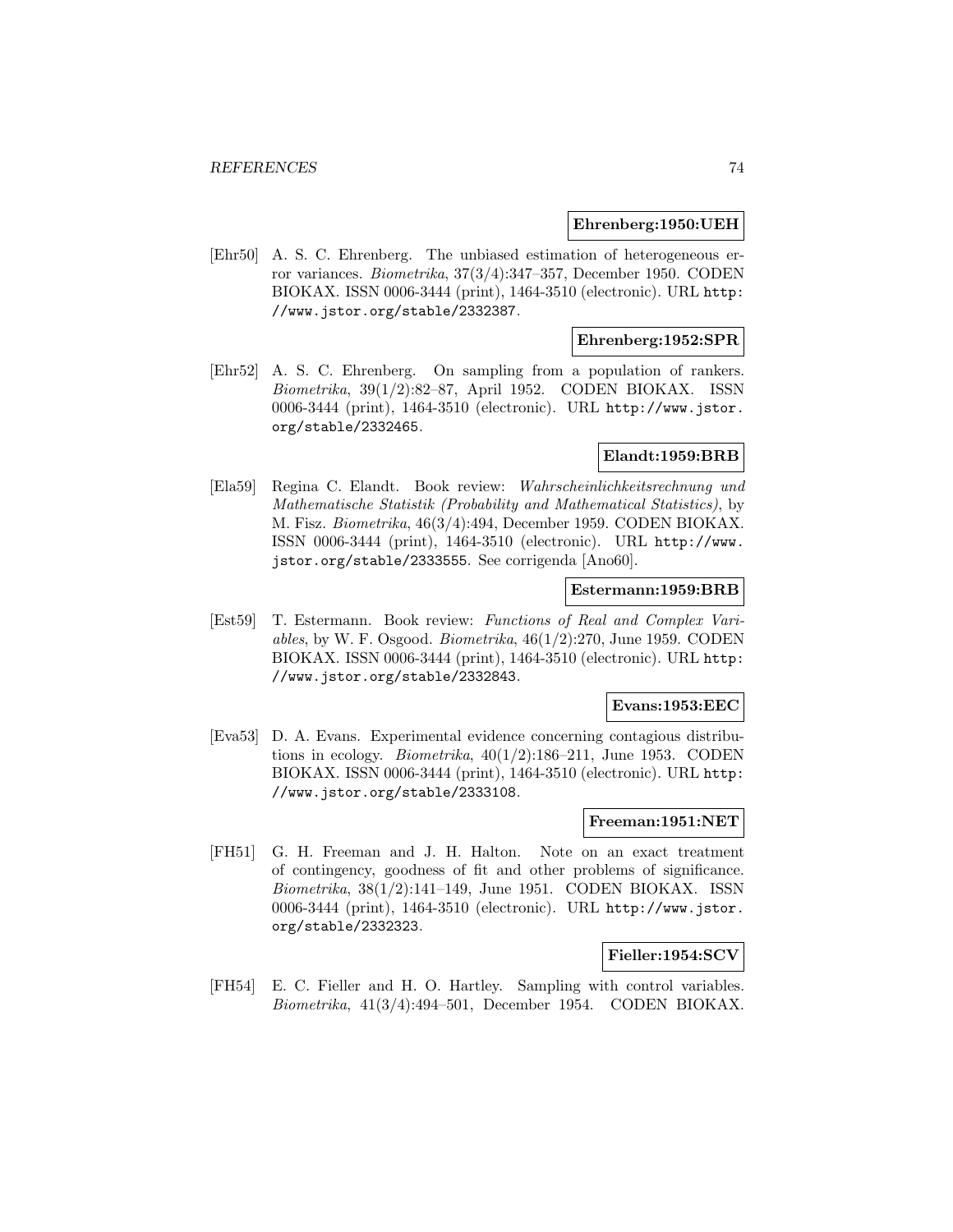**Ehrenberg:1950:UEH**

[Ehr50] A. S. C. Ehrenberg. The unbiased estimation of heterogeneous error variances. *Biometrika*, 37(3/4):347–357, December 1950. CODEN BIOKAX. ISSN 0006-3444 (print), 1464-3510 (electronic). URL http://www.jstor.org/stable/2332387.

**Ehrenberg:1952:SPR**

[Ehr52] A. S. C. Ehrenberg. On sampling from a population of rankers. *Biometrika*, 39(1/2):82–87, April 1952. CODEN BIOKAX. ISSN 0006-3444 (print), 1464-3510 (electronic). URL http://www.jstor.org/stable/2332465.

**Elandt:1959:BRB**

[Ela59] Regina C. Elandt. Book review: *Wahrscheinlichkeitsrechnung und Mathematische Statistik (Probability and Mathematical Statistics)*, by M. Fisz. *Biometrika*, 46(3/4):494, December 1959. CODEN BIOKAX. ISSN 0006-3444 (print), 1464-3510 (electronic). URL http://www.jstor.org/stable/2333555. See corrigenda [Ano60].

**Estermann:1959:BRB**

[Est59] T. Estermann. Book review: *Functions of Real and Complex Variables*, by W. F. Osgood. *Biometrika*, 46(1/2):270, June 1959. CODEN BIOKAX. ISSN 0006-3444 (print), 1464-3510 (electronic). URL http://www.jstor.org/stable/2332843.

**Evans:1953:EEC**

[Eva53] D. A. Evans. Experimental evidence concerning contagious distributions in ecology. *Biometrika*, 40(1/2):186–211, June 1953. CODEN BIOKAX. ISSN 0006-3444 (print), 1464-3510 (electronic). URL http://www.jstor.org/stable/2333108.

**Freeman:1951:NET**

[FH51] G. H. Freeman and J. H. Halton. Note on an exact treatment of contingency, goodness of fit and other problems of significance. *Biometrika*, 38(1/2):141–149, June 1951. CODEN BIOKAX. ISSN 0006-3444 (print), 1464-3510 (electronic). URL http://www.jstor.org/stable/2332323.

**Fieller:1954:SCV**

[FH54] E. C. Fieller and H. O. Hartley. Sampling with control variables. *Biometrika*, 41(3/4):494–501, December 1954. CODEN BIOKAX.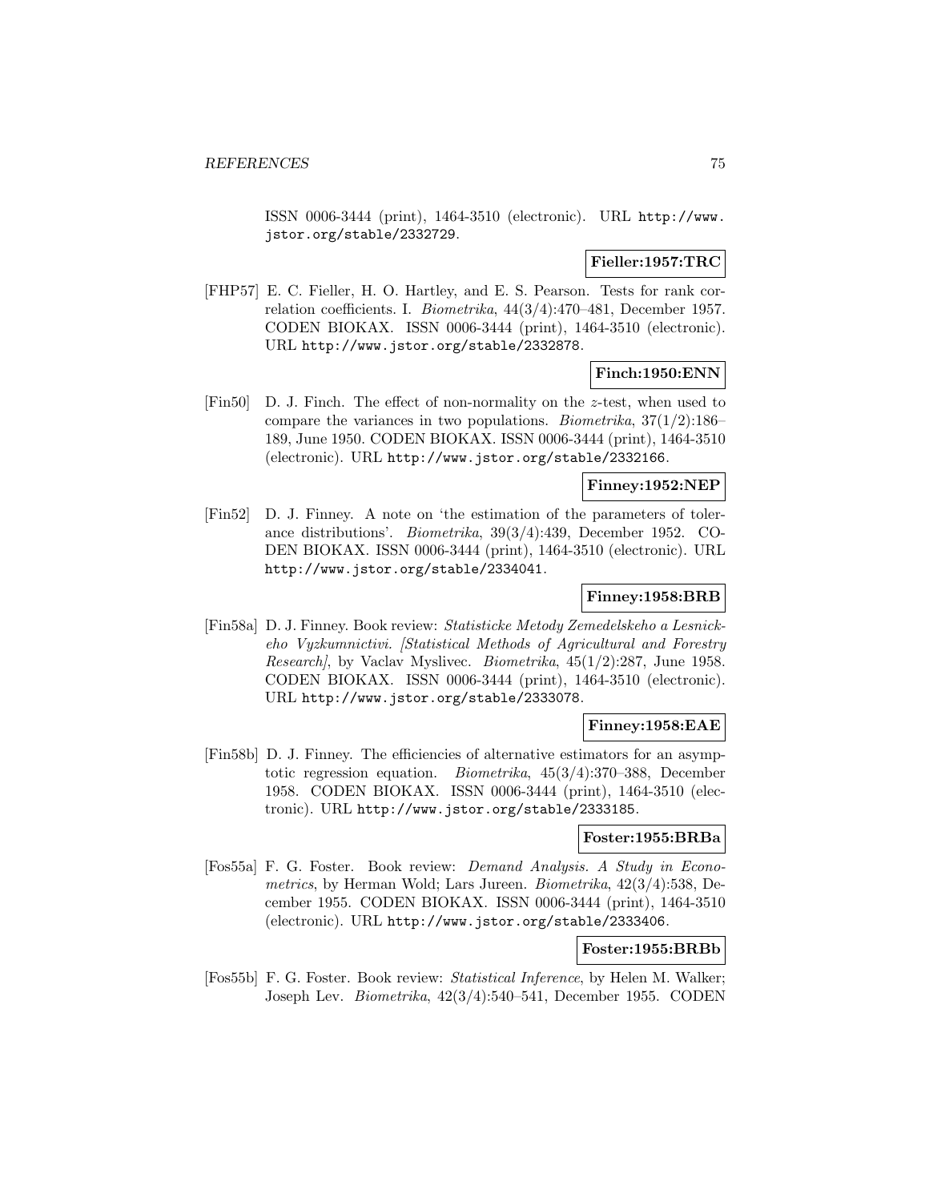ISSN 0006-3444 (print), 1464-3510 (electronic). URL http://www.jstor.org/stable/2332729.

**Fieller:1957:TRC**

[FHP57] E. C. Fieller, H. O. Hartley, and E. S. Pearson. Tests for rank correlation coefficients. I. *Biometrika*, 44(3/4):470–481, December 1957. CODEN BIOKAX. ISSN 0006-3444 (print), 1464-3510 (electronic). URL http://www.jstor.org/stable/2332878.

**Finch:1950:ENN**

[Fin50] D. J. Finch. The effect of non-normality on the $z$-test, when used to compare the variances in two populations. *Biometrika*, 37(1/2):186–189, June 1950. CODEN BIOKAX. ISSN 0006-3444 (print), 1464-3510 (electronic). URL http://www.jstor.org/stable/2332166.

**Finney:1952:NEP**

[Fin52] D. J. Finney. A note on 'the estimation of the parameters of tolerance distributions'. *Biometrika*, 39(3/4):439, December 1952. CODEN BIOKAX. ISSN 0006-3444 (print), 1464-3510 (electronic). URL http://www.jstor.org/stable/2334041.

**Finney:1958:BRB**

[Fin58a] D. J. Finney. Book review: *Statisticke Metody Zemedelskeho a Lesnickeho Vyzkumnictivi. [Statistical Methods of Agricultural and Forestry Research]*, by Vaclav Myslivec. *Biometrika*, 45(1/2):287, June 1958. CODEN BIOKAX. ISSN 0006-3444 (print), 1464-3510 (electronic). URL http://www.jstor.org/stable/2333078.

**Finney:1958:EAE**

[Fin58b] D. J. Finney. The efficiencies of alternative estimators for an asymptotic regression equation. *Biometrika*, 45(3/4):370–388, December 1958. CODEN BIOKAX. ISSN 0006-3444 (print), 1464-3510 (electronic). URL http://www.jstor.org/stable/2333185.

**Foster:1955:BRBa**

[Fos55a] F. G. Foster. Book review: *Demand Analysis. A Study in Econometrics*, by Herman Wold; Lars Jureen. *Biometrika*, 42(3/4):538, December 1955. CODEN BIOKAX. ISSN 0006-3444 (print), 1464-3510 (electronic). URL http://www.jstor.org/stable/2333406.

**Foster:1955:BRBb**

[Fos55b] F. G. Foster. Book review: *Statistical Inference*, by Helen M. Walker; Joseph Lev. *Biometrika*, 42(3/4):540–541, December 1955. CODEN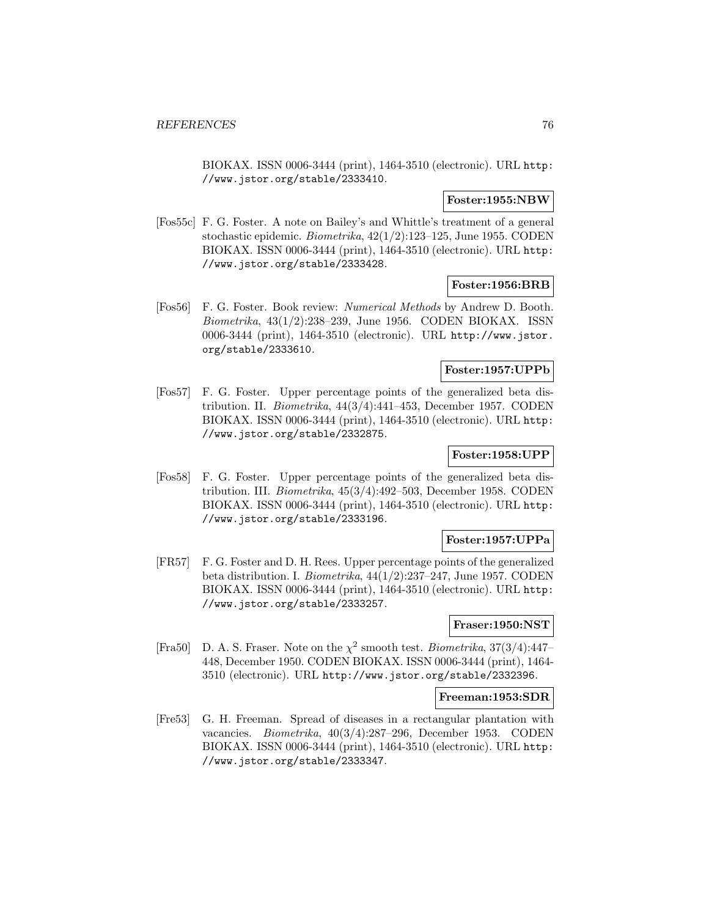BIOKAX. ISSN 0006-3444 (print), 1464-3510 (electronic). URL http://www.jstor.org/stable/2333410.

**Foster:1955:NBW**

[Fos55c] F. G. Foster. A note on Bailey's and Whittle's treatment of a general stochastic epidemic. *Biometrika*, 42(1/2):123–125, June 1955. CODEN BIOKAX. ISSN 0006-3444 (print), 1464-3510 (electronic). URL http://www.jstor.org/stable/2333428.

**Foster:1956:BRB**

[Fos56] F. G. Foster. Book review: *Numerical Methods* by Andrew D. Booth. *Biometrika*, 43(1/2):238–239, June 1956. CODEN BIOKAX. ISSN 0006-3444 (print), 1464-3510 (electronic). URL http://www.jstor.org/stable/2333610.

**Foster:1957:UPPb**

[Fos57] F. G. Foster. Upper percentage points of the generalized beta distribution. II. *Biometrika*, 44(3/4):441–453, December 1957. CODEN BIOKAX. ISSN 0006-3444 (print), 1464-3510 (electronic). URL http://www.jstor.org/stable/2332875.

**Foster:1958:UPP**

[Fos58] F. G. Foster. Upper percentage points of the generalized beta distribution. III. *Biometrika*, 45(3/4):492–503, December 1958. CODEN BIOKAX. ISSN 0006-3444 (print), 1464-3510 (electronic). URL http://www.jstor.org/stable/2333196.

**Foster:1957:UPPa**

[FR57] F. G. Foster and D. H. Rees. Upper percentage points of the generalized beta distribution. I. *Biometrika*, 44(1/2):237–247, June 1957. CODEN BIOKAX. ISSN 0006-3444 (print), 1464-3510 (electronic). URL http://www.jstor.org/stable/2333257.

**Fraser:1950:NST**

[Fra50] D. A. S. Fraser. Note on the $\chi^2$ smooth test. *Biometrika*, 37(3/4):447–448, December 1950. CODEN BIOKAX. ISSN 0006-3444 (print), 1464-3510 (electronic). URL http://www.jstor.org/stable/2332396.

**Freeman:1953:SDR**

[Fre53] G. H. Freeman. Spread of diseases in a rectangular plantation with vacancies. *Biometrika*, 40(3/4):287–296, December 1953. CODEN BIOKAX. ISSN 0006-3444 (print), 1464-3510 (electronic). URL http://www.jstor.org/stable/2333347.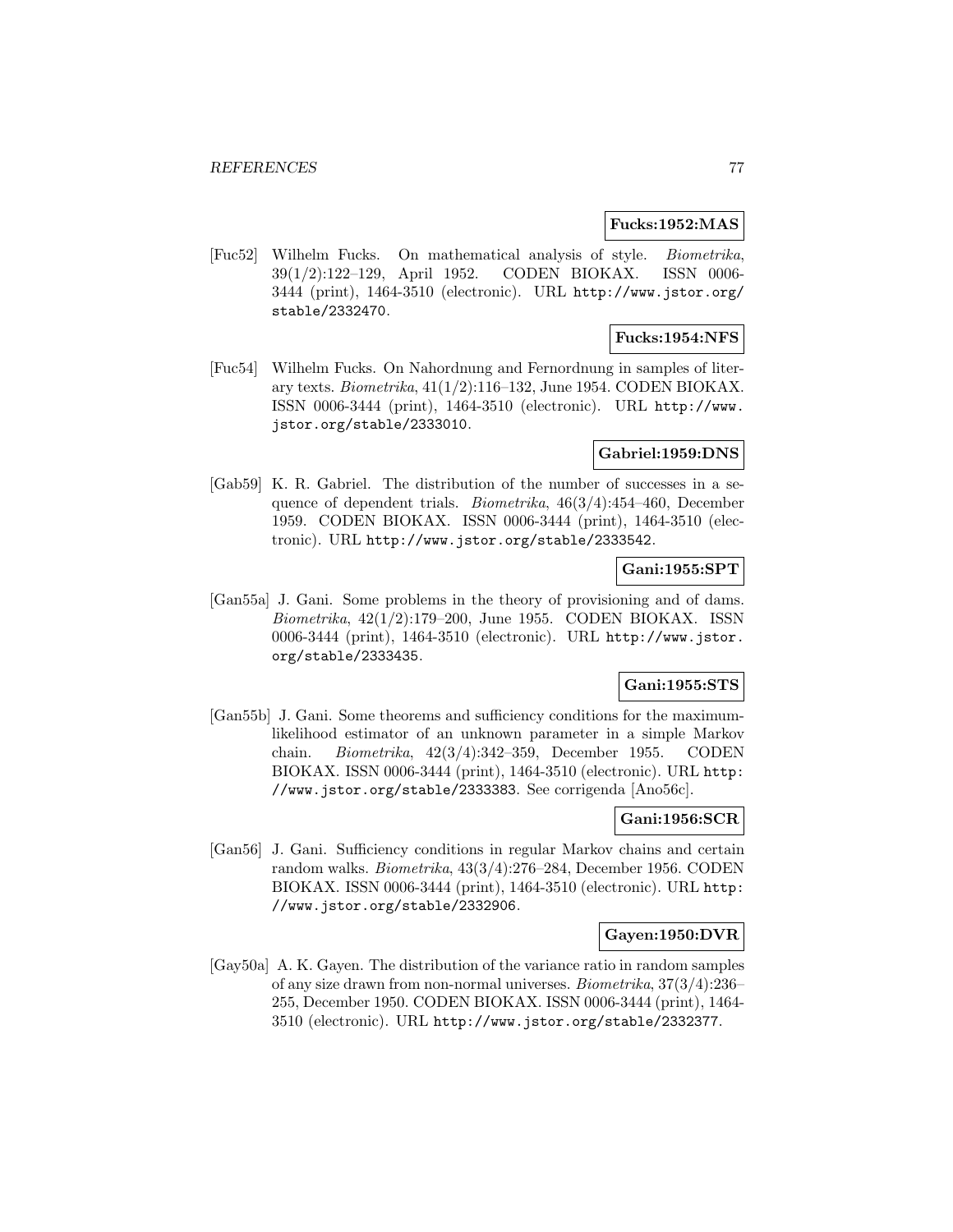**Fucks:1952:MAS**

[Fuc52] Wilhelm Fucks. On mathematical analysis of style. *Biometrika*, 39(1/2):122–129, April 1952. CODEN BIOKAX. ISSN 0006-3444 (print), 1464-3510 (electronic). URL `http://www.jstor.org/stable/2332470`.

**Fucks:1954:NFS**

[Fuc54] Wilhelm Fucks. On Nahordnung and Fernordnung in samples of literary texts. *Biometrika*, 41(1/2):116–132, June 1954. CODEN BIOKAX. ISSN 0006-3444 (print), 1464-3510 (electronic). URL `http://www.jstor.org/stable/2333010`.

**Gabriel:1959:DNS**

[Gab59] K. R. Gabriel. The distribution of the number of successes in a sequence of dependent trials. *Biometrika*, 46(3/4):454–460, December 1959. CODEN BIOKAX. ISSN 0006-3444 (print), 1464-3510 (electronic). URL `http://www.jstor.org/stable/2333542`.

**Gani:1955:SPT**

[Gan55a] J. Gani. Some problems in the theory of provisioning and of dams. *Biometrika*, 42(1/2):179–200, June 1955. CODEN BIOKAX. ISSN 0006-3444 (print), 1464-3510 (electronic). URL `http://www.jstor.org/stable/2333435`.

**Gani:1955:STS**

[Gan55b] J. Gani. Some theorems and sufficiency conditions for the maximum-likelihood estimator of an unknown parameter in a simple Markov chain. *Biometrika*, 42(3/4):342–359, December 1955. CODEN BIOKAX. ISSN 0006-3444 (print), 1464-3510 (electronic). URL `http://www.jstor.org/stable/2333383`. See corrigenda [Ano56c].

**Gani:1956:SCR**

[Gan56] J. Gani. Sufficiency conditions in regular Markov chains and certain random walks. *Biometrika*, 43(3/4):276–284, December 1956. CODEN BIOKAX. ISSN 0006-3444 (print), 1464-3510 (electronic). URL `http://www.jstor.org/stable/2332906`.

**Gayen:1950:DVR**

[Gay50a] A. K. Gayen. The distribution of the variance ratio in random samples of any size drawn from non-normal universes. *Biometrika*, 37(3/4):236–255, December 1950. CODEN BIOKAX. ISSN 0006-3444 (print), 1464-3510 (electronic). URL `http://www.jstor.org/stable/2332377`.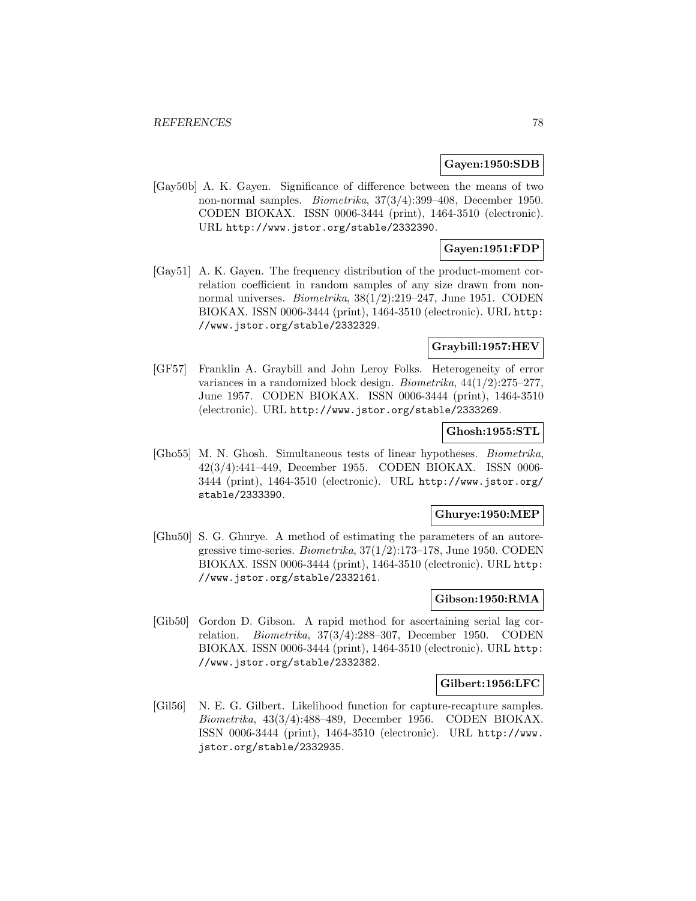**Gayen:1950:SDB**

[Gay50b] A. K. Gayen. Significance of difference between the means of two non-normal samples. *Biometrika*, 37(3/4):399–408, December 1950. CODEN BIOKAX. ISSN 0006-3444 (print), 1464-3510 (electronic). URL http://www.jstor.org/stable/2332390.

**Gayen:1951:FDP**

[Gay51] A. K. Gayen. The frequency distribution of the product-moment correlation coefficient in random samples of any size drawn from non-normal universes. *Biometrika*, 38(1/2):219–247, June 1951. CODEN BIOKAX. ISSN 0006-3444 (print), 1464-3510 (electronic). URL http://www.jstor.org/stable/2332329.

**Graybill:1957:HEV**

[GF57] Franklin A. Graybill and John Leroy Folks. Heterogeneity of error variances in a randomized block design. *Biometrika*, 44(1/2):275–277, June 1957. CODEN BIOKAX. ISSN 0006-3444 (print), 1464-3510 (electronic). URL http://www.jstor.org/stable/2333269.

**Ghosh:1955:STL**

[Gho55] M. N. Ghosh. Simultaneous tests of linear hypotheses. *Biometrika*, 42(3/4):441–449, December 1955. CODEN BIOKAX. ISSN 0006-3444 (print), 1464-3510 (electronic). URL http://www.jstor.org/stable/2333390.

**Ghurye:1950:MEP**

[Ghu50] S. G. Ghurye. A method of estimating the parameters of an autoregressive time-series. *Biometrika*, 37(1/2):173–178, June 1950. CODEN BIOKAX. ISSN 0006-3444 (print), 1464-3510 (electronic). URL http://www.jstor.org/stable/2332161.

**Gibson:1950:RMA**

[Gib50] Gordon D. Gibson. A rapid method for ascertaining serial lag correlation. *Biometrika*, 37(3/4):288–307, December 1950. CODEN BIOKAX. ISSN 0006-3444 (print), 1464-3510 (electronic). URL http://www.jstor.org/stable/2332382.

**Gilbert:1956:LFC**

[Gil56] N. E. G. Gilbert. Likelihood function for capture-recapture samples. *Biometrika*, 43(3/4):488–489, December 1956. CODEN BIOKAX. ISSN 0006-3444 (print), 1464-3510 (electronic). URL http://www.jstor.org/stable/2332935.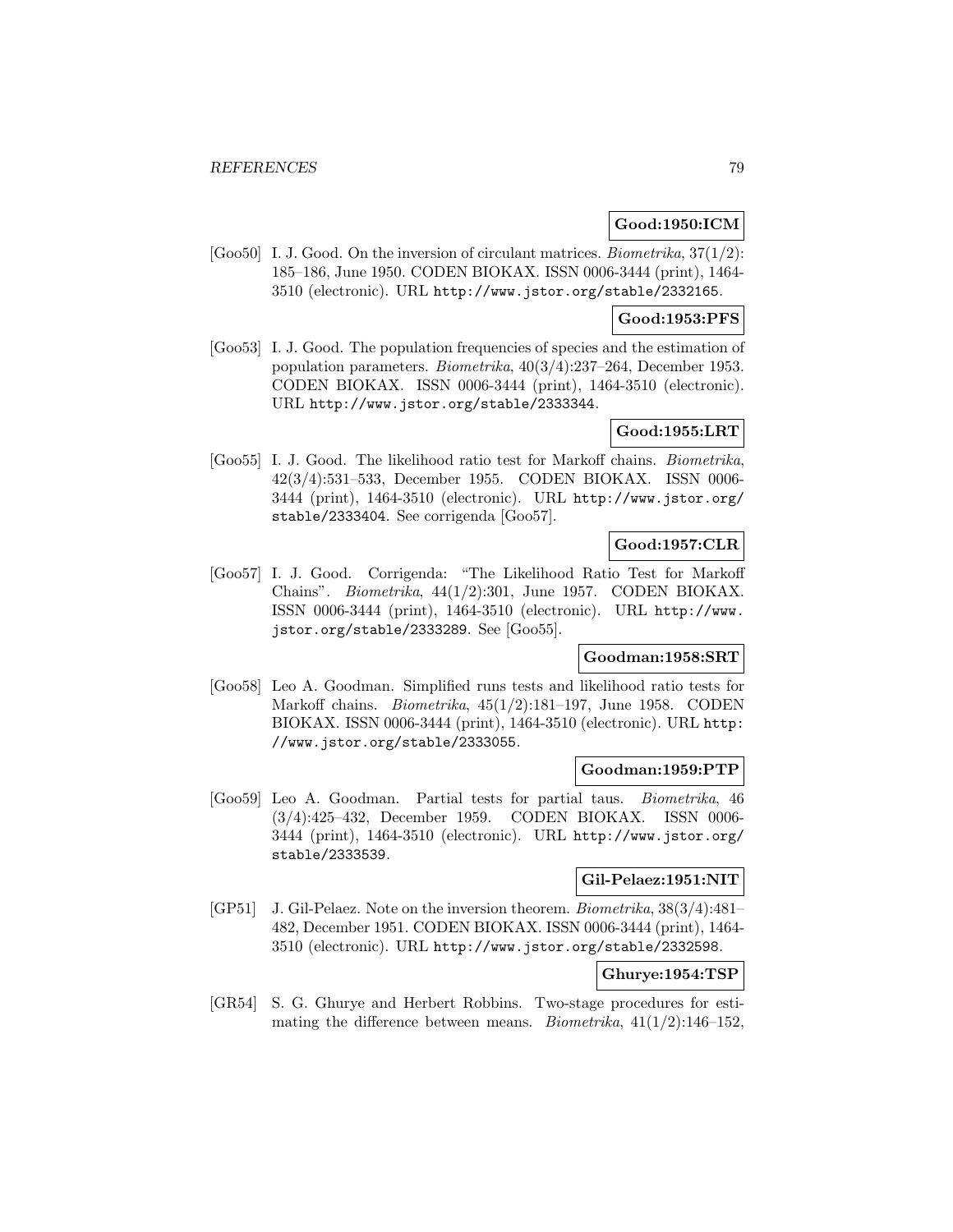**Good:1950:ICM**

[Goo50] I. J. Good. On the inversion of circulant matrices. *Biometrika*, 37(1/2): 185–186, June 1950. CODEN BIOKAX. ISSN 0006-3444 (print), 1464-3510 (electronic). URL http://www.jstor.org/stable/2332165.

**Good:1953:PFS**

[Goo53] I. J. Good. The population frequencies of species and the estimation of population parameters. *Biometrika*, 40(3/4):237–264, December 1953. CODEN BIOKAX. ISSN 0006-3444 (print), 1464-3510 (electronic). URL http://www.jstor.org/stable/2333344.

**Good:1955:LRT**

[Goo55] I. J. Good. The likelihood ratio test for Markoff chains. *Biometrika*, 42(3/4):531–533, December 1955. CODEN BIOKAX. ISSN 0006-3444 (print), 1464-3510 (electronic). URL http://www.jstor.org/stable/2333404. See corrigenda [Goo57].

**Good:1957:CLR**

[Goo57] I. J. Good. Corrigenda: "The Likelihood Ratio Test for Markoff Chains". *Biometrika*, 44(1/2):301, June 1957. CODEN BIOKAX. ISSN 0006-3444 (print), 1464-3510 (electronic). URL http://www.jstor.org/stable/2333289. See [Goo55].

**Goodman:1958:SRT**

[Goo58] Leo A. Goodman. Simplified runs tests and likelihood ratio tests for Markoff chains. *Biometrika*, 45(1/2):181–197, June 1958. CODEN BIOKAX. ISSN 0006-3444 (print), 1464-3510 (electronic). URL http://www.jstor.org/stable/2333055.

**Goodman:1959:PTP**

[Goo59] Leo A. Goodman. Partial tests for partial taus. *Biometrika*, 46 (3/4):425–432, December 1959. CODEN BIOKAX. ISSN 0006-3444 (print), 1464-3510 (electronic). URL http://www.jstor.org/stable/2333539.

**Gil-Pelaez:1951:NIT**

[GP51] J. Gil-Pelaez. Note on the inversion theorem. *Biometrika*, 38(3/4):481–482, December 1951. CODEN BIOKAX. ISSN 0006-3444 (print), 1464-3510 (electronic). URL http://www.jstor.org/stable/2332598.

**Ghurye:1954:TSP**

[GR54] S. G. Ghurye and Herbert Robbins. Two-stage procedures for estimating the difference between means. *Biometrika*, 41(1/2):146–152,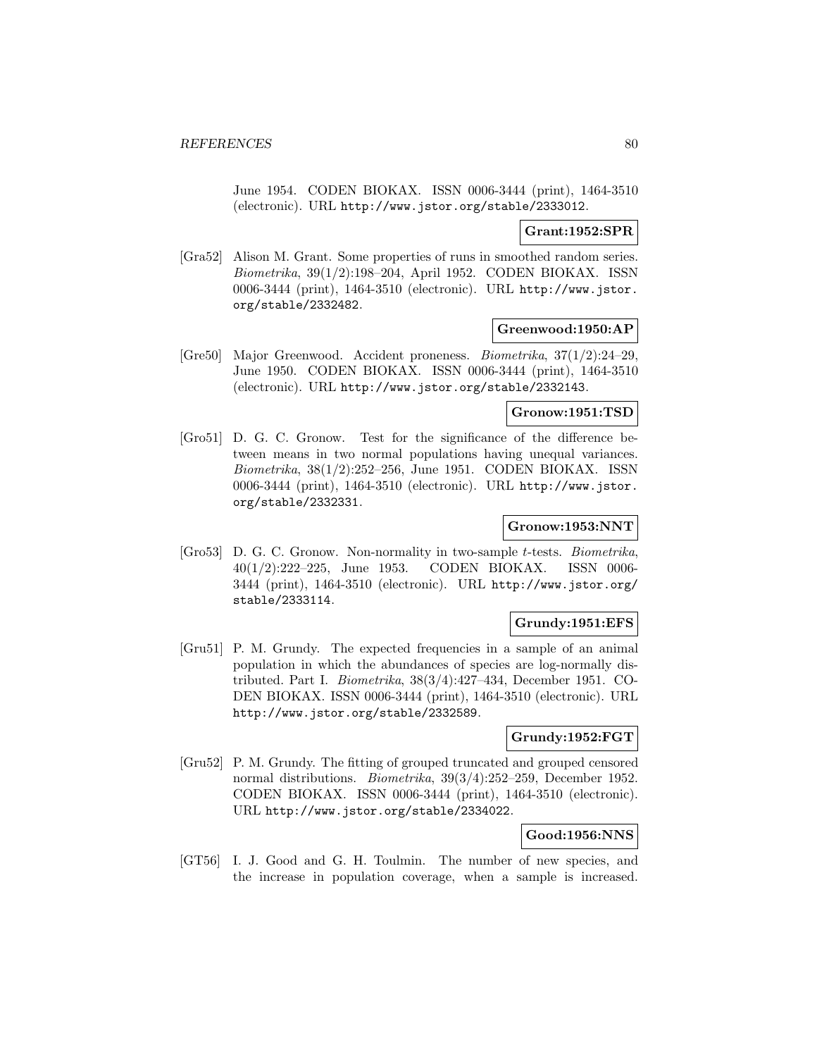June 1954. CODEN BIOKAX. ISSN 0006-3444 (print), 1464-3510 (electronic). URL http://www.jstor.org/stable/2333012.

**Grant:1952:SPR**

[Gra52] Alison M. Grant. Some properties of runs in smoothed random series. *Biometrika*, 39(1/2):198–204, April 1952. CODEN BIOKAX. ISSN 0006-3444 (print), 1464-3510 (electronic). URL http://www.jstor.org/stable/2332482.

**Greenwood:1950:AP**

[Gre50] Major Greenwood. Accident proneness. *Biometrika*, 37(1/2):24–29, June 1950. CODEN BIOKAX. ISSN 0006-3444 (print), 1464-3510 (electronic). URL http://www.jstor.org/stable/2332143.

**Gronow:1951:TSD**

[Gro51] D. G. C. Gronow. Test for the significance of the difference between means in two normal populations having unequal variances. *Biometrika*, 38(1/2):252–256, June 1951. CODEN BIOKAX. ISSN 0006-3444 (print), 1464-3510 (electronic). URL http://www.jstor.org/stable/2332331.

**Gronow:1953:NNT**

[Gro53] D. G. C. Gronow. Non-normality in two-sample $t$-tests. *Biometrika*, 40(1/2):222–225, June 1953. CODEN BIOKAX. ISSN 0006-3444 (print), 1464-3510 (electronic). URL http://www.jstor.org/stable/2333114.

**Grundy:1951:EFS**

[Gru51] P. M. Grundy. The expected frequencies in a sample of an animal population in which the abundances of species are log-normally distributed. Part I. *Biometrika*, 38(3/4):427–434, December 1951. CODEN BIOKAX. ISSN 0006-3444 (print), 1464-3510 (electronic). URL http://www.jstor.org/stable/2332589.

**Grundy:1952:FGT**

[Gru52] P. M. Grundy. The fitting of grouped truncated and grouped censored normal distributions. *Biometrika*, 39(3/4):252–259, December 1952. CODEN BIOKAX. ISSN 0006-3444 (print), 1464-3510 (electronic). URL http://www.jstor.org/stable/2334022.

**Good:1956:NNS**

[GT56] I. J. Good and G. H. Toulmin. The number of new species, and the increase in population coverage, when a sample is increased.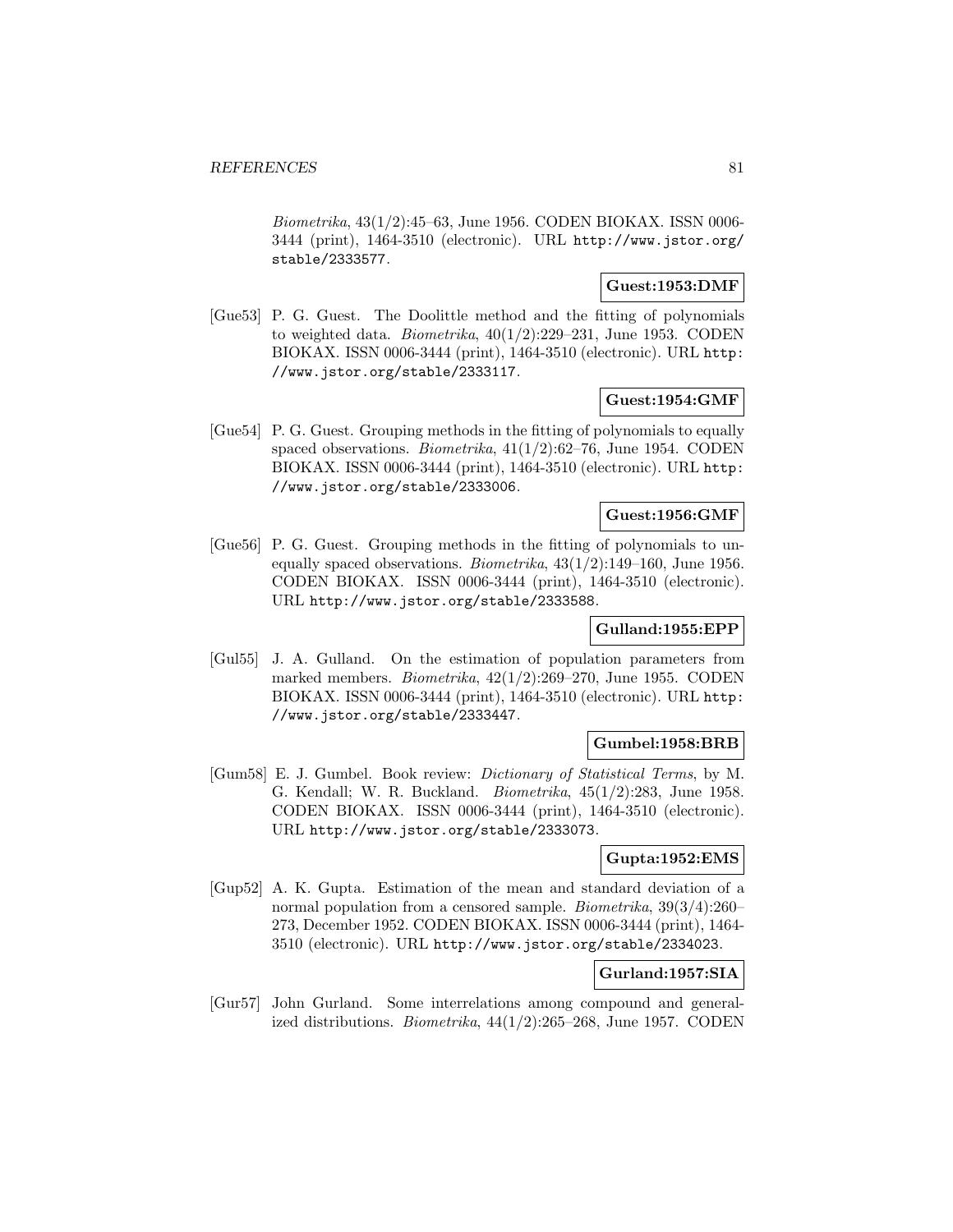*Biometrika*, 43(1/2):45–63, June 1956. CODEN BIOKAX. ISSN 0006-3444 (print), 1464-3510 (electronic). URL http://www.jstor.org/stable/2333577.

**Guest:1953:DMF**

[Gue53] P. G. Guest. The Doolittle method and the fitting of polynomials to weighted data. *Biometrika*, 40(1/2):229–231, June 1953. CODEN BIOKAX. ISSN 0006-3444 (print), 1464-3510 (electronic). URL http://www.jstor.org/stable/2333117.

**Guest:1954:GMF**

[Gue54] P. G. Guest. Grouping methods in the fitting of polynomials to equally spaced observations. *Biometrika*, 41(1/2):62–76, June 1954. CODEN BIOKAX. ISSN 0006-3444 (print), 1464-3510 (electronic). URL http://www.jstor.org/stable/2333006.

**Guest:1956:GMF**

[Gue56] P. G. Guest. Grouping methods in the fitting of polynomials to unequally spaced observations. *Biometrika*, 43(1/2):149–160, June 1956. CODEN BIOKAX. ISSN 0006-3444 (print), 1464-3510 (electronic). URL http://www.jstor.org/stable/2333588.

**Gulland:1955:EPP**

[Gul55] J. A. Gulland. On the estimation of population parameters from marked members. *Biometrika*, 42(1/2):269–270, June 1955. CODEN BIOKAX. ISSN 0006-3444 (print), 1464-3510 (electronic). URL http://www.jstor.org/stable/2333447.

**Gumbel:1958:BRB**

[Gum58] E. J. Gumbel. Book review: *Dictionary of Statistical Terms*, by M. G. Kendall; W. R. Buckland. *Biometrika*, 45(1/2):283, June 1958. CODEN BIOKAX. ISSN 0006-3444 (print), 1464-3510 (electronic). URL http://www.jstor.org/stable/2333073.

**Gupta:1952:EMS**

[Gup52] A. K. Gupta. Estimation of the mean and standard deviation of a normal population from a censored sample. *Biometrika*, 39(3/4):260–273, December 1952. CODEN BIOKAX. ISSN 0006-3444 (print), 1464-3510 (electronic). URL http://www.jstor.org/stable/2334023.

**Gurland:1957:SIA**

[Gur57] John Gurland. Some interrelations among compound and generalized distributions. *Biometrika*, 44(1/2):265–268, June 1957. CODEN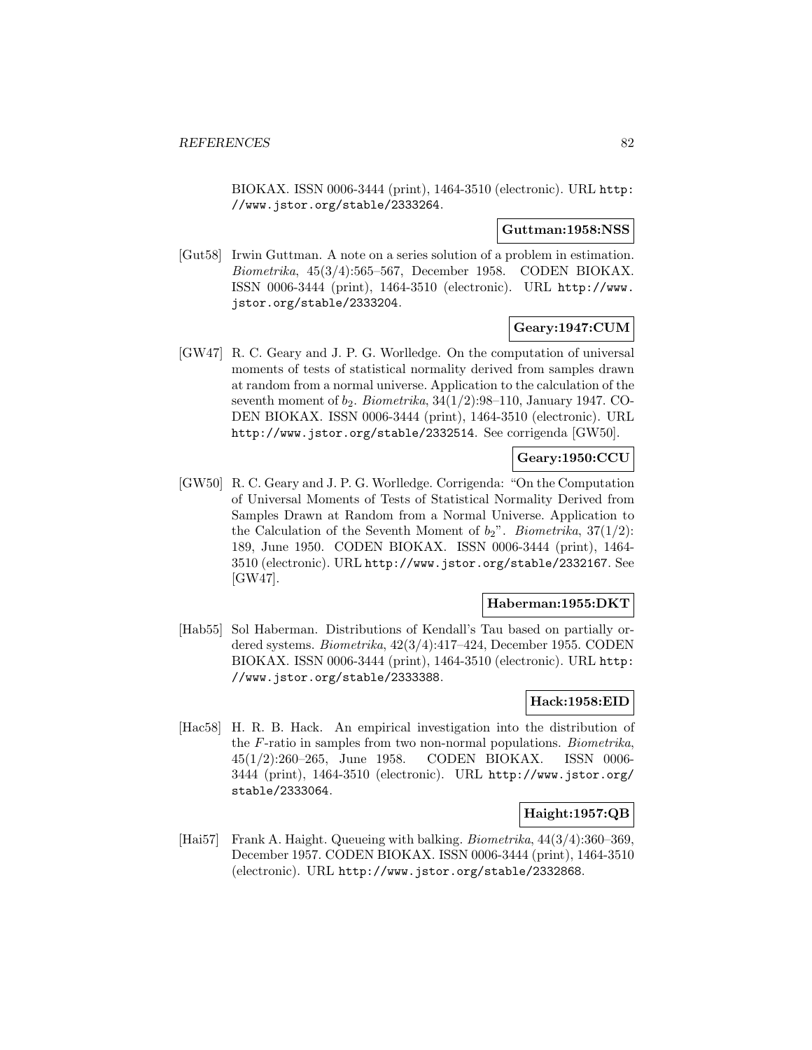BIOKAX. ISSN 0006-3444 (print), 1464-3510 (electronic). URL http://www.jstor.org/stable/2333264.

**Guttman:1958:NSS**

[Gut58] Irwin Guttman. A note on a series solution of a problem in estimation. *Biometrika*, 45(3/4):565–567, December 1958. CODEN BIOKAX. ISSN 0006-3444 (print), 1464-3510 (electronic). URL http://www.jstor.org/stable/2333204.

**Geary:1947:CUM**

[GW47] R. C. Geary and J. P. G. Worlledge. On the computation of universal moments of tests of statistical normality derived from samples drawn at random from a normal universe. Application to the calculation of the seventh moment of $b_2$. *Biometrika*, 34(1/2):98–110, January 1947. CODEN BIOKAX. ISSN 0006-3444 (print), 1464-3510 (electronic). URL http://www.jstor.org/stable/2332514. See corrigenda [GW50].

**Geary:1950:CCU**

[GW50] R. C. Geary and J. P. G. Worlledge. Corrigenda: "On the Computation of Universal Moments of Tests of Statistical Normality Derived from Samples Drawn at Random from a Normal Universe. Application to the Calculation of the Seventh Moment of $b_2$". *Biometrika*, 37(1/2): 189, June 1950. CODEN BIOKAX. ISSN 0006-3444 (print), 1464-3510 (electronic). URL http://www.jstor.org/stable/2332167. See [GW47].

**Haberman:1955:DKT**

[Hab55] Sol Haberman. Distributions of Kendall's Tau based on partially ordered systems. *Biometrika*, 42(3/4):417–424, December 1955. CODEN BIOKAX. ISSN 0006-3444 (print), 1464-3510 (electronic). URL http://www.jstor.org/stable/2333388.

**Hack:1958:EID**

[Hac58] H. R. B. Hack. An empirical investigation into the distribution of the $F$-ratio in samples from two non-normal populations. *Biometrika*, 45(1/2):260–265, June 1958. CODEN BIOKAX. ISSN 0006-3444 (print), 1464-3510 (electronic). URL http://www.jstor.org/stable/2333064.

**Haight:1957:QB**

[Hai57] Frank A. Haight. Queueing with balking. *Biometrika*, 44(3/4):360–369, December 1957. CODEN BIOKAX. ISSN 0006-3444 (print), 1464-3510 (electronic). URL http://www.jstor.org/stable/2332868.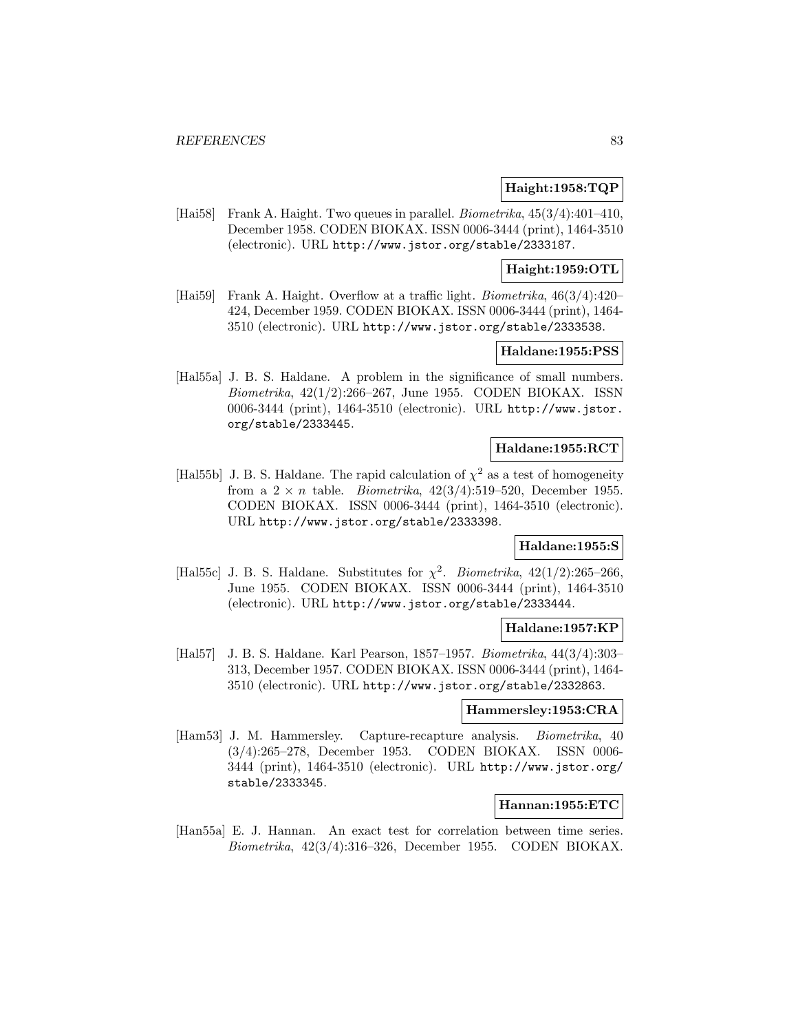**Haight:1958:TQP**

[Hai58] Frank A. Haight. Two queues in parallel. *Biometrika*, 45(3/4):401–410, December 1958. CODEN BIOKAX. ISSN 0006-3444 (print), 1464-3510 (electronic). URL http://www.jstor.org/stable/2333187.

**Haight:1959:OTL**

[Hai59] Frank A. Haight. Overflow at a traffic light. *Biometrika*, 46(3/4):420–424, December 1959. CODEN BIOKAX. ISSN 0006-3444 (print), 1464-3510 (electronic). URL http://www.jstor.org/stable/2333538.

**Haldane:1955:PSS**

[Hal55a] J. B. S. Haldane. A problem in the significance of small numbers. *Biometrika*, 42(1/2):266–267, June 1955. CODEN BIOKAX. ISSN 0006-3444 (print), 1464-3510 (electronic). URL http://www.jstor.org/stable/2333445.

**Haldane:1955:RCT**

[Hal55b] J. B. S. Haldane. The rapid calculation of $\chi^2$ as a test of homogeneity from a $2 \times n$ table. *Biometrika*, 42(3/4):519–520, December 1955. CODEN BIOKAX. ISSN 0006-3444 (print), 1464-3510 (electronic). URL http://www.jstor.org/stable/2333398.

**Haldane:1955:S**

[Hal55c] J. B. S. Haldane. Substitutes for $\chi^2$. *Biometrika*, 42(1/2):265–266, June 1955. CODEN BIOKAX. ISSN 0006-3444 (print), 1464-3510 (electronic). URL http://www.jstor.org/stable/2333444.

**Haldane:1957:KP**

[Hal57] J. B. S. Haldane. Karl Pearson, 1857–1957. *Biometrika*, 44(3/4):303–313, December 1957. CODEN BIOKAX. ISSN 0006-3444 (print), 1464-3510 (electronic). URL http://www.jstor.org/stable/2332863.

**Hammersley:1953:CRA**

[Ham53] J. M. Hammersley. Capture-recapture analysis. *Biometrika*, 40 (3/4):265–278, December 1953. CODEN BIOKAX. ISSN 0006-3444 (print), 1464-3510 (electronic). URL http://www.jstor.org/stable/2333345.

**Hannan:1955:ETC**

[Han55a] E. J. Hannan. An exact test for correlation between time series. *Biometrika*, 42(3/4):316–326, December 1955. CODEN BIOKAX.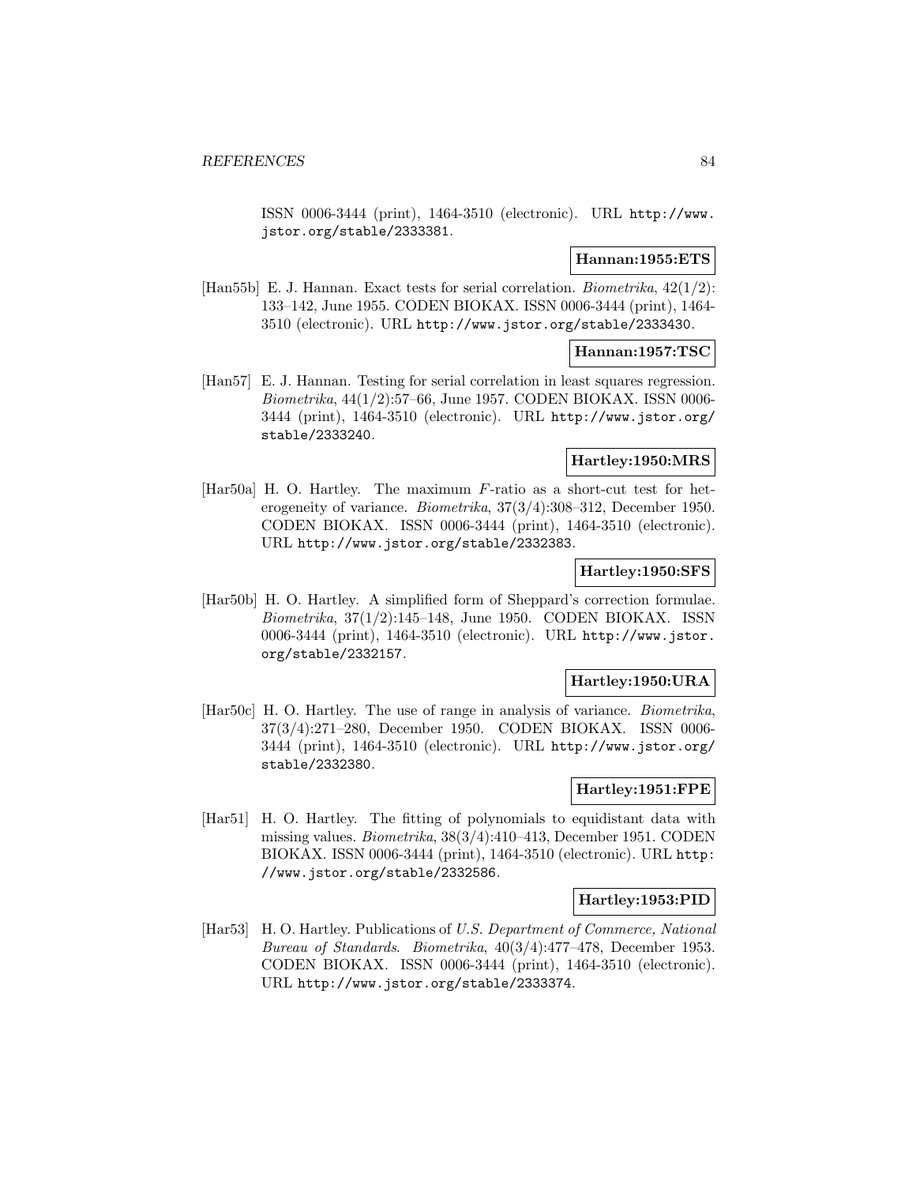ISSN 0006-3444 (print), 1464-3510 (electronic). URL http://www.jstor.org/stable/2333381.

**Hannan:1955:ETS**

[Han55b] E. J. Hannan. Exact tests for serial correlation. *Biometrika*, 42(1/2): 133–142, June 1955. CODEN BIOKAX. ISSN 0006-3444 (print), 1464-3510 (electronic). URL http://www.jstor.org/stable/2333430.

**Hannan:1957:TSC**

[Han57] E. J. Hannan. Testing for serial correlation in least squares regression. *Biometrika*, 44(1/2):57–66, June 1957. CODEN BIOKAX. ISSN 0006-3444 (print), 1464-3510 (electronic). URL http://www.jstor.org/stable/2333240.

**Hartley:1950:MRS**

[Har50a] H. O. Hartley. The maximum $F$-ratio as a short-cut test for heterogeneity of variance. *Biometrika*, 37(3/4):308–312, December 1950. CODEN BIOKAX. ISSN 0006-3444 (print), 1464-3510 (electronic). URL http://www.jstor.org/stable/2332383.

**Hartley:1950:SFS**

[Har50b] H. O. Hartley. A simplified form of Sheppard's correction formulae. *Biometrika*, 37(1/2):145–148, June 1950. CODEN BIOKAX. ISSN 0006-3444 (print), 1464-3510 (electronic). URL http://www.jstor.org/stable/2332157.

**Hartley:1950:URA**

[Har50c] H. O. Hartley. The use of range in analysis of variance. *Biometrika*, 37(3/4):271–280, December 1950. CODEN BIOKAX. ISSN 0006-3444 (print), 1464-3510 (electronic). URL http://www.jstor.org/stable/2332380.

**Hartley:1951:FPE**

[Har51] H. O. Hartley. The fitting of polynomials to equidistant data with missing values. *Biometrika*, 38(3/4):410–413, December 1951. CODEN BIOKAX. ISSN 0006-3444 (print), 1464-3510 (electronic). URL http://www.jstor.org/stable/2332586.

**Hartley:1953:PID**

[Har53] H. O. Hartley. Publications of *U.S. Department of Commerce, National Bureau of Standards*. *Biometrika*, 40(3/4):477–478, December 1953. CODEN BIOKAX. ISSN 0006-3444 (print), 1464-3510 (electronic). URL http://www.jstor.org/stable/2333374.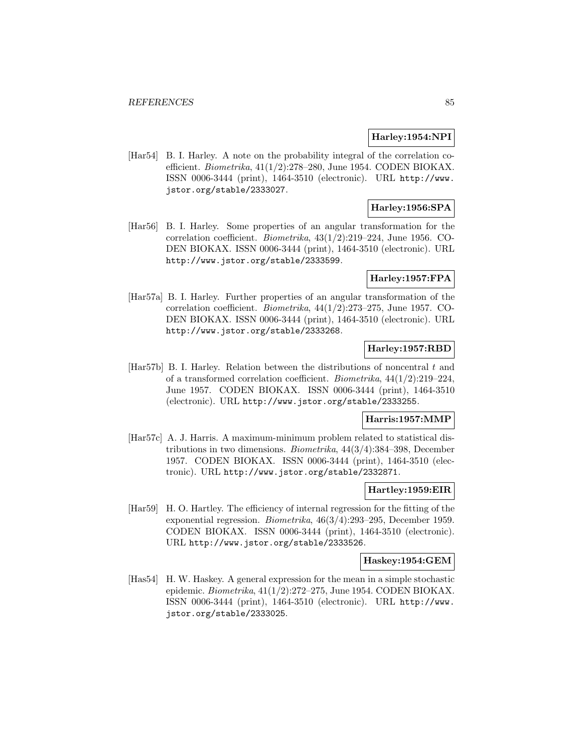**Harley:1954:NPI**

[Har54] B. I. Harley. A note on the probability integral of the correlation coefficient. *Biometrika*, 41(1/2):278–280, June 1954. CODEN BIOKAX. ISSN 0006-3444 (print), 1464-3510 (electronic). URL `http://www.jstor.org/stable/2333027`.

**Harley:1956:SPA**

[Har56] B. I. Harley. Some properties of an angular transformation for the correlation coefficient. *Biometrika*, 43(1/2):219–224, June 1956. CODEN BIOKAX. ISSN 0006-3444 (print), 1464-3510 (electronic). URL `http://www.jstor.org/stable/2333599`.

**Harley:1957:FPA**

[Har57a] B. I. Harley. Further properties of an angular transformation of the correlation coefficient. *Biometrika*, 44(1/2):273–275, June 1957. CODEN BIOKAX. ISSN 0006-3444 (print), 1464-3510 (electronic). URL `http://www.jstor.org/stable/2333268`.

**Harley:1957:RBD**

[Har57b] B. I. Harley. Relation between the distributions of noncentral $t$ and of a transformed correlation coefficient. *Biometrika*, 44(1/2):219–224, June 1957. CODEN BIOKAX. ISSN 0006-3444 (print), 1464-3510 (electronic). URL `http://www.jstor.org/stable/2333255`.

**Harris:1957:MMP**

[Har57c] A. J. Harris. A maximum-minimum problem related to statistical distributions in two dimensions. *Biometrika*, 44(3/4):384–398, December 1957. CODEN BIOKAX. ISSN 0006-3444 (print), 1464-3510 (electronic). URL `http://www.jstor.org/stable/2332871`.

**Hartley:1959:EIR**

[Har59] H. O. Hartley. The efficiency of internal regression for the fitting of the exponential regression. *Biometrika*, 46(3/4):293–295, December 1959. CODEN BIOKAX. ISSN 0006-3444 (print), 1464-3510 (electronic). URL `http://www.jstor.org/stable/2333526`.

**Haskey:1954:GEM**

[Has54] H. W. Haskey. A general expression for the mean in a simple stochastic epidemic. *Biometrika*, 41(1/2):272–275, June 1954. CODEN BIOKAX. ISSN 0006-3444 (print), 1464-3510 (electronic). URL `http://www.jstor.org/stable/2333025`.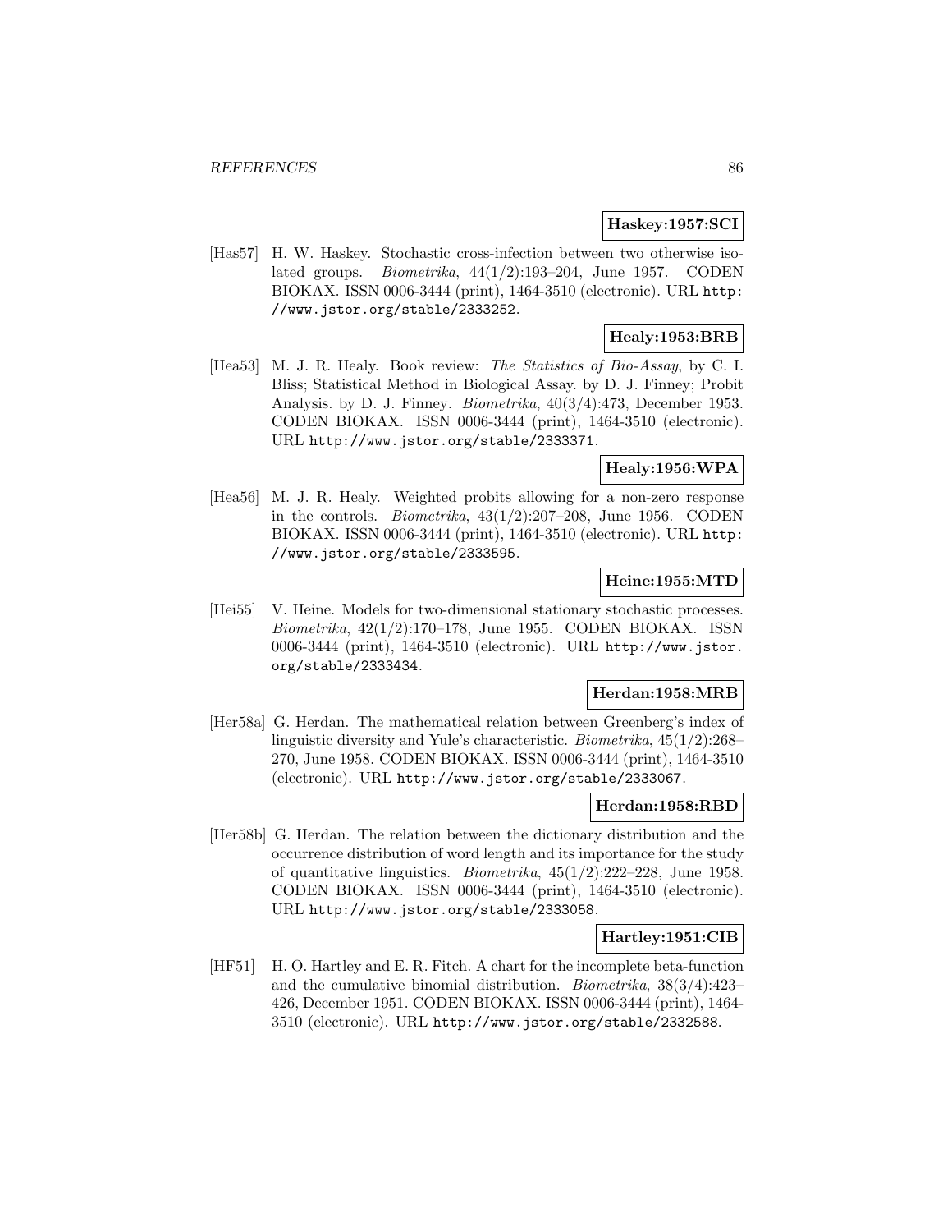**Haskey:1957:SCI**

[Has57] H. W. Haskey. Stochastic cross-infection between two otherwise isolated groups. *Biometrika*, 44(1/2):193–204, June 1957. CODEN BIOKAX. ISSN 0006-3444 (print), 1464-3510 (electronic). URL http://www.jstor.org/stable/2333252.

**Healy:1953:BRB**

[Hea53] M. J. R. Healy. Book review: *The Statistics of Bio-Assay*, by C. I. Bliss; Statistical Method in Biological Assay. by D. J. Finney; Probit Analysis. by D. J. Finney. *Biometrika*, 40(3/4):473, December 1953. CODEN BIOKAX. ISSN 0006-3444 (print), 1464-3510 (electronic). URL http://www.jstor.org/stable/2333371.

**Healy:1956:WPA**

[Hea56] M. J. R. Healy. Weighted probits allowing for a non-zero response in the controls. *Biometrika*, 43(1/2):207–208, June 1956. CODEN BIOKAX. ISSN 0006-3444 (print), 1464-3510 (electronic). URL http://www.jstor.org/stable/2333595.

**Heine:1955:MTD**

[Hei55] V. Heine. Models for two-dimensional stationary stochastic processes. *Biometrika*, 42(1/2):170–178, June 1955. CODEN BIOKAX. ISSN 0006-3444 (print), 1464-3510 (electronic). URL http://www.jstor.org/stable/2333434.

**Herdan:1958:MRB**

[Her58a] G. Herdan. The mathematical relation between Greenberg's index of linguistic diversity and Yule's characteristic. *Biometrika*, 45(1/2):268–270, June 1958. CODEN BIOKAX. ISSN 0006-3444 (print), 1464-3510 (electronic). URL http://www.jstor.org/stable/2333067.

**Herdan:1958:RBD**

[Her58b] G. Herdan. The relation between the dictionary distribution and the occurrence distribution of word length and its importance for the study of quantitative linguistics. *Biometrika*, 45(1/2):222–228, June 1958. CODEN BIOKAX. ISSN 0006-3444 (print), 1464-3510 (electronic). URL http://www.jstor.org/stable/2333058.

**Hartley:1951:CIB**

[HF51] H. O. Hartley and E. R. Fitch. A chart for the incomplete beta-function and the cumulative binomial distribution. *Biometrika*, 38(3/4):423–426, December 1951. CODEN BIOKAX. ISSN 0006-3444 (print), 1464-3510 (electronic). URL http://www.jstor.org/stable/2332588.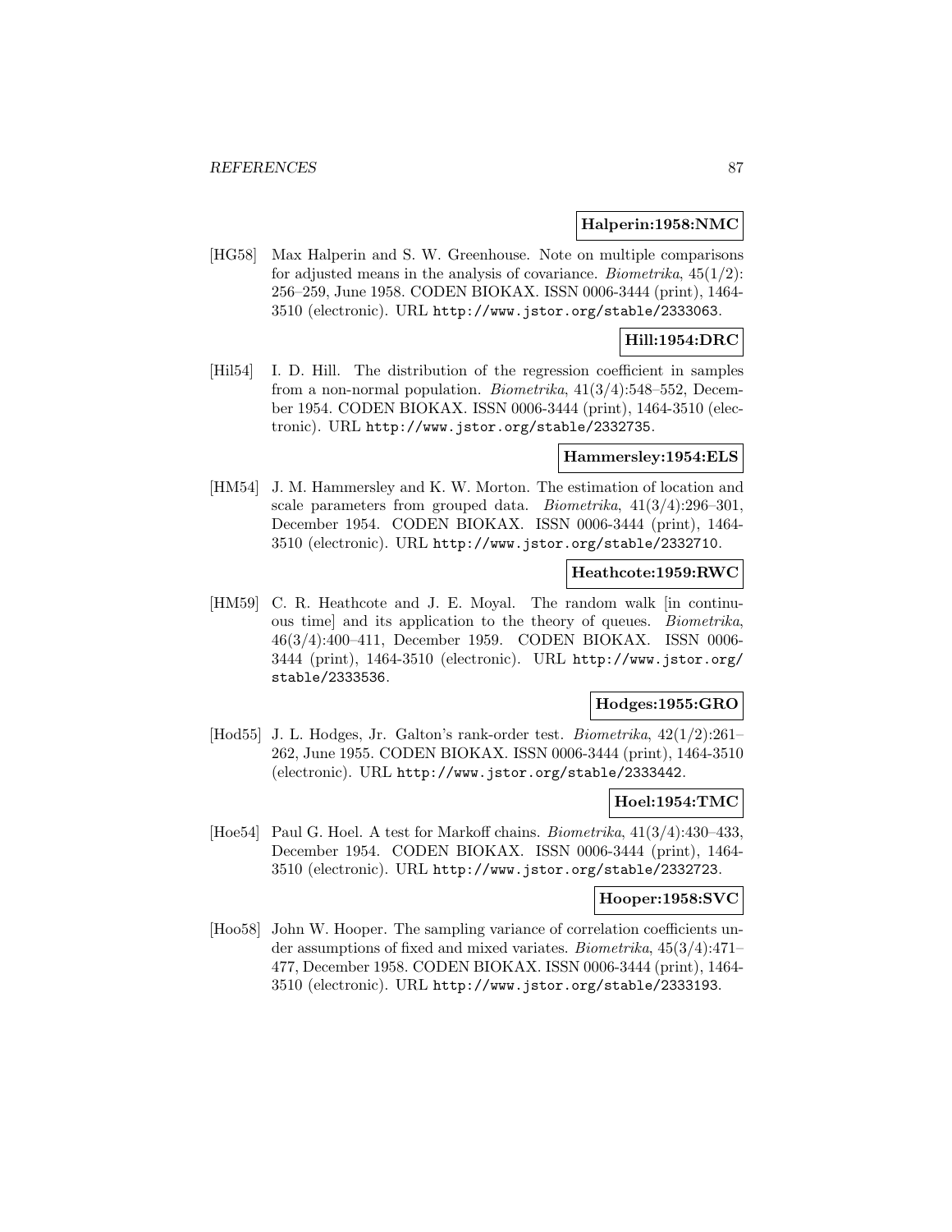**Halperin:1958:NMC**

[HG58] Max Halperin and S. W. Greenhouse. Note on multiple comparisons for adjusted means in the analysis of covariance. *Biometrika*, 45(1/2): 256–259, June 1958. CODEN BIOKAX. ISSN 0006-3444 (print), 1464-3510 (electronic). URL http://www.jstor.org/stable/2333063.

**Hill:1954:DRC**

[Hil54] I. D. Hill. The distribution of the regression coefficient in samples from a non-normal population. *Biometrika*, 41(3/4):548–552, December 1954. CODEN BIOKAX. ISSN 0006-3444 (print), 1464-3510 (electronic). URL http://www.jstor.org/stable/2332735.

**Hammersley:1954:ELS**

[HM54] J. M. Hammersley and K. W. Morton. The estimation of location and scale parameters from grouped data. *Biometrika*, 41(3/4):296–301, December 1954. CODEN BIOKAX. ISSN 0006-3444 (print), 1464-3510 (electronic). URL http://www.jstor.org/stable/2332710.

**Heathcote:1959:RWC**

[HM59] C. R. Heathcote and J. E. Moyal. The random walk [in continuous time] and its application to the theory of queues. *Biometrika*, 46(3/4):400–411, December 1959. CODEN BIOKAX. ISSN 0006-3444 (print), 1464-3510 (electronic). URL http://www.jstor.org/stable/2333536.

**Hodges:1955:GRO**

[Hod55] J. L. Hodges, Jr. Galton's rank-order test. *Biometrika*, 42(1/2):261–262, June 1955. CODEN BIOKAX. ISSN 0006-3444 (print), 1464-3510 (electronic). URL http://www.jstor.org/stable/2333442.

**Hoel:1954:TMC**

[Hoe54] Paul G. Hoel. A test for Markoff chains. *Biometrika*, 41(3/4):430–433, December 1954. CODEN BIOKAX. ISSN 0006-3444 (print), 1464-3510 (electronic). URL http://www.jstor.org/stable/2332723.

**Hooper:1958:SVC**

[Hoo58] John W. Hooper. The sampling variance of correlation coefficients under assumptions of fixed and mixed variates. *Biometrika*, 45(3/4):471–477, December 1958. CODEN BIOKAX. ISSN 0006-3444 (print), 1464-3510 (electronic). URL http://www.jstor.org/stable/2333193.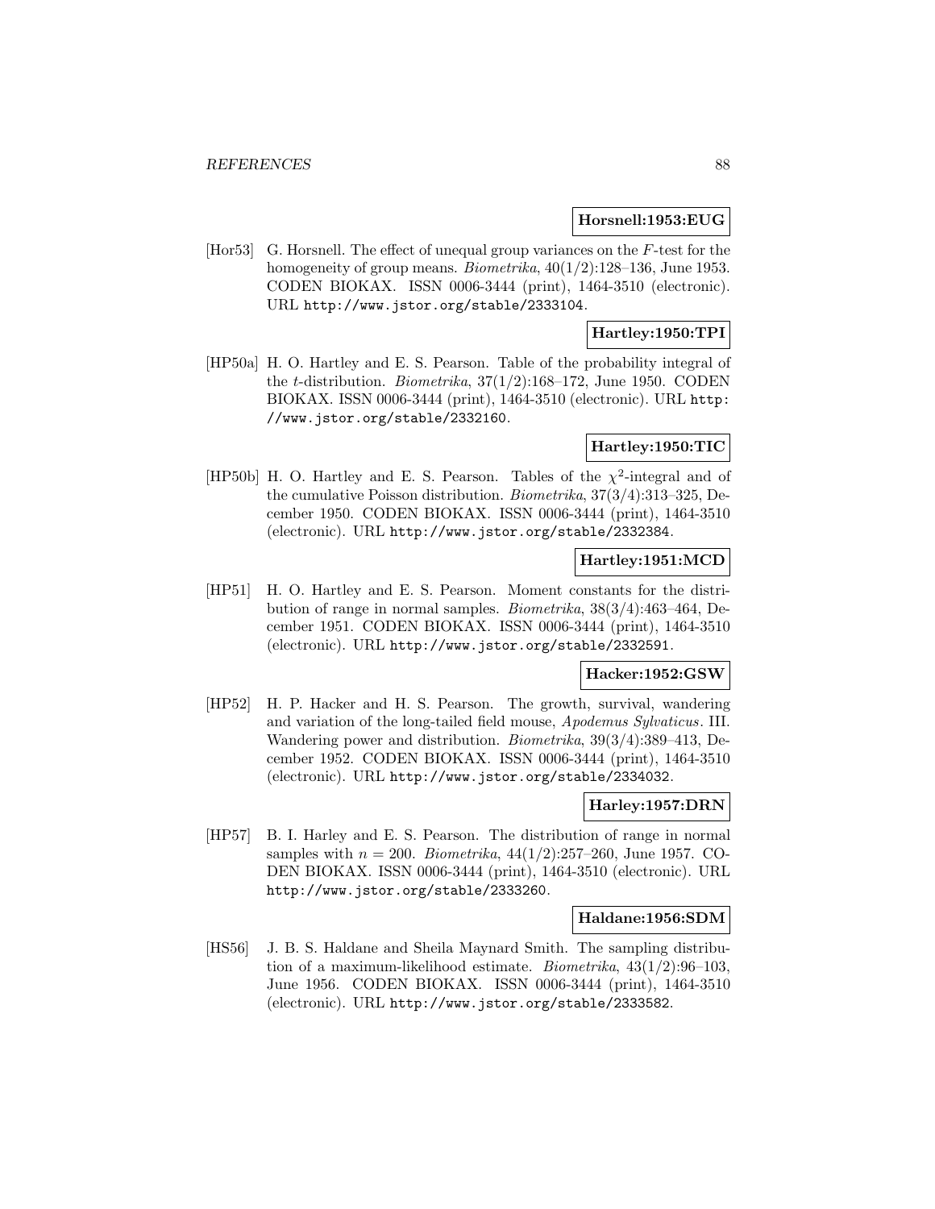**Horsnell:1953:EUG**

[Hor53] G. Horsnell. The effect of unequal group variances on the $F$-test for the homogeneity of group means. *Biometrika*, 40(1/2):128–136, June 1953. CODEN BIOKAX. ISSN 0006-3444 (print), 1464-3510 (electronic). URL http://www.jstor.org/stable/2333104.

**Hartley:1950:TPI**

[HP50a] H. O. Hartley and E. S. Pearson. Table of the probability integral of the $t$-distribution. *Biometrika*, 37(1/2):168–172, June 1950. CODEN BIOKAX. ISSN 0006-3444 (print), 1464-3510 (electronic). URL http://www.jstor.org/stable/2332160.

**Hartley:1950:TIC**

[HP50b] H. O. Hartley and E. S. Pearson. Tables of the $\chi^2$-integral and of the cumulative Poisson distribution. *Biometrika*, 37(3/4):313–325, December 1950. CODEN BIOKAX. ISSN 0006-3444 (print), 1464-3510 (electronic). URL http://www.jstor.org/stable/2332384.

**Hartley:1951:MCD**

[HP51] H. O. Hartley and E. S. Pearson. Moment constants for the distribution of range in normal samples. *Biometrika*, 38(3/4):463–464, December 1951. CODEN BIOKAX. ISSN 0006-3444 (print), 1464-3510 (electronic). URL http://www.jstor.org/stable/2332591.

**Hacker:1952:GSW**

[HP52] H. P. Hacker and H. S. Pearson. The growth, survival, wandering and variation of the long-tailed field mouse, *Apodemus Sylvaticus*. III. Wandering power and distribution. *Biometrika*, 39(3/4):389–413, December 1952. CODEN BIOKAX. ISSN 0006-3444 (print), 1464-3510 (electronic). URL http://www.jstor.org/stable/2334032.

**Harley:1957:DRN**

[HP57] B. I. Harley and E. S. Pearson. The distribution of range in normal samples with $n = 200$. *Biometrika*, 44(1/2):257–260, June 1957. CODEN BIOKAX. ISSN 0006-3444 (print), 1464-3510 (electronic). URL http://www.jstor.org/stable/2333260.

**Haldane:1956:SDM**

[HS56] J. B. S. Haldane and Sheila Maynard Smith. The sampling distribution of a maximum-likelihood estimate. *Biometrika*, 43(1/2):96–103, June 1956. CODEN BIOKAX. ISSN 0006-3444 (print), 1464-3510 (electronic). URL http://www.jstor.org/stable/2333582.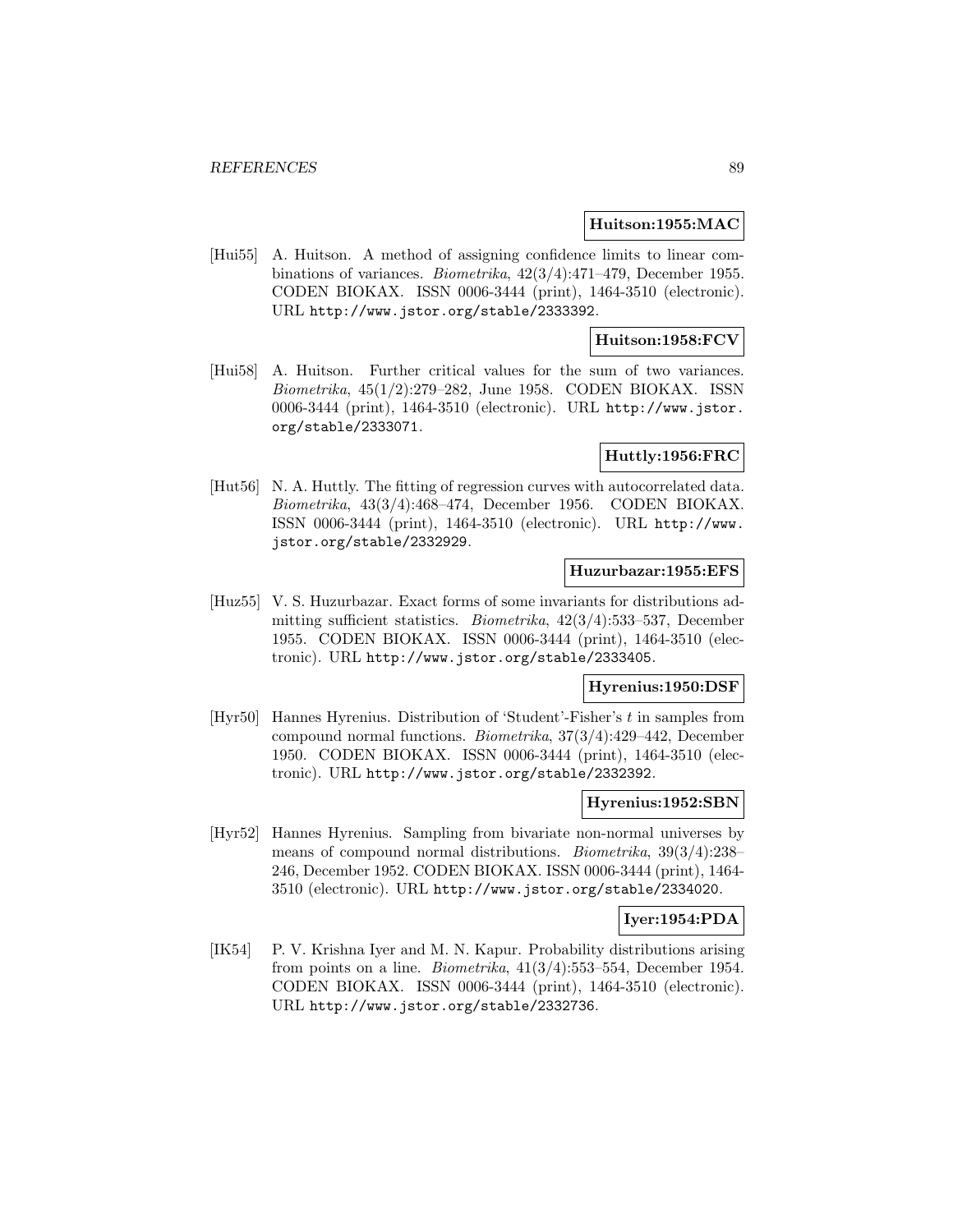**Huitson:1955:MAC**

[Hui55] A. Huitson. A method of assigning confidence limits to linear combinations of variances. *Biometrika*, 42(3/4):471–479, December 1955. CODEN BIOKAX. ISSN 0006-3444 (print), 1464-3510 (electronic). URL http://www.jstor.org/stable/2333392.

**Huitson:1958:FCV**

[Hui58] A. Huitson. Further critical values for the sum of two variances. *Biometrika*, 45(1/2):279–282, June 1958. CODEN BIOKAX. ISSN 0006-3444 (print), 1464-3510 (electronic). URL http://www.jstor.org/stable/2333071.

**Huttly:1956:FRC**

[Hut56] N. A. Huttly. The fitting of regression curves with autocorrelated data. *Biometrika*, 43(3/4):468–474, December 1956. CODEN BIOKAX. ISSN 0006-3444 (print), 1464-3510 (electronic). URL http://www.jstor.org/stable/2332929.

**Huzurbazar:1955:EFS**

[Huz55] V. S. Huzurbazar. Exact forms of some invariants for distributions admitting sufficient statistics. *Biometrika*, 42(3/4):533–537, December 1955. CODEN BIOKAX. ISSN 0006-3444 (print), 1464-3510 (electronic). URL http://www.jstor.org/stable/2333405.

**Hyrenius:1950:DSF**

[Hyr50] Hannes Hyrenius. Distribution of 'Student'-Fisher's $t$ in samples from compound normal functions. *Biometrika*, 37(3/4):429–442, December 1950. CODEN BIOKAX. ISSN 0006-3444 (print), 1464-3510 (electronic). URL http://www.jstor.org/stable/2332392.

**Hyrenius:1952:SBN**

[Hyr52] Hannes Hyrenius. Sampling from bivariate non-normal universes by means of compound normal distributions. *Biometrika*, 39(3/4):238–246, December 1952. CODEN BIOKAX. ISSN 0006-3444 (print), 1464-3510 (electronic). URL http://www.jstor.org/stable/2334020.

**Iyer:1954:PDA**

[IK54] P. V. Krishna Iyer and M. N. Kapur. Probability distributions arising from points on a line. *Biometrika*, 41(3/4):553–554, December 1954. CODEN BIOKAX. ISSN 0006-3444 (print), 1464-3510 (electronic). URL http://www.jstor.org/stable/2332736.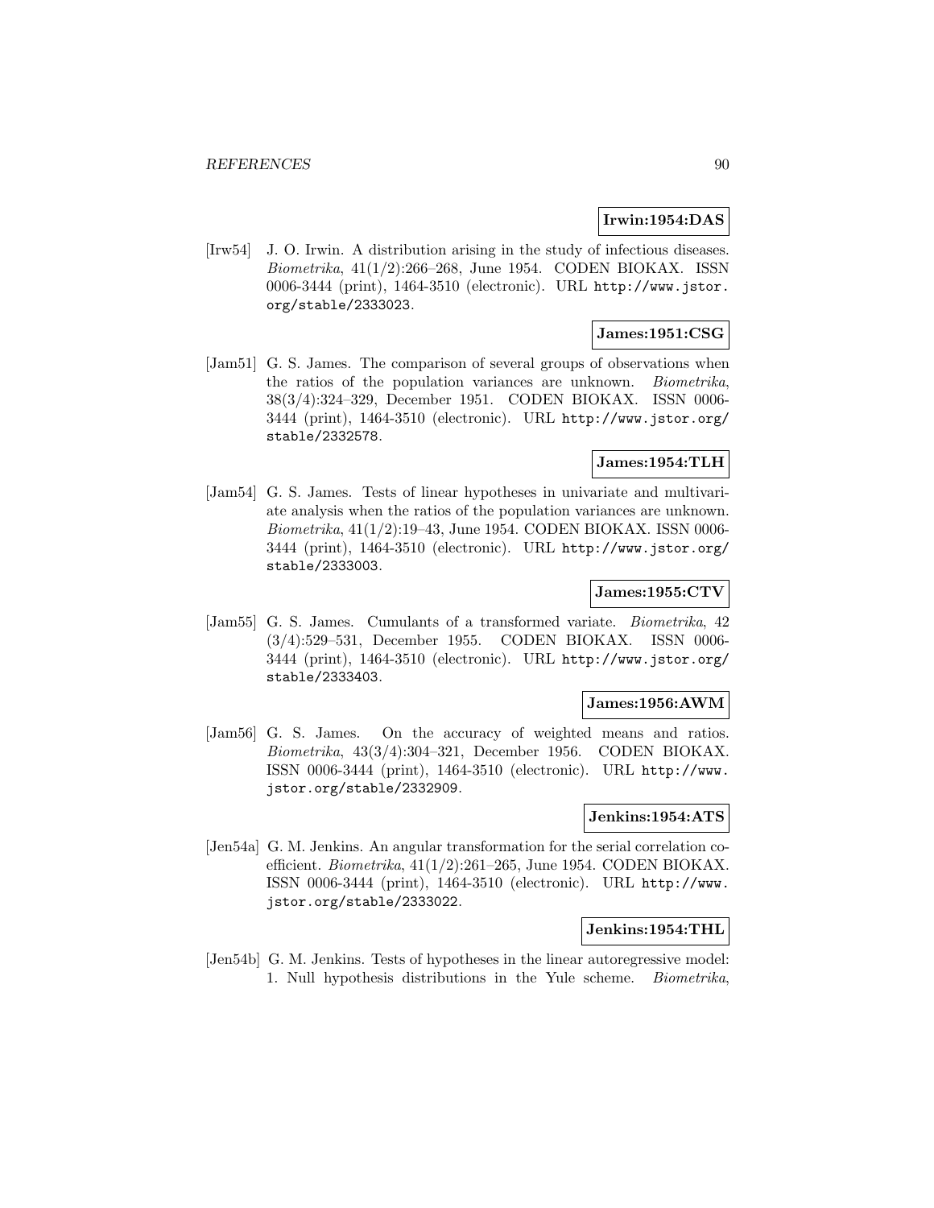**Irwin:1954:DAS**

[Irw54] J. O. Irwin. A distribution arising in the study of infectious diseases. *Biometrika*, 41(1/2):266–268, June 1954. CODEN BIOKAX. ISSN 0006-3444 (print), 1464-3510 (electronic). URL http://www.jstor.org/stable/2333023.

**James:1951:CSG**

[Jam51] G. S. James. The comparison of several groups of observations when the ratios of the population variances are unknown. *Biometrika*, 38(3/4):324–329, December 1951. CODEN BIOKAX. ISSN 0006-3444 (print), 1464-3510 (electronic). URL http://www.jstor.org/stable/2332578.

**James:1954:TLH**

[Jam54] G. S. James. Tests of linear hypotheses in univariate and multivariate analysis when the ratios of the population variances are unknown. *Biometrika*, 41(1/2):19–43, June 1954. CODEN BIOKAX. ISSN 0006-3444 (print), 1464-3510 (electronic). URL http://www.jstor.org/stable/2333003.

**James:1955:CTV**

[Jam55] G. S. James. Cumulants of a transformed variate. *Biometrika*, 42 (3/4):529–531, December 1955. CODEN BIOKAX. ISSN 0006-3444 (print), 1464-3510 (electronic). URL http://www.jstor.org/stable/2333403.

**James:1956:AWM**

[Jam56] G. S. James. On the accuracy of weighted means and ratios. *Biometrika*, 43(3/4):304–321, December 1956. CODEN BIOKAX. ISSN 0006-3444 (print), 1464-3510 (electronic). URL http://www.jstor.org/stable/2332909.

**Jenkins:1954:ATS**

[Jen54a] G. M. Jenkins. An angular transformation for the serial correlation coefficient. *Biometrika*, 41(1/2):261–265, June 1954. CODEN BIOKAX. ISSN 0006-3444 (print), 1464-3510 (electronic). URL http://www.jstor.org/stable/2333022.

**Jenkins:1954:THL**

[Jen54b] G. M. Jenkins. Tests of hypotheses in the linear autoregressive model: 1. Null hypothesis distributions in the Yule scheme. *Biometrika*,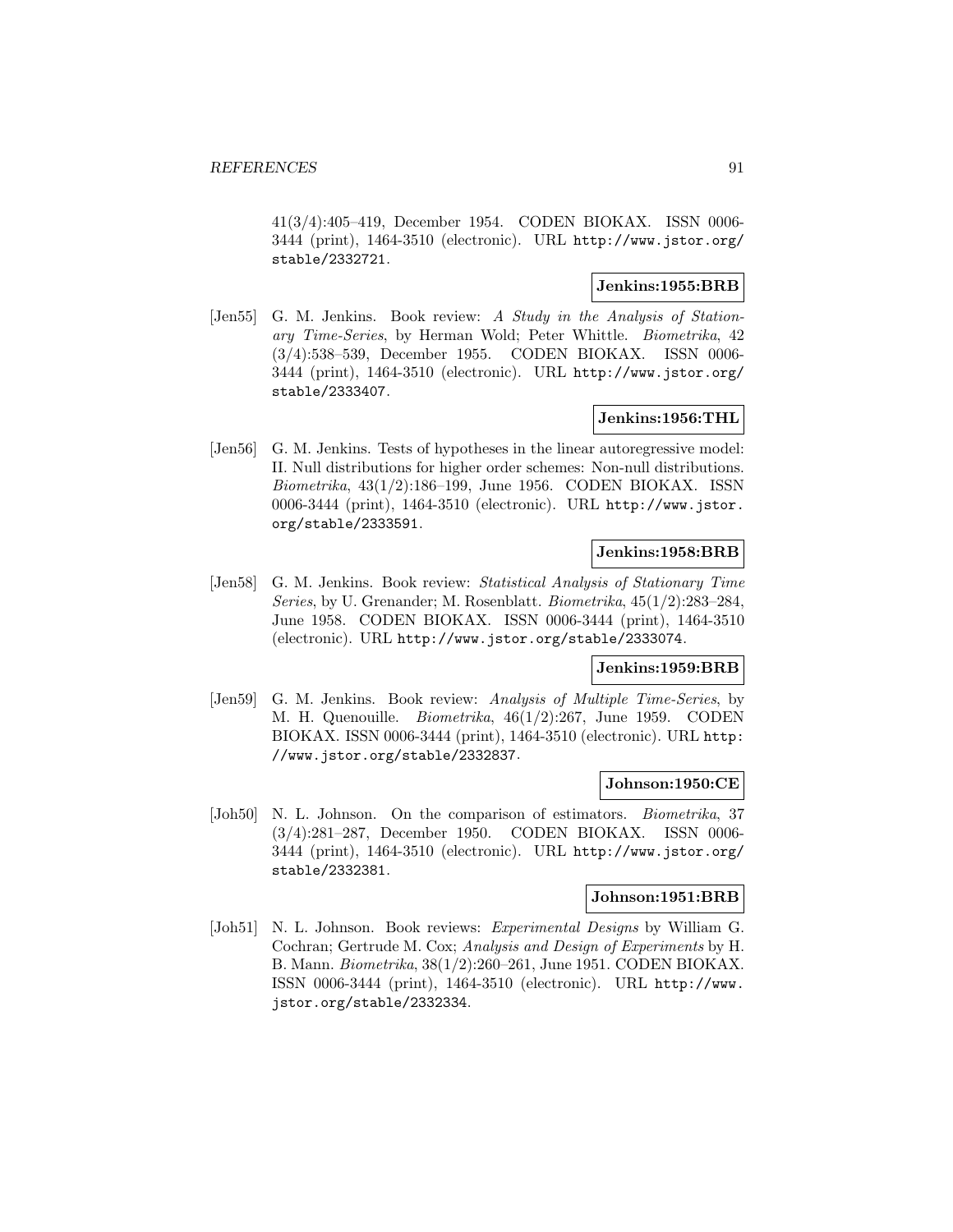41(3/4):405–419, December 1954. CODEN BIOKAX. ISSN 0006-3444 (print), 1464-3510 (electronic). URL http://www.jstor.org/stable/2332721.

**Jenkins:1955:BRB**

[Jen55] G. M. Jenkins. Book review: *A Study in the Analysis of Stationary Time-Series*, by Herman Wold; Peter Whittle. *Biometrika*, 42 (3/4):538–539, December 1955. CODEN BIOKAX. ISSN 0006-3444 (print), 1464-3510 (electronic). URL http://www.jstor.org/stable/2333407.

**Jenkins:1956:THL**

[Jen56] G. M. Jenkins. Tests of hypotheses in the linear autoregressive model: II. Null distributions for higher order schemes: Non-null distributions. *Biometrika*, 43(1/2):186–199, June 1956. CODEN BIOKAX. ISSN 0006-3444 (print), 1464-3510 (electronic). URL http://www.jstor.org/stable/2333591.

**Jenkins:1958:BRB**

[Jen58] G. M. Jenkins. Book review: *Statistical Analysis of Stationary Time Series*, by U. Grenander; M. Rosenblatt. *Biometrika*, 45(1/2):283–284, June 1958. CODEN BIOKAX. ISSN 0006-3444 (print), 1464-3510 (electronic). URL http://www.jstor.org/stable/2333074.

**Jenkins:1959:BRB**

[Jen59] G. M. Jenkins. Book review: *Analysis of Multiple Time-Series*, by M. H. Quenouille. *Biometrika*, 46(1/2):267, June 1959. CODEN BIOKAX. ISSN 0006-3444 (print), 1464-3510 (electronic). URL http://www.jstor.org/stable/2332837.

**Johnson:1950:CE**

[Joh50] N. L. Johnson. On the comparison of estimators. *Biometrika*, 37 (3/4):281–287, December 1950. CODEN BIOKAX. ISSN 0006-3444 (print), 1464-3510 (electronic). URL http://www.jstor.org/stable/2332381.

**Johnson:1951:BRB**

[Joh51] N. L. Johnson. Book reviews: *Experimental Designs* by William G. Cochran; Gertrude M. Cox; *Analysis and Design of Experiments* by H. B. Mann. *Biometrika*, 38(1/2):260–261, June 1951. CODEN BIOKAX. ISSN 0006-3444 (print), 1464-3510 (electronic). URL http://www.jstor.org/stable/2332334.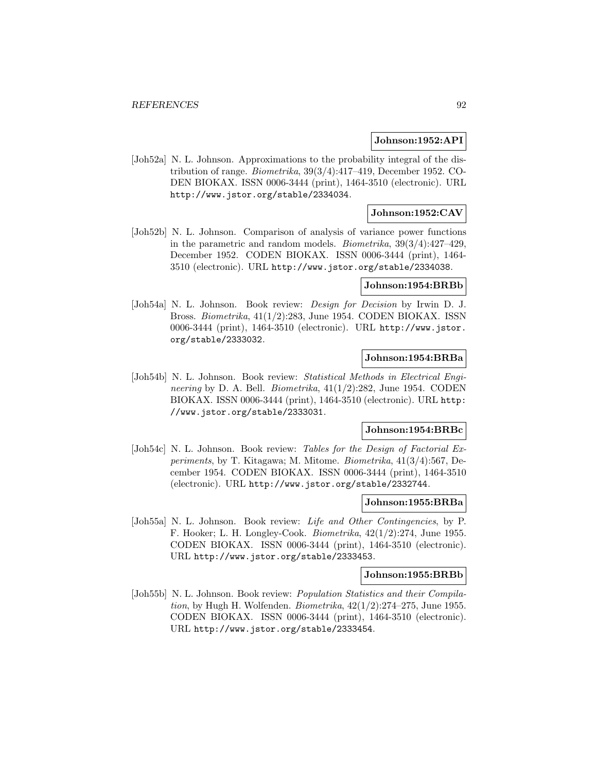**Johnson:1952:API**

[Joh52a] N. L. Johnson. Approximations to the probability integral of the distribution of range. *Biometrika*, 39(3/4):417–419, December 1952. CODEN BIOKAX. ISSN 0006-3444 (print), 1464-3510 (electronic). URL http://www.jstor.org/stable/2334034.

**Johnson:1952:CAV**

[Joh52b] N. L. Johnson. Comparison of analysis of variance power functions in the parametric and random models. *Biometrika*, 39(3/4):427–429, December 1952. CODEN BIOKAX. ISSN 0006-3444 (print), 1464-3510 (electronic). URL http://www.jstor.org/stable/2334038.

**Johnson:1954:BRBb**

[Joh54a] N. L. Johnson. Book review: *Design for Decision* by Irwin D. J. Bross. *Biometrika*, 41(1/2):283, June 1954. CODEN BIOKAX. ISSN 0006-3444 (print), 1464-3510 (electronic). URL http://www.jstor.org/stable/2333032.

**Johnson:1954:BRBa**

[Joh54b] N. L. Johnson. Book review: *Statistical Methods in Electrical Engineering* by D. A. Bell. *Biometrika*, 41(1/2):282, June 1954. CODEN BIOKAX. ISSN 0006-3444 (print), 1464-3510 (electronic). URL http://www.jstor.org/stable/2333031.

**Johnson:1954:BRBc**

[Joh54c] N. L. Johnson. Book review: *Tables for the Design of Factorial Experiments*, by T. Kitagawa; M. Mitome. *Biometrika*, 41(3/4):567, December 1954. CODEN BIOKAX. ISSN 0006-3444 (print), 1464-3510 (electronic). URL http://www.jstor.org/stable/2332744.

**Johnson:1955:BRBa**

[Joh55a] N. L. Johnson. Book review: *Life and Other Contingencies*, by P. F. Hooker; L. H. Longley-Cook. *Biometrika*, 42(1/2):274, June 1955. CODEN BIOKAX. ISSN 0006-3444 (print), 1464-3510 (electronic). URL http://www.jstor.org/stable/2333453.

**Johnson:1955:BRBb**

[Joh55b] N. L. Johnson. Book review: *Population Statistics and their Compilation*, by Hugh H. Wolfenden. *Biometrika*, 42(1/2):274–275, June 1955. CODEN BIOKAX. ISSN 0006-3444 (print), 1464-3510 (electronic). URL http://www.jstor.org/stable/2333454.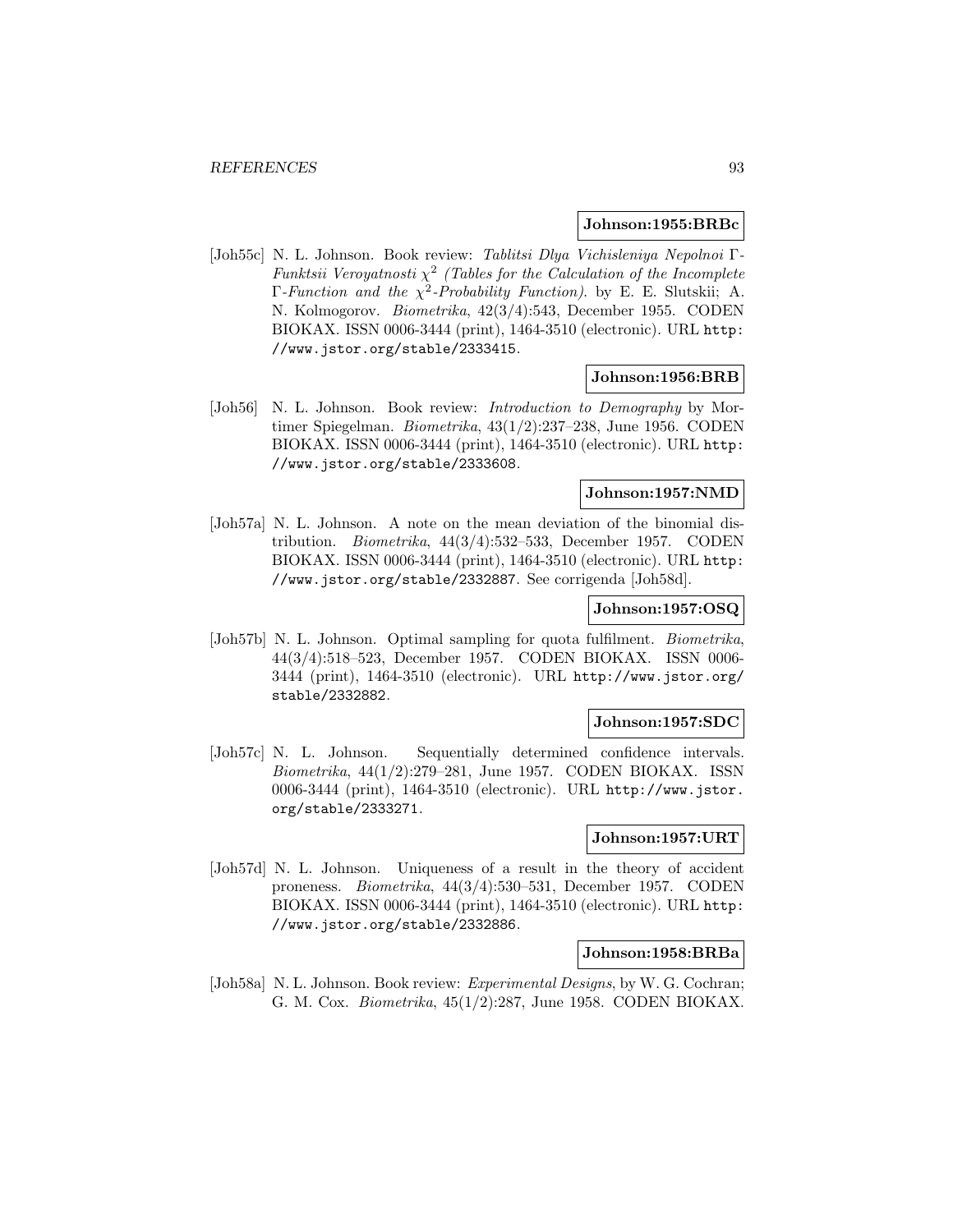**Johnson:1955:BRBc**

[Joh55c] N. L. Johnson. Book review: *Tablitsi Dlya Vichisleniya Nepolnoi* Γ*-Funktsii Veroyatnosti* $\chi^2$ *(Tables for the Calculation of the Incomplete* Γ*-Function and the* $\chi^2$*-Probability Function)*. by E. E. Slutskii; A. N. Kolmogorov. *Biometrika*, 42(3/4):543, December 1955. CODEN BIOKAX. ISSN 0006-3444 (print), 1464-3510 (electronic). URL http://www.jstor.org/stable/2333415.

**Johnson:1956:BRB**

[Joh56] N. L. Johnson. Book review: *Introduction to Demography* by Mortimer Spiegelman. *Biometrika*, 43(1/2):237–238, June 1956. CODEN BIOKAX. ISSN 0006-3444 (print), 1464-3510 (electronic). URL http://www.jstor.org/stable/2333608.

**Johnson:1957:NMD**

[Joh57a] N. L. Johnson. A note on the mean deviation of the binomial distribution. *Biometrika*, 44(3/4):532–533, December 1957. CODEN BIOKAX. ISSN 0006-3444 (print), 1464-3510 (electronic). URL http://www.jstor.org/stable/2332887. See corrigenda [Joh58d].

**Johnson:1957:OSQ**

[Joh57b] N. L. Johnson. Optimal sampling for quota fulfilment. *Biometrika*, 44(3/4):518–523, December 1957. CODEN BIOKAX. ISSN 0006-3444 (print), 1464-3510 (electronic). URL http://www.jstor.org/stable/2332882.

**Johnson:1957:SDC**

[Joh57c] N. L. Johnson. Sequentially determined confidence intervals. *Biometrika*, 44(1/2):279–281, June 1957. CODEN BIOKAX. ISSN 0006-3444 (print), 1464-3510 (electronic). URL http://www.jstor.org/stable/2333271.

**Johnson:1957:URT**

[Joh57d] N. L. Johnson. Uniqueness of a result in the theory of accident proneness. *Biometrika*, 44(3/4):530–531, December 1957. CODEN BIOKAX. ISSN 0006-3444 (print), 1464-3510 (electronic). URL http://www.jstor.org/stable/2332886.

**Johnson:1958:BRBa**

[Joh58a] N. L. Johnson. Book review: *Experimental Designs*, by W. G. Cochran; G. M. Cox. *Biometrika*, 45(1/2):287, June 1958. CODEN BIOKAX.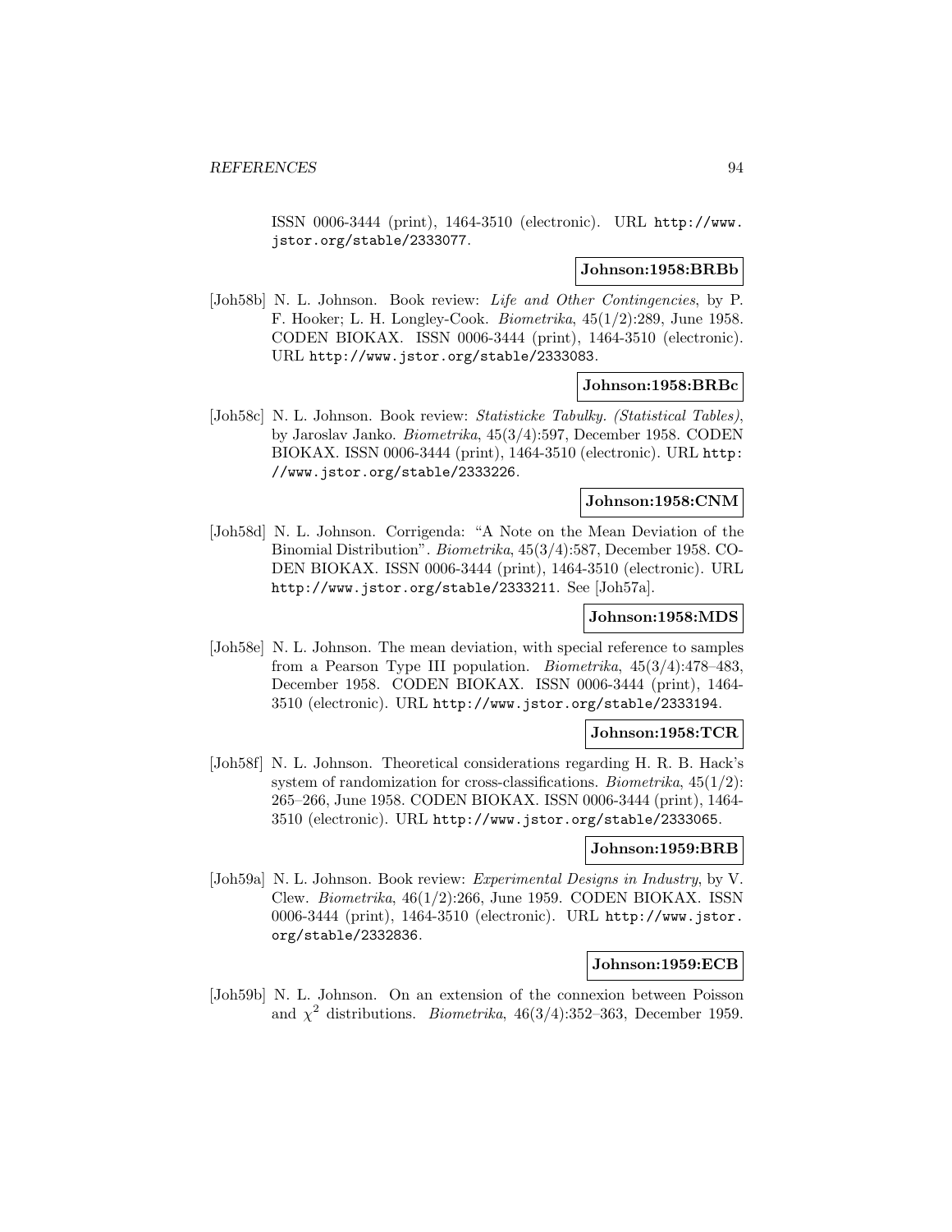ISSN 0006-3444 (print), 1464-3510 (electronic). URL http://www.jstor.org/stable/2333077.

**Johnson:1958:BRBb**

[Joh58b] N. L. Johnson. Book review: *Life and Other Contingencies*, by P. F. Hooker; L. H. Longley-Cook. *Biometrika*, 45(1/2):289, June 1958. CODEN BIOKAX. ISSN 0006-3444 (print), 1464-3510 (electronic). URL http://www.jstor.org/stable/2333083.

**Johnson:1958:BRBc**

[Joh58c] N. L. Johnson. Book review: *Statisticke Tabulky. (Statistical Tables)*, by Jaroslav Janko. *Biometrika*, 45(3/4):597, December 1958. CODEN BIOKAX. ISSN 0006-3444 (print), 1464-3510 (electronic). URL http://www.jstor.org/stable/2333226.

**Johnson:1958:CNM**

[Joh58d] N. L. Johnson. Corrigenda: "A Note on the Mean Deviation of the Binomial Distribution". *Biometrika*, 45(3/4):587, December 1958. CODEN BIOKAX. ISSN 0006-3444 (print), 1464-3510 (electronic). URL http://www.jstor.org/stable/2333211. See [Joh57a].

**Johnson:1958:MDS**

[Joh58e] N. L. Johnson. The mean deviation, with special reference to samples from a Pearson Type III population. *Biometrika*, 45(3/4):478–483, December 1958. CODEN BIOKAX. ISSN 0006-3444 (print), 1464-3510 (electronic). URL http://www.jstor.org/stable/2333194.

**Johnson:1958:TCR**

[Joh58f] N. L. Johnson. Theoretical considerations regarding H. R. B. Hack's system of randomization for cross-classifications. *Biometrika*, 45(1/2):265–266, June 1958. CODEN BIOKAX. ISSN 0006-3444 (print), 1464-3510 (electronic). URL http://www.jstor.org/stable/2333065.

**Johnson:1959:BRB**

[Joh59a] N. L. Johnson. Book review: *Experimental Designs in Industry*, by V. Clew. *Biometrika*, 46(1/2):266, June 1959. CODEN BIOKAX. ISSN 0006-3444 (print), 1464-3510 (electronic). URL http://www.jstor.org/stable/2332836.

**Johnson:1959:ECB**

[Joh59b] N. L. Johnson. On an extension of the connexion between Poisson and $\chi^2$ distributions. *Biometrika*, 46(3/4):352–363, December 1959.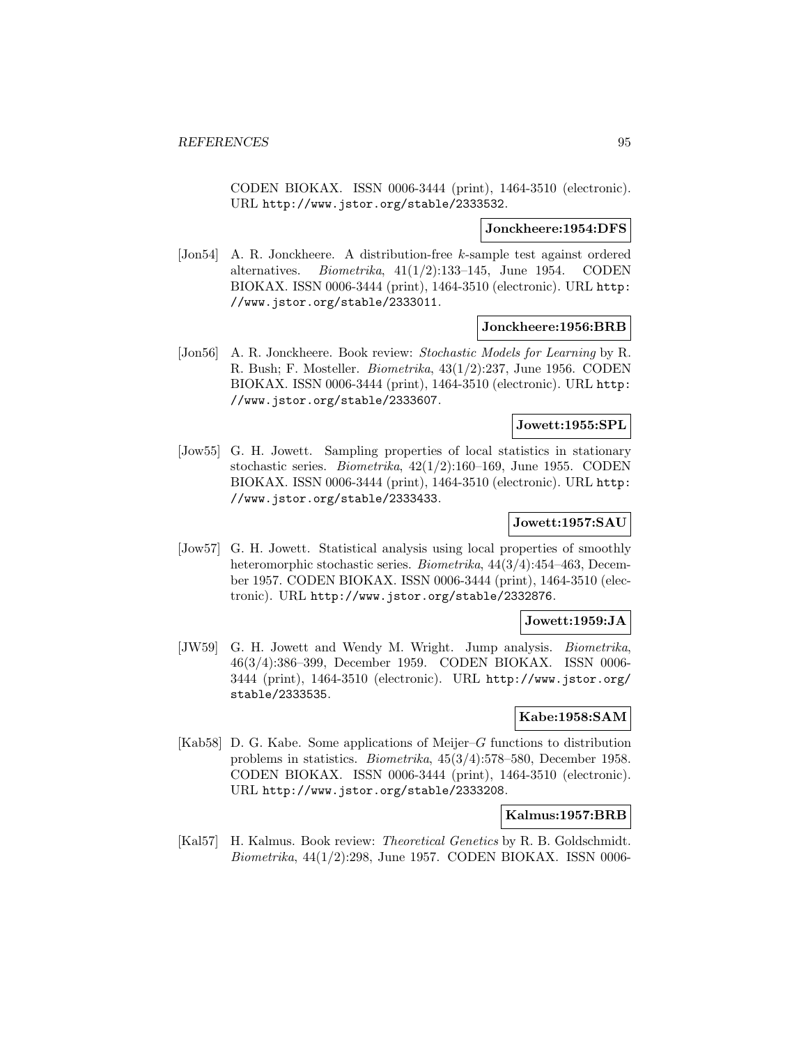CODEN BIOKAX. ISSN 0006-3444 (print), 1464-3510 (electronic). URL http://www.jstor.org/stable/2333532.

**Jonckheere:1954:DFS**

[Jon54] A. R. Jonckheere. A distribution-free $k$-sample test against ordered alternatives. *Biometrika*, 41(1/2):133–145, June 1954. CODEN BIOKAX. ISSN 0006-3444 (print), 1464-3510 (electronic). URL http://www.jstor.org/stable/2333011.

**Jonckheere:1956:BRB**

[Jon56] A. R. Jonckheere. Book review: *Stochastic Models for Learning* by R. R. Bush; F. Mosteller. *Biometrika*, 43(1/2):237, June 1956. CODEN BIOKAX. ISSN 0006-3444 (print), 1464-3510 (electronic). URL http://www.jstor.org/stable/2333607.

**Jowett:1955:SPL**

[Jow55] G. H. Jowett. Sampling properties of local statistics in stationary stochastic series. *Biometrika*, 42(1/2):160–169, June 1955. CODEN BIOKAX. ISSN 0006-3444 (print), 1464-3510 (electronic). URL http://www.jstor.org/stable/2333433.

**Jowett:1957:SAU**

[Jow57] G. H. Jowett. Statistical analysis using local properties of smoothly heteromorphic stochastic series. *Biometrika*, 44(3/4):454–463, December 1957. CODEN BIOKAX. ISSN 0006-3444 (print), 1464-3510 (electronic). URL http://www.jstor.org/stable/2332876.

**Jowett:1959:JA**

[JW59] G. H. Jowett and Wendy M. Wright. Jump analysis. *Biometrika*, 46(3/4):386–399, December 1959. CODEN BIOKAX. ISSN 0006-3444 (print), 1464-3510 (electronic). URL http://www.jstor.org/stable/2333535.

**Kabe:1958:SAM**

[Kab58] D. G. Kabe. Some applications of Meijer–$G$ functions to distribution problems in statistics. *Biometrika*, 45(3/4):578–580, December 1958. CODEN BIOKAX. ISSN 0006-3444 (print), 1464-3510 (electronic). URL http://www.jstor.org/stable/2333208.

**Kalmus:1957:BRB**

[Kal57] H. Kalmus. Book review: *Theoretical Genetics* by R. B. Goldschmidt. *Biometrika*, 44(1/2):298, June 1957. CODEN BIOKAX. ISSN 0006-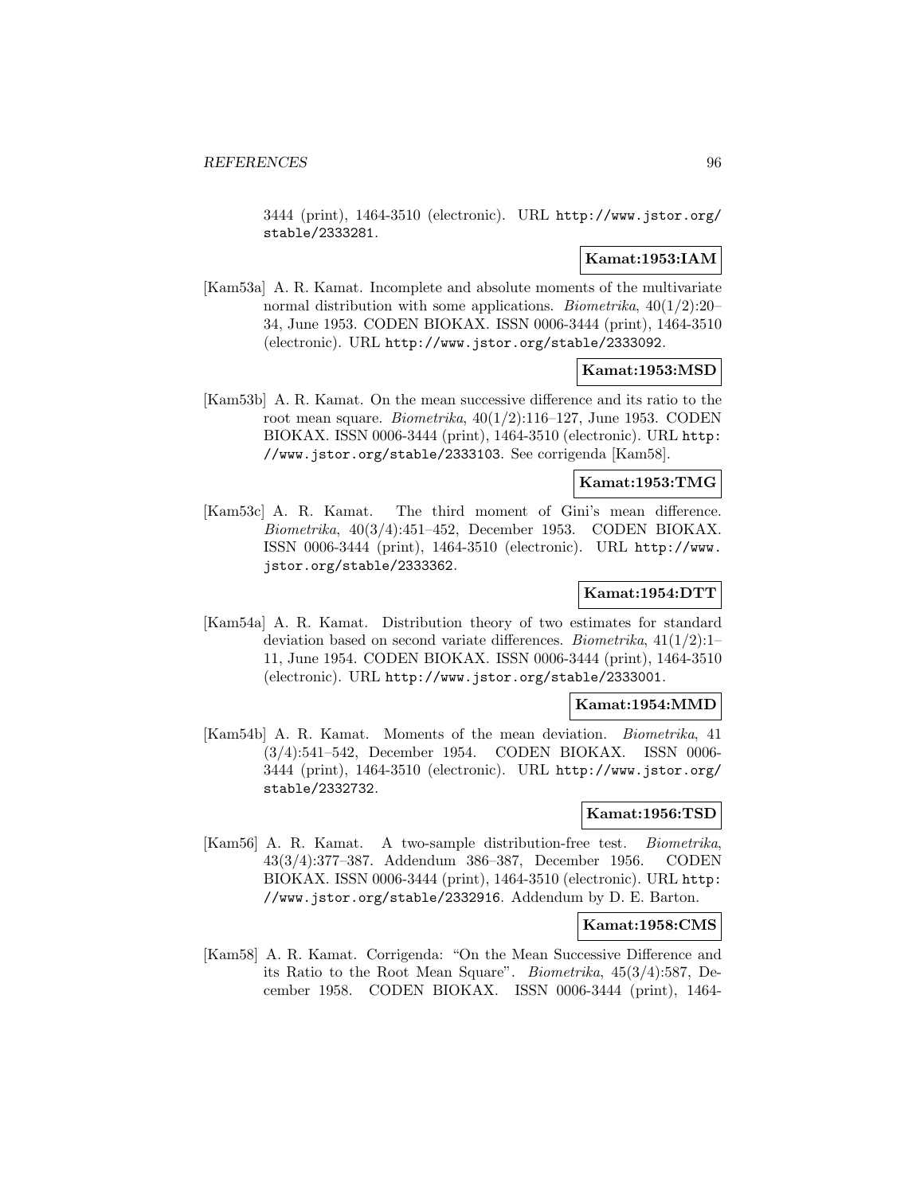3444 (print), 1464-3510 (electronic). URL http://www.jstor.org/stable/2333281.

**Kamat:1953:IAM**

[Kam53a] A. R. Kamat. Incomplete and absolute moments of the multivariate normal distribution with some applications. *Biometrika*, 40(1/2):20–34, June 1953. CODEN BIOKAX. ISSN 0006-3444 (print), 1464-3510 (electronic). URL http://www.jstor.org/stable/2333092.

**Kamat:1953:MSD**

[Kam53b] A. R. Kamat. On the mean successive difference and its ratio to the root mean square. *Biometrika*, 40(1/2):116–127, June 1953. CODEN BIOKAX. ISSN 0006-3444 (print), 1464-3510 (electronic). URL http://www.jstor.org/stable/2333103. See corrigenda [Kam58].

**Kamat:1953:TMG**

[Kam53c] A. R. Kamat. The third moment of Gini's mean difference. *Biometrika*, 40(3/4):451–452, December 1953. CODEN BIOKAX. ISSN 0006-3444 (print), 1464-3510 (electronic). URL http://www.jstor.org/stable/2333362.

**Kamat:1954:DTT**

[Kam54a] A. R. Kamat. Distribution theory of two estimates for standard deviation based on second variate differences. *Biometrika*, 41(1/2):1–11, June 1954. CODEN BIOKAX. ISSN 0006-3444 (print), 1464-3510 (electronic). URL http://www.jstor.org/stable/2333001.

**Kamat:1954:MMD**

[Kam54b] A. R. Kamat. Moments of the mean deviation. *Biometrika*, 41 (3/4):541–542, December 1954. CODEN BIOKAX. ISSN 0006-3444 (print), 1464-3510 (electronic). URL http://www.jstor.org/stable/2332732.

**Kamat:1956:TSD**

[Kam56] A. R. Kamat. A two-sample distribution-free test. *Biometrika*, 43(3/4):377–387. Addendum 386–387, December 1956. CODEN BIOKAX. ISSN 0006-3444 (print), 1464-3510 (electronic). URL http://www.jstor.org/stable/2332916. Addendum by D. E. Barton.

**Kamat:1958:CMS**

[Kam58] A. R. Kamat. Corrigenda: "On the Mean Successive Difference and its Ratio to the Root Mean Square". *Biometrika*, 45(3/4):587, December 1958. CODEN BIOKAX. ISSN 0006-3444 (print), 1464-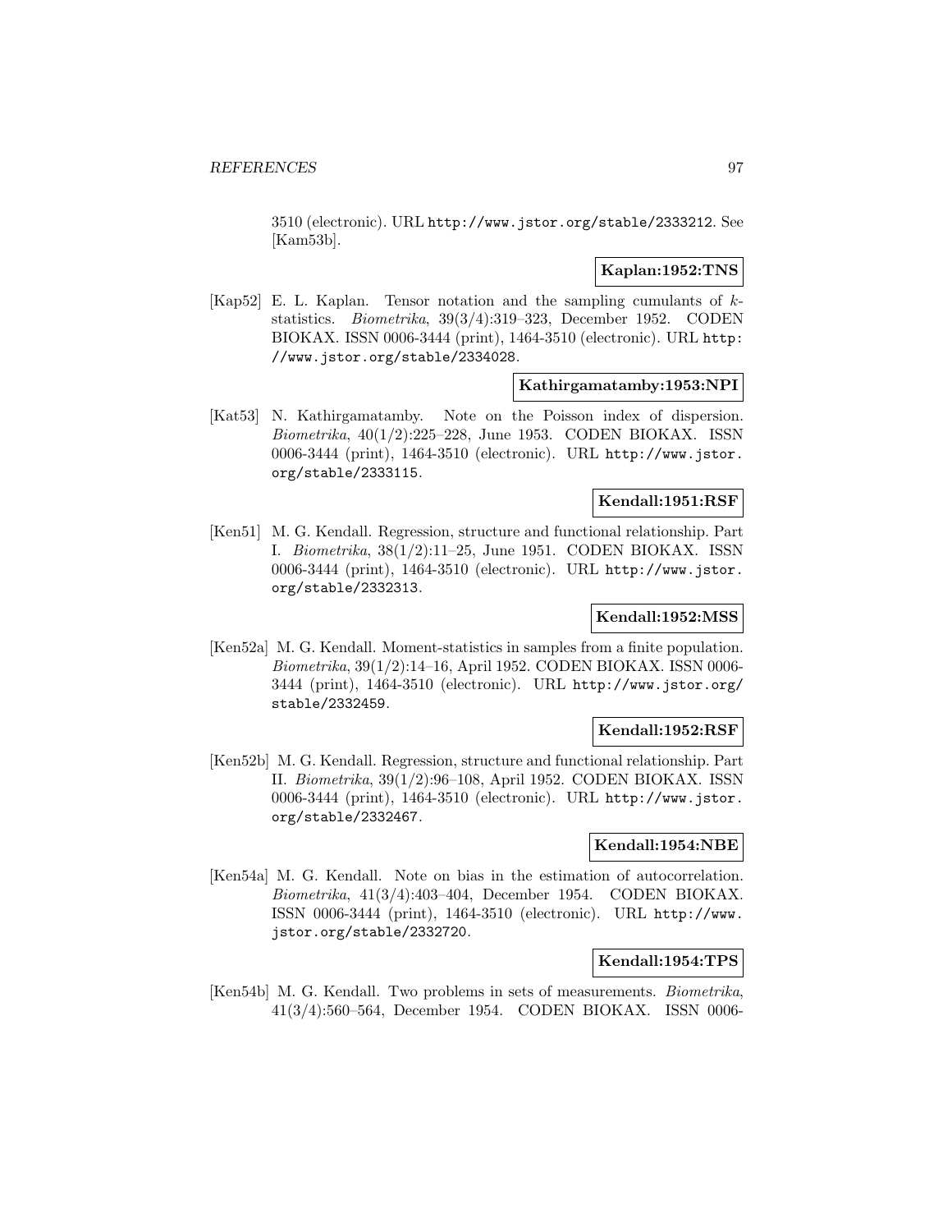3510 (electronic). URL http://www.jstor.org/stable/2333212. See [Kam53b].

**Kaplan:1952:TNS**

[Kap52] E. L. Kaplan. Tensor notation and the sampling cumulants of $k$-statistics. *Biometrika*, 39(3/4):319–323, December 1952. CODEN BIOKAX. ISSN 0006-3444 (print), 1464-3510 (electronic). URL http://www.jstor.org/stable/2334028.

**Kathirgamatamby:1953:NPI**

[Kat53] N. Kathirgamatamby. Note on the Poisson index of dispersion. *Biometrika*, 40(1/2):225–228, June 1953. CODEN BIOKAX. ISSN 0006-3444 (print), 1464-3510 (electronic). URL http://www.jstor.org/stable/2333115.

**Kendall:1951:RSF**

[Ken51] M. G. Kendall. Regression, structure and functional relationship. Part I. *Biometrika*, 38(1/2):11–25, June 1951. CODEN BIOKAX. ISSN 0006-3444 (print), 1464-3510 (electronic). URL http://www.jstor.org/stable/2332313.

**Kendall:1952:MSS**

[Ken52a] M. G. Kendall. Moment-statistics in samples from a finite population. *Biometrika*, 39(1/2):14–16, April 1952. CODEN BIOKAX. ISSN 0006-3444 (print), 1464-3510 (electronic). URL http://www.jstor.org/stable/2332459.

**Kendall:1952:RSF**

[Ken52b] M. G. Kendall. Regression, structure and functional relationship. Part II. *Biometrika*, 39(1/2):96–108, April 1952. CODEN BIOKAX. ISSN 0006-3444 (print), 1464-3510 (electronic). URL http://www.jstor.org/stable/2332467.

**Kendall:1954:NBE**

[Ken54a] M. G. Kendall. Note on bias in the estimation of autocorrelation. *Biometrika*, 41(3/4):403–404, December 1954. CODEN BIOKAX. ISSN 0006-3444 (print), 1464-3510 (electronic). URL http://www.jstor.org/stable/2332720.

**Kendall:1954:TPS**

[Ken54b] M. G. Kendall. Two problems in sets of measurements. *Biometrika*, 41(3/4):560–564, December 1954. CODEN BIOKAX. ISSN 0006-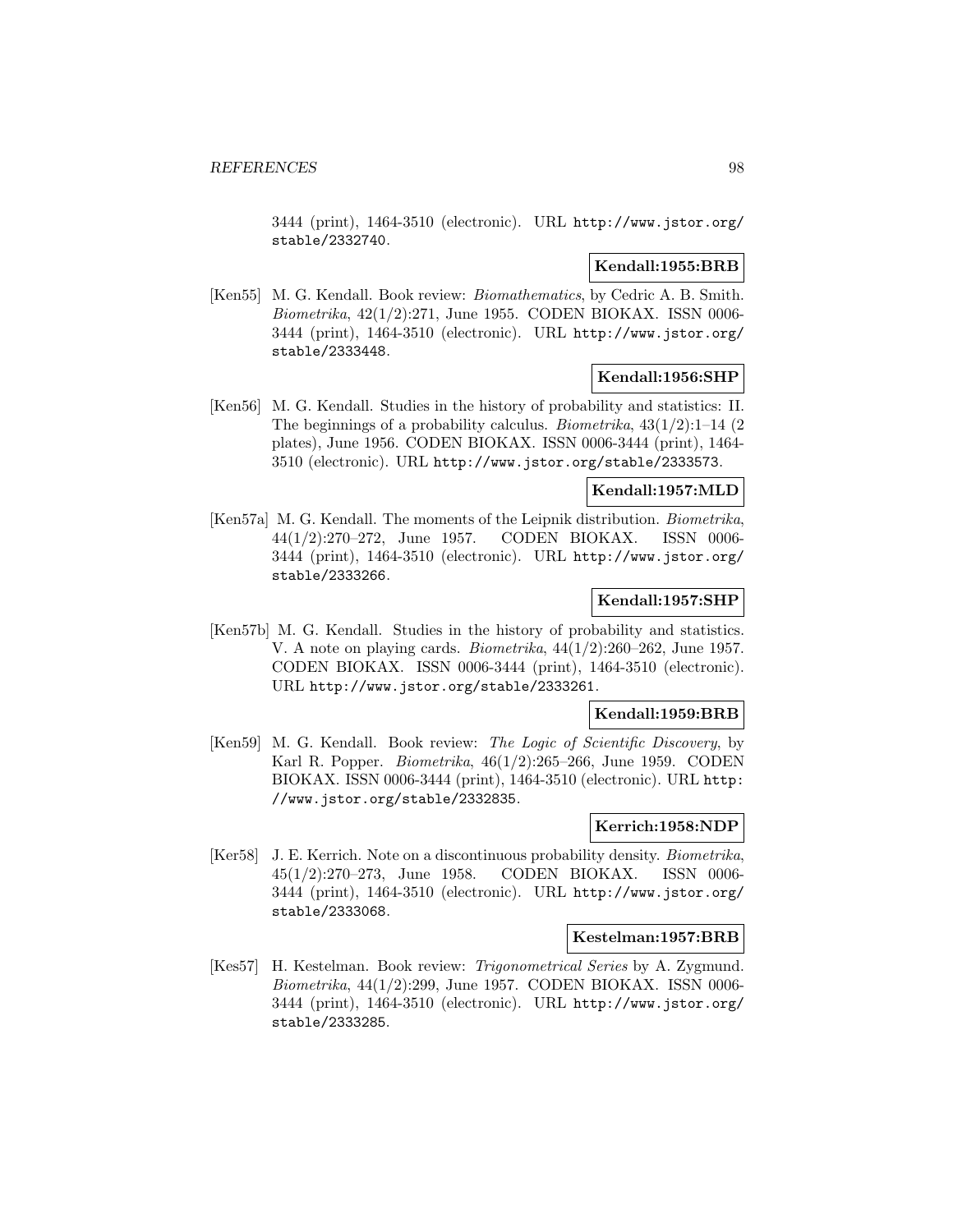3444 (print), 1464-3510 (electronic). URL http://www.jstor.org/stable/2332740.

**Kendall:1955:BRB**

[Ken55] M. G. Kendall. Book review: *Biomathematics*, by Cedric A. B. Smith. *Biometrika*, 42(1/2):271, June 1955. CODEN BIOKAX. ISSN 0006-3444 (print), 1464-3510 (electronic). URL http://www.jstor.org/stable/2333448.

**Kendall:1956:SHP**

[Ken56] M. G. Kendall. Studies in the history of probability and statistics: II. The beginnings of a probability calculus. *Biometrika*, 43(1/2):1–14 (2 plates), June 1956. CODEN BIOKAX. ISSN 0006-3444 (print), 1464-3510 (electronic). URL http://www.jstor.org/stable/2333573.

**Kendall:1957:MLD**

[Ken57a] M. G. Kendall. The moments of the Leipnik distribution. *Biometrika*, 44(1/2):270–272, June 1957. CODEN BIOKAX. ISSN 0006-3444 (print), 1464-3510 (electronic). URL http://www.jstor.org/stable/2333266.

**Kendall:1957:SHP**

[Ken57b] M. G. Kendall. Studies in the history of probability and statistics. V. A note on playing cards. *Biometrika*, 44(1/2):260–262, June 1957. CODEN BIOKAX. ISSN 0006-3444 (print), 1464-3510 (electronic). URL http://www.jstor.org/stable/2333261.

**Kendall:1959:BRB**

[Ken59] M. G. Kendall. Book review: *The Logic of Scientific Discovery*, by Karl R. Popper. *Biometrika*, 46(1/2):265–266, June 1959. CODEN BIOKAX. ISSN 0006-3444 (print), 1464-3510 (electronic). URL http://www.jstor.org/stable/2332835.

**Kerrich:1958:NDP**

[Ker58] J. E. Kerrich. Note on a discontinuous probability density. *Biometrika*, 45(1/2):270–273, June 1958. CODEN BIOKAX. ISSN 0006-3444 (print), 1464-3510 (electronic). URL http://www.jstor.org/stable/2333068.

**Kestelman:1957:BRB**

[Kes57] H. Kestelman. Book review: *Trigonometrical Series* by A. Zygmund. *Biometrika*, 44(1/2):299, June 1957. CODEN BIOKAX. ISSN 0006-3444 (print), 1464-3510 (electronic). URL http://www.jstor.org/stable/2333285.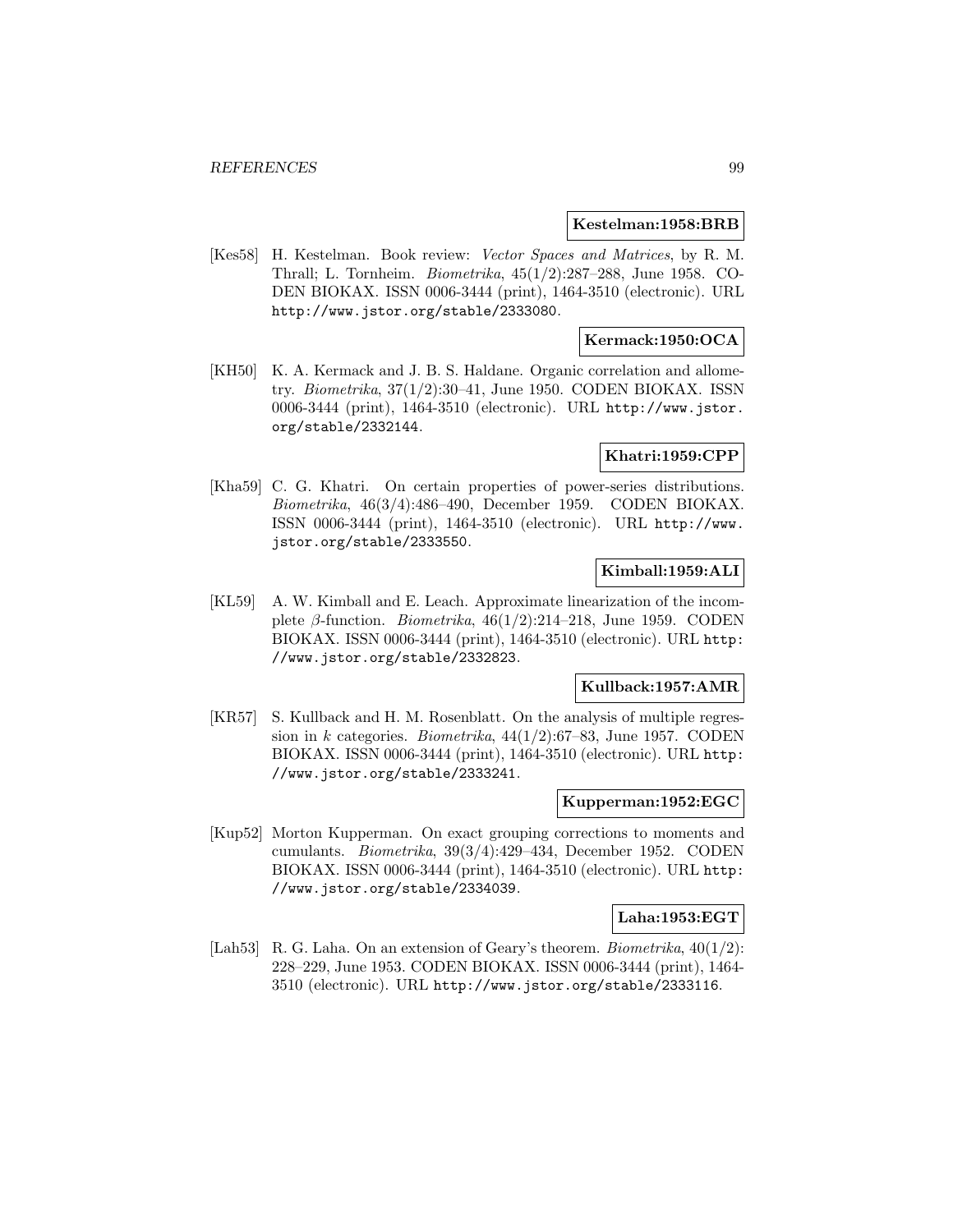**Kestelman:1958:BRB**

[Kes58] H. Kestelman. Book review: *Vector Spaces and Matrices*, by R. M. Thrall; L. Tornheim. *Biometrika*, 45(1/2):287–288, June 1958. CODEN BIOKAX. ISSN 0006-3444 (print), 1464-3510 (electronic). URL http://www.jstor.org/stable/2333080.

**Kermack:1950:OCA**

[KH50] K. A. Kermack and J. B. S. Haldane. Organic correlation and allometry. *Biometrika*, 37(1/2):30–41, June 1950. CODEN BIOKAX. ISSN 0006-3444 (print), 1464-3510 (electronic). URL http://www.jstor.org/stable/2332144.

**Khatri:1959:CPP**

[Kha59] C. G. Khatri. On certain properties of power-series distributions. *Biometrika*, 46(3/4):486–490, December 1959. CODEN BIOKAX. ISSN 0006-3444 (print), 1464-3510 (electronic). URL http://www.jstor.org/stable/2333550.

**Kimball:1959:ALI**

[KL59] A. W. Kimball and E. Leach. Approximate linearization of the incomplete $\beta$-function. *Biometrika*, 46(1/2):214–218, June 1959. CODEN BIOKAX. ISSN 0006-3444 (print), 1464-3510 (electronic). URL http://www.jstor.org/stable/2332823.

**Kullback:1957:AMR**

[KR57] S. Kullback and H. M. Rosenblatt. On the analysis of multiple regression in $k$ categories. *Biometrika*, 44(1/2):67–83, June 1957. CODEN BIOKAX. ISSN 0006-3444 (print), 1464-3510 (electronic). URL http://www.jstor.org/stable/2333241.

**Kupperman:1952:EGC**

[Kup52] Morton Kupperman. On exact grouping corrections to moments and cumulants. *Biometrika*, 39(3/4):429–434, December 1952. CODEN BIOKAX. ISSN 0006-3444 (print), 1464-3510 (electronic). URL http://www.jstor.org/stable/2334039.

**Laha:1953:EGT**

[Lah53] R. G. Laha. On an extension of Geary's theorem. *Biometrika*, 40(1/2): 228–229, June 1953. CODEN BIOKAX. ISSN 0006-3444 (print), 1464-3510 (electronic). URL http://www.jstor.org/stable/2333116.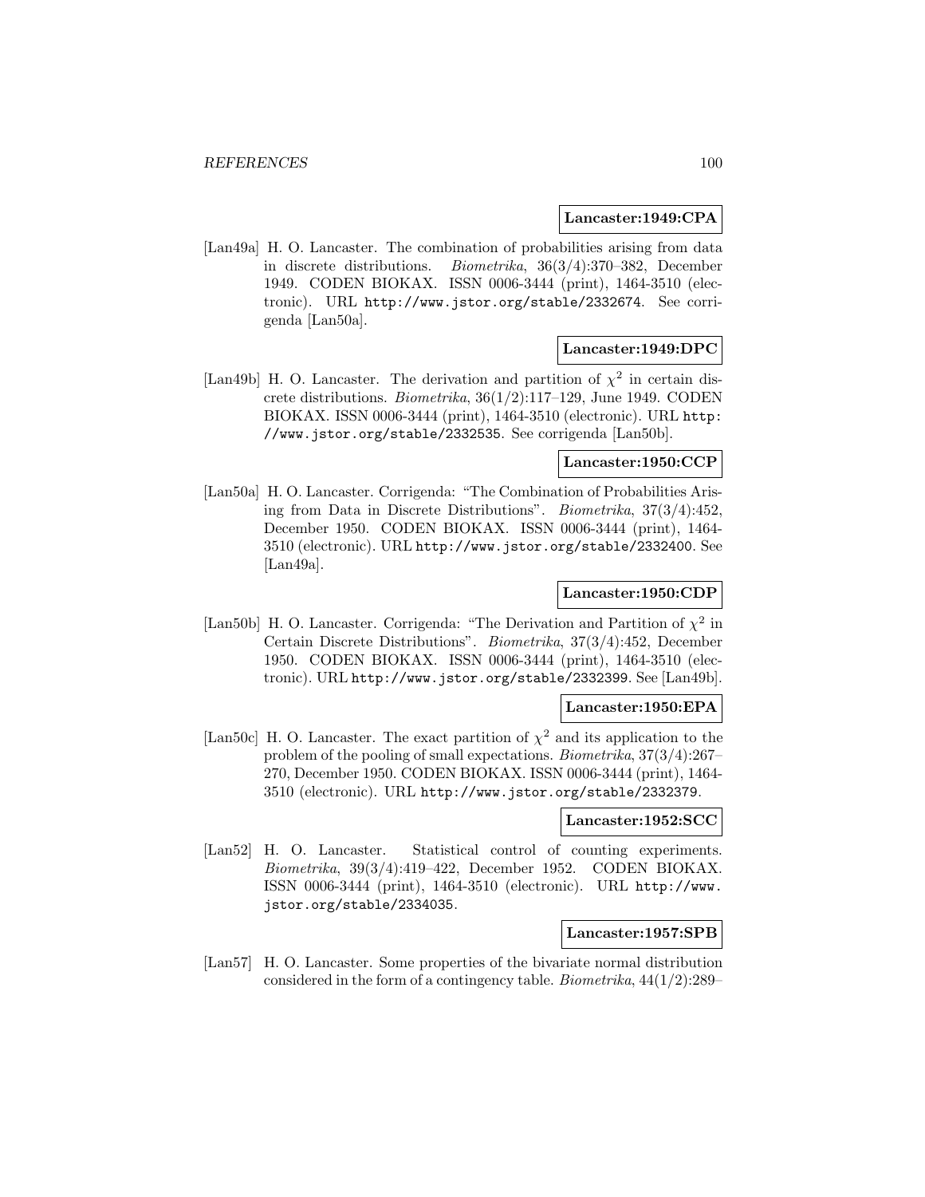**Lancaster:1949:CPA**

[Lan49a] H. O. Lancaster. The combination of probabilities arising from data in discrete distributions. *Biometrika*, 36(3/4):370–382, December 1949. CODEN BIOKAX. ISSN 0006-3444 (print), 1464-3510 (electronic). URL http://www.jstor.org/stable/2332674. See corrigenda [Lan50a].

**Lancaster:1949:DPC**

[Lan49b] H. O. Lancaster. The derivation and partition of $\chi^2$ in certain discrete distributions. *Biometrika*, 36(1/2):117–129, June 1949. CODEN BIOKAX. ISSN 0006-3444 (print), 1464-3510 (electronic). URL http://www.jstor.org/stable/2332535. See corrigenda [Lan50b].

**Lancaster:1950:CCP**

[Lan50a] H. O. Lancaster. Corrigenda: "The Combination of Probabilities Arising from Data in Discrete Distributions". *Biometrika*, 37(3/4):452, December 1950. CODEN BIOKAX. ISSN 0006-3444 (print), 1464-3510 (electronic). URL http://www.jstor.org/stable/2332400. See [Lan49a].

**Lancaster:1950:CDP**

[Lan50b] H. O. Lancaster. Corrigenda: "The Derivation and Partition of $\chi^2$ in Certain Discrete Distributions". *Biometrika*, 37(3/4):452, December 1950. CODEN BIOKAX. ISSN 0006-3444 (print), 1464-3510 (electronic). URL http://www.jstor.org/stable/2332399. See [Lan49b].

**Lancaster:1950:EPA**

[Lan50c] H. O. Lancaster. The exact partition of $\chi^2$ and its application to the problem of the pooling of small expectations. *Biometrika*, 37(3/4):267–270, December 1950. CODEN BIOKAX. ISSN 0006-3444 (print), 1464-3510 (electronic). URL http://www.jstor.org/stable/2332379.

**Lancaster:1952:SCC**

[Lan52] H. O. Lancaster. Statistical control of counting experiments. *Biometrika*, 39(3/4):419–422, December 1952. CODEN BIOKAX. ISSN 0006-3444 (print), 1464-3510 (electronic). URL http://www.jstor.org/stable/2334035.

**Lancaster:1957:SPB**

[Lan57] H. O. Lancaster. Some properties of the bivariate normal distribution considered in the form of a contingency table. *Biometrika*, 44(1/2):289–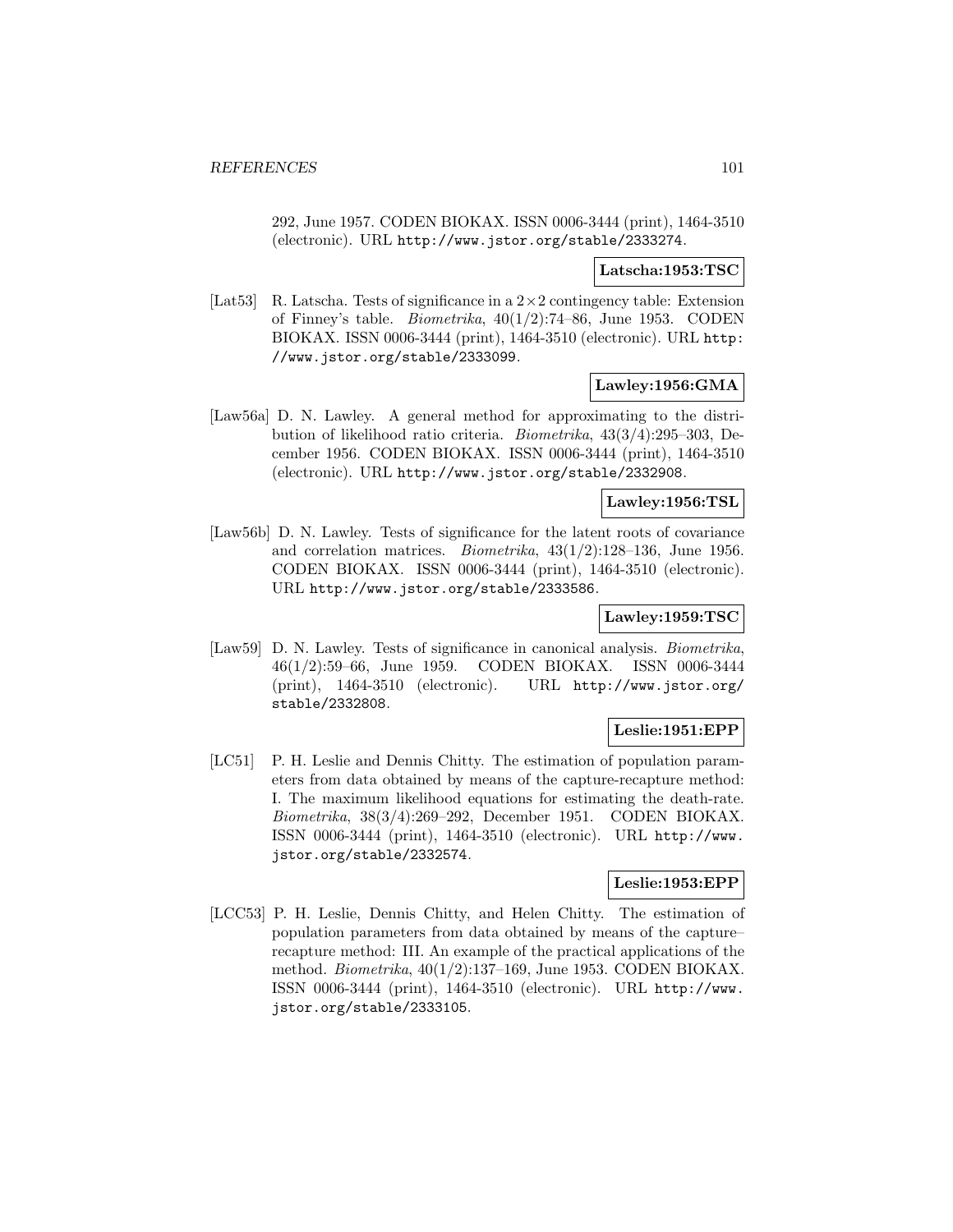292, June 1957. CODEN BIOKAX. ISSN 0006-3444 (print), 1464-3510 (electronic). URL http://www.jstor.org/stable/2333274.

**Latscha:1953:TSC**

[Lat53] R. Latscha. Tests of significance in a $2 \times 2$ contingency table: Extension of Finney's table. *Biometrika*, 40(1/2):74–86, June 1953. CODEN BIOKAX. ISSN 0006-3444 (print), 1464-3510 (electronic). URL http://www.jstor.org/stable/2333099.

**Lawley:1956:GMA**

[Law56a] D. N. Lawley. A general method for approximating to the distribution of likelihood ratio criteria. *Biometrika*, 43(3/4):295–303, December 1956. CODEN BIOKAX. ISSN 0006-3444 (print), 1464-3510 (electronic). URL http://www.jstor.org/stable/2332908.

**Lawley:1956:TSL**

[Law56b] D. N. Lawley. Tests of significance for the latent roots of covariance and correlation matrices. *Biometrika*, 43(1/2):128–136, June 1956. CODEN BIOKAX. ISSN 0006-3444 (print), 1464-3510 (electronic). URL http://www.jstor.org/stable/2333586.

**Lawley:1959:TSC**

[Law59] D. N. Lawley. Tests of significance in canonical analysis. *Biometrika*, 46(1/2):59–66, June 1959. CODEN BIOKAX. ISSN 0006-3444 (print), 1464-3510 (electronic). URL http://www.jstor.org/stable/2332808.

**Leslie:1951:EPP**

[LC51] P. H. Leslie and Dennis Chitty. The estimation of population parameters from data obtained by means of the capture-recapture method: I. The maximum likelihood equations for estimating the death-rate. *Biometrika*, 38(3/4):269–292, December 1951. CODEN BIOKAX. ISSN 0006-3444 (print), 1464-3510 (electronic). URL http://www.jstor.org/stable/2332574.

**Leslie:1953:EPP**

[LCC53] P. H. Leslie, Dennis Chitty, and Helen Chitty. The estimation of population parameters from data obtained by means of the capture–recapture method: III. An example of the practical applications of the method. *Biometrika*, 40(1/2):137–169, June 1953. CODEN BIOKAX. ISSN 0006-3444 (print), 1464-3510 (electronic). URL http://www.jstor.org/stable/2333105.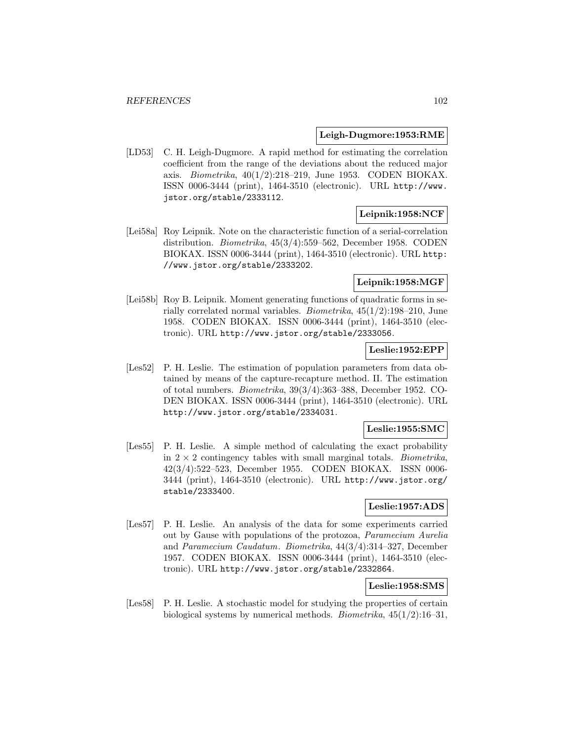**Leigh-Dugmore:1953:RME**

[LD53] C. H. Leigh-Dugmore. A rapid method for estimating the correlation coefficient from the range of the deviations about the reduced major axis. *Biometrika*, 40(1/2):218–219, June 1953. CODEN BIOKAX. ISSN 0006-3444 (print), 1464-3510 (electronic). URL http://www.jstor.org/stable/2333112.

**Leipnik:1958:NCF**

[Lei58a] Roy Leipnik. Note on the characteristic function of a serial-correlation distribution. *Biometrika*, 45(3/4):559–562, December 1958. CODEN BIOKAX. ISSN 0006-3444 (print), 1464-3510 (electronic). URL http://www.jstor.org/stable/2333202.

**Leipnik:1958:MGF**

[Lei58b] Roy B. Leipnik. Moment generating functions of quadratic forms in serially correlated normal variables. *Biometrika*, 45(1/2):198–210, June 1958. CODEN BIOKAX. ISSN 0006-3444 (print), 1464-3510 (electronic). URL http://www.jstor.org/stable/2333056.

**Leslie:1952:EPP**

[Les52] P. H. Leslie. The estimation of population parameters from data obtained by means of the capture-recapture method. II. The estimation of total numbers. *Biometrika*, 39(3/4):363–388, December 1952. CODEN BIOKAX. ISSN 0006-3444 (print), 1464-3510 (electronic). URL http://www.jstor.org/stable/2334031.

**Leslie:1955:SMC**

[Les55] P. H. Leslie. A simple method of calculating the exact probability in $2 \times 2$ contingency tables with small marginal totals. *Biometrika*, 42(3/4):522–523, December 1955. CODEN BIOKAX. ISSN 0006-3444 (print), 1464-3510 (electronic). URL http://www.jstor.org/stable/2333400.

**Leslie:1957:ADS**

[Les57] P. H. Leslie. An analysis of the data for some experiments carried out by Gause with populations of the protozoa, *Paramecium Aurelia* and *Paramecium Caudatum*. *Biometrika*, 44(3/4):314–327, December 1957. CODEN BIOKAX. ISSN 0006-3444 (print), 1464-3510 (electronic). URL http://www.jstor.org/stable/2332864.

**Leslie:1958:SMS**

[Les58] P. H. Leslie. A stochastic model for studying the properties of certain biological systems by numerical methods. *Biometrika*, 45(1/2):16–31,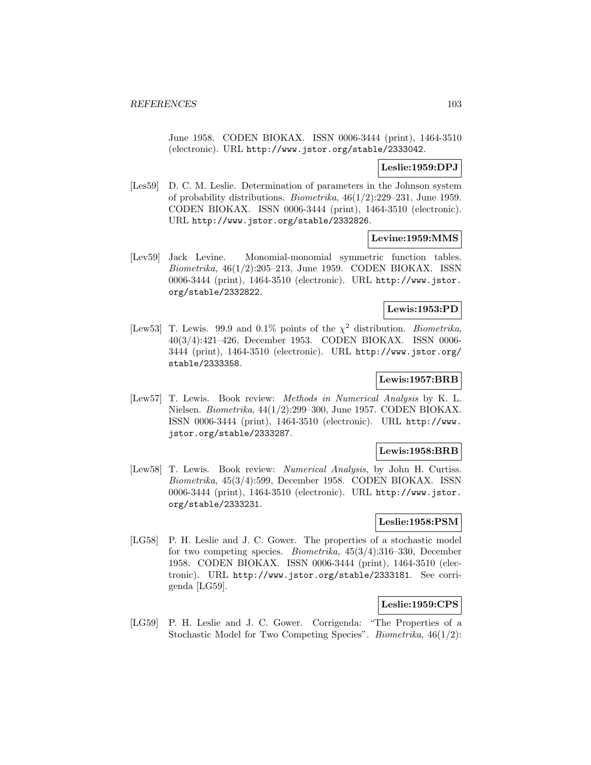June 1958. CODEN BIOKAX. ISSN 0006-3444 (print), 1464-3510 (electronic). URL http://www.jstor.org/stable/2333042.

**Leslie:1959:DPJ**

[Les59] D. C. M. Leslie. Determination of parameters in the Johnson system of probability distributions. *Biometrika*, 46(1/2):229–231, June 1959. CODEN BIOKAX. ISSN 0006-3444 (print), 1464-3510 (electronic). URL http://www.jstor.org/stable/2332826.

**Levine:1959:MMS**

[Lev59] Jack Levine. Monomial-monomial symmetric function tables. *Biometrika*, 46(1/2):205–213, June 1959. CODEN BIOKAX. ISSN 0006-3444 (print), 1464-3510 (electronic). URL http://www.jstor.org/stable/2332822.

**Lewis:1953:PD**

[Lew53] T. Lewis. 99.9 and 0.1% points of the $\chi^2$ distribution. *Biometrika*, 40(3/4):421–426, December 1953. CODEN BIOKAX. ISSN 0006-3444 (print), 1464-3510 (electronic). URL http://www.jstor.org/stable/2333358.

**Lewis:1957:BRB**

[Lew57] T. Lewis. Book review: *Methods in Numerical Analysis* by K. L. Nielsen. *Biometrika*, 44(1/2):299–300, June 1957. CODEN BIOKAX. ISSN 0006-3444 (print), 1464-3510 (electronic). URL http://www.jstor.org/stable/2333287.

**Lewis:1958:BRB**

[Lew58] T. Lewis. Book review: *Numerical Analysis*, by John H. Curtiss. *Biometrika*, 45(3/4):599, December 1958. CODEN BIOKAX. ISSN 0006-3444 (print), 1464-3510 (electronic). URL http://www.jstor.org/stable/2333231.

**Leslie:1958:PSM**

[LG58] P. H. Leslie and J. C. Gower. The properties of a stochastic model for two competing species. *Biometrika*, 45(3/4):316–330, December 1958. CODEN BIOKAX. ISSN 0006-3444 (print), 1464-3510 (electronic). URL http://www.jstor.org/stable/2333181. See corrigenda [LG59].

**Leslie:1959:CPS**

[LG59] P. H. Leslie and J. C. Gower. Corrigenda: "The Properties of a Stochastic Model for Two Competing Species". *Biometrika*, 46(1/2):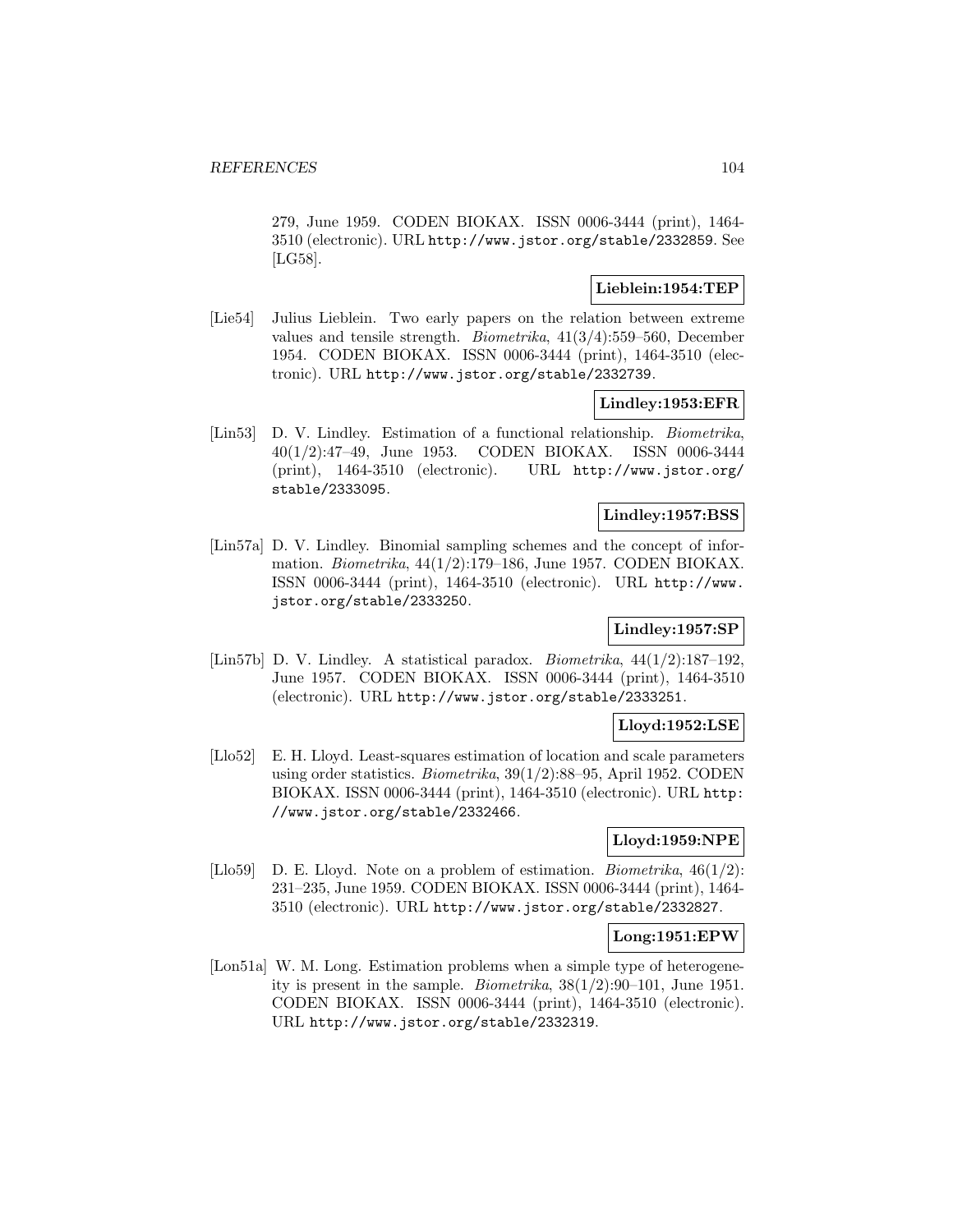279, June 1959. CODEN BIOKAX. ISSN 0006-3444 (print), 1464-3510 (electronic). URL http://www.jstor.org/stable/2332859. See [LG58].

**Lieblein:1954:TEP**

[Lie54] Julius Lieblein. Two early papers on the relation between extreme values and tensile strength. *Biometrika*, 41(3/4):559–560, December 1954. CODEN BIOKAX. ISSN 0006-3444 (print), 1464-3510 (electronic). URL http://www.jstor.org/stable/2332739.

**Lindley:1953:EFR**

[Lin53] D. V. Lindley. Estimation of a functional relationship. *Biometrika*, 40(1/2):47–49, June 1953. CODEN BIOKAX. ISSN 0006-3444 (print), 1464-3510 (electronic). URL http://www.jstor.org/stable/2333095.

**Lindley:1957:BSS**

[Lin57a] D. V. Lindley. Binomial sampling schemes and the concept of information. *Biometrika*, 44(1/2):179–186, June 1957. CODEN BIOKAX. ISSN 0006-3444 (print), 1464-3510 (electronic). URL http://www.jstor.org/stable/2333250.

**Lindley:1957:SP**

[Lin57b] D. V. Lindley. A statistical paradox. *Biometrika*, 44(1/2):187–192, June 1957. CODEN BIOKAX. ISSN 0006-3444 (print), 1464-3510 (electronic). URL http://www.jstor.org/stable/2333251.

**Lloyd:1952:LSE**

[Llo52] E. H. Lloyd. Least-squares estimation of location and scale parameters using order statistics. *Biometrika*, 39(1/2):88–95, April 1952. CODEN BIOKAX. ISSN 0006-3444 (print), 1464-3510 (electronic). URL http://www.jstor.org/stable/2332466.

**Lloyd:1959:NPE**

[Llo59] D. E. Lloyd. Note on a problem of estimation. *Biometrika*, 46(1/2):231–235, June 1959. CODEN BIOKAX. ISSN 0006-3444 (print), 1464-3510 (electronic). URL http://www.jstor.org/stable/2332827.

**Long:1951:EPW**

[Lon51a] W. M. Long. Estimation problems when a simple type of heterogeneity is present in the sample. *Biometrika*, 38(1/2):90–101, June 1951. CODEN BIOKAX. ISSN 0006-3444 (print), 1464-3510 (electronic). URL http://www.jstor.org/stable/2332319.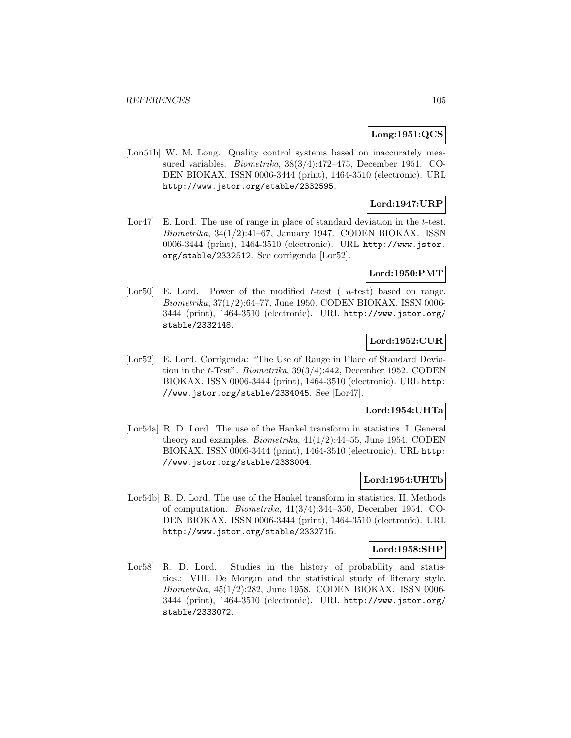**Long:1951:QCS**

[Lon51b] W. M. Long. Quality control systems based on inaccurately measured variables. *Biometrika*, 38(3/4):472–475, December 1951. CODEN BIOKAX. ISSN 0006-3444 (print), 1464-3510 (electronic). URL http://www.jstor.org/stable/2332595.

**Lord:1947:URP**

[Lor47] E. Lord. The use of range in place of standard deviation in the $t$-test. *Biometrika*, 34(1/2):41–67, January 1947. CODEN BIOKAX. ISSN 0006-3444 (print), 1464-3510 (electronic). URL http://www.jstor.org/stable/2332512. See corrigenda [Lor52].

**Lord:1950:PMT**

[Lor50] E. Lord. Power of the modified $t$-test ( $u$-test) based on range. *Biometrika*, 37(1/2):64–77, June 1950. CODEN BIOKAX. ISSN 0006-3444 (print), 1464-3510 (electronic). URL http://www.jstor.org/stable/2332148.

**Lord:1952:CUR**

[Lor52] E. Lord. Corrigenda: "The Use of Range in Place of Standard Deviation in the $t$-Test". *Biometrika*, 39(3/4):442, December 1952. CODEN BIOKAX. ISSN 0006-3444 (print), 1464-3510 (electronic). URL http://www.jstor.org/stable/2334045. See [Lor47].

**Lord:1954:UHTa**

[Lor54a] R. D. Lord. The use of the Hankel transform in statistics. I. General theory and examples. *Biometrika*, 41(1/2):44–55, June 1954. CODEN BIOKAX. ISSN 0006-3444 (print), 1464-3510 (electronic). URL http://www.jstor.org/stable/2333004.

**Lord:1954:UHTb**

[Lor54b] R. D. Lord. The use of the Hankel transform in statistics. II. Methods of computation. *Biometrika*, 41(3/4):344–350, December 1954. CODEN BIOKAX. ISSN 0006-3444 (print), 1464-3510 (electronic). URL http://www.jstor.org/stable/2332715.

**Lord:1958:SHP**

[Lor58] R. D. Lord. Studies in the history of probability and statistics.: VIII. De Morgan and the statistical study of literary style. *Biometrika*, 45(1/2):282, June 1958. CODEN BIOKAX. ISSN 0006-3444 (print), 1464-3510 (electronic). URL http://www.jstor.org/stable/2333072.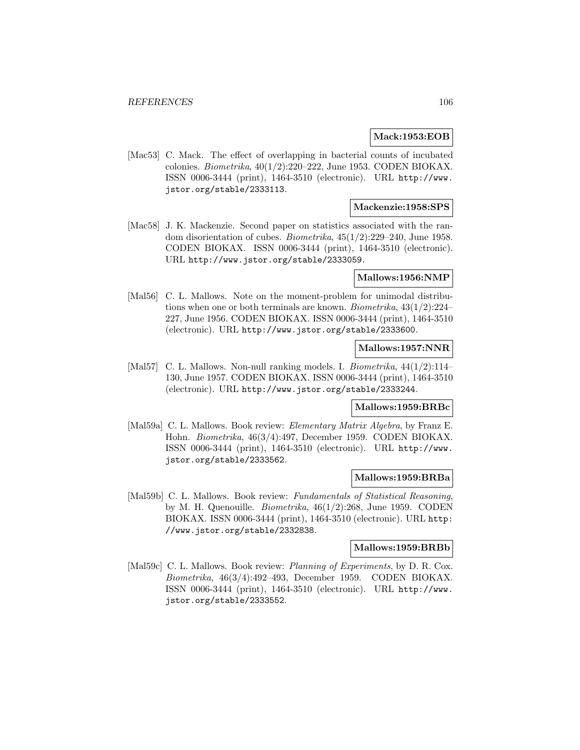**Mack:1953:EOB**

[Mac53] C. Mack. The effect of overlapping in bacterial counts of incubated colonies. *Biometrika*, 40(1/2):220–222, June 1953. CODEN BIOKAX. ISSN 0006-3444 (print), 1464-3510 (electronic). URL http://www.jstor.org/stable/2333113.

**Mackenzie:1958:SPS**

[Mac58] J. K. Mackenzie. Second paper on statistics associated with the random disorientation of cubes. *Biometrika*, 45(1/2):229–240, June 1958. CODEN BIOKAX. ISSN 0006-3444 (print), 1464-3510 (electronic). URL http://www.jstor.org/stable/2333059.

**Mallows:1956:NMP**

[Mal56] C. L. Mallows. Note on the moment-problem for unimodal distributions when one or both terminals are known. *Biometrika*, 43(1/2):224–227, June 1956. CODEN BIOKAX. ISSN 0006-3444 (print), 1464-3510 (electronic). URL http://www.jstor.org/stable/2333600.

**Mallows:1957:NNR**

[Mal57] C. L. Mallows. Non-null ranking models. I. *Biometrika*, 44(1/2):114–130, June 1957. CODEN BIOKAX. ISSN 0006-3444 (print), 1464-3510 (electronic). URL http://www.jstor.org/stable/2333244.

**Mallows:1959:BRBc**

[Mal59a] C. L. Mallows. Book review: *Elementary Matrix Algebra*, by Franz E. Hohn. *Biometrika*, 46(3/4):497, December 1959. CODEN BIOKAX. ISSN 0006-3444 (print), 1464-3510 (electronic). URL http://www.jstor.org/stable/2333562.

**Mallows:1959:BRBa**

[Mal59b] C. L. Mallows. Book review: *Fundamentals of Statistical Reasoning*, by M. H. Quenouille. *Biometrika*, 46(1/2):268, June 1959. CODEN BIOKAX. ISSN 0006-3444 (print), 1464-3510 (electronic). URL http://www.jstor.org/stable/2332838.

**Mallows:1959:BRBb**

[Mal59c] C. L. Mallows. Book review: *Planning of Experiments*, by D. R. Cox. *Biometrika*, 46(3/4):492–493, December 1959. CODEN BIOKAX. ISSN 0006-3444 (print), 1464-3510 (electronic). URL http://www.jstor.org/stable/2333552.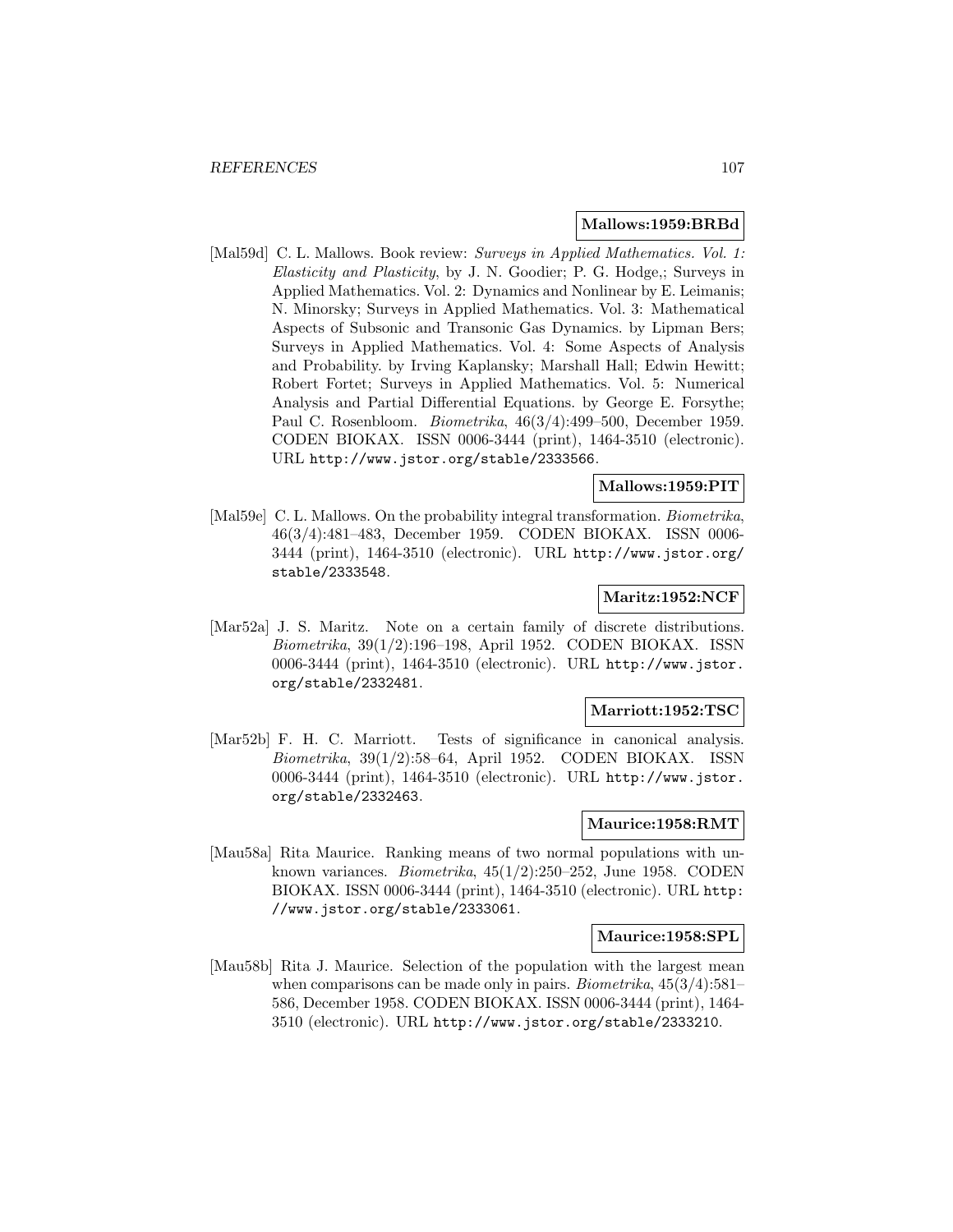**Mallows:1959:BRBd**

[Mal59d] C. L. Mallows. Book review: *Surveys in Applied Mathematics. Vol. 1: Elasticity and Plasticity*, by J. N. Goodier; P. G. Hodge,; Surveys in Applied Mathematics. Vol. 2: Dynamics and Nonlinear by E. Leimanis; N. Minorsky; Surveys in Applied Mathematics. Vol. 3: Mathematical Aspects of Subsonic and Transonic Gas Dynamics. by Lipman Bers; Surveys in Applied Mathematics. Vol. 4: Some Aspects of Analysis and Probability. by Irving Kaplansky; Marshall Hall; Edwin Hewitt; Robert Fortet; Surveys in Applied Mathematics. Vol. 5: Numerical Analysis and Partial Differential Equations. by George E. Forsythe; Paul C. Rosenbloom. *Biometrika*, 46(3/4):499–500, December 1959. CODEN BIOKAX. ISSN 0006-3444 (print), 1464-3510 (electronic). URL `http://www.jstor.org/stable/2333566`.

**Mallows:1959:PIT**

[Mal59e] C. L. Mallows. On the probability integral transformation. *Biometrika*, 46(3/4):481–483, December 1959. CODEN BIOKAX. ISSN 0006-3444 (print), 1464-3510 (electronic). URL `http://www.jstor.org/stable/2333548`.

**Maritz:1952:NCF**

[Mar52a] J. S. Maritz. Note on a certain family of discrete distributions. *Biometrika*, 39(1/2):196–198, April 1952. CODEN BIOKAX. ISSN 0006-3444 (print), 1464-3510 (electronic). URL `http://www.jstor.org/stable/2332481`.

**Marriott:1952:TSC**

[Mar52b] F. H. C. Marriott. Tests of significance in canonical analysis. *Biometrika*, 39(1/2):58–64, April 1952. CODEN BIOKAX. ISSN 0006-3444 (print), 1464-3510 (electronic). URL `http://www.jstor.org/stable/2332463`.

**Maurice:1958:RMT**

[Mau58a] Rita Maurice. Ranking means of two normal populations with unknown variances. *Biometrika*, 45(1/2):250–252, June 1958. CODEN BIOKAX. ISSN 0006-3444 (print), 1464-3510 (electronic). URL `http://www.jstor.org/stable/2333061`.

**Maurice:1958:SPL**

[Mau58b] Rita J. Maurice. Selection of the population with the largest mean when comparisons can be made only in pairs. *Biometrika*, 45(3/4):581–586, December 1958. CODEN BIOKAX. ISSN 0006-3444 (print), 1464-3510 (electronic). URL `http://www.jstor.org/stable/2333210`.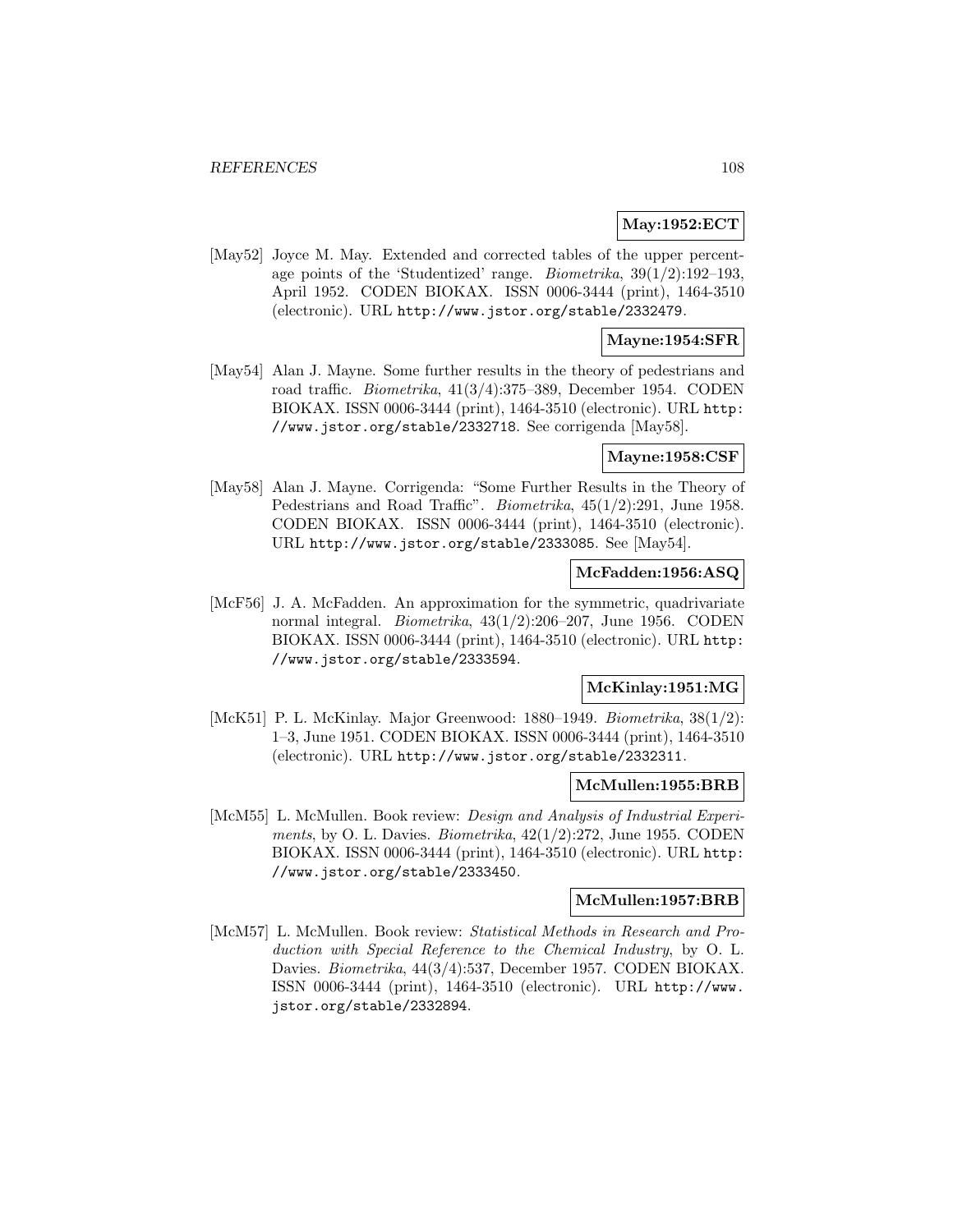**May:1952:ECT**

[May52] Joyce M. May. Extended and corrected tables of the upper percentage points of the 'Studentized' range. *Biometrika*, 39(1/2):192–193, April 1952. CODEN BIOKAX. ISSN 0006-3444 (print), 1464-3510 (electronic). URL http://www.jstor.org/stable/2332479.

**Mayne:1954:SFR**

[May54] Alan J. Mayne. Some further results in the theory of pedestrians and road traffic. *Biometrika*, 41(3/4):375–389, December 1954. CODEN BIOKAX. ISSN 0006-3444 (print), 1464-3510 (electronic). URL http://www.jstor.org/stable/2332718. See corrigenda [May58].

**Mayne:1958:CSF**

[May58] Alan J. Mayne. Corrigenda: "Some Further Results in the Theory of Pedestrians and Road Traffic". *Biometrika*, 45(1/2):291, June 1958. CODEN BIOKAX. ISSN 0006-3444 (print), 1464-3510 (electronic). URL http://www.jstor.org/stable/2333085. See [May54].

**McFadden:1956:ASQ**

[McF56] J. A. McFadden. An approximation for the symmetric, quadrivariate normal integral. *Biometrika*, 43(1/2):206–207, June 1956. CODEN BIOKAX. ISSN 0006-3444 (print), 1464-3510 (electronic). URL http://www.jstor.org/stable/2333594.

**McKinlay:1951:MG**

[McK51] P. L. McKinlay. Major Greenwood: 1880–1949. *Biometrika*, 38(1/2): 1–3, June 1951. CODEN BIOKAX. ISSN 0006-3444 (print), 1464-3510 (electronic). URL http://www.jstor.org/stable/2332311.

**McMullen:1955:BRB**

[McM55] L. McMullen. Book review: *Design and Analysis of Industrial Experiments*, by O. L. Davies. *Biometrika*, 42(1/2):272, June 1955. CODEN BIOKAX. ISSN 0006-3444 (print), 1464-3510 (electronic). URL http://www.jstor.org/stable/2333450.

**McMullen:1957:BRB**

[McM57] L. McMullen. Book review: *Statistical Methods in Research and Production with Special Reference to the Chemical Industry*, by O. L. Davies. *Biometrika*, 44(3/4):537, December 1957. CODEN BIOKAX. ISSN 0006-3444 (print), 1464-3510 (electronic). URL http://www.jstor.org/stable/2332894.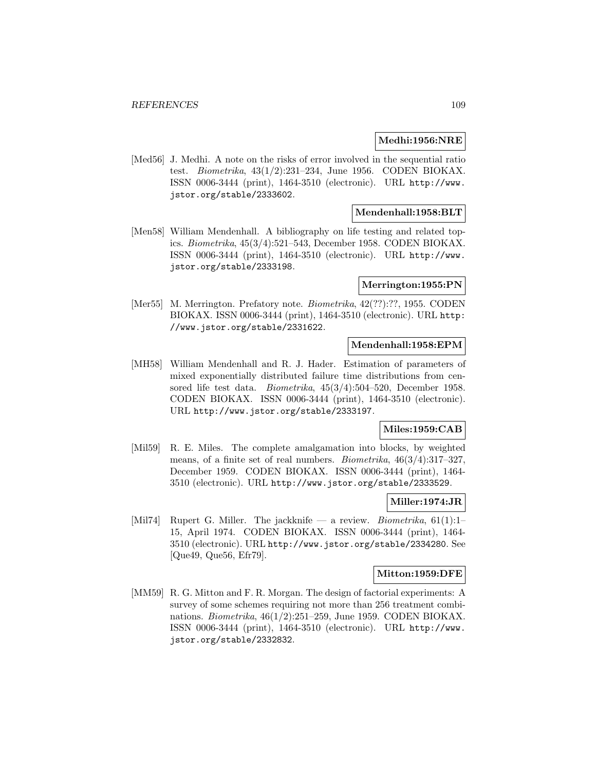**Medhi:1956:NRE**

[Med56] J. Medhi. A note on the risks of error involved in the sequential ratio test. *Biometrika*, 43(1/2):231–234, June 1956. CODEN BIOKAX. ISSN 0006-3444 (print), 1464-3510 (electronic). URL http://www.jstor.org/stable/2333602.

**Mendenhall:1958:BLT**

[Men58] William Mendenhall. A bibliography on life testing and related topics. *Biometrika*, 45(3/4):521–543, December 1958. CODEN BIOKAX. ISSN 0006-3444 (print), 1464-3510 (electronic). URL http://www.jstor.org/stable/2333198.

**Merrington:1955:PN**

[Mer55] M. Merrington. Prefatory note. *Biometrika*, 42(??):??, 1955. CODEN BIOKAX. ISSN 0006-3444 (print), 1464-3510 (electronic). URL http://www.jstor.org/stable/2331622.

**Mendenhall:1958:EPM**

[MH58] William Mendenhall and R. J. Hader. Estimation of parameters of mixed exponentially distributed failure time distributions from censored life test data. *Biometrika*, 45(3/4):504–520, December 1958. CODEN BIOKAX. ISSN 0006-3444 (print), 1464-3510 (electronic). URL http://www.jstor.org/stable/2333197.

**Miles:1959:CAB**

[Mil59] R. E. Miles. The complete amalgamation into blocks, by weighted means, of a finite set of real numbers. *Biometrika*, 46(3/4):317–327, December 1959. CODEN BIOKAX. ISSN 0006-3444 (print), 1464-3510 (electronic). URL http://www.jstor.org/stable/2333529.

**Miller:1974:JR**

[Mil74] Rupert G. Miller. The jackknife — a review. *Biometrika*, 61(1):1–15, April 1974. CODEN BIOKAX. ISSN 0006-3444 (print), 1464-3510 (electronic). URL http://www.jstor.org/stable/2334280. See [Que49, Que56, Efr79].

**Mitton:1959:DFE**

[MM59] R. G. Mitton and F. R. Morgan. The design of factorial experiments: A survey of some schemes requiring not more than 256 treatment combinations. *Biometrika*, 46(1/2):251–259, June 1959. CODEN BIOKAX. ISSN 0006-3444 (print), 1464-3510 (electronic). URL http://www.jstor.org/stable/2332832.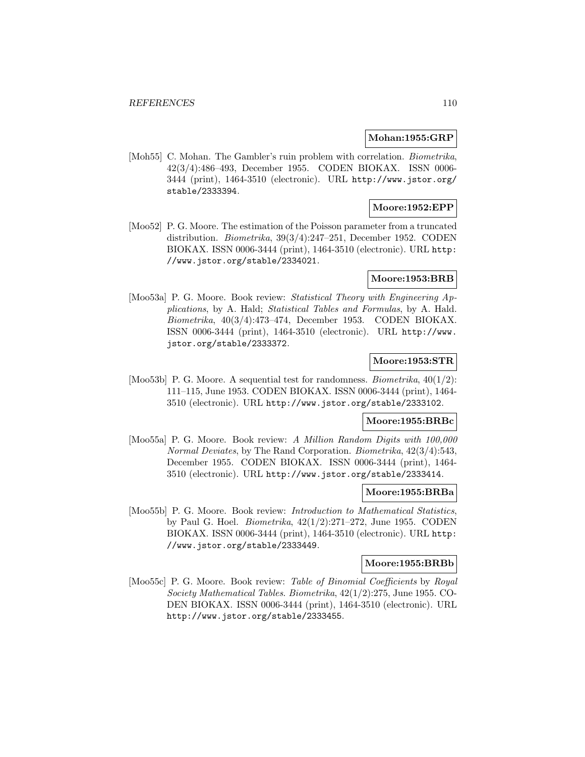**Mohan:1955:GRP**

[Moh55] C. Mohan. The Gambler's ruin problem with correlation. *Biometrika*, 42(3/4):486–493, December 1955. CODEN BIOKAX. ISSN 0006-3444 (print), 1464-3510 (electronic). URL http://www.jstor.org/stable/2333394.

**Moore:1952:EPP**

[Moo52] P. G. Moore. The estimation of the Poisson parameter from a truncated distribution. *Biometrika*, 39(3/4):247–251, December 1952. CODEN BIOKAX. ISSN 0006-3444 (print), 1464-3510 (electronic). URL http://www.jstor.org/stable/2334021.

**Moore:1953:BRB**

[Moo53a] P. G. Moore. Book review: *Statistical Theory with Engineering Applications*, by A. Hald; *Statistical Tables and Formulas*, by A. Hald. *Biometrika*, 40(3/4):473–474, December 1953. CODEN BIOKAX. ISSN 0006-3444 (print), 1464-3510 (electronic). URL http://www.jstor.org/stable/2333372.

**Moore:1953:STR**

[Moo53b] P. G. Moore. A sequential test for randomness. *Biometrika*, 40(1/2):111–115, June 1953. CODEN BIOKAX. ISSN 0006-3444 (print), 1464-3510 (electronic). URL http://www.jstor.org/stable/2333102.

**Moore:1955:BRBc**

[Moo55a] P. G. Moore. Book review: *A Million Random Digits with 100,000 Normal Deviates*, by The Rand Corporation. *Biometrika*, 42(3/4):543, December 1955. CODEN BIOKAX. ISSN 0006-3444 (print), 1464-3510 (electronic). URL http://www.jstor.org/stable/2333414.

**Moore:1955:BRBa**

[Moo55b] P. G. Moore. Book review: *Introduction to Mathematical Statistics*, by Paul G. Hoel. *Biometrika*, 42(1/2):271–272, June 1955. CODEN BIOKAX. ISSN 0006-3444 (print), 1464-3510 (electronic). URL http://www.jstor.org/stable/2333449.

**Moore:1955:BRBb**

[Moo55c] P. G. Moore. Book review: *Table of Binomial Coefficients* by *Royal Society Mathematical Tables*. *Biometrika*, 42(1/2):275, June 1955. CODEN BIOKAX. ISSN 0006-3444 (print), 1464-3510 (electronic). URL http://www.jstor.org/stable/2333455.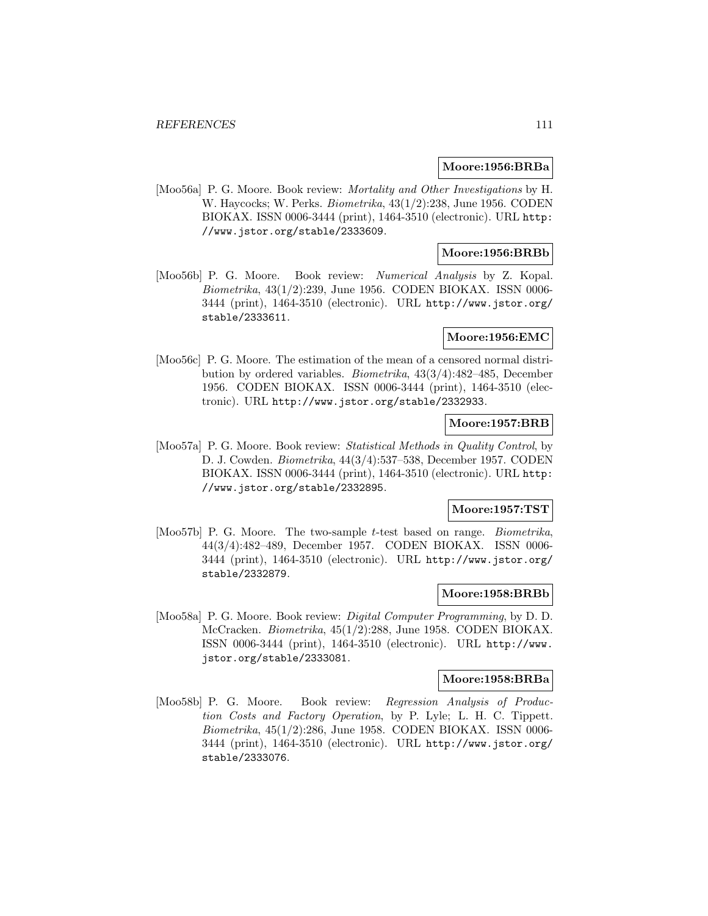**Moore:1956:BRBa**

[Moo56a] P. G. Moore. Book review: *Mortality and Other Investigations* by H. W. Haycocks; W. Perks. *Biometrika*, 43(1/2):238, June 1956. CODEN BIOKAX. ISSN 0006-3444 (print), 1464-3510 (electronic). URL http://www.jstor.org/stable/2333609.

**Moore:1956:BRBb**

[Moo56b] P. G. Moore. Book review: *Numerical Analysis* by Z. Kopal. *Biometrika*, 43(1/2):239, June 1956. CODEN BIOKAX. ISSN 0006-3444 (print), 1464-3510 (electronic). URL http://www.jstor.org/stable/2333611.

**Moore:1956:EMC**

[Moo56c] P. G. Moore. The estimation of the mean of a censored normal distribution by ordered variables. *Biometrika*, 43(3/4):482–485, December 1956. CODEN BIOKAX. ISSN 0006-3444 (print), 1464-3510 (electronic). URL http://www.jstor.org/stable/2332933.

**Moore:1957:BRB**

[Moo57a] P. G. Moore. Book review: *Statistical Methods in Quality Control*, by D. J. Cowden. *Biometrika*, 44(3/4):537–538, December 1957. CODEN BIOKAX. ISSN 0006-3444 (print), 1464-3510 (electronic). URL http://www.jstor.org/stable/2332895.

**Moore:1957:TST**

[Moo57b] P. G. Moore. The two-sample $t$-test based on range. *Biometrika*, 44(3/4):482–489, December 1957. CODEN BIOKAX. ISSN 0006-3444 (print), 1464-3510 (electronic). URL http://www.jstor.org/stable/2332879.

**Moore:1958:BRBb**

[Moo58a] P. G. Moore. Book review: *Digital Computer Programming*, by D. D. McCracken. *Biometrika*, 45(1/2):288, June 1958. CODEN BIOKAX. ISSN 0006-3444 (print), 1464-3510 (electronic). URL http://www.jstor.org/stable/2333081.

**Moore:1958:BRBa**

[Moo58b] P. G. Moore. Book review: *Regression Analysis of Production Costs and Factory Operation*, by P. Lyle; L. H. C. Tippett. *Biometrika*, 45(1/2):286, June 1958. CODEN BIOKAX. ISSN 0006-3444 (print), 1464-3510 (electronic). URL http://www.jstor.org/stable/2333076.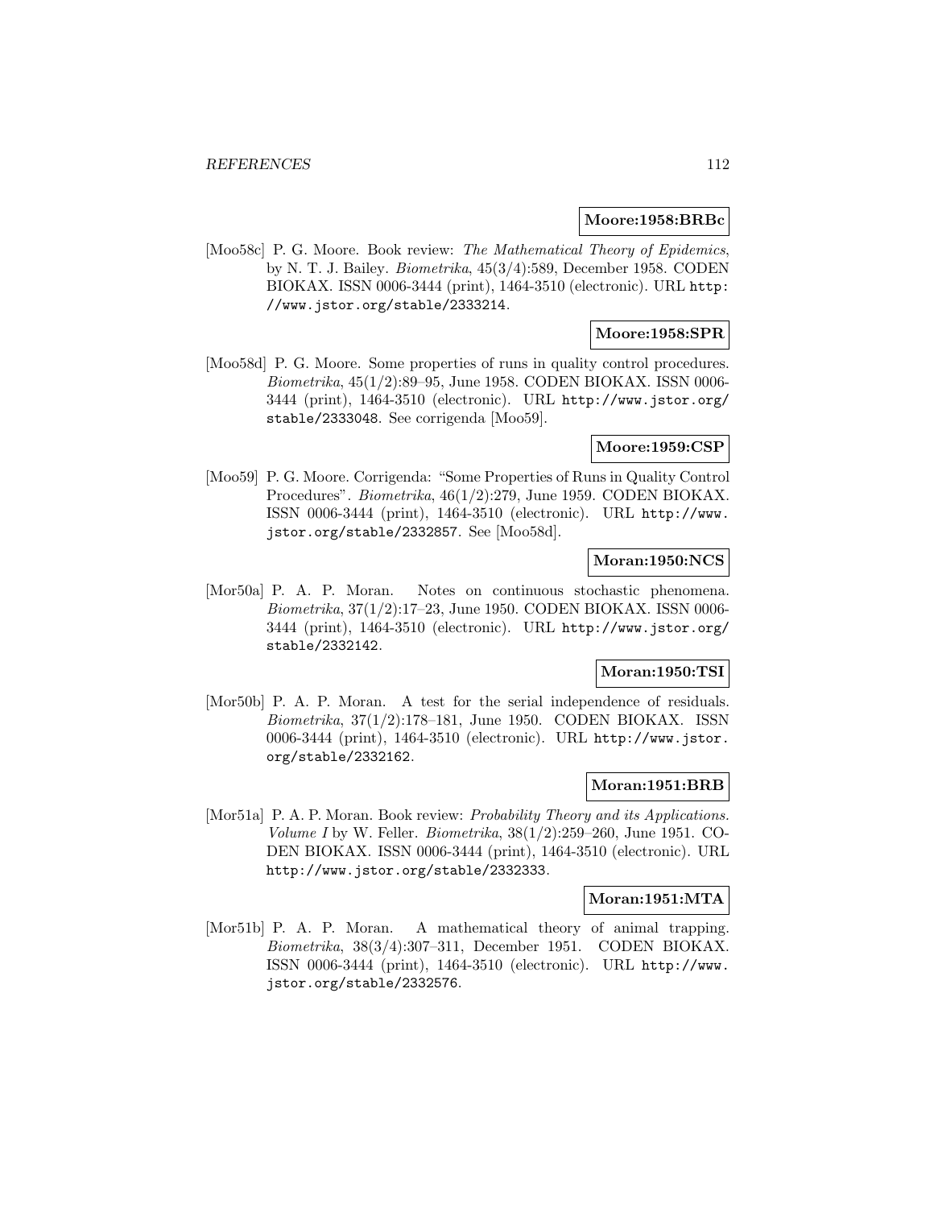**Moore:1958:BRBc**

[Moo58c] P. G. Moore. Book review: *The Mathematical Theory of Epidemics*, by N. T. J. Bailey. *Biometrika*, 45(3/4):589, December 1958. CODEN BIOKAX. ISSN 0006-3444 (print), 1464-3510 (electronic). URL http://www.jstor.org/stable/2333214.

**Moore:1958:SPR**

[Moo58d] P. G. Moore. Some properties of runs in quality control procedures. *Biometrika*, 45(1/2):89–95, June 1958. CODEN BIOKAX. ISSN 0006-3444 (print), 1464-3510 (electronic). URL http://www.jstor.org/stable/2333048. See corrigenda [Moo59].

**Moore:1959:CSP**

[Moo59] P. G. Moore. Corrigenda: "Some Properties of Runs in Quality Control Procedures". *Biometrika*, 46(1/2):279, June 1959. CODEN BIOKAX. ISSN 0006-3444 (print), 1464-3510 (electronic). URL http://www.jstor.org/stable/2332857. See [Moo58d].

**Moran:1950:NCS**

[Mor50a] P. A. P. Moran. Notes on continuous stochastic phenomena. *Biometrika*, 37(1/2):17–23, June 1950. CODEN BIOKAX. ISSN 0006-3444 (print), 1464-3510 (electronic). URL http://www.jstor.org/stable/2332142.

**Moran:1950:TSI**

[Mor50b] P. A. P. Moran. A test for the serial independence of residuals. *Biometrika*, 37(1/2):178–181, June 1950. CODEN BIOKAX. ISSN 0006-3444 (print), 1464-3510 (electronic). URL http://www.jstor.org/stable/2332162.

**Moran:1951:BRB**

[Mor51a] P. A. P. Moran. Book review: *Probability Theory and its Applications. Volume I* by W. Feller. *Biometrika*, 38(1/2):259–260, June 1951. CODEN BIOKAX. ISSN 0006-3444 (print), 1464-3510 (electronic). URL http://www.jstor.org/stable/2332333.

**Moran:1951:MTA**

[Mor51b] P. A. P. Moran. A mathematical theory of animal trapping. *Biometrika*, 38(3/4):307–311, December 1951. CODEN BIOKAX. ISSN 0006-3444 (print), 1464-3510 (electronic). URL http://www.jstor.org/stable/2332576.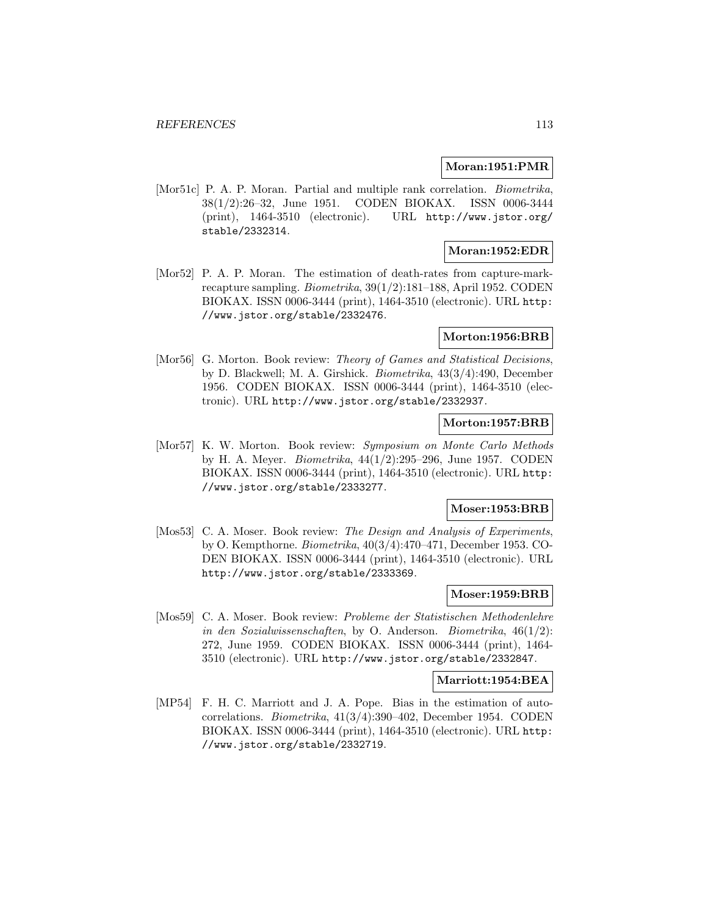**Moran:1951:PMR**

[Mor51c] P. A. P. Moran. Partial and multiple rank correlation. *Biometrika*, 38(1/2):26–32, June 1951. CODEN BIOKAX. ISSN 0006-3444 (print), 1464-3510 (electronic). URL http://www.jstor.org/stable/2332314.

**Moran:1952:EDR**

[Mor52] P. A. P. Moran. The estimation of death-rates from capture-mark-recapture sampling. *Biometrika*, 39(1/2):181–188, April 1952. CODEN BIOKAX. ISSN 0006-3444 (print), 1464-3510 (electronic). URL http://www.jstor.org/stable/2332476.

**Morton:1956:BRB**

[Mor56] G. Morton. Book review: *Theory of Games and Statistical Decisions*, by D. Blackwell; M. A. Girshick. *Biometrika*, 43(3/4):490, December 1956. CODEN BIOKAX. ISSN 0006-3444 (print), 1464-3510 (electronic). URL http://www.jstor.org/stable/2332937.

**Morton:1957:BRB**

[Mor57] K. W. Morton. Book review: *Symposium on Monte Carlo Methods* by H. A. Meyer. *Biometrika*, 44(1/2):295–296, June 1957. CODEN BIOKAX. ISSN 0006-3444 (print), 1464-3510 (electronic). URL http://www.jstor.org/stable/2333277.

**Moser:1953:BRB**

[Mos53] C. A. Moser. Book review: *The Design and Analysis of Experiments*, by O. Kempthorne. *Biometrika*, 40(3/4):470–471, December 1953. CODEN BIOKAX. ISSN 0006-3444 (print), 1464-3510 (electronic). URL http://www.jstor.org/stable/2333369.

**Moser:1959:BRB**

[Mos59] C. A. Moser. Book review: *Probleme der Statistischen Methodenlehre in den Sozialwissenschaften*, by O. Anderson. *Biometrika*, 46(1/2):272, June 1959. CODEN BIOKAX. ISSN 0006-3444 (print), 1464-3510 (electronic). URL http://www.jstor.org/stable/2332847.

**Marriott:1954:BEA**

[MP54] F. H. C. Marriott and J. A. Pope. Bias in the estimation of autocorrelations. *Biometrika*, 41(3/4):390–402, December 1954. CODEN BIOKAX. ISSN 0006-3444 (print), 1464-3510 (electronic). URL http://www.jstor.org/stable/2332719.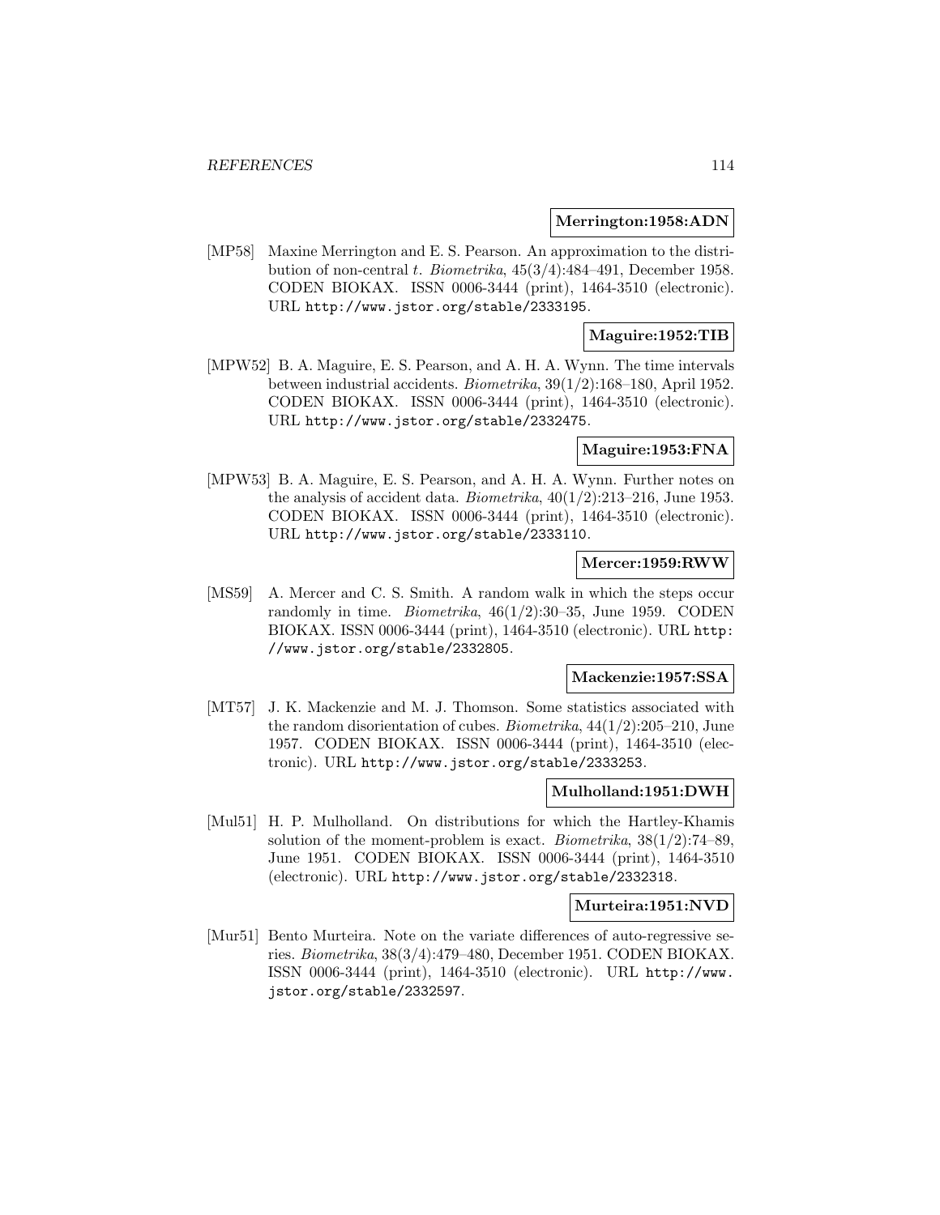**Merrington:1958:ADN**

[MP58] Maxine Merrington and E. S. Pearson. An approximation to the distribution of non-central $t$. *Biometrika*, 45(3/4):484–491, December 1958. CODEN BIOKAX. ISSN 0006-3444 (print), 1464-3510 (electronic). URL http://www.jstor.org/stable/2333195.

**Maguire:1952:TIB**

[MPW52] B. A. Maguire, E. S. Pearson, and A. H. A. Wynn. The time intervals between industrial accidents. *Biometrika*, 39(1/2):168–180, April 1952. CODEN BIOKAX. ISSN 0006-3444 (print), 1464-3510 (electronic). URL http://www.jstor.org/stable/2332475.

**Maguire:1953:FNA**

[MPW53] B. A. Maguire, E. S. Pearson, and A. H. A. Wynn. Further notes on the analysis of accident data. *Biometrika*, 40(1/2):213–216, June 1953. CODEN BIOKAX. ISSN 0006-3444 (print), 1464-3510 (electronic). URL http://www.jstor.org/stable/2333110.

**Mercer:1959:RWW**

[MS59] A. Mercer and C. S. Smith. A random walk in which the steps occur randomly in time. *Biometrika*, 46(1/2):30–35, June 1959. CODEN BIOKAX. ISSN 0006-3444 (print), 1464-3510 (electronic). URL http://www.jstor.org/stable/2332805.

**Mackenzie:1957:SSA**

[MT57] J. K. Mackenzie and M. J. Thomson. Some statistics associated with the random disorientation of cubes. *Biometrika*, 44(1/2):205–210, June 1957. CODEN BIOKAX. ISSN 0006-3444 (print), 1464-3510 (electronic). URL http://www.jstor.org/stable/2333253.

**Mulholland:1951:DWH**

[Mul51] H. P. Mulholland. On distributions for which the Hartley-Khamis solution of the moment-problem is exact. *Biometrika*, 38(1/2):74–89, June 1951. CODEN BIOKAX. ISSN 0006-3444 (print), 1464-3510 (electronic). URL http://www.jstor.org/stable/2332318.

**Murteira:1951:NVD**

[Mur51] Bento Murteira. Note on the variate differences of auto-regressive series. *Biometrika*, 38(3/4):479–480, December 1951. CODEN BIOKAX. ISSN 0006-3444 (print), 1464-3510 (electronic). URL http://www.jstor.org/stable/2332597.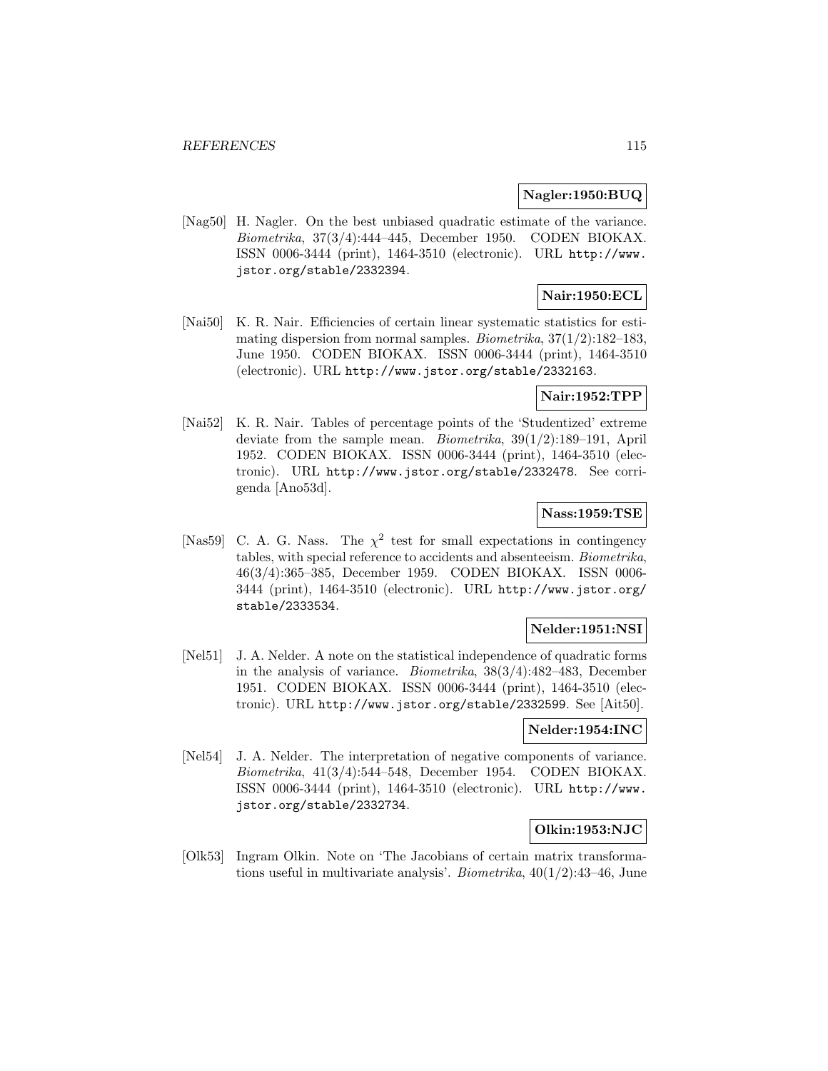**Nagler:1950:BUQ**

[Nag50] H. Nagler. On the best unbiased quadratic estimate of the variance. *Biometrika*, 37(3/4):444–445, December 1950. CODEN BIOKAX. ISSN 0006-3444 (print), 1464-3510 (electronic). URL http://www.jstor.org/stable/2332394.

**Nair:1950:ECL**

[Nai50] K. R. Nair. Efficiencies of certain linear systematic statistics for estimating dispersion from normal samples. *Biometrika*, 37(1/2):182–183, June 1950. CODEN BIOKAX. ISSN 0006-3444 (print), 1464-3510 (electronic). URL http://www.jstor.org/stable/2332163.

**Nair:1952:TPP**

[Nai52] K. R. Nair. Tables of percentage points of the 'Studentized' extreme deviate from the sample mean. *Biometrika*, 39(1/2):189–191, April 1952. CODEN BIOKAX. ISSN 0006-3444 (print), 1464-3510 (electronic). URL http://www.jstor.org/stable/2332478. See corrigenda [Ano53d].

**Nass:1959:TSE**

[Nas59] C. A. G. Nass. The $\chi^2$ test for small expectations in contingency tables, with special reference to accidents and absenteeism. *Biometrika*, 46(3/4):365–385, December 1959. CODEN BIOKAX. ISSN 0006-3444 (print), 1464-3510 (electronic). URL http://www.jstor.org/stable/2333534.

**Nelder:1951:NSI**

[Nel51] J. A. Nelder. A note on the statistical independence of quadratic forms in the analysis of variance. *Biometrika*, 38(3/4):482–483, December 1951. CODEN BIOKAX. ISSN 0006-3444 (print), 1464-3510 (electronic). URL http://www.jstor.org/stable/2332599. See [Ait50].

**Nelder:1954:INC**

[Nel54] J. A. Nelder. The interpretation of negative components of variance. *Biometrika*, 41(3/4):544–548, December 1954. CODEN BIOKAX. ISSN 0006-3444 (print), 1464-3510 (electronic). URL http://www.jstor.org/stable/2332734.

**Olkin:1953:NJC**

[Olk53] Ingram Olkin. Note on 'The Jacobians of certain matrix transformations useful in multivariate analysis'. *Biometrika*, 40(1/2):43–46, June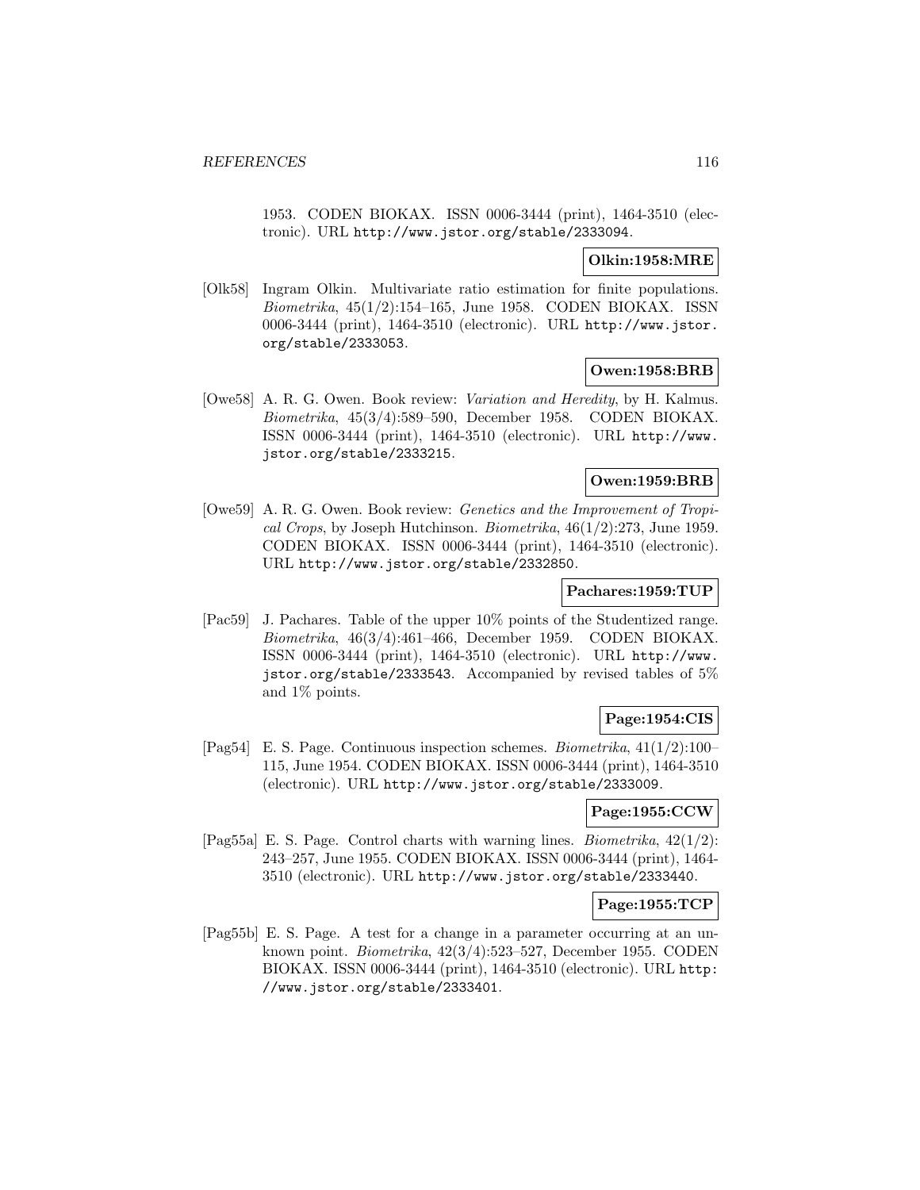1953. CODEN BIOKAX. ISSN 0006-3444 (print), 1464-3510 (electronic). URL http://www.jstor.org/stable/2333094.

**Olkin:1958:MRE**

[Olk58] Ingram Olkin. Multivariate ratio estimation for finite populations. *Biometrika*, 45(1/2):154–165, June 1958. CODEN BIOKAX. ISSN 0006-3444 (print), 1464-3510 (electronic). URL http://www.jstor.org/stable/2333053.

**Owen:1958:BRB**

[Owe58] A. R. G. Owen. Book review: *Variation and Heredity*, by H. Kalmus. *Biometrika*, 45(3/4):589–590, December 1958. CODEN BIOKAX. ISSN 0006-3444 (print), 1464-3510 (electronic). URL http://www.jstor.org/stable/2333215.

**Owen:1959:BRB**

[Owe59] A. R. G. Owen. Book review: *Genetics and the Improvement of Tropical Crops*, by Joseph Hutchinson. *Biometrika*, 46(1/2):273, June 1959. CODEN BIOKAX. ISSN 0006-3444 (print), 1464-3510 (electronic). URL http://www.jstor.org/stable/2332850.

**Pachares:1959:TUP**

[Pac59] J. Pachares. Table of the upper 10% points of the Studentized range. *Biometrika*, 46(3/4):461–466, December 1959. CODEN BIOKAX. ISSN 0006-3444 (print), 1464-3510 (electronic). URL http://www.jstor.org/stable/2333543. Accompanied by revised tables of 5% and 1% points.

**Page:1954:CIS**

[Pag54] E. S. Page. Continuous inspection schemes. *Biometrika*, 41(1/2):100–115, June 1954. CODEN BIOKAX. ISSN 0006-3444 (print), 1464-3510 (electronic). URL http://www.jstor.org/stable/2333009.

**Page:1955:CCW**

[Pag55a] E. S. Page. Control charts with warning lines. *Biometrika*, 42(1/2): 243–257, June 1955. CODEN BIOKAX. ISSN 0006-3444 (print), 1464-3510 (electronic). URL http://www.jstor.org/stable/2333440.

**Page:1955:TCP**

[Pag55b] E. S. Page. A test for a change in a parameter occurring at an unknown point. *Biometrika*, 42(3/4):523–527, December 1955. CODEN BIOKAX. ISSN 0006-3444 (print), 1464-3510 (electronic). URL http://www.jstor.org/stable/2333401.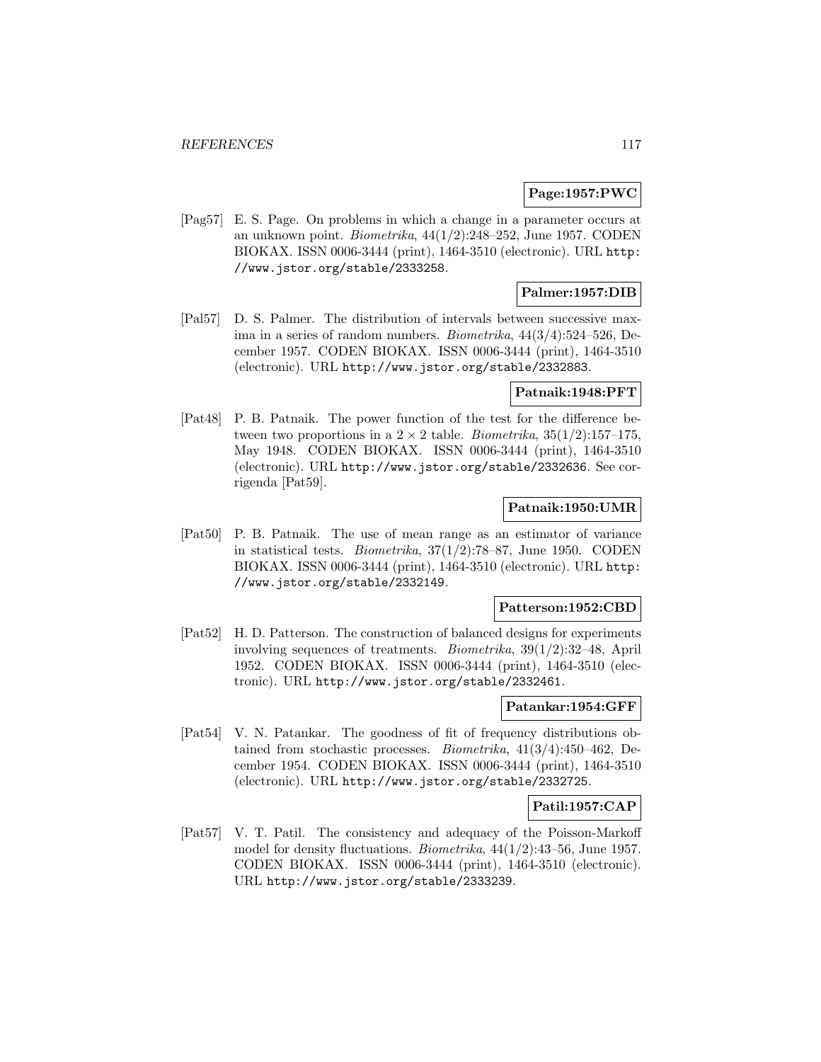**Page:1957:PWC**

[Pag57] E. S. Page. On problems in which a change in a parameter occurs at an unknown point. *Biometrika*, 44(1/2):248–252, June 1957. CODEN BIOKAX. ISSN 0006-3444 (print), 1464-3510 (electronic). URL http://www.jstor.org/stable/2333258.

**Palmer:1957:DIB**

[Pal57] D. S. Palmer. The distribution of intervals between successive maxima in a series of random numbers. *Biometrika*, 44(3/4):524–526, December 1957. CODEN BIOKAX. ISSN 0006-3444 (print), 1464-3510 (electronic). URL http://www.jstor.org/stable/2332883.

**Patnaik:1948:PFT**

[Pat48] P. B. Patnaik. The power function of the test for the difference between two proportions in a $2 \times 2$ table. *Biometrika*, 35(1/2):157–175, May 1948. CODEN BIOKAX. ISSN 0006-3444 (print), 1464-3510 (electronic). URL http://www.jstor.org/stable/2332636. See corrigenda [Pat59].

**Patnaik:1950:UMR**

[Pat50] P. B. Patnaik. The use of mean range as an estimator of variance in statistical tests. *Biometrika*, 37(1/2):78–87, June 1950. CODEN BIOKAX. ISSN 0006-3444 (print), 1464-3510 (electronic). URL http://www.jstor.org/stable/2332149.

**Patterson:1952:CBD**

[Pat52] H. D. Patterson. The construction of balanced designs for experiments involving sequences of treatments. *Biometrika*, 39(1/2):32–48, April 1952. CODEN BIOKAX. ISSN 0006-3444 (print), 1464-3510 (electronic). URL http://www.jstor.org/stable/2332461.

**Patankar:1954:GFF**

[Pat54] V. N. Patankar. The goodness of fit of frequency distributions obtained from stochastic processes. *Biometrika*, 41(3/4):450–462, December 1954. CODEN BIOKAX. ISSN 0006-3444 (print), 1464-3510 (electronic). URL http://www.jstor.org/stable/2332725.

**Patil:1957:CAP**

[Pat57] V. T. Patil. The consistency and adequacy of the Poisson-Markoff model for density fluctuations. *Biometrika*, 44(1/2):43–56, June 1957. CODEN BIOKAX. ISSN 0006-3444 (print), 1464-3510 (electronic). URL http://www.jstor.org/stable/2333239.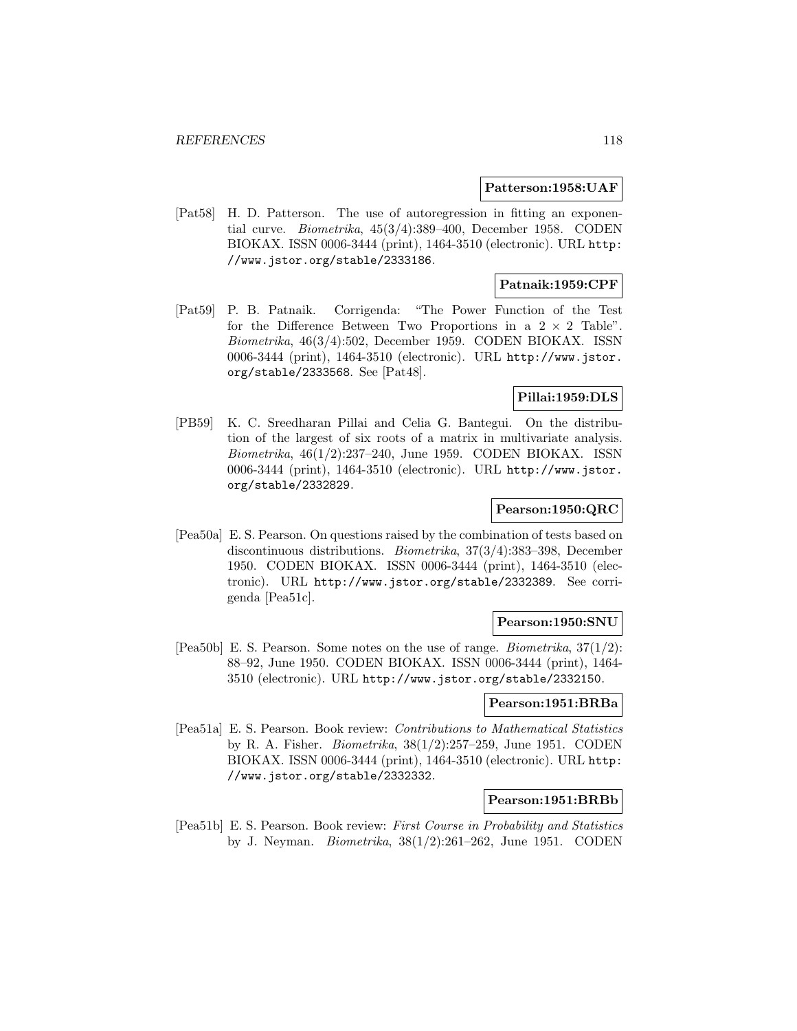**Patterson:1958:UAF**

[Pat58] H. D. Patterson. The use of autoregression in fitting an exponential curve. *Biometrika*, 45(3/4):389–400, December 1958. CODEN BIOKAX. ISSN 0006-3444 (print), 1464-3510 (electronic). URL http://www.jstor.org/stable/2333186.

**Patnaik:1959:CPF**

[Pat59] P. B. Patnaik. Corrigenda: "The Power Function of the Test for the Difference Between Two Proportions in a $2 \times 2$ Table". *Biometrika*, 46(3/4):502, December 1959. CODEN BIOKAX. ISSN 0006-3444 (print), 1464-3510 (electronic). URL http://www.jstor.org/stable/2333568. See [Pat48].

**Pillai:1959:DLS**

[PB59] K. C. Sreedharan Pillai and Celia G. Bantegui. On the distribution of the largest of six roots of a matrix in multivariate analysis. *Biometrika*, 46(1/2):237–240, June 1959. CODEN BIOKAX. ISSN 0006-3444 (print), 1464-3510 (electronic). URL http://www.jstor.org/stable/2332829.

**Pearson:1950:QRC**

[Pea50a] E. S. Pearson. On questions raised by the combination of tests based on discontinuous distributions. *Biometrika*, 37(3/4):383–398, December 1950. CODEN BIOKAX. ISSN 0006-3444 (print), 1464-3510 (electronic). URL http://www.jstor.org/stable/2332389. See corrigenda [Pea51c].

**Pearson:1950:SNU**

[Pea50b] E. S. Pearson. Some notes on the use of range. *Biometrika*, 37(1/2): 88–92, June 1950. CODEN BIOKAX. ISSN 0006-3444 (print), 1464-3510 (electronic). URL http://www.jstor.org/stable/2332150.

**Pearson:1951:BRBa**

[Pea51a] E. S. Pearson. Book review: *Contributions to Mathematical Statistics* by R. A. Fisher. *Biometrika*, 38(1/2):257–259, June 1951. CODEN BIOKAX. ISSN 0006-3444 (print), 1464-3510 (electronic). URL http://www.jstor.org/stable/2332332.

**Pearson:1951:BRBb**

[Pea51b] E. S. Pearson. Book review: *First Course in Probability and Statistics* by J. Neyman. *Biometrika*, 38(1/2):261–262, June 1951. CODEN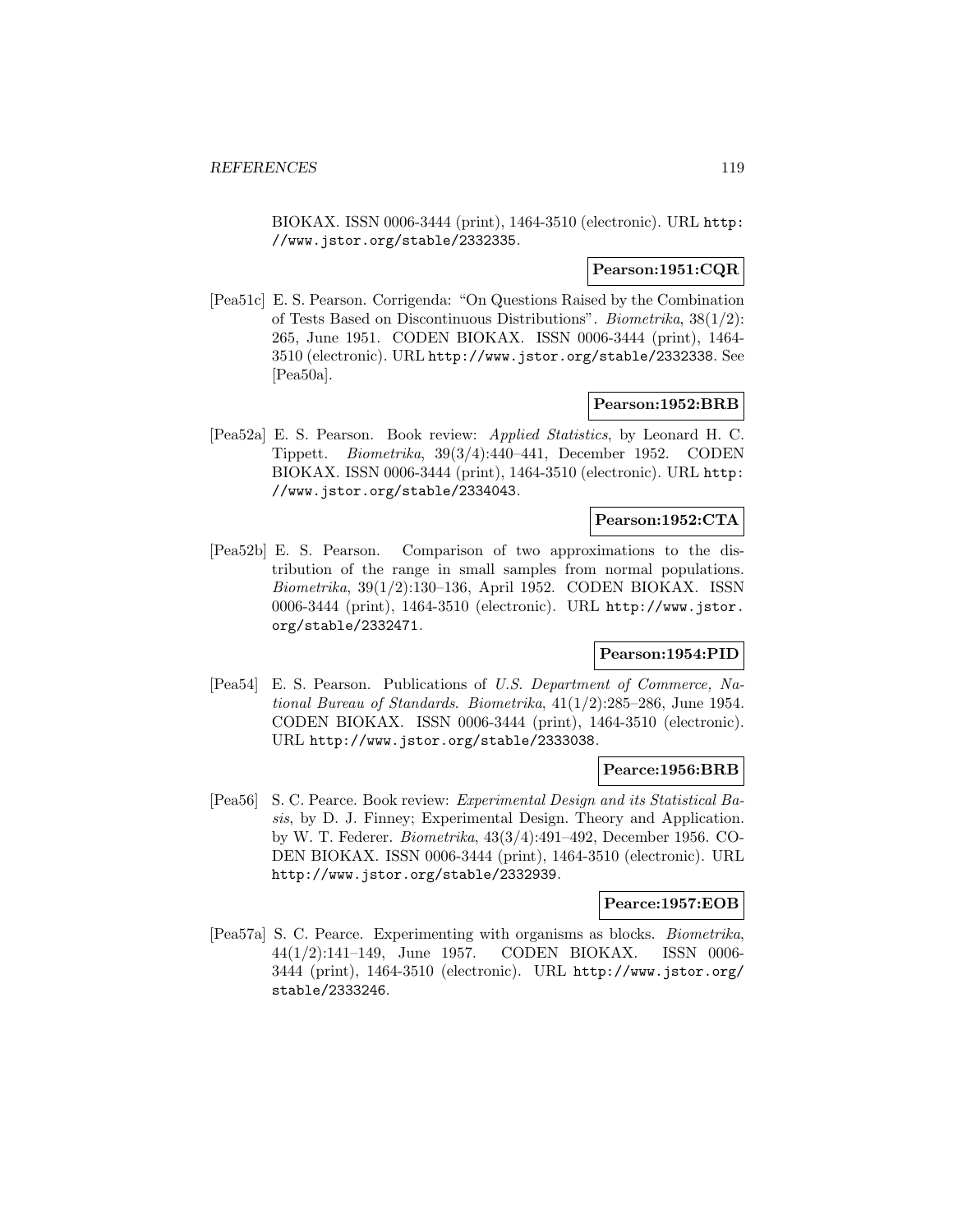BIOKAX. ISSN 0006-3444 (print), 1464-3510 (electronic). URL http://www.jstor.org/stable/2332335.

**Pearson:1951:CQR**

[Pea51c] E. S. Pearson. Corrigenda: "On Questions Raised by the Combination of Tests Based on Discontinuous Distributions". *Biometrika*, 38(1/2): 265, June 1951. CODEN BIOKAX. ISSN 0006-3444 (print), 1464-3510 (electronic). URL http://www.jstor.org/stable/2332338. See [Pea50a].

**Pearson:1952:BRB**

[Pea52a] E. S. Pearson. Book review: *Applied Statistics*, by Leonard H. C. Tippett. *Biometrika*, 39(3/4):440–441, December 1952. CODEN BIOKAX. ISSN 0006-3444 (print), 1464-3510 (electronic). URL http://www.jstor.org/stable/2334043.

**Pearson:1952:CTA**

[Pea52b] E. S. Pearson. Comparison of two approximations to the distribution of the range in small samples from normal populations. *Biometrika*, 39(1/2):130–136, April 1952. CODEN BIOKAX. ISSN 0006-3444 (print), 1464-3510 (electronic). URL http://www.jstor.org/stable/2332471.

**Pearson:1954:PID**

[Pea54] E. S. Pearson. Publications of *U.S. Department of Commerce, National Bureau of Standards*. *Biometrika*, 41(1/2):285–286, June 1954. CODEN BIOKAX. ISSN 0006-3444 (print), 1464-3510 (electronic). URL http://www.jstor.org/stable/2333038.

**Pearce:1956:BRB**

[Pea56] S. C. Pearce. Book review: *Experimental Design and its Statistical Basis*, by D. J. Finney; Experimental Design. Theory and Application. by W. T. Federer. *Biometrika*, 43(3/4):491–492, December 1956. CODEN BIOKAX. ISSN 0006-3444 (print), 1464-3510 (electronic). URL http://www.jstor.org/stable/2332939.

**Pearce:1957:EOB**

[Pea57a] S. C. Pearce. Experimenting with organisms as blocks. *Biometrika*, 44(1/2):141–149, June 1957. CODEN BIOKAX. ISSN 0006-3444 (print), 1464-3510 (electronic). URL http://www.jstor.org/stable/2333246.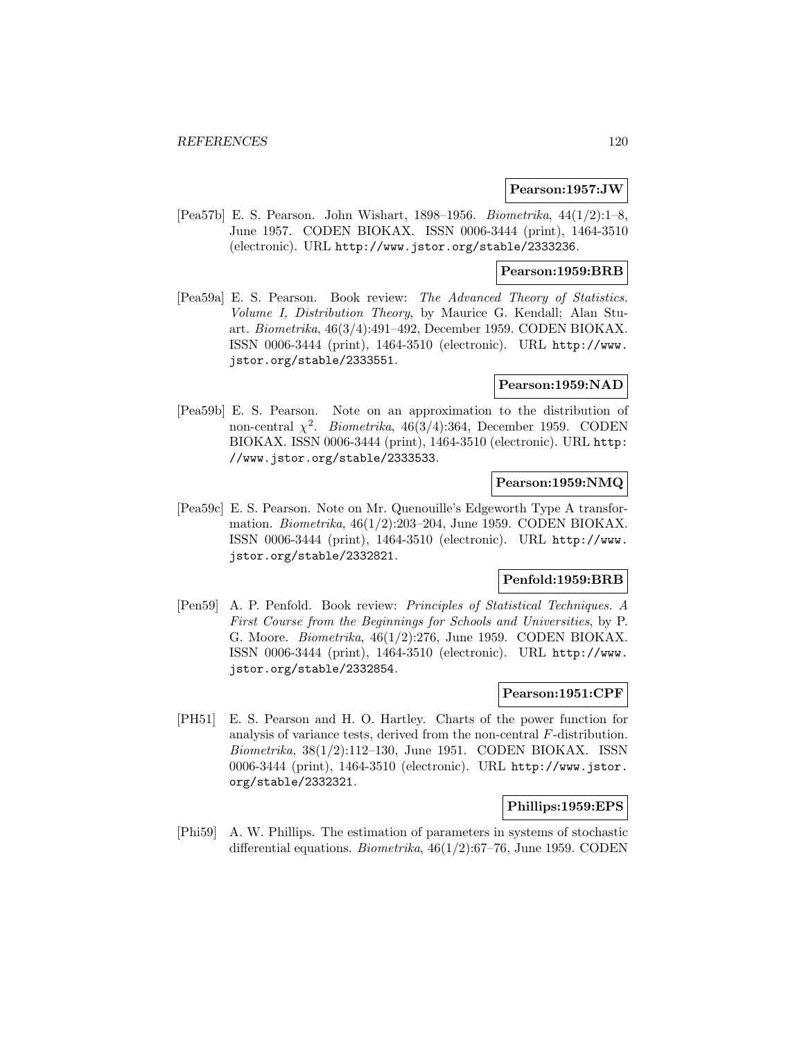**Pearson:1957:JW**

[Pea57b] E. S. Pearson. John Wishart, 1898–1956. *Biometrika*, 44(1/2):1–8, June 1957. CODEN BIOKAX. ISSN 0006-3444 (print), 1464-3510 (electronic). URL http://www.jstor.org/stable/2333236.

**Pearson:1959:BRB**

[Pea59a] E. S. Pearson. Book review: *The Advanced Theory of Statistics. Volume I, Distribution Theory*, by Maurice G. Kendall; Alan Stuart. *Biometrika*, 46(3/4):491–492, December 1959. CODEN BIOKAX. ISSN 0006-3444 (print), 1464-3510 (electronic). URL http://www.jstor.org/stable/2333551.

**Pearson:1959:NAD**

[Pea59b] E. S. Pearson. Note on an approximation to the distribution of non-central $\chi^2$. *Biometrika*, 46(3/4):364, December 1959. CODEN BIOKAX. ISSN 0006-3444 (print), 1464-3510 (electronic). URL http://www.jstor.org/stable/2333533.

**Pearson:1959:NMQ**

[Pea59c] E. S. Pearson. Note on Mr. Quenouille's Edgeworth Type A transformation. *Biometrika*, 46(1/2):203–204, June 1959. CODEN BIOKAX. ISSN 0006-3444 (print), 1464-3510 (electronic). URL http://www.jstor.org/stable/2332821.

**Penfold:1959:BRB**

[Pen59] A. P. Penfold. Book review: *Principles of Statistical Techniques. A First Course from the Beginnings for Schools and Universities*, by P. G. Moore. *Biometrika*, 46(1/2):276, June 1959. CODEN BIOKAX. ISSN 0006-3444 (print), 1464-3510 (electronic). URL http://www.jstor.org/stable/2332854.

**Pearson:1951:CPF**

[PH51] E. S. Pearson and H. O. Hartley. Charts of the power function for analysis of variance tests, derived from the non-central $F$-distribution. *Biometrika*, 38(1/2):112–130, June 1951. CODEN BIOKAX. ISSN 0006-3444 (print), 1464-3510 (electronic). URL http://www.jstor.org/stable/2332321.

**Phillips:1959:EPS**

[Phi59] A. W. Phillips. The estimation of parameters in systems of stochastic differential equations. *Biometrika*, 46(1/2):67–76, June 1959. CODEN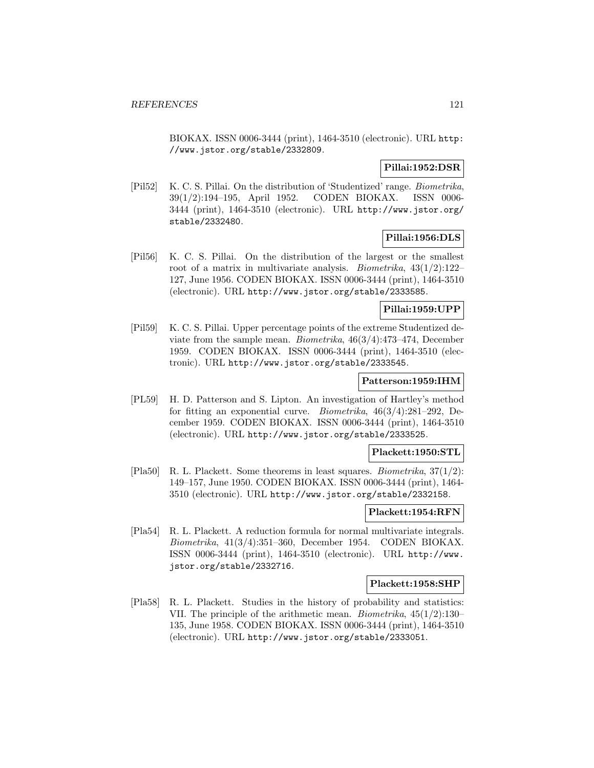BIOKAX. ISSN 0006-3444 (print), 1464-3510 (electronic). URL http://www.jstor.org/stable/2332809.

**Pillai:1952:DSR**

[Pil52] K. C. S. Pillai. On the distribution of 'Studentized' range. *Biometrika*, 39(1/2):194–195, April 1952. CODEN BIOKAX. ISSN 0006-3444 (print), 1464-3510 (electronic). URL http://www.jstor.org/stable/2332480.

**Pillai:1956:DLS**

[Pil56] K. C. S. Pillai. On the distribution of the largest or the smallest root of a matrix in multivariate analysis. *Biometrika*, 43(1/2):122–127, June 1956. CODEN BIOKAX. ISSN 0006-3444 (print), 1464-3510 (electronic). URL http://www.jstor.org/stable/2333585.

**Pillai:1959:UPP**

[Pil59] K. C. S. Pillai. Upper percentage points of the extreme Studentized deviate from the sample mean. *Biometrika*, 46(3/4):473–474, December 1959. CODEN BIOKAX. ISSN 0006-3444 (print), 1464-3510 (electronic). URL http://www.jstor.org/stable/2333545.

**Patterson:1959:IHM**

[PL59] H. D. Patterson and S. Lipton. An investigation of Hartley's method for fitting an exponential curve. *Biometrika*, 46(3/4):281–292, December 1959. CODEN BIOKAX. ISSN 0006-3444 (print), 1464-3510 (electronic). URL http://www.jstor.org/stable/2333525.

**Plackett:1950:STL**

[Pla50] R. L. Plackett. Some theorems in least squares. *Biometrika*, 37(1/2): 149–157, June 1950. CODEN BIOKAX. ISSN 0006-3444 (print), 1464-3510 (electronic). URL http://www.jstor.org/stable/2332158.

**Plackett:1954:RFN**

[Pla54] R. L. Plackett. A reduction formula for normal multivariate integrals. *Biometrika*, 41(3/4):351–360, December 1954. CODEN BIOKAX. ISSN 0006-3444 (print), 1464-3510 (electronic). URL http://www.jstor.org/stable/2332716.

**Plackett:1958:SHP**

[Pla58] R. L. Plackett. Studies in the history of probability and statistics: VII. The principle of the arithmetic mean. *Biometrika*, 45(1/2):130–135, June 1958. CODEN BIOKAX. ISSN 0006-3444 (print), 1464-3510 (electronic). URL http://www.jstor.org/stable/2333051.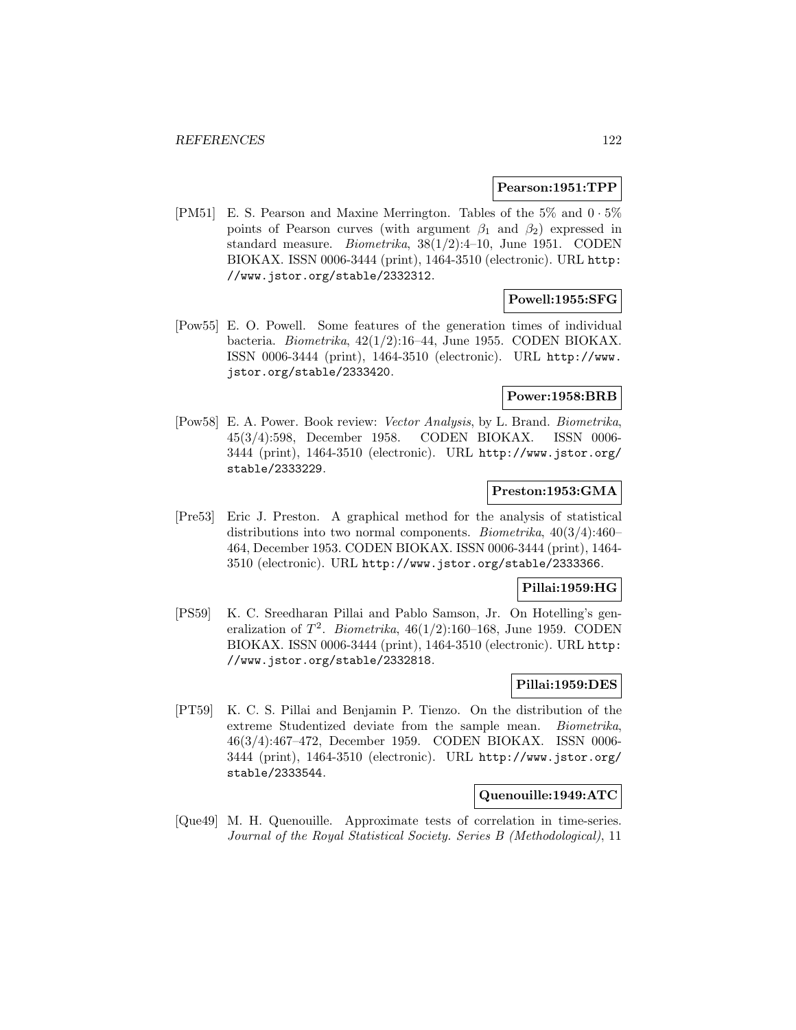**Pearson:1951:TPP**

[PM51] E. S. Pearson and Maxine Merrington. Tables of the 5% and $0 \cdot 5\%$ points of Pearson curves (with argument $\beta_1$ and $\beta_2$) expressed in standard measure. *Biometrika*, 38(1/2):4–10, June 1951. CODEN BIOKAX. ISSN 0006-3444 (print), 1464-3510 (electronic). URL http://www.jstor.org/stable/2332312.

**Powell:1955:SFG**

[Pow55] E. O. Powell. Some features of the generation times of individual bacteria. *Biometrika*, 42(1/2):16–44, June 1955. CODEN BIOKAX. ISSN 0006-3444 (print), 1464-3510 (electronic). URL http://www.jstor.org/stable/2333420.

**Power:1958:BRB**

[Pow58] E. A. Power. Book review: *Vector Analysis*, by L. Brand. *Biometrika*, 45(3/4):598, December 1958. CODEN BIOKAX. ISSN 0006-3444 (print), 1464-3510 (electronic). URL http://www.jstor.org/stable/2333229.

**Preston:1953:GMA**

[Pre53] Eric J. Preston. A graphical method for the analysis of statistical distributions into two normal components. *Biometrika*, 40(3/4):460–464, December 1953. CODEN BIOKAX. ISSN 0006-3444 (print), 1464-3510 (electronic). URL http://www.jstor.org/stable/2333366.

**Pillai:1959:HG**

[PS59] K. C. Sreedharan Pillai and Pablo Samson, Jr. On Hotelling's generalization of $T^2$. *Biometrika*, 46(1/2):160–168, June 1959. CODEN BIOKAX. ISSN 0006-3444 (print), 1464-3510 (electronic). URL http://www.jstor.org/stable/2332818.

**Pillai:1959:DES**

[PT59] K. C. S. Pillai and Benjamin P. Tienzo. On the distribution of the extreme Studentized deviate from the sample mean. *Biometrika*, 46(3/4):467–472, December 1959. CODEN BIOKAX. ISSN 0006-3444 (print), 1464-3510 (electronic). URL http://www.jstor.org/stable/2333544.

**Quenouille:1949:ATC**

[Que49] M. H. Quenouille. Approximate tests of correlation in time-series. *Journal of the Royal Statistical Society. Series B (Methodological)*, 11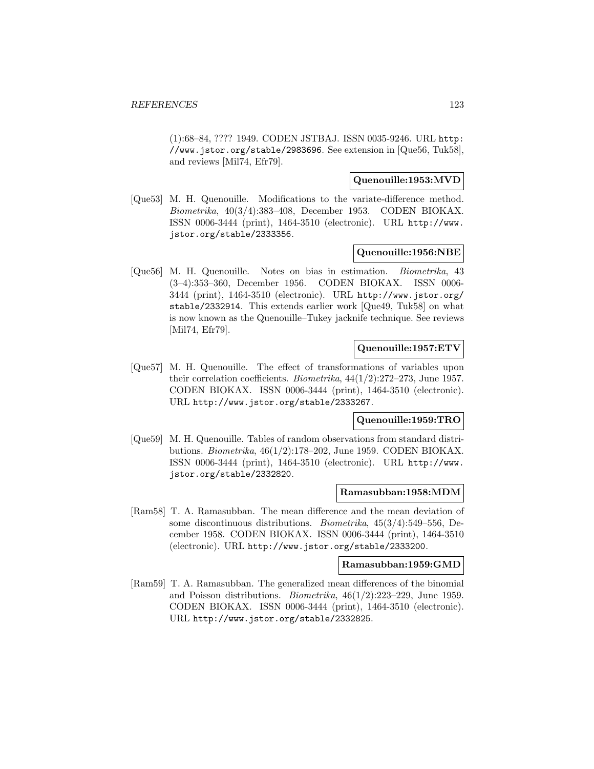(1):68–84, ???? 1949. CODEN JSTBAJ. ISSN 0035-9246. URL http://www.jstor.org/stable/2983696. See extension in [Que56, Tuk58], and reviews [Mil74, Efr79].

**Quenouille:1953:MVD**

[Que53] M. H. Quenouille. Modifications to the variate-difference method. *Biometrika*, 40(3/4):383–408, December 1953. CODEN BIOKAX. ISSN 0006-3444 (print), 1464-3510 (electronic). URL http://www.jstor.org/stable/2333356.

**Quenouille:1956:NBE**

[Que56] M. H. Quenouille. Notes on bias in estimation. *Biometrika*, 43 (3–4):353–360, December 1956. CODEN BIOKAX. ISSN 0006-3444 (print), 1464-3510 (electronic). URL http://www.jstor.org/stable/2332914. This extends earlier work [Que49, Tuk58] on what is now known as the Quenouille–Tukey jacknife technique. See reviews [Mil74, Efr79].

**Quenouille:1957:ETV**

[Que57] M. H. Quenouille. The effect of transformations of variables upon their correlation coefficients. *Biometrika*, 44(1/2):272–273, June 1957. CODEN BIOKAX. ISSN 0006-3444 (print), 1464-3510 (electronic). URL http://www.jstor.org/stable/2333267.

**Quenouille:1959:TRO**

[Que59] M. H. Quenouille. Tables of random observations from standard distributions. *Biometrika*, 46(1/2):178–202, June 1959. CODEN BIOKAX. ISSN 0006-3444 (print), 1464-3510 (electronic). URL http://www.jstor.org/stable/2332820.

**Ramasubban:1958:MDM**

[Ram58] T. A. Ramasubban. The mean difference and the mean deviation of some discontinuous distributions. *Biometrika*, 45(3/4):549–556, December 1958. CODEN BIOKAX. ISSN 0006-3444 (print), 1464-3510 (electronic). URL http://www.jstor.org/stable/2333200.

**Ramasubban:1959:GMD**

[Ram59] T. A. Ramasubban. The generalized mean differences of the binomial and Poisson distributions. *Biometrika*, 46(1/2):223–229, June 1959. CODEN BIOKAX. ISSN 0006-3444 (print), 1464-3510 (electronic). URL http://www.jstor.org/stable/2332825.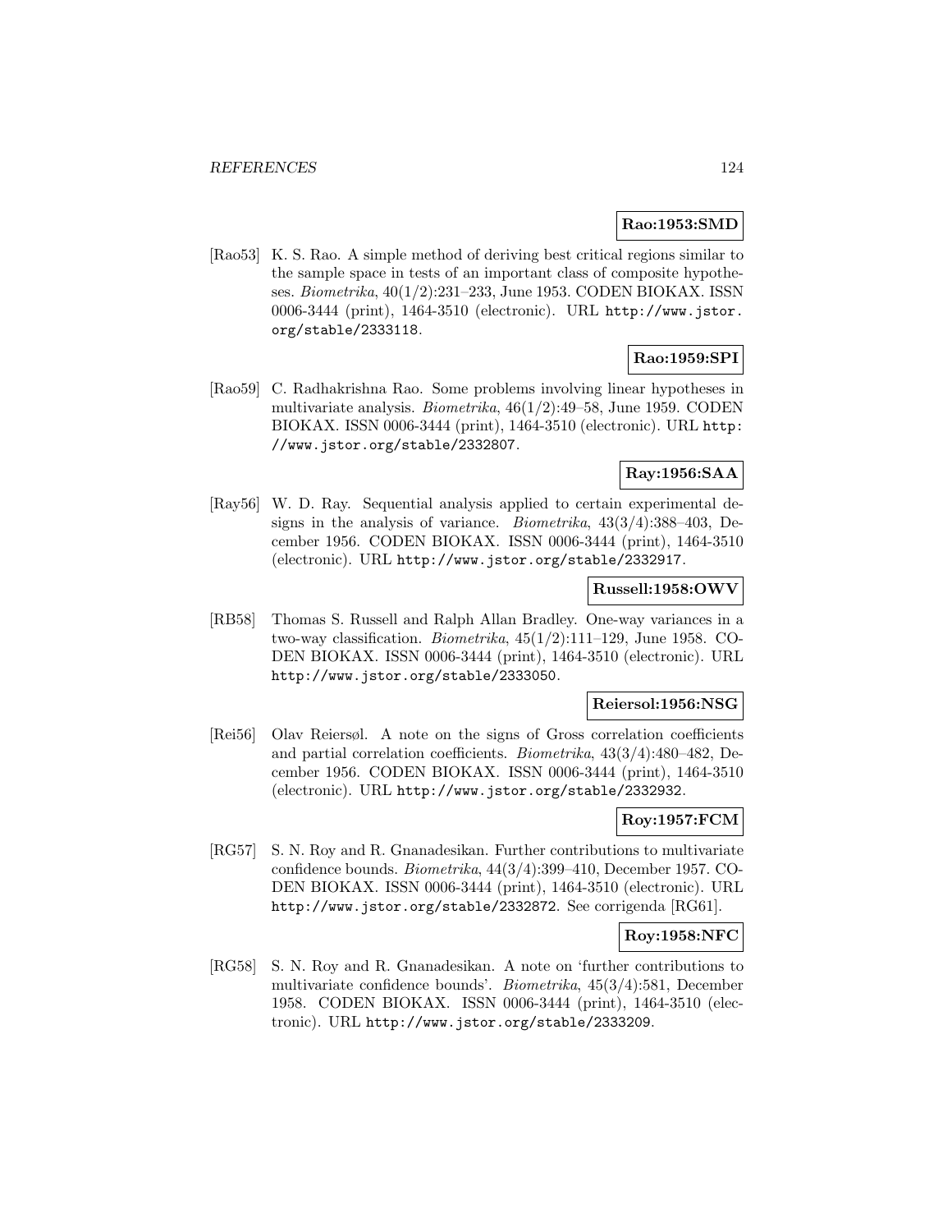**Rao:1953:SMD**

[Rao53] K. S. Rao. A simple method of deriving best critical regions similar to the sample space in tests of an important class of composite hypotheses. *Biometrika*, 40(1/2):231–233, June 1953. CODEN BIOKAX. ISSN 0006-3444 (print), 1464-3510 (electronic). URL http://www.jstor.org/stable/2333118.

**Rao:1959:SPI**

[Rao59] C. Radhakrishna Rao. Some problems involving linear hypotheses in multivariate analysis. *Biometrika*, 46(1/2):49–58, June 1959. CODEN BIOKAX. ISSN 0006-3444 (print), 1464-3510 (electronic). URL http://www.jstor.org/stable/2332807.

**Ray:1956:SAA**

[Ray56] W. D. Ray. Sequential analysis applied to certain experimental designs in the analysis of variance. *Biometrika*, 43(3/4):388–403, December 1956. CODEN BIOKAX. ISSN 0006-3444 (print), 1464-3510 (electronic). URL http://www.jstor.org/stable/2332917.

**Russell:1958:OWV**

[RB58] Thomas S. Russell and Ralph Allan Bradley. One-way variances in a two-way classification. *Biometrika*, 45(1/2):111–129, June 1958. CODEN BIOKAX. ISSN 0006-3444 (print), 1464-3510 (electronic). URL http://www.jstor.org/stable/2333050.

**Reiersol:1956:NSG**

[Rei56] Olav Reiersøl. A note on the signs of Gross correlation coefficients and partial correlation coefficients. *Biometrika*, 43(3/4):480–482, December 1956. CODEN BIOKAX. ISSN 0006-3444 (print), 1464-3510 (electronic). URL http://www.jstor.org/stable/2332932.

**Roy:1957:FCM**

[RG57] S. N. Roy and R. Gnanadesikan. Further contributions to multivariate confidence bounds. *Biometrika*, 44(3/4):399–410, December 1957. CODEN BIOKAX. ISSN 0006-3444 (print), 1464-3510 (electronic). URL http://www.jstor.org/stable/2332872. See corrigenda [RG61].

**Roy:1958:NFC**

[RG58] S. N. Roy and R. Gnanadesikan. A note on 'further contributions to multivariate confidence bounds'. *Biometrika*, 45(3/4):581, December 1958. CODEN BIOKAX. ISSN 0006-3444 (print), 1464-3510 (electronic). URL http://www.jstor.org/stable/2333209.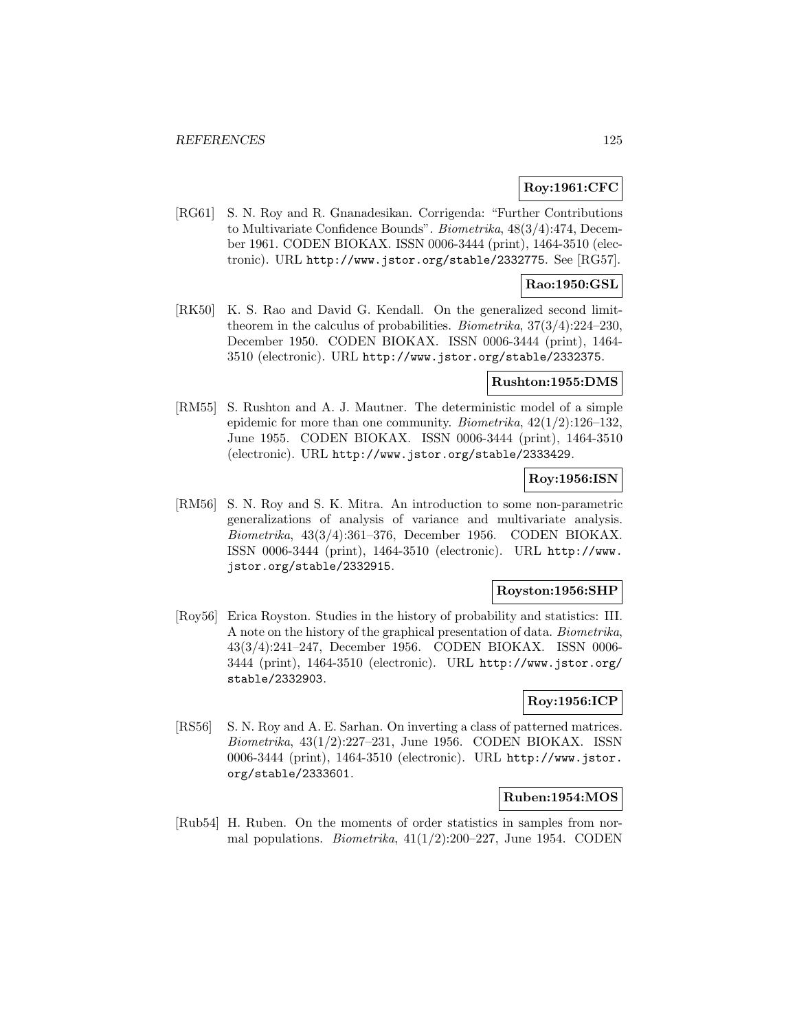**Roy:1961:CFC**

[RG61] S. N. Roy and R. Gnanadesikan. Corrigenda: "Further Contributions to Multivariate Confidence Bounds". *Biometrika*, 48(3/4):474, December 1961. CODEN BIOKAX. ISSN 0006-3444 (print), 1464-3510 (electronic). URL http://www.jstor.org/stable/2332775. See [RG57].

**Rao:1950:GSL**

[RK50] K. S. Rao and David G. Kendall. On the generalized second limit-theorem in the calculus of probabilities. *Biometrika*, 37(3/4):224–230, December 1950. CODEN BIOKAX. ISSN 0006-3444 (print), 1464-3510 (electronic). URL http://www.jstor.org/stable/2332375.

**Rushton:1955:DMS**

[RM55] S. Rushton and A. J. Mautner. The deterministic model of a simple epidemic for more than one community. *Biometrika*, 42(1/2):126–132, June 1955. CODEN BIOKAX. ISSN 0006-3444 (print), 1464-3510 (electronic). URL http://www.jstor.org/stable/2333429.

**Roy:1956:ISN**

[RM56] S. N. Roy and S. K. Mitra. An introduction to some non-parametric generalizations of analysis of variance and multivariate analysis. *Biometrika*, 43(3/4):361–376, December 1956. CODEN BIOKAX. ISSN 0006-3444 (print), 1464-3510 (electronic). URL http://www.jstor.org/stable/2332915.

**Royston:1956:SHP**

[Roy56] Erica Royston. Studies in the history of probability and statistics: III. A note on the history of the graphical presentation of data. *Biometrika*, 43(3/4):241–247, December 1956. CODEN BIOKAX. ISSN 0006-3444 (print), 1464-3510 (electronic). URL http://www.jstor.org/stable/2332903.

**Roy:1956:ICP**

[RS56] S. N. Roy and A. E. Sarhan. On inverting a class of patterned matrices. *Biometrika*, 43(1/2):227–231, June 1956. CODEN BIOKAX. ISSN 0006-3444 (print), 1464-3510 (electronic). URL http://www.jstor.org/stable/2333601.

**Ruben:1954:MOS**

[Rub54] H. Ruben. On the moments of order statistics in samples from normal populations. *Biometrika*, 41(1/2):200–227, June 1954. CODEN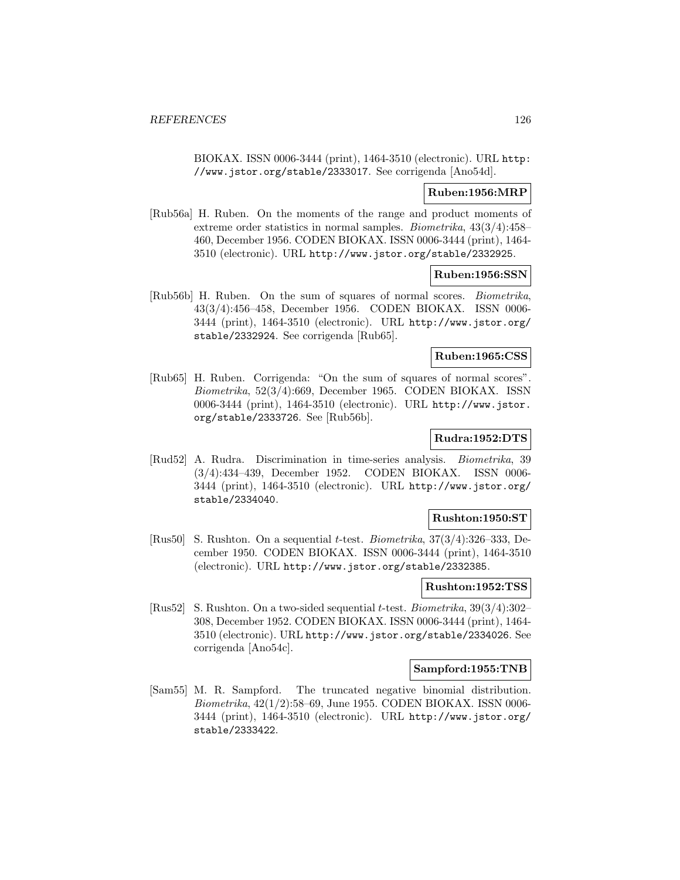BIOKAX. ISSN 0006-3444 (print), 1464-3510 (electronic). URL http://www.jstor.org/stable/2333017. See corrigenda [Ano54d].

**Ruben:1956:MRP**

[Rub56a] H. Ruben. On the moments of the range and product moments of extreme order statistics in normal samples. *Biometrika*, 43(3/4):458–460, December 1956. CODEN BIOKAX. ISSN 0006-3444 (print), 1464-3510 (electronic). URL http://www.jstor.org/stable/2332925.

**Ruben:1956:SSN**

[Rub56b] H. Ruben. On the sum of squares of normal scores. *Biometrika*, 43(3/4):456–458, December 1956. CODEN BIOKAX. ISSN 0006-3444 (print), 1464-3510 (electronic). URL http://www.jstor.org/stable/2332924. See corrigenda [Rub65].

**Ruben:1965:CSS**

[Rub65] H. Ruben. Corrigenda: "On the sum of squares of normal scores". *Biometrika*, 52(3/4):669, December 1965. CODEN BIOKAX. ISSN 0006-3444 (print), 1464-3510 (electronic). URL http://www.jstor.org/stable/2333726. See [Rub56b].

**Rudra:1952:DTS**

[Rud52] A. Rudra. Discrimination in time-series analysis. *Biometrika*, 39 (3/4):434–439, December 1952. CODEN BIOKAX. ISSN 0006-3444 (print), 1464-3510 (electronic). URL http://www.jstor.org/stable/2334040.

**Rushton:1950:ST**

[Rus50] S. Rushton. On a sequential $t$-test. *Biometrika*, 37(3/4):326–333, December 1950. CODEN BIOKAX. ISSN 0006-3444 (print), 1464-3510 (electronic). URL http://www.jstor.org/stable/2332385.

**Rushton:1952:TSS**

[Rus52] S. Rushton. On a two-sided sequential $t$-test. *Biometrika*, 39(3/4):302–308, December 1952. CODEN BIOKAX. ISSN 0006-3444 (print), 1464-3510 (electronic). URL http://www.jstor.org/stable/2334026. See corrigenda [Ano54c].

**Sampford:1955:TNB**

[Sam55] M. R. Sampford. The truncated negative binomial distribution. *Biometrika*, 42(1/2):58–69, June 1955. CODEN BIOKAX. ISSN 0006-3444 (print), 1464-3510 (electronic). URL http://www.jstor.org/stable/2333422.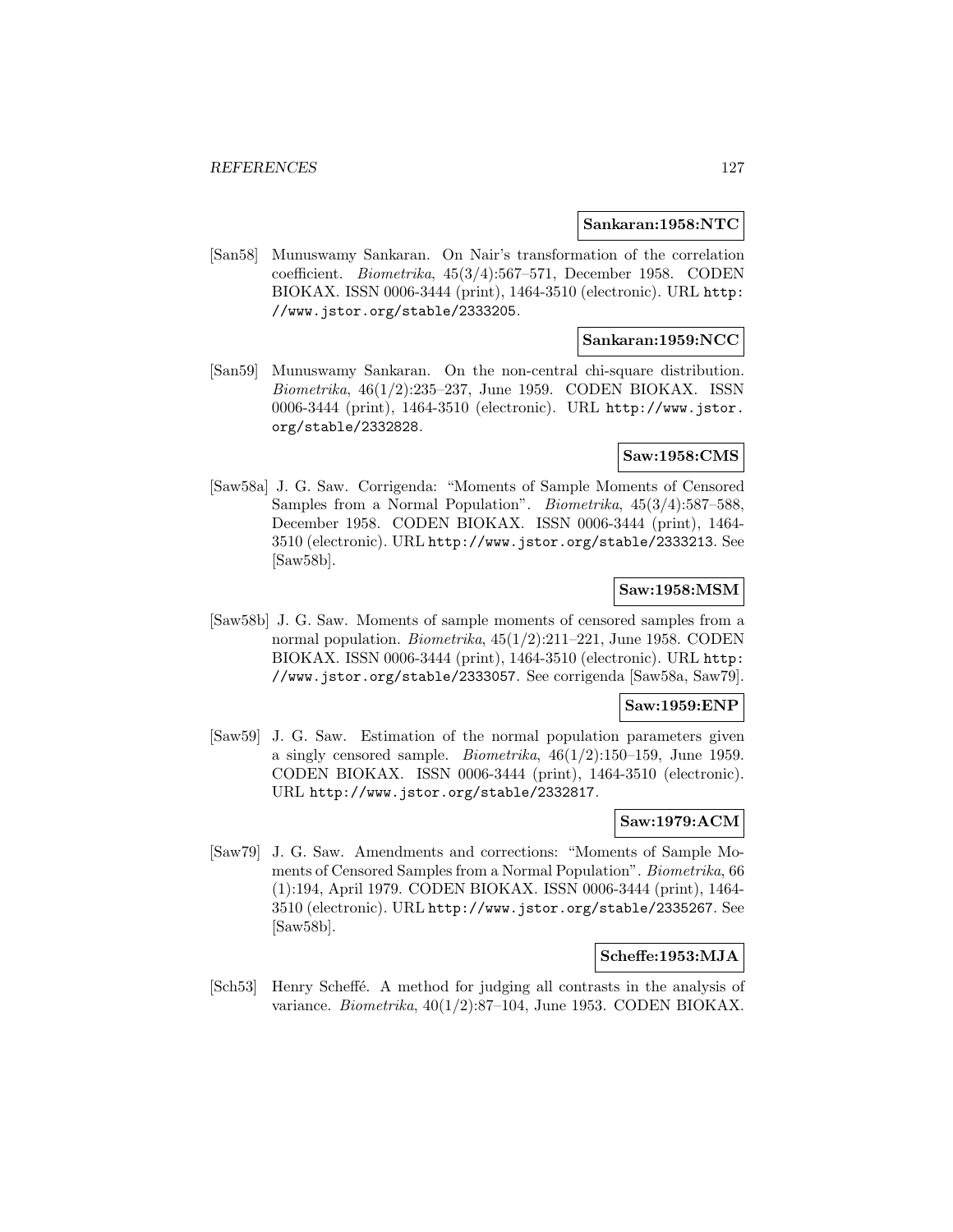**Sankaran:1958:NTC**

[San58] Munuswamy Sankaran. On Nair's transformation of the correlation coefficient. *Biometrika*, 45(3/4):567–571, December 1958. CODEN BIOKAX. ISSN 0006-3444 (print), 1464-3510 (electronic). URL http://www.jstor.org/stable/2333205.

**Sankaran:1959:NCC**

[San59] Munuswamy Sankaran. On the non-central chi-square distribution. *Biometrika*, 46(1/2):235–237, June 1959. CODEN BIOKAX. ISSN 0006-3444 (print), 1464-3510 (electronic). URL http://www.jstor.org/stable/2332828.

**Saw:1958:CMS**

[Saw58a] J. G. Saw. Corrigenda: "Moments of Sample Moments of Censored Samples from a Normal Population". *Biometrika*, 45(3/4):587–588, December 1958. CODEN BIOKAX. ISSN 0006-3444 (print), 1464-3510 (electronic). URL http://www.jstor.org/stable/2333213. See [Saw58b].

**Saw:1958:MSM**

[Saw58b] J. G. Saw. Moments of sample moments of censored samples from a normal population. *Biometrika*, 45(1/2):211–221, June 1958. CODEN BIOKAX. ISSN 0006-3444 (print), 1464-3510 (electronic). URL http://www.jstor.org/stable/2333057. See corrigenda [Saw58a, Saw79].

**Saw:1959:ENP**

[Saw59] J. G. Saw. Estimation of the normal population parameters given a singly censored sample. *Biometrika*, 46(1/2):150–159, June 1959. CODEN BIOKAX. ISSN 0006-3444 (print), 1464-3510 (electronic). URL http://www.jstor.org/stable/2332817.

**Saw:1979:ACM**

[Saw79] J. G. Saw. Amendments and corrections: "Moments of Sample Moments of Censored Samples from a Normal Population". *Biometrika*, 66 (1):194, April 1979. CODEN BIOKAX. ISSN 0006-3444 (print), 1464-3510 (electronic). URL http://www.jstor.org/stable/2335267. See [Saw58b].

**Scheffe:1953:MJA**

[Sch53] Henry Scheffé. A method for judging all contrasts in the analysis of variance. *Biometrika*, 40(1/2):87–104, June 1953. CODEN BIOKAX.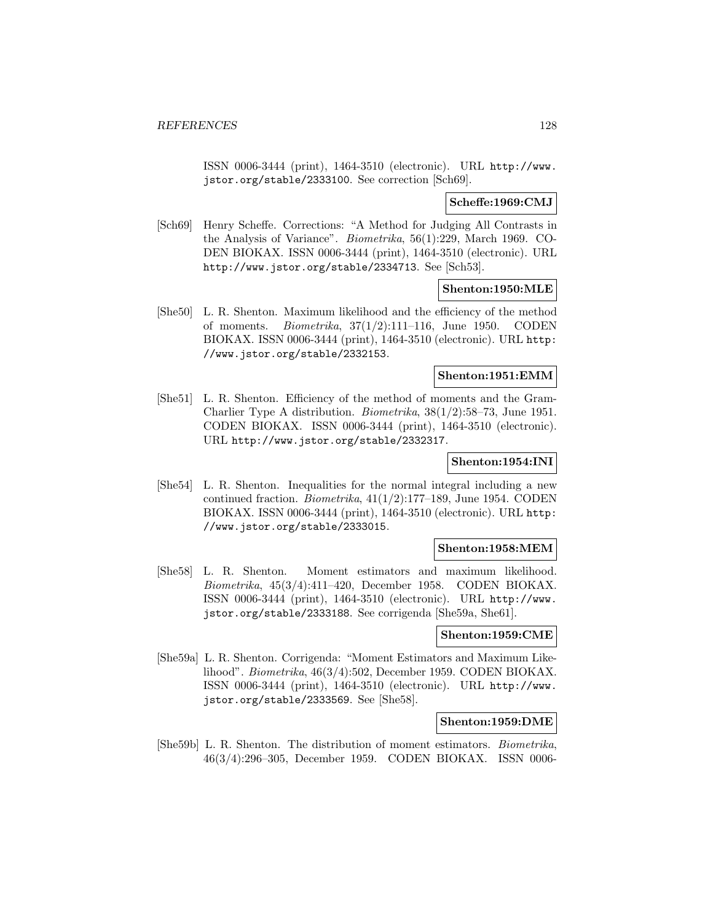ISSN 0006-3444 (print), 1464-3510 (electronic). URL http://www.jstor.org/stable/2333100. See correction [Sch69].

**Scheffe:1969:CMJ**

[Sch69] Henry Scheffe. Corrections: "A Method for Judging All Contrasts in the Analysis of Variance". *Biometrika*, 56(1):229, March 1969. CODEN BIOKAX. ISSN 0006-3444 (print), 1464-3510 (electronic). URL http://www.jstor.org/stable/2334713. See [Sch53].

**Shenton:1950:MLE**

[She50] L. R. Shenton. Maximum likelihood and the efficiency of the method of moments. *Biometrika*, 37(1/2):111–116, June 1950. CODEN BIOKAX. ISSN 0006-3444 (print), 1464-3510 (electronic). URL http://www.jstor.org/stable/2332153.

**Shenton:1951:EMM**

[She51] L. R. Shenton. Efficiency of the method of moments and the Gram-Charlier Type A distribution. *Biometrika*, 38(1/2):58–73, June 1951. CODEN BIOKAX. ISSN 0006-3444 (print), 1464-3510 (electronic). URL http://www.jstor.org/stable/2332317.

**Shenton:1954:INI**

[She54] L. R. Shenton. Inequalities for the normal integral including a new continued fraction. *Biometrika*, 41(1/2):177–189, June 1954. CODEN BIOKAX. ISSN 0006-3444 (print), 1464-3510 (electronic). URL http://www.jstor.org/stable/2333015.

**Shenton:1958:MEM**

[She58] L. R. Shenton. Moment estimators and maximum likelihood. *Biometrika*, 45(3/4):411–420, December 1958. CODEN BIOKAX. ISSN 0006-3444 (print), 1464-3510 (electronic). URL http://www.jstor.org/stable/2333188. See corrigenda [She59a, She61].

**Shenton:1959:CME**

[She59a] L. R. Shenton. Corrigenda: "Moment Estimators and Maximum Likelihood". *Biometrika*, 46(3/4):502, December 1959. CODEN BIOKAX. ISSN 0006-3444 (print), 1464-3510 (electronic). URL http://www.jstor.org/stable/2333569. See [She58].

**Shenton:1959:DME**

[She59b] L. R. Shenton. The distribution of moment estimators. *Biometrika*, 46(3/4):296–305, December 1959. CODEN BIOKAX. ISSN 0006-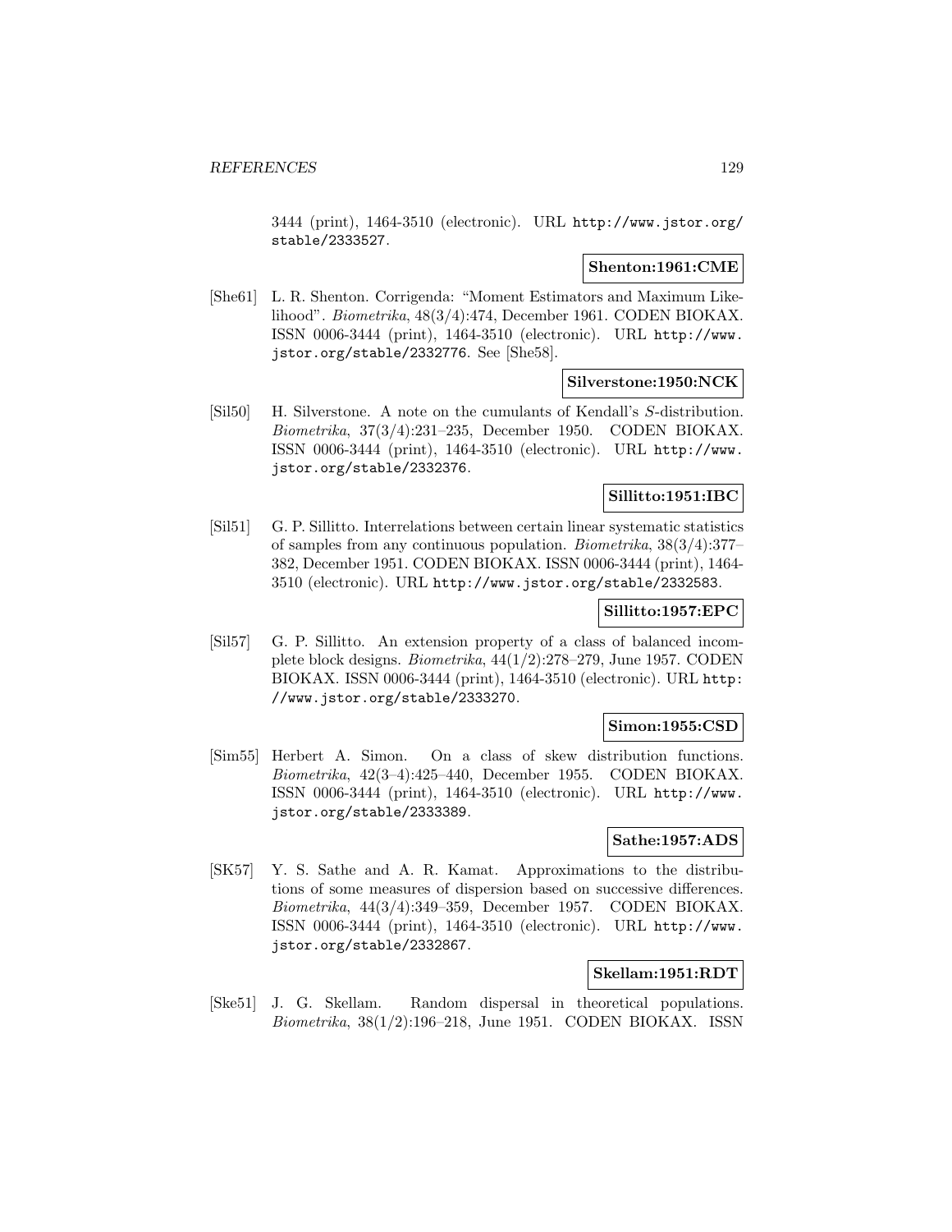3444 (print), 1464-3510 (electronic). URL http://www.jstor.org/stable/2333527.

**Shenton:1961:CME**

[She61] L. R. Shenton. Corrigenda: "Moment Estimators and Maximum Likelihood". *Biometrika*, 48(3/4):474, December 1961. CODEN BIOKAX. ISSN 0006-3444 (print), 1464-3510 (electronic). URL http://www.jstor.org/stable/2332776. See [She58].

**Silverstone:1950:NCK**

[Sil50] H. Silverstone. A note on the cumulants of Kendall's $S$-distribution. *Biometrika*, 37(3/4):231–235, December 1950. CODEN BIOKAX. ISSN 0006-3444 (print), 1464-3510 (electronic). URL http://www.jstor.org/stable/2332376.

**Sillitto:1951:IBC**

[Sil51] G. P. Sillitto. Interrelations between certain linear systematic statistics of samples from any continuous population. *Biometrika*, 38(3/4):377–382, December 1951. CODEN BIOKAX. ISSN 0006-3444 (print), 1464-3510 (electronic). URL http://www.jstor.org/stable/2332583.

**Sillitto:1957:EPC**

[Sil57] G. P. Sillitto. An extension property of a class of balanced incomplete block designs. *Biometrika*, 44(1/2):278–279, June 1957. CODEN BIOKAX. ISSN 0006-3444 (print), 1464-3510 (electronic). URL http://www.jstor.org/stable/2333270.

**Simon:1955:CSD**

[Sim55] Herbert A. Simon. On a class of skew distribution functions. *Biometrika*, 42(3–4):425–440, December 1955. CODEN BIOKAX. ISSN 0006-3444 (print), 1464-3510 (electronic). URL http://www.jstor.org/stable/2333389.

**Sathe:1957:ADS**

[SK57] Y. S. Sathe and A. R. Kamat. Approximations to the distributions of some measures of dispersion based on successive differences. *Biometrika*, 44(3/4):349–359, December 1957. CODEN BIOKAX. ISSN 0006-3444 (print), 1464-3510 (electronic). URL http://www.jstor.org/stable/2332867.

**Skellam:1951:RDT**

[Ske51] J. G. Skellam. Random dispersal in theoretical populations. *Biometrika*, 38(1/2):196–218, June 1951. CODEN BIOKAX. ISSN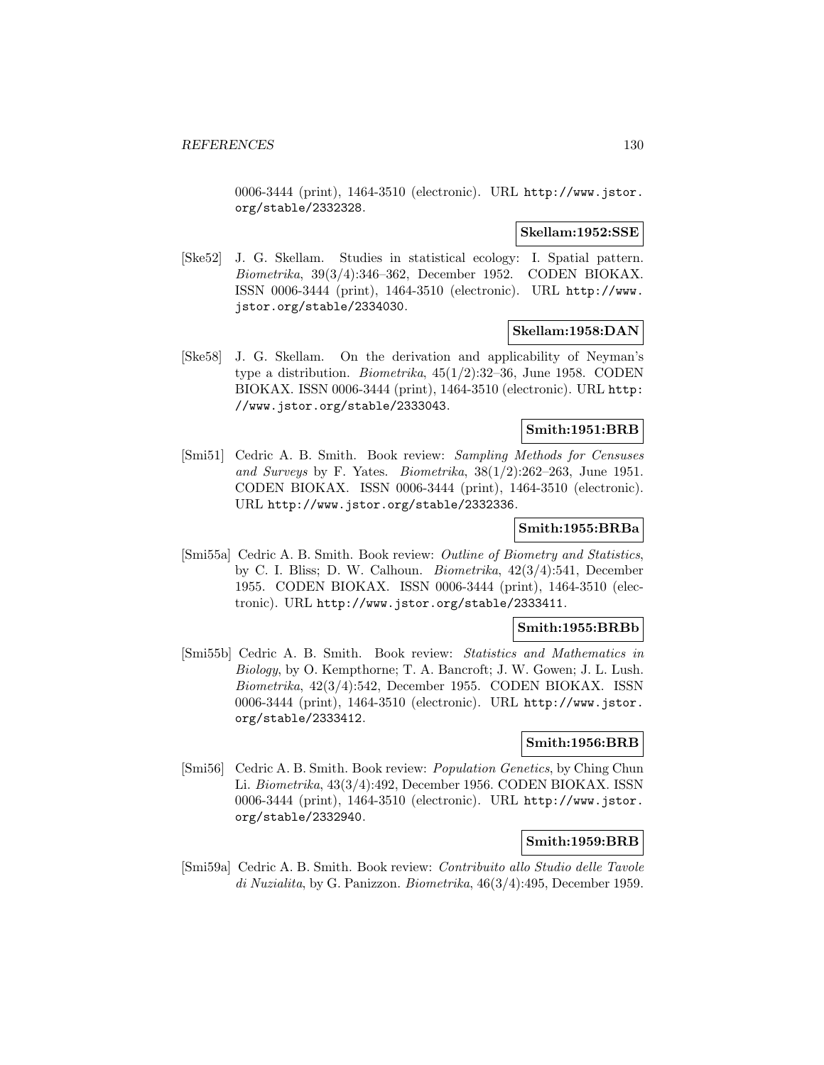0006-3444 (print), 1464-3510 (electronic). URL http://www.jstor.org/stable/2332328.

**Skellam:1952:SSE**

[Ske52] J. G. Skellam. Studies in statistical ecology: I. Spatial pattern. *Biometrika*, 39(3/4):346–362, December 1952. CODEN BIOKAX. ISSN 0006-3444 (print), 1464-3510 (electronic). URL http://www.jstor.org/stable/2334030.

**Skellam:1958:DAN**

[Ske58] J. G. Skellam. On the derivation and applicability of Neyman's type a distribution. *Biometrika*, 45(1/2):32–36, June 1958. CODEN BIOKAX. ISSN 0006-3444 (print), 1464-3510 (electronic). URL http://www.jstor.org/stable/2333043.

**Smith:1951:BRB**

[Smi51] Cedric A. B. Smith. Book review: *Sampling Methods for Censuses and Surveys* by F. Yates. *Biometrika*, 38(1/2):262–263, June 1951. CODEN BIOKAX. ISSN 0006-3444 (print), 1464-3510 (electronic). URL http://www.jstor.org/stable/2332336.

**Smith:1955:BRBa**

[Smi55a] Cedric A. B. Smith. Book review: *Outline of Biometry and Statistics*, by C. I. Bliss; D. W. Calhoun. *Biometrika*, 42(3/4):541, December 1955. CODEN BIOKAX. ISSN 0006-3444 (print), 1464-3510 (electronic). URL http://www.jstor.org/stable/2333411.

**Smith:1955:BRBb**

[Smi55b] Cedric A. B. Smith. Book review: *Statistics and Mathematics in Biology*, by O. Kempthorne; T. A. Bancroft; J. W. Gowen; J. L. Lush. *Biometrika*, 42(3/4):542, December 1955. CODEN BIOKAX. ISSN 0006-3444 (print), 1464-3510 (electronic). URL http://www.jstor.org/stable/2333412.

**Smith:1956:BRB**

[Smi56] Cedric A. B. Smith. Book review: *Population Genetics*, by Ching Chun Li. *Biometrika*, 43(3/4):492, December 1956. CODEN BIOKAX. ISSN 0006-3444 (print), 1464-3510 (electronic). URL http://www.jstor.org/stable/2332940.

**Smith:1959:BRB**

[Smi59a] Cedric A. B. Smith. Book review: *Contribuito allo Studio delle Tavole di Nuzialita*, by G. Panizzon. *Biometrika*, 46(3/4):495, December 1959.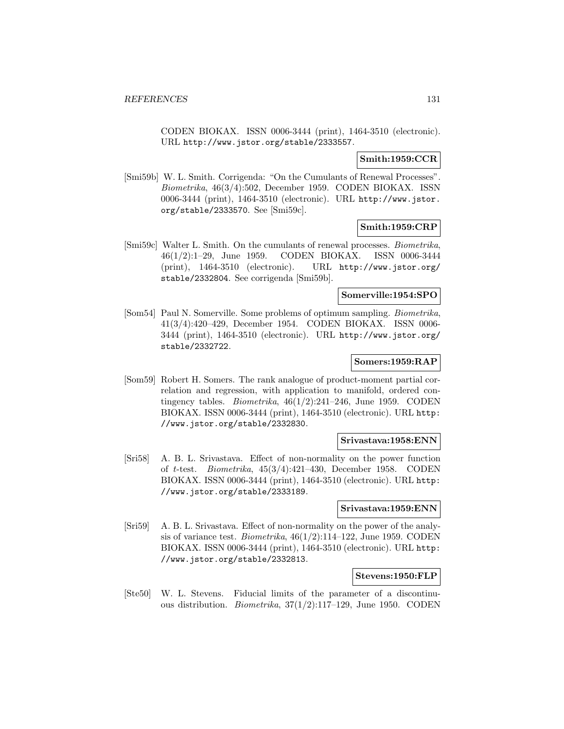CODEN BIOKAX. ISSN 0006-3444 (print), 1464-3510 (electronic). URL http://www.jstor.org/stable/2333557.

**Smith:1959:CCR**

[Smi59b] W. L. Smith. Corrigenda: "On the Cumulants of Renewal Processes". *Biometrika*, 46(3/4):502, December 1959. CODEN BIOKAX. ISSN 0006-3444 (print), 1464-3510 (electronic). URL http://www.jstor.org/stable/2333570. See [Smi59c].

**Smith:1959:CRP**

[Smi59c] Walter L. Smith. On the cumulants of renewal processes. *Biometrika*, 46(1/2):1–29, June 1959. CODEN BIOKAX. ISSN 0006-3444 (print), 1464-3510 (electronic). URL http://www.jstor.org/stable/2332804. See corrigenda [Smi59b].

**Somerville:1954:SPO**

[Som54] Paul N. Somerville. Some problems of optimum sampling. *Biometrika*, 41(3/4):420–429, December 1954. CODEN BIOKAX. ISSN 0006-3444 (print), 1464-3510 (electronic). URL http://www.jstor.org/stable/2332722.

**Somers:1959:RAP**

[Som59] Robert H. Somers. The rank analogue of product-moment partial correlation and regression, with application to manifold, ordered contingency tables. *Biometrika*, 46(1/2):241–246, June 1959. CODEN BIOKAX. ISSN 0006-3444 (print), 1464-3510 (electronic). URL http://www.jstor.org/stable/2332830.

**Srivastava:1958:ENN**

[Sri58] A. B. L. Srivastava. Effect of non-normality on the power function of *t*-test. *Biometrika*, 45(3/4):421–430, December 1958. CODEN BIOKAX. ISSN 0006-3444 (print), 1464-3510 (electronic). URL http://www.jstor.org/stable/2333189.

**Srivastava:1959:ENN**

[Sri59] A. B. L. Srivastava. Effect of non-normality on the power of the analysis of variance test. *Biometrika*, 46(1/2):114–122, June 1959. CODEN BIOKAX. ISSN 0006-3444 (print), 1464-3510 (electronic). URL http://www.jstor.org/stable/2332813.

**Stevens:1950:FLP**

[Ste50] W. L. Stevens. Fiducial limits of the parameter of a discontinuous distribution. *Biometrika*, 37(1/2):117–129, June 1950. CODEN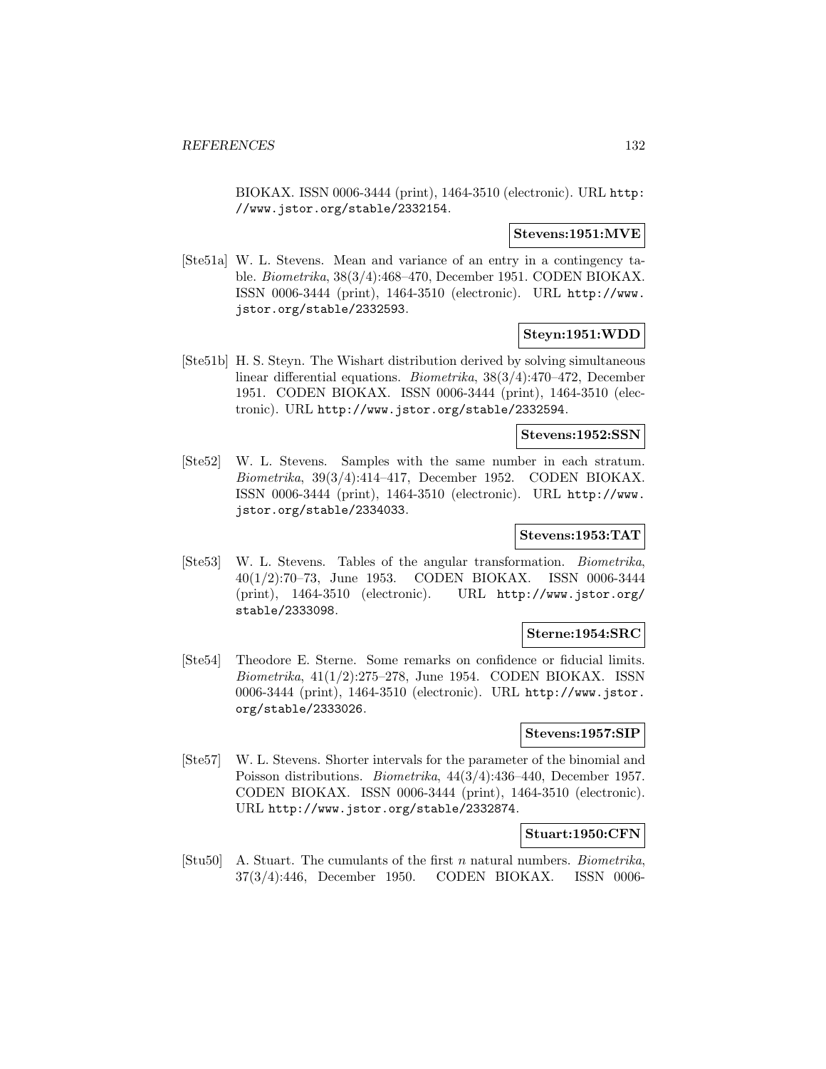BIOKAX. ISSN 0006-3444 (print), 1464-3510 (electronic). URL http://www.jstor.org/stable/2332154.

**Stevens:1951:MVE**

[Ste51a] W. L. Stevens. Mean and variance of an entry in a contingency table. *Biometrika*, 38(3/4):468–470, December 1951. CODEN BIOKAX. ISSN 0006-3444 (print), 1464-3510 (electronic). URL http://www.jstor.org/stable/2332593.

**Steyn:1951:WDD**

[Ste51b] H. S. Steyn. The Wishart distribution derived by solving simultaneous linear differential equations. *Biometrika*, 38(3/4):470–472, December 1951. CODEN BIOKAX. ISSN 0006-3444 (print), 1464-3510 (electronic). URL http://www.jstor.org/stable/2332594.

**Stevens:1952:SSN**

[Ste52] W. L. Stevens. Samples with the same number in each stratum. *Biometrika*, 39(3/4):414–417, December 1952. CODEN BIOKAX. ISSN 0006-3444 (print), 1464-3510 (electronic). URL http://www.jstor.org/stable/2334033.

**Stevens:1953:TAT**

[Ste53] W. L. Stevens. Tables of the angular transformation. *Biometrika*, 40(1/2):70–73, June 1953. CODEN BIOKAX. ISSN 0006-3444 (print), 1464-3510 (electronic). URL http://www.jstor.org/stable/2333098.

**Sterne:1954:SRC**

[Ste54] Theodore E. Sterne. Some remarks on confidence or fiducial limits. *Biometrika*, 41(1/2):275–278, June 1954. CODEN BIOKAX. ISSN 0006-3444 (print), 1464-3510 (electronic). URL http://www.jstor.org/stable/2333026.

**Stevens:1957:SIP**

[Ste57] W. L. Stevens. Shorter intervals for the parameter of the binomial and Poisson distributions. *Biometrika*, 44(3/4):436–440, December 1957. CODEN BIOKAX. ISSN 0006-3444 (print), 1464-3510 (electronic). URL http://www.jstor.org/stable/2332874.

**Stuart:1950:CFN**

[Stu50] A. Stuart. The cumulants of the first $n$ natural numbers. *Biometrika*, 37(3/4):446, December 1950. CODEN BIOKAX. ISSN 0006-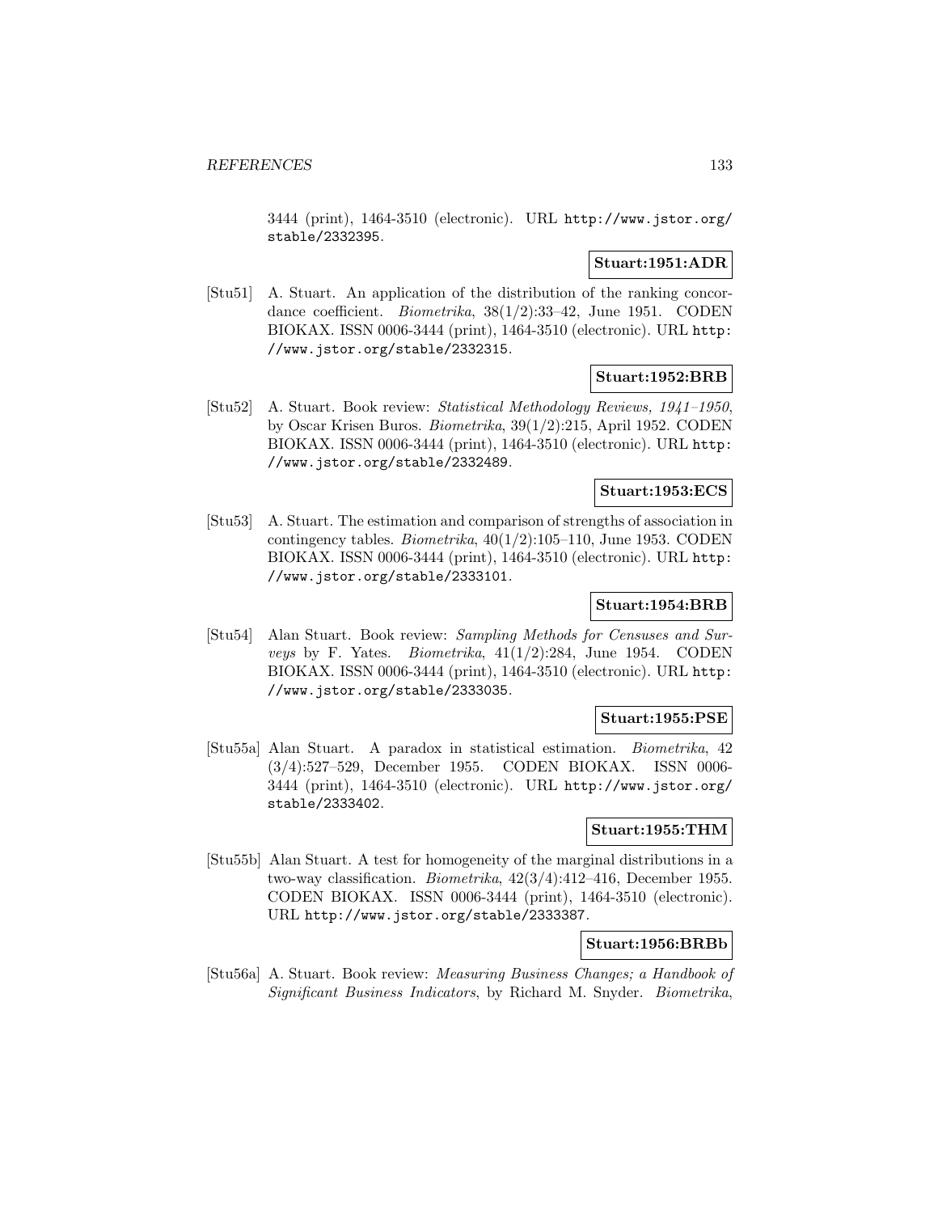3444 (print), 1464-3510 (electronic). URL http://www.jstor.org/stable/2332395.

**Stuart:1951:ADR**

[Stu51] A. Stuart. An application of the distribution of the ranking concordance coefficient. *Biometrika*, 38(1/2):33–42, June 1951. CODEN BIOKAX. ISSN 0006-3444 (print), 1464-3510 (electronic). URL http://www.jstor.org/stable/2332315.

**Stuart:1952:BRB**

[Stu52] A. Stuart. Book review: *Statistical Methodology Reviews, 1941–1950*, by Oscar Krisen Buros. *Biometrika*, 39(1/2):215, April 1952. CODEN BIOKAX. ISSN 0006-3444 (print), 1464-3510 (electronic). URL http://www.jstor.org/stable/2332489.

**Stuart:1953:ECS**

[Stu53] A. Stuart. The estimation and comparison of strengths of association in contingency tables. *Biometrika*, 40(1/2):105–110, June 1953. CODEN BIOKAX. ISSN 0006-3444 (print), 1464-3510 (electronic). URL http://www.jstor.org/stable/2333101.

**Stuart:1954:BRB**

[Stu54] Alan Stuart. Book review: *Sampling Methods for Censuses and Surveys* by F. Yates. *Biometrika*, 41(1/2):284, June 1954. CODEN BIOKAX. ISSN 0006-3444 (print), 1464-3510 (electronic). URL http://www.jstor.org/stable/2333035.

**Stuart:1955:PSE**

[Stu55a] Alan Stuart. A paradox in statistical estimation. *Biometrika*, 42 (3/4):527–529, December 1955. CODEN BIOKAX. ISSN 0006-3444 (print), 1464-3510 (electronic). URL http://www.jstor.org/stable/2333402.

**Stuart:1955:THM**

[Stu55b] Alan Stuart. A test for homogeneity of the marginal distributions in a two-way classification. *Biometrika*, 42(3/4):412–416, December 1955. CODEN BIOKAX. ISSN 0006-3444 (print), 1464-3510 (electronic). URL http://www.jstor.org/stable/2333387.

**Stuart:1956:BRBb**

[Stu56a] A. Stuart. Book review: *Measuring Business Changes; a Handbook of Significant Business Indicators*, by Richard M. Snyder. *Biometrika*,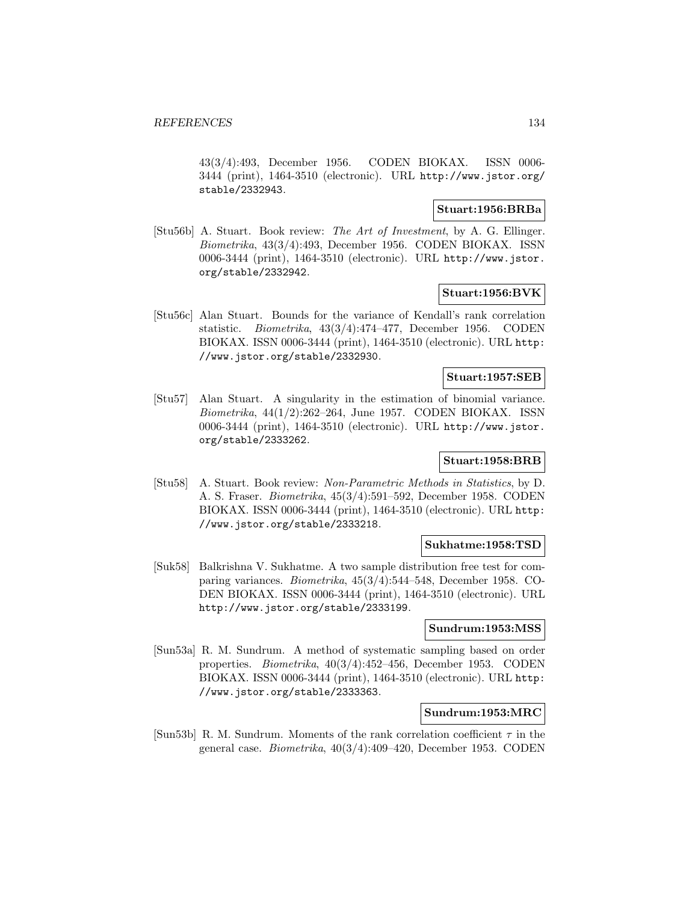43(3/4):493, December 1956. CODEN BIOKAX. ISSN 0006-3444 (print), 1464-3510 (electronic). URL http://www.jstor.org/stable/2332943.

**Stuart:1956:BRBa**

[Stu56b] A. Stuart. Book review: *The Art of Investment*, by A. G. Ellinger. *Biometrika*, 43(3/4):493, December 1956. CODEN BIOKAX. ISSN 0006-3444 (print), 1464-3510 (electronic). URL http://www.jstor.org/stable/2332942.

**Stuart:1956:BVK**

[Stu56c] Alan Stuart. Bounds for the variance of Kendall's rank correlation statistic. *Biometrika*, 43(3/4):474–477, December 1956. CODEN BIOKAX. ISSN 0006-3444 (print), 1464-3510 (electronic). URL http://www.jstor.org/stable/2332930.

**Stuart:1957:SEB**

[Stu57] Alan Stuart. A singularity in the estimation of binomial variance. *Biometrika*, 44(1/2):262–264, June 1957. CODEN BIOKAX. ISSN 0006-3444 (print), 1464-3510 (electronic). URL http://www.jstor.org/stable/2333262.

**Stuart:1958:BRB**

[Stu58] A. Stuart. Book review: *Non-Parametric Methods in Statistics*, by D. A. S. Fraser. *Biometrika*, 45(3/4):591–592, December 1958. CODEN BIOKAX. ISSN 0006-3444 (print), 1464-3510 (electronic). URL http://www.jstor.org/stable/2333218.

**Sukhatme:1958:TSD**

[Suk58] Balkrishna V. Sukhatme. A two sample distribution free test for comparing variances. *Biometrika*, 45(3/4):544–548, December 1958. CODEN BIOKAX. ISSN 0006-3444 (print), 1464-3510 (electronic). URL http://www.jstor.org/stable/2333199.

**Sundrum:1953:MSS**

[Sun53a] R. M. Sundrum. A method of systematic sampling based on order properties. *Biometrika*, 40(3/4):452–456, December 1953. CODEN BIOKAX. ISSN 0006-3444 (print), 1464-3510 (electronic). URL http://www.jstor.org/stable/2333363.

**Sundrum:1953:MRC**

[Sun53b] R. M. Sundrum. Moments of the rank correlation coefficient $\tau$ in the general case. *Biometrika*, 40(3/4):409–420, December 1953. CODEN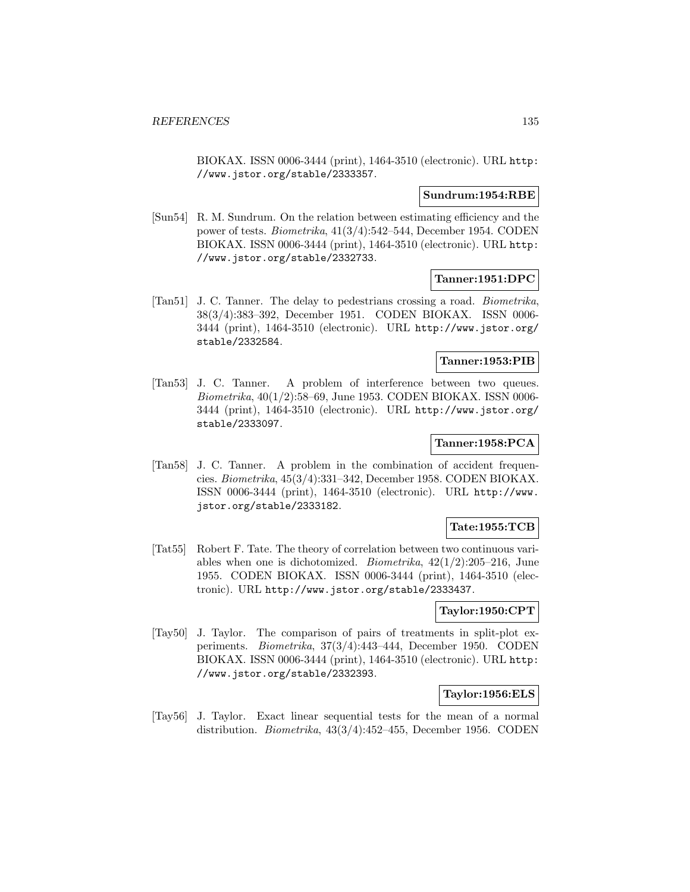BIOKAX. ISSN 0006-3444 (print), 1464-3510 (electronic). URL http://www.jstor.org/stable/2333357.

**Sundrum:1954:RBE**

[Sun54] R. M. Sundrum. On the relation between estimating efficiency and the power of tests. *Biometrika*, 41(3/4):542–544, December 1954. CODEN BIOKAX. ISSN 0006-3444 (print), 1464-3510 (electronic). URL http://www.jstor.org/stable/2332733.

**Tanner:1951:DPC**

[Tan51] J. C. Tanner. The delay to pedestrians crossing a road. *Biometrika*, 38(3/4):383–392, December 1951. CODEN BIOKAX. ISSN 0006-3444 (print), 1464-3510 (electronic). URL http://www.jstor.org/stable/2332584.

**Tanner:1953:PIB**

[Tan53] J. C. Tanner. A problem of interference between two queues. *Biometrika*, 40(1/2):58–69, June 1953. CODEN BIOKAX. ISSN 0006-3444 (print), 1464-3510 (electronic). URL http://www.jstor.org/stable/2333097.

**Tanner:1958:PCA**

[Tan58] J. C. Tanner. A problem in the combination of accident frequencies. *Biometrika*, 45(3/4):331–342, December 1958. CODEN BIOKAX. ISSN 0006-3444 (print), 1464-3510 (electronic). URL http://www.jstor.org/stable/2333182.

**Tate:1955:TCB**

[Tat55] Robert F. Tate. The theory of correlation between two continuous variables when one is dichotomized. *Biometrika*, 42(1/2):205–216, June 1955. CODEN BIOKAX. ISSN 0006-3444 (print), 1464-3510 (electronic). URL http://www.jstor.org/stable/2333437.

**Taylor:1950:CPT**

[Tay50] J. Taylor. The comparison of pairs of treatments in split-plot experiments. *Biometrika*, 37(3/4):443–444, December 1950. CODEN BIOKAX. ISSN 0006-3444 (print), 1464-3510 (electronic). URL http://www.jstor.org/stable/2332393.

**Taylor:1956:ELS**

[Tay56] J. Taylor. Exact linear sequential tests for the mean of a normal distribution. *Biometrika*, 43(3/4):452–455, December 1956. CODEN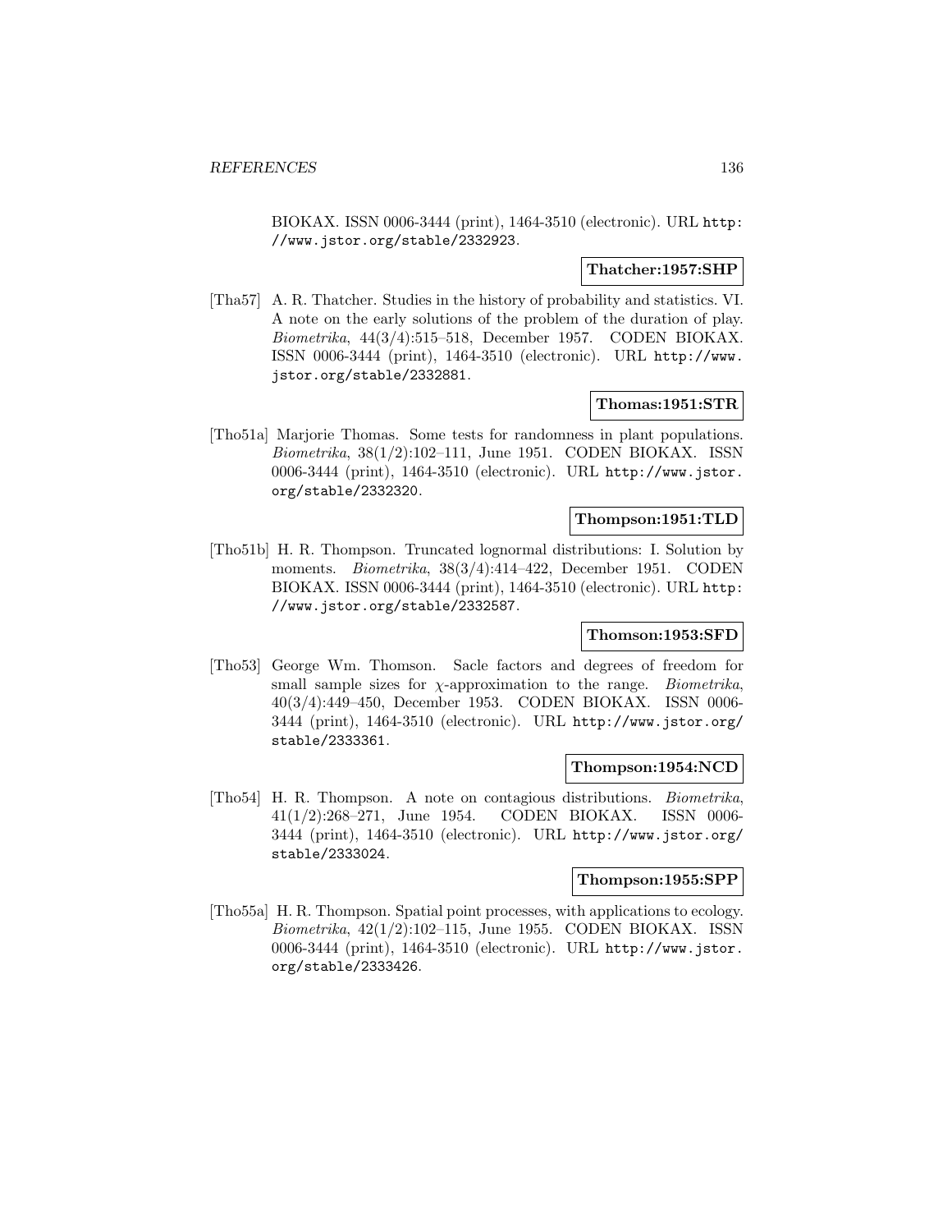BIOKAX. ISSN 0006-3444 (print), 1464-3510 (electronic). URL http://www.jstor.org/stable/2332923.

**Thatcher:1957:SHP**

[Tha57] A. R. Thatcher. Studies in the history of probability and statistics. VI. A note on the early solutions of the problem of the duration of play. *Biometrika*, 44(3/4):515–518, December 1957. CODEN BIOKAX. ISSN 0006-3444 (print), 1464-3510 (electronic). URL http://www.jstor.org/stable/2332881.

**Thomas:1951:STR**

[Tho51a] Marjorie Thomas. Some tests for randomness in plant populations. *Biometrika*, 38(1/2):102–111, June 1951. CODEN BIOKAX. ISSN 0006-3444 (print), 1464-3510 (electronic). URL http://www.jstor.org/stable/2332320.

**Thompson:1951:TLD**

[Tho51b] H. R. Thompson. Truncated lognormal distributions: I. Solution by moments. *Biometrika*, 38(3/4):414–422, December 1951. CODEN BIOKAX. ISSN 0006-3444 (print), 1464-3510 (electronic). URL http://www.jstor.org/stable/2332587.

**Thomson:1953:SFD**

[Tho53] George Wm. Thomson. Sacle factors and degrees of freedom for small sample sizes for $\chi$-approximation to the range. *Biometrika*, 40(3/4):449–450, December 1953. CODEN BIOKAX. ISSN 0006-3444 (print), 1464-3510 (electronic). URL http://www.jstor.org/stable/2333361.

**Thompson:1954:NCD**

[Tho54] H. R. Thompson. A note on contagious distributions. *Biometrika*, 41(1/2):268–271, June 1954. CODEN BIOKAX. ISSN 0006-3444 (print), 1464-3510 (electronic). URL http://www.jstor.org/stable/2333024.

**Thompson:1955:SPP**

[Tho55a] H. R. Thompson. Spatial point processes, with applications to ecology. *Biometrika*, 42(1/2):102–115, June 1955. CODEN BIOKAX. ISSN 0006-3444 (print), 1464-3510 (electronic). URL http://www.jstor.org/stable/2333426.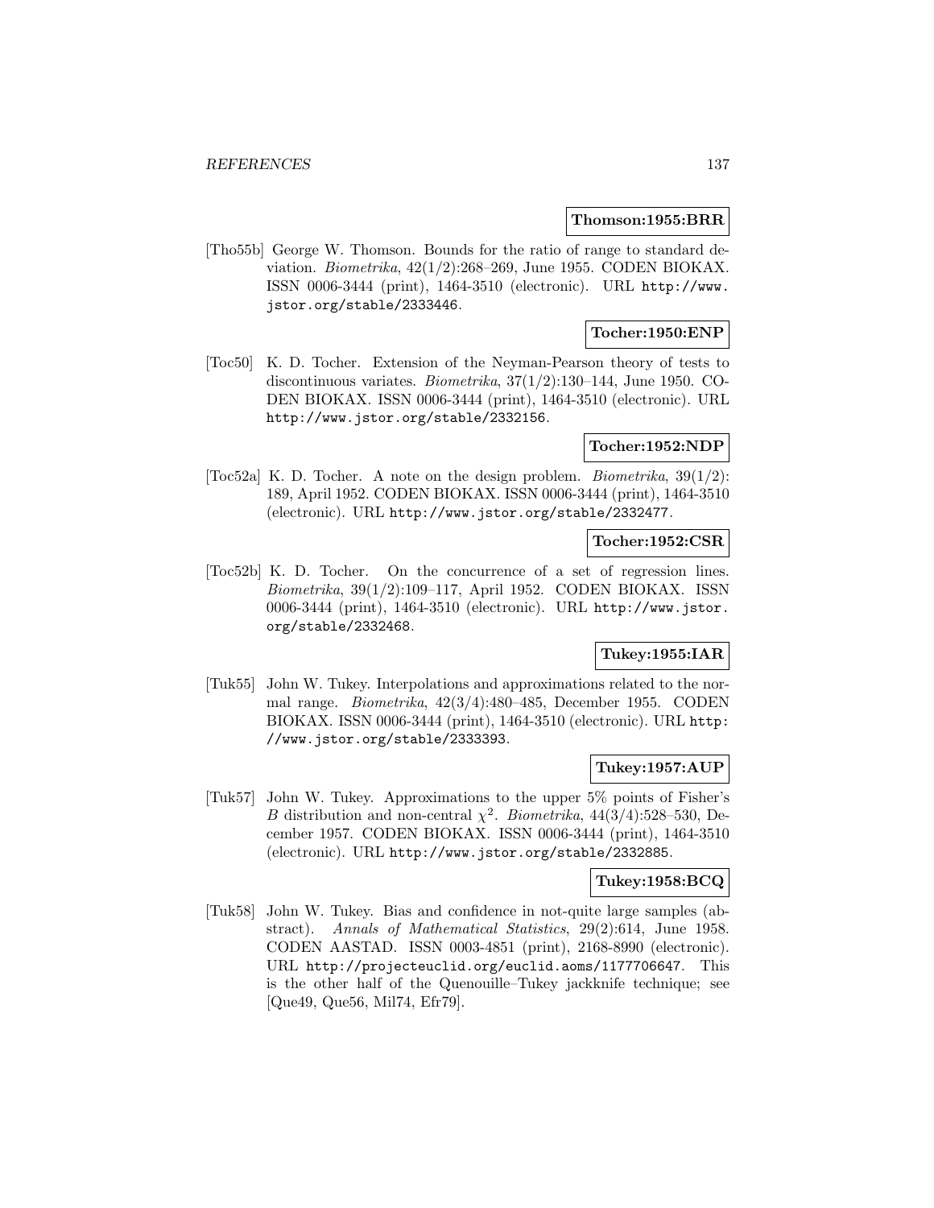**Thomson:1955:BRR**

[Tho55b] George W. Thomson. Bounds for the ratio of range to standard deviation. *Biometrika*, 42(1/2):268–269, June 1955. CODEN BIOKAX. ISSN 0006-3444 (print), 1464-3510 (electronic). URL http://www.jstor.org/stable/2333446.

**Tocher:1950:ENP**

[Toc50] K. D. Tocher. Extension of the Neyman-Pearson theory of tests to discontinuous variates. *Biometrika*, 37(1/2):130–144, June 1950. CODEN BIOKAX. ISSN 0006-3444 (print), 1464-3510 (electronic). URL http://www.jstor.org/stable/2332156.

**Tocher:1952:NDP**

[Toc52a] K. D. Tocher. A note on the design problem. *Biometrika*, 39(1/2): 189, April 1952. CODEN BIOKAX. ISSN 0006-3444 (print), 1464-3510 (electronic). URL http://www.jstor.org/stable/2332477.

**Tocher:1952:CSR**

[Toc52b] K. D. Tocher. On the concurrence of a set of regression lines. *Biometrika*, 39(1/2):109–117, April 1952. CODEN BIOKAX. ISSN 0006-3444 (print), 1464-3510 (electronic). URL http://www.jstor.org/stable/2332468.

**Tukey:1955:IAR**

[Tuk55] John W. Tukey. Interpolations and approximations related to the normal range. *Biometrika*, 42(3/4):480–485, December 1955. CODEN BIOKAX. ISSN 0006-3444 (print), 1464-3510 (electronic). URL http://www.jstor.org/stable/2333393.

**Tukey:1957:AUP**

[Tuk57] John W. Tukey. Approximations to the upper 5% points of Fisher's $B$ distribution and non-central $\chi^2$. *Biometrika*, 44(3/4):528–530, December 1957. CODEN BIOKAX. ISSN 0006-3444 (print), 1464-3510 (electronic). URL http://www.jstor.org/stable/2332885.

**Tukey:1958:BCQ**

[Tuk58] John W. Tukey. Bias and confidence in not-quite large samples (abstract). *Annals of Mathematical Statistics*, 29(2):614, June 1958. CODEN AASTAD. ISSN 0003-4851 (print), 2168-8990 (electronic). URL http://projecteuclid.org/euclid.aoms/1177706647. This is the other half of the Quenouille–Tukey jackknife technique; see [Que49, Que56, Mil74, Efr79].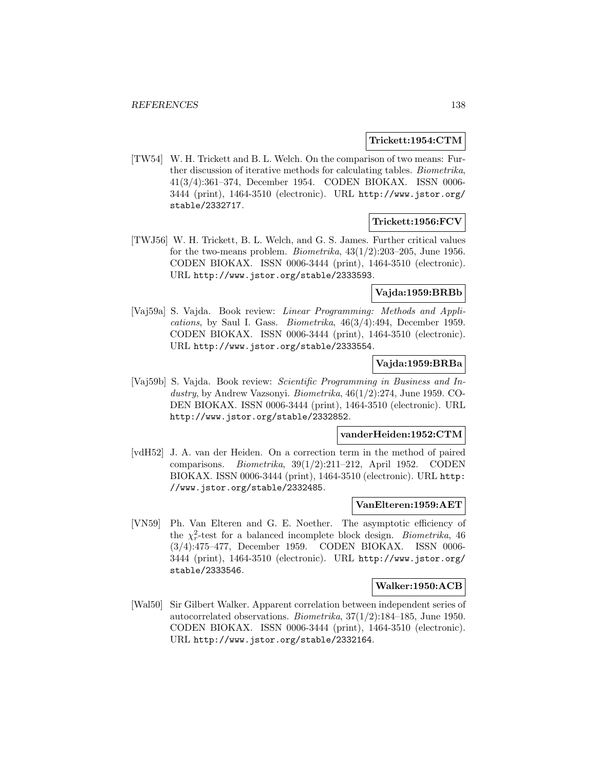**Trickett:1954:CTM**

[TW54] W. H. Trickett and B. L. Welch. On the comparison of two means: Further discussion of iterative methods for calculating tables. *Biometrika*, 41(3/4):361–374, December 1954. CODEN BIOKAX. ISSN 0006-3444 (print), 1464-3510 (electronic). URL http://www.jstor.org/stable/2332717.

**Trickett:1956:FCV**

[TWJ56] W. H. Trickett, B. L. Welch, and G. S. James. Further critical values for the two-means problem. *Biometrika*, 43(1/2):203–205, June 1956. CODEN BIOKAX. ISSN 0006-3444 (print), 1464-3510 (electronic). URL http://www.jstor.org/stable/2333593.

**Vajda:1959:BRBb**

[Vaj59a] S. Vajda. Book review: *Linear Programming: Methods and Applications*, by Saul I. Gass. *Biometrika*, 46(3/4):494, December 1959. CODEN BIOKAX. ISSN 0006-3444 (print), 1464-3510 (electronic). URL http://www.jstor.org/stable/2333554.

**Vajda:1959:BRBa**

[Vaj59b] S. Vajda. Book review: *Scientific Programming in Business and Industry*, by Andrew Vazsonyi. *Biometrika*, 46(1/2):274, June 1959. CODEN BIOKAX. ISSN 0006-3444 (print), 1464-3510 (electronic). URL http://www.jstor.org/stable/2332852.

**vanderHeiden:1952:CTM**

[vdH52] J. A. van der Heiden. On a correction term in the method of paired comparisons. *Biometrika*, 39(1/2):211–212, April 1952. CODEN BIOKAX. ISSN 0006-3444 (print), 1464-3510 (electronic). URL http://www.jstor.org/stable/2332485.

**VanElteren:1959:AET**

[VN59] Ph. Van Elteren and G. E. Noether. The asymptotic efficiency of the $\chi_r^2$-test for a balanced incomplete block design. *Biometrika*, 46 (3/4):475–477, December 1959. CODEN BIOKAX. ISSN 0006-3444 (print), 1464-3510 (electronic). URL http://www.jstor.org/stable/2333546.

**Walker:1950:ACB**

[Wal50] Sir Gilbert Walker. Apparent correlation between independent series of autocorrelated observations. *Biometrika*, 37(1/2):184–185, June 1950. CODEN BIOKAX. ISSN 0006-3444 (print), 1464-3510 (electronic). URL http://www.jstor.org/stable/2332164.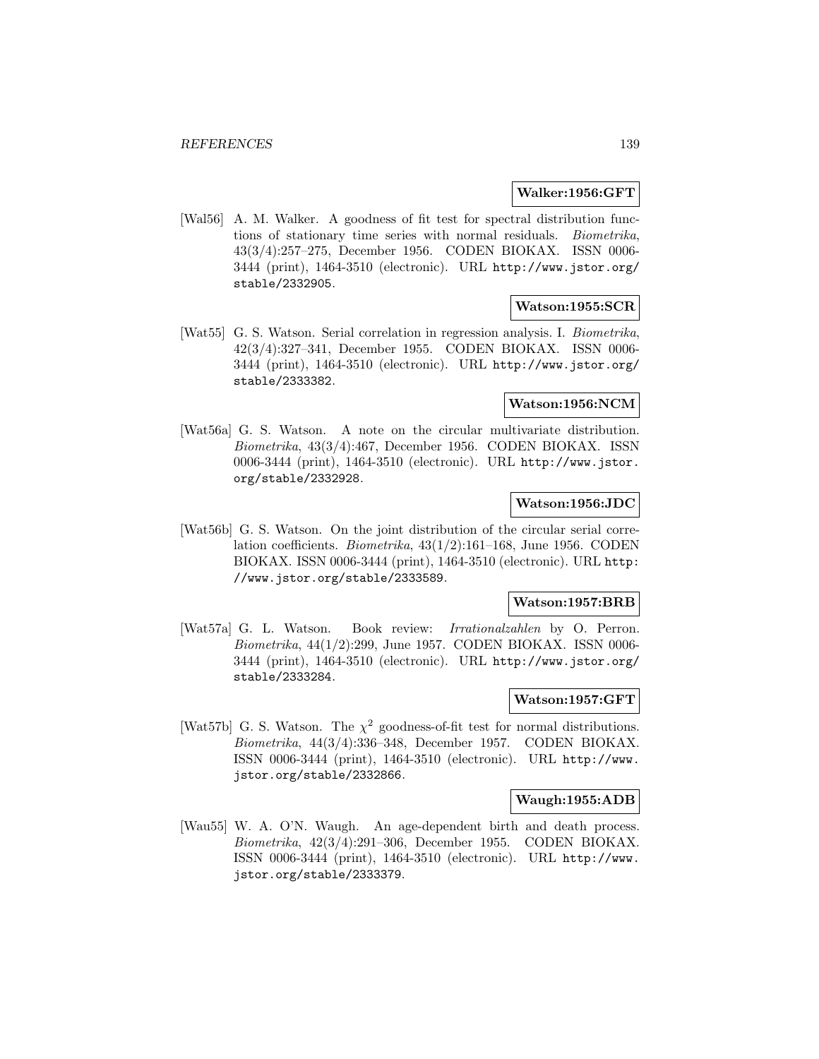**Walker:1956:GFT**

[Wal56] A. M. Walker. A goodness of fit test for spectral distribution functions of stationary time series with normal residuals. *Biometrika*, 43(3/4):257–275, December 1956. CODEN BIOKAX. ISSN 0006-3444 (print), 1464-3510 (electronic). URL `http://www.jstor.org/stable/2332905`.

**Watson:1955:SCR**

[Wat55] G. S. Watson. Serial correlation in regression analysis. I. *Biometrika*, 42(3/4):327–341, December 1955. CODEN BIOKAX. ISSN 0006-3444 (print), 1464-3510 (electronic). URL `http://www.jstor.org/stable/2333382`.

**Watson:1956:NCM**

[Wat56a] G. S. Watson. A note on the circular multivariate distribution. *Biometrika*, 43(3/4):467, December 1956. CODEN BIOKAX. ISSN 0006-3444 (print), 1464-3510 (electronic). URL `http://www.jstor.org/stable/2332928`.

**Watson:1956:JDC**

[Wat56b] G. S. Watson. On the joint distribution of the circular serial correlation coefficients. *Biometrika*, 43(1/2):161–168, June 1956. CODEN BIOKAX. ISSN 0006-3444 (print), 1464-3510 (electronic). URL `http://www.jstor.org/stable/2333589`.

**Watson:1957:BRB**

[Wat57a] G. L. Watson. Book review: *Irrationalzahlen* by O. Perron. *Biometrika*, 44(1/2):299, June 1957. CODEN BIOKAX. ISSN 0006-3444 (print), 1464-3510 (electronic). URL `http://www.jstor.org/stable/2333284`.

**Watson:1957:GFT**

[Wat57b] G. S. Watson. The $\chi^2$ goodness-of-fit test for normal distributions. *Biometrika*, 44(3/4):336–348, December 1957. CODEN BIOKAX. ISSN 0006-3444 (print), 1464-3510 (electronic). URL `http://www.jstor.org/stable/2332866`.

**Waugh:1955:ADB**

[Wau55] W. A. O'N. Waugh. An age-dependent birth and death process. *Biometrika*, 42(3/4):291–306, December 1955. CODEN BIOKAX. ISSN 0006-3444 (print), 1464-3510 (electronic). URL `http://www.jstor.org/stable/2333379`.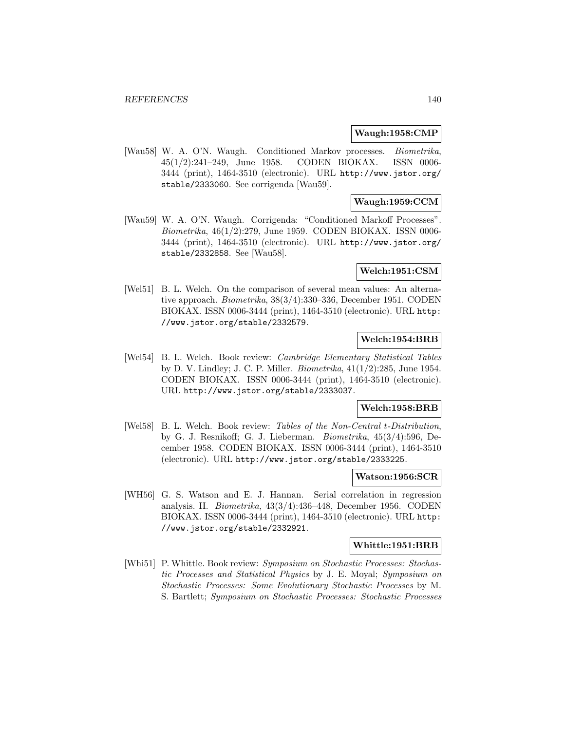**Waugh:1958:CMP**

[Wau58] W. A. O'N. Waugh. Conditioned Markov processes. *Biometrika*, 45(1/2):241–249, June 1958. CODEN BIOKAX. ISSN 0006-3444 (print), 1464-3510 (electronic). URL http://www.jstor.org/stable/2333060. See corrigenda [Wau59].

**Waugh:1959:CCM**

[Wau59] W. A. O'N. Waugh. Corrigenda: "Conditioned Markoff Processes". *Biometrika*, 46(1/2):279, June 1959. CODEN BIOKAX. ISSN 0006-3444 (print), 1464-3510 (electronic). URL http://www.jstor.org/stable/2332858. See [Wau58].

**Welch:1951:CSM**

[Wel51] B. L. Welch. On the comparison of several mean values: An alternative approach. *Biometrika*, 38(3/4):330–336, December 1951. CODEN BIOKAX. ISSN 0006-3444 (print), 1464-3510 (electronic). URL http://www.jstor.org/stable/2332579.

**Welch:1954:BRB**

[Wel54] B. L. Welch. Book review: *Cambridge Elementary Statistical Tables* by D. V. Lindley; J. C. P. Miller. *Biometrika*, 41(1/2):285, June 1954. CODEN BIOKAX. ISSN 0006-3444 (print), 1464-3510 (electronic). URL http://www.jstor.org/stable/2333037.

**Welch:1958:BRB**

[Wel58] B. L. Welch. Book review: *Tables of the Non-Central t-Distribution*, by G. J. Resnikoff; G. J. Lieberman. *Biometrika*, 45(3/4):596, December 1958. CODEN BIOKAX. ISSN 0006-3444 (print), 1464-3510 (electronic). URL http://www.jstor.org/stable/2333225.

**Watson:1956:SCR**

[WH56] G. S. Watson and E. J. Hannan. Serial correlation in regression analysis. II. *Biometrika*, 43(3/4):436–448, December 1956. CODEN BIOKAX. ISSN 0006-3444 (print), 1464-3510 (electronic). URL http://www.jstor.org/stable/2332921.

**Whittle:1951:BRB**

[Whi51] P. Whittle. Book review: *Symposium on Stochastic Processes: Stochastic Processes and Statistical Physics* by J. E. Moyal; *Symposium on Stochastic Processes: Some Evolutionary Stochastic Processes* by M. S. Bartlett; *Symposium on Stochastic Processes: Stochastic Processes*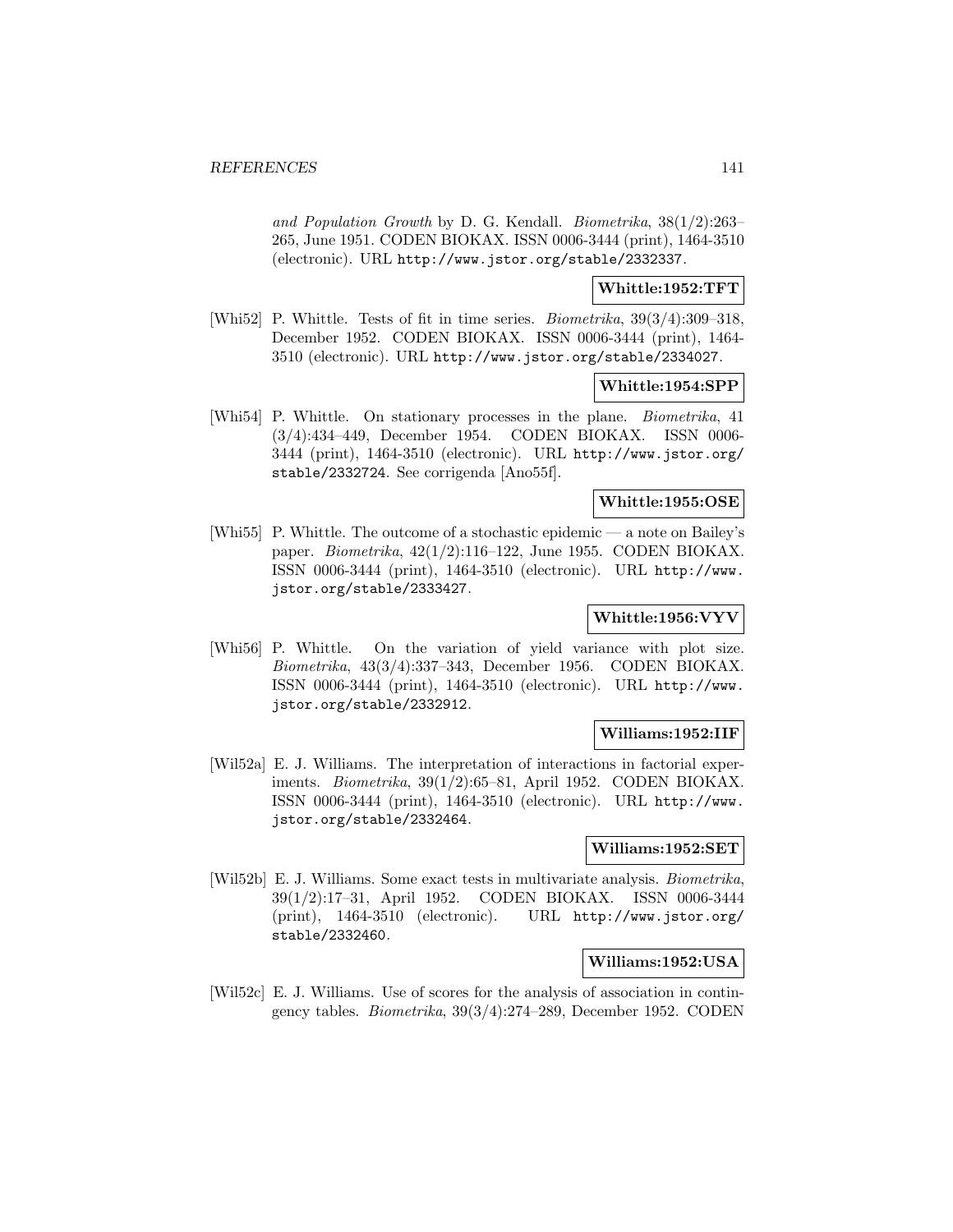*and Population Growth* by D. G. Kendall. *Biometrika*, 38(1/2):263–265, June 1951. CODEN BIOKAX. ISSN 0006-3444 (print), 1464-3510 (electronic). URL http://www.jstor.org/stable/2332337.

**Whittle:1952:TFT**

[Whi52] P. Whittle. Tests of fit in time series. *Biometrika*, 39(3/4):309–318, December 1952. CODEN BIOKAX. ISSN 0006-3444 (print), 1464-3510 (electronic). URL http://www.jstor.org/stable/2334027.

**Whittle:1954:SPP**

[Whi54] P. Whittle. On stationary processes in the plane. *Biometrika*, 41 (3/4):434–449, December 1954. CODEN BIOKAX. ISSN 0006-3444 (print), 1464-3510 (electronic). URL http://www.jstor.org/stable/2332724. See corrigenda [Ano55f].

**Whittle:1955:OSE**

[Whi55] P. Whittle. The outcome of a stochastic epidemic — a note on Bailey's paper. *Biometrika*, 42(1/2):116–122, June 1955. CODEN BIOKAX. ISSN 0006-3444 (print), 1464-3510 (electronic). URL http://www.jstor.org/stable/2333427.

**Whittle:1956:VYV**

[Whi56] P. Whittle. On the variation of yield variance with plot size. *Biometrika*, 43(3/4):337–343, December 1956. CODEN BIOKAX. ISSN 0006-3444 (print), 1464-3510 (electronic). URL http://www.jstor.org/stable/2332912.

**Williams:1952:IIF**

[Wil52a] E. J. Williams. The interpretation of interactions in factorial experiments. *Biometrika*, 39(1/2):65–81, April 1952. CODEN BIOKAX. ISSN 0006-3444 (print), 1464-3510 (electronic). URL http://www.jstor.org/stable/2332464.

**Williams:1952:SET**

[Wil52b] E. J. Williams. Some exact tests in multivariate analysis. *Biometrika*, 39(1/2):17–31, April 1952. CODEN BIOKAX. ISSN 0006-3444 (print), 1464-3510 (electronic). URL http://www.jstor.org/stable/2332460.

**Williams:1952:USA**

[Wil52c] E. J. Williams. Use of scores for the analysis of association in contingency tables. *Biometrika*, 39(3/4):274–289, December 1952. CODEN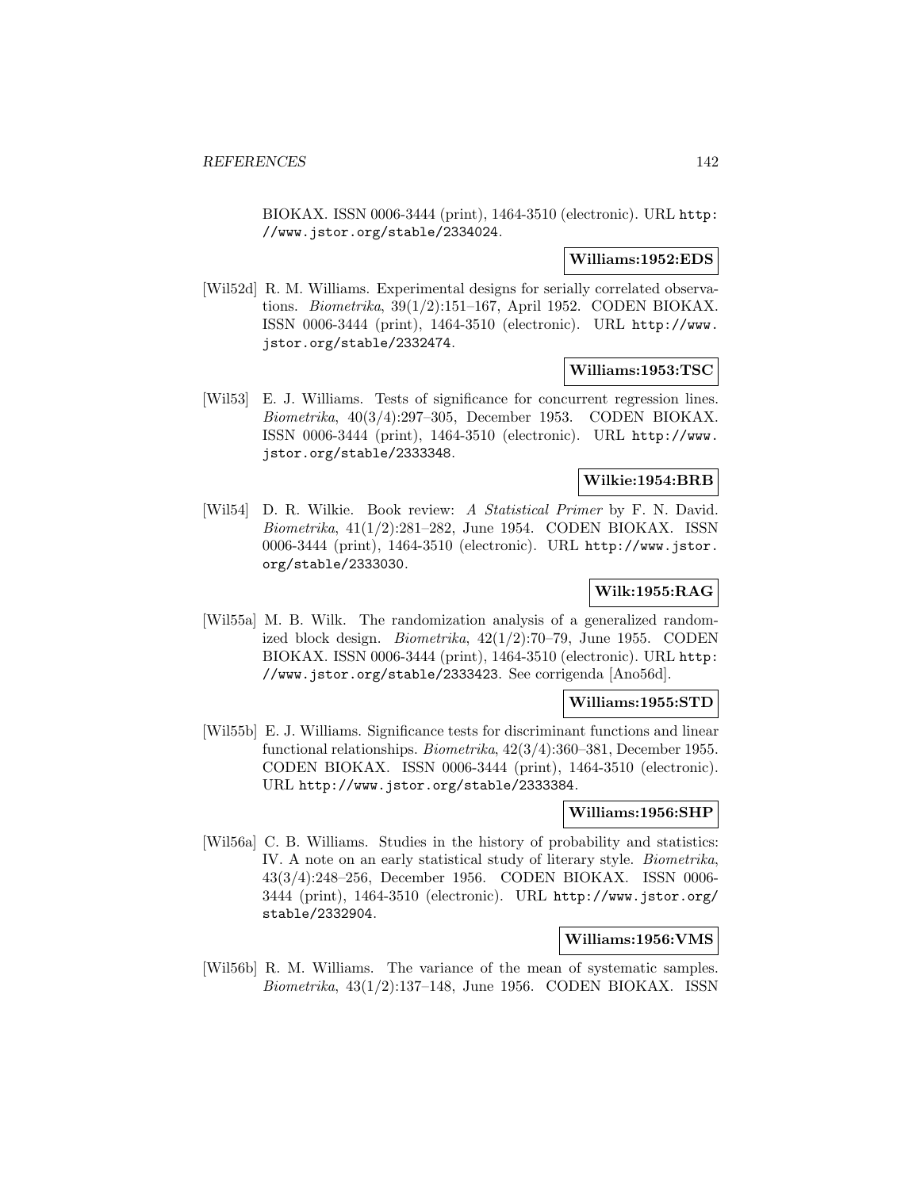BIOKAX. ISSN 0006-3444 (print), 1464-3510 (electronic). URL http://www.jstor.org/stable/2334024.

**Williams:1952:EDS**

[Wil52d] R. M. Williams. Experimental designs for serially correlated observations. *Biometrika*, 39(1/2):151–167, April 1952. CODEN BIOKAX. ISSN 0006-3444 (print), 1464-3510 (electronic). URL http://www.jstor.org/stable/2332474.

**Williams:1953:TSC**

[Wil53] E. J. Williams. Tests of significance for concurrent regression lines. *Biometrika*, 40(3/4):297–305, December 1953. CODEN BIOKAX. ISSN 0006-3444 (print), 1464-3510 (electronic). URL http://www.jstor.org/stable/2333348.

**Wilkie:1954:BRB**

[Wil54] D. R. Wilkie. Book review: *A Statistical Primer* by F. N. David. *Biometrika*, 41(1/2):281–282, June 1954. CODEN BIOKAX. ISSN 0006-3444 (print), 1464-3510 (electronic). URL http://www.jstor.org/stable/2333030.

**Wilk:1955:RAG**

[Wil55a] M. B. Wilk. The randomization analysis of a generalized randomized block design. *Biometrika*, 42(1/2):70–79, June 1955. CODEN BIOKAX. ISSN 0006-3444 (print), 1464-3510 (electronic). URL http://www.jstor.org/stable/2333423. See corrigenda [Ano56d].

**Williams:1955:STD**

[Wil55b] E. J. Williams. Significance tests for discriminant functions and linear functional relationships. *Biometrika*, 42(3/4):360–381, December 1955. CODEN BIOKAX. ISSN 0006-3444 (print), 1464-3510 (electronic). URL http://www.jstor.org/stable/2333384.

**Williams:1956:SHP**

[Wil56a] C. B. Williams. Studies in the history of probability and statistics: IV. A note on an early statistical study of literary style. *Biometrika*, 43(3/4):248–256, December 1956. CODEN BIOKAX. ISSN 0006-3444 (print), 1464-3510 (electronic). URL http://www.jstor.org/stable/2332904.

**Williams:1956:VMS**

[Wil56b] R. M. Williams. The variance of the mean of systematic samples. *Biometrika*, 43(1/2):137–148, June 1956. CODEN BIOKAX. ISSN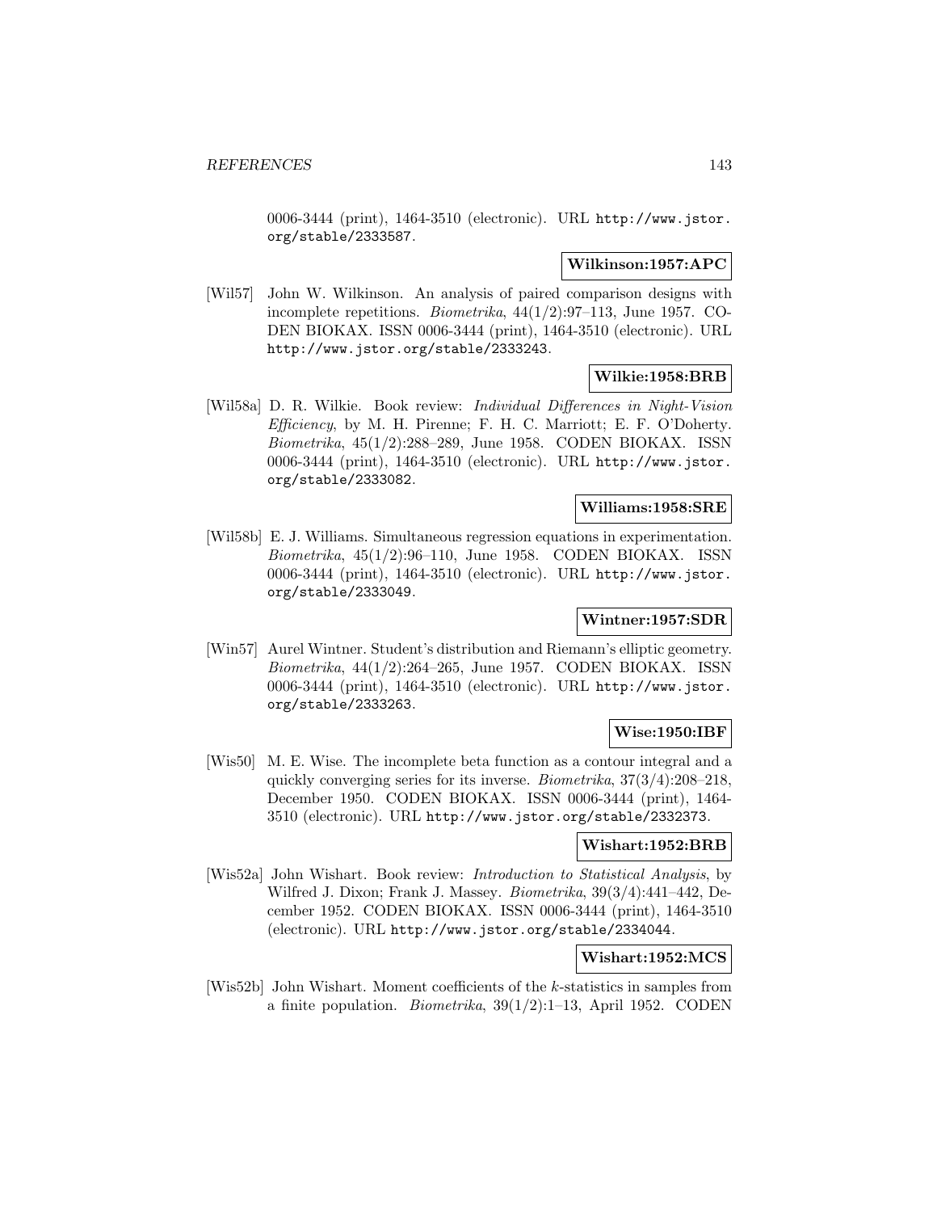0006-3444 (print), 1464-3510 (electronic). URL http://www.jstor.org/stable/2333587.

**Wilkinson:1957:APC**

[Wil57] John W. Wilkinson. An analysis of paired comparison designs with incomplete repetitions. *Biometrika*, 44(1/2):97–113, June 1957. CODEN BIOKAX. ISSN 0006-3444 (print), 1464-3510 (electronic). URL http://www.jstor.org/stable/2333243.

**Wilkie:1958:BRB**

[Wil58a] D. R. Wilkie. Book review: *Individual Differences in Night-Vision Efficiency*, by M. H. Pirenne; F. H. C. Marriott; E. F. O'Doherty. *Biometrika*, 45(1/2):288–289, June 1958. CODEN BIOKAX. ISSN 0006-3444 (print), 1464-3510 (electronic). URL http://www.jstor.org/stable/2333082.

**Williams:1958:SRE**

[Wil58b] E. J. Williams. Simultaneous regression equations in experimentation. *Biometrika*, 45(1/2):96–110, June 1958. CODEN BIOKAX. ISSN 0006-3444 (print), 1464-3510 (electronic). URL http://www.jstor.org/stable/2333049.

**Wintner:1957:SDR**

[Win57] Aurel Wintner. Student's distribution and Riemann's elliptic geometry. *Biometrika*, 44(1/2):264–265, June 1957. CODEN BIOKAX. ISSN 0006-3444 (print), 1464-3510 (electronic). URL http://www.jstor.org/stable/2333263.

**Wise:1950:IBF**

[Wis50] M. E. Wise. The incomplete beta function as a contour integral and a quickly converging series for its inverse. *Biometrika*, 37(3/4):208–218, December 1950. CODEN BIOKAX. ISSN 0006-3444 (print), 1464-3510 (electronic). URL http://www.jstor.org/stable/2332373.

**Wishart:1952:BRB**

[Wis52a] John Wishart. Book review: *Introduction to Statistical Analysis*, by Wilfred J. Dixon; Frank J. Massey. *Biometrika*, 39(3/4):441–442, December 1952. CODEN BIOKAX. ISSN 0006-3444 (print), 1464-3510 (electronic). URL http://www.jstor.org/stable/2334044.

**Wishart:1952:MCS**

[Wis52b] John Wishart. Moment coefficients of the $k$-statistics in samples from a finite population. *Biometrika*, 39(1/2):1–13, April 1952. CODEN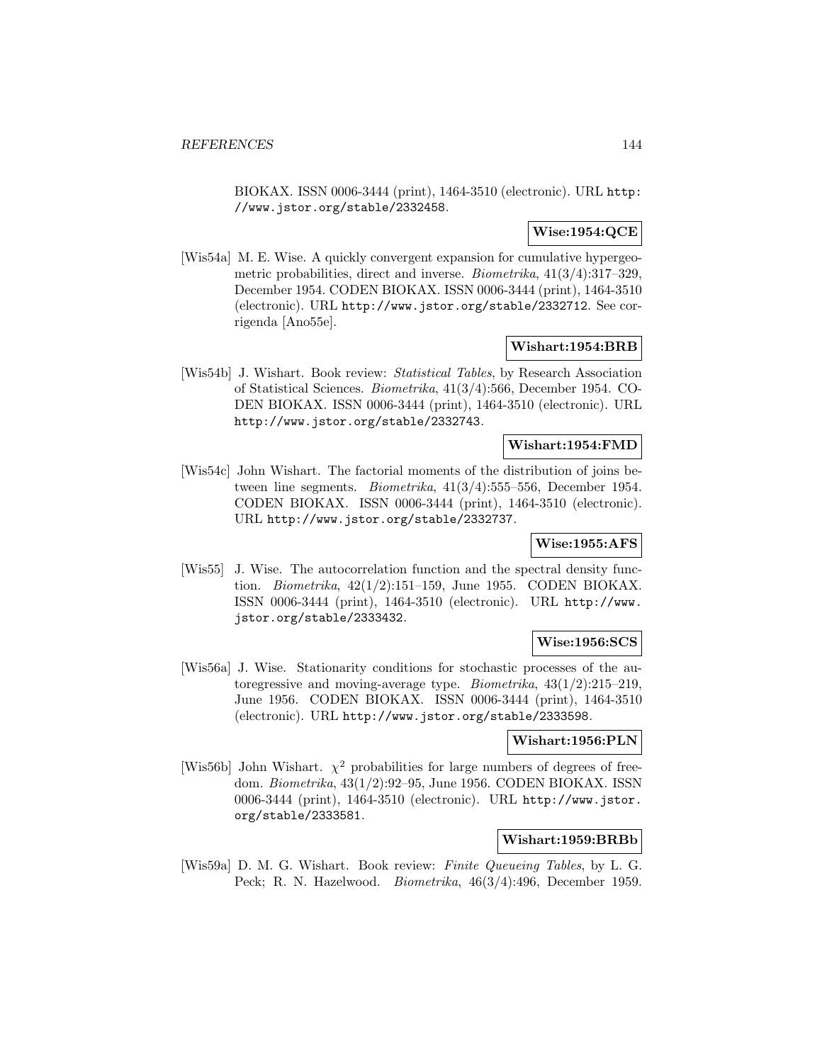BIOKAX. ISSN 0006-3444 (print), 1464-3510 (electronic). URL http://www.jstor.org/stable/2332458.

**Wise:1954:QCE**

[Wis54a] M. E. Wise. A quickly convergent expansion for cumulative hypergeometric probabilities, direct and inverse. *Biometrika*, 41(3/4):317–329, December 1954. CODEN BIOKAX. ISSN 0006-3444 (print), 1464-3510 (electronic). URL http://www.jstor.org/stable/2332712. See corrigenda [Ano55e].

**Wishart:1954:BRB**

[Wis54b] J. Wishart. Book review: *Statistical Tables*, by Research Association of Statistical Sciences. *Biometrika*, 41(3/4):566, December 1954. CODEN BIOKAX. ISSN 0006-3444 (print), 1464-3510 (electronic). URL http://www.jstor.org/stable/2332743.

**Wishart:1954:FMD**

[Wis54c] John Wishart. The factorial moments of the distribution of joins between line segments. *Biometrika*, 41(3/4):555–556, December 1954. CODEN BIOKAX. ISSN 0006-3444 (print), 1464-3510 (electronic). URL http://www.jstor.org/stable/2332737.

**Wise:1955:AFS**

[Wis55] J. Wise. The autocorrelation function and the spectral density function. *Biometrika*, 42(1/2):151–159, June 1955. CODEN BIOKAX. ISSN 0006-3444 (print), 1464-3510 (electronic). URL http://www.jstor.org/stable/2333432.

**Wise:1956:SCS**

[Wis56a] J. Wise. Stationarity conditions for stochastic processes of the autoregressive and moving-average type. *Biometrika*, 43(1/2):215–219, June 1956. CODEN BIOKAX. ISSN 0006-3444 (print), 1464-3510 (electronic). URL http://www.jstor.org/stable/2333598.

**Wishart:1956:PLN**

[Wis56b] John Wishart. $\chi^2$ probabilities for large numbers of degrees of freedom. *Biometrika*, 43(1/2):92–95, June 1956. CODEN BIOKAX. ISSN 0006-3444 (print), 1464-3510 (electronic). URL http://www.jstor.org/stable/2333581.

**Wishart:1959:BRBb**

[Wis59a] D. M. G. Wishart. Book review: *Finite Queueing Tables*, by L. G. Peck; R. N. Hazelwood. *Biometrika*, 46(3/4):496, December 1959.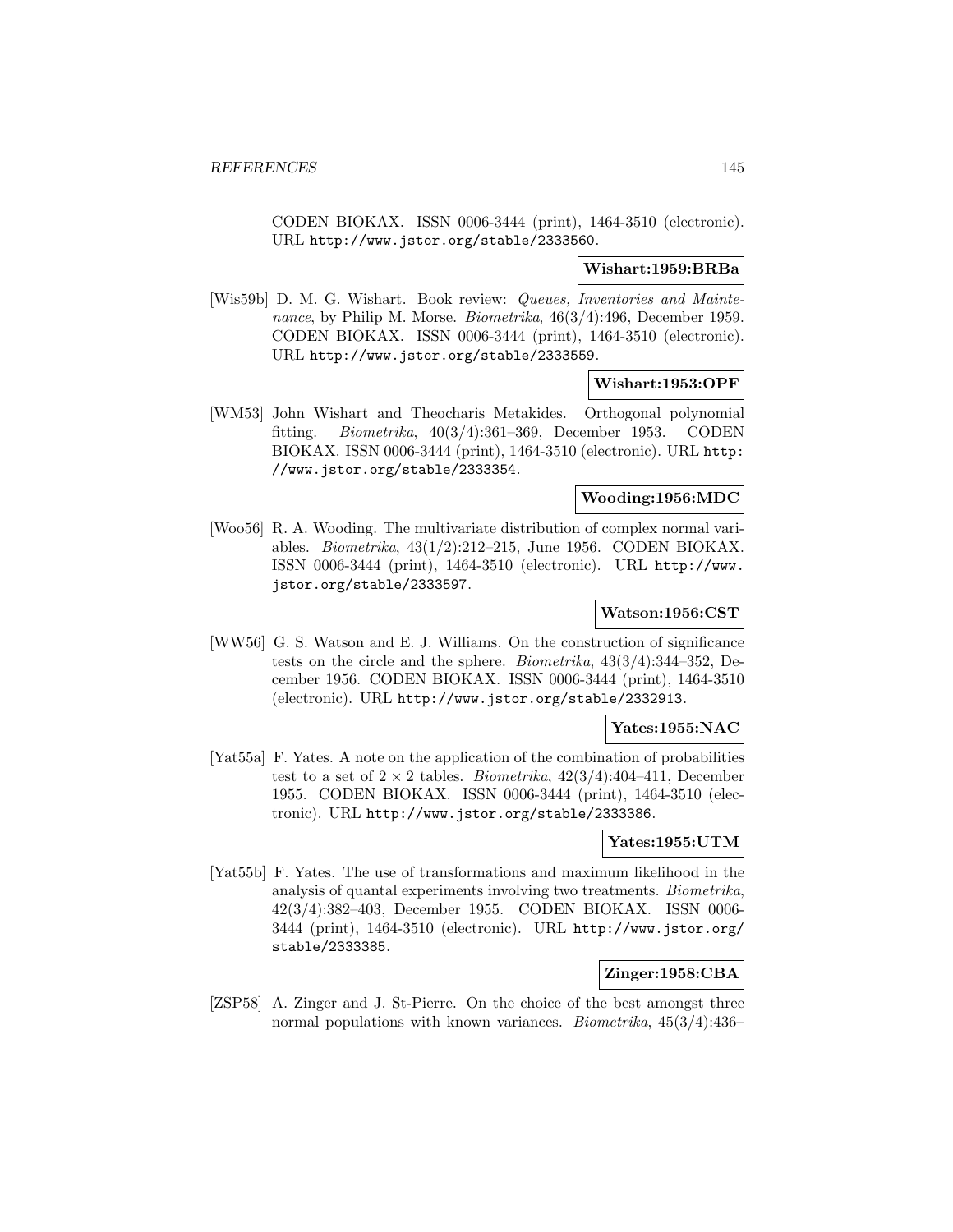CODEN BIOKAX. ISSN 0006-3444 (print), 1464-3510 (electronic). URL http://www.jstor.org/stable/2333560.

**Wishart:1959:BRBa**

[Wis59b] D. M. G. Wishart. Book review: *Queues, Inventories and Maintenance*, by Philip M. Morse. *Biometrika*, 46(3/4):496, December 1959. CODEN BIOKAX. ISSN 0006-3444 (print), 1464-3510 (electronic). URL http://www.jstor.org/stable/2333559.

**Wishart:1953:OPF**

[WM53] John Wishart and Theocharis Metakides. Orthogonal polynomial fitting. *Biometrika*, 40(3/4):361–369, December 1953. CODEN BIOKAX. ISSN 0006-3444 (print), 1464-3510 (electronic). URL http://www.jstor.org/stable/2333354.

**Wooding:1956:MDC**

[Woo56] R. A. Wooding. The multivariate distribution of complex normal variables. *Biometrika*, 43(1/2):212–215, June 1956. CODEN BIOKAX. ISSN 0006-3444 (print), 1464-3510 (electronic). URL http://www.jstor.org/stable/2333597.

**Watson:1956:CST**

[WW56] G. S. Watson and E. J. Williams. On the construction of significance tests on the circle and the sphere. *Biometrika*, 43(3/4):344–352, December 1956. CODEN BIOKAX. ISSN 0006-3444 (print), 1464-3510 (electronic). URL http://www.jstor.org/stable/2332913.

**Yates:1955:NAC**

[Yat55a] F. Yates. A note on the application of the combination of probabilities test to a set of $2 \times 2$ tables. *Biometrika*, 42(3/4):404–411, December 1955. CODEN BIOKAX. ISSN 0006-3444 (print), 1464-3510 (electronic). URL http://www.jstor.org/stable/2333386.

**Yates:1955:UTM**

[Yat55b] F. Yates. The use of transformations and maximum likelihood in the analysis of quantal experiments involving two treatments. *Biometrika*, 42(3/4):382–403, December 1955. CODEN BIOKAX. ISSN 0006-3444 (print), 1464-3510 (electronic). URL http://www.jstor.org/stable/2333385.

**Zinger:1958:CBA**

[ZSP58] A. Zinger and J. St-Pierre. On the choice of the best amongst three normal populations with known variances. *Biometrika*, 45(3/4):436–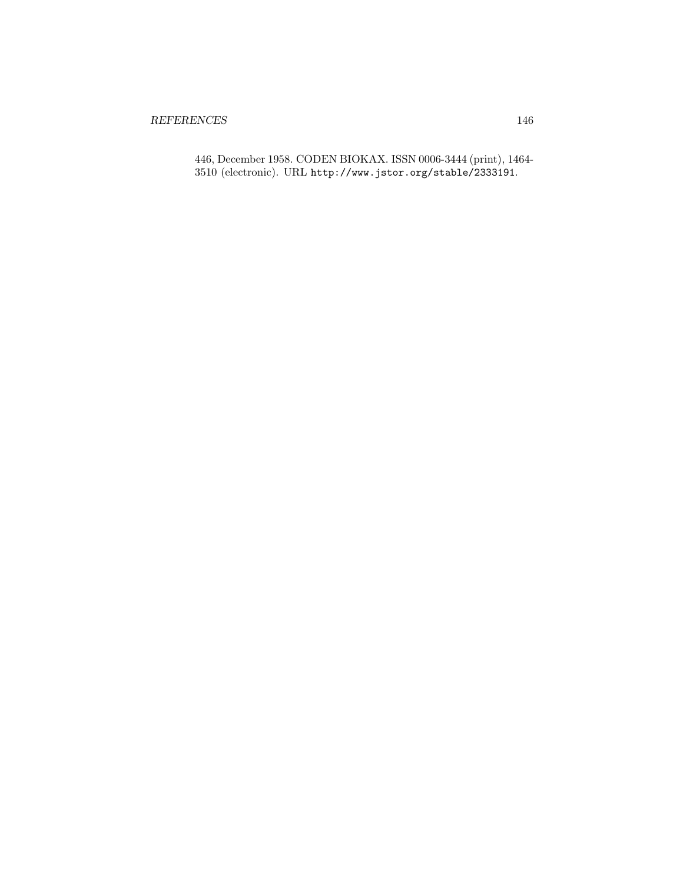446, December 1958. CODEN BIOKAX. ISSN 0006-3444 (print), 1464-3510 (electronic). URL http://www.jstor.org/stable/2333191.